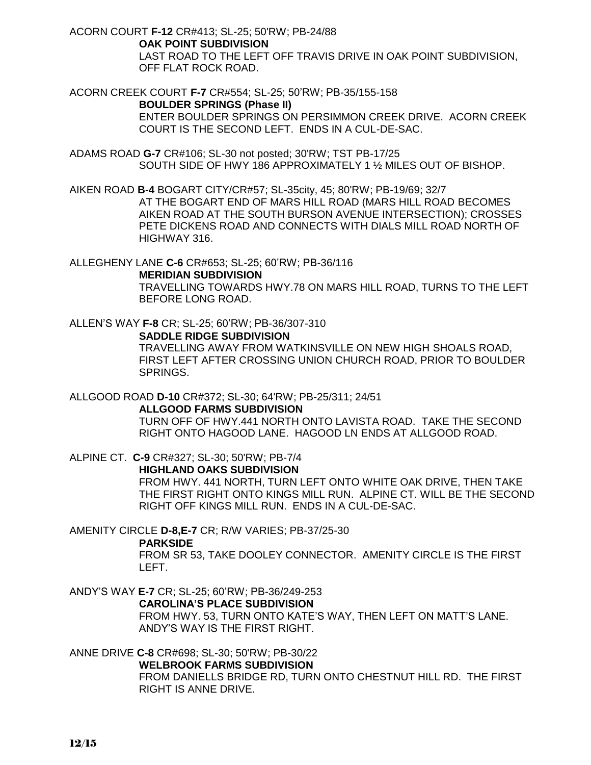ACORN COURT **F-12** CR#413; SL-25; 50'RW; PB-24/88

**OAK POINT SUBDIVISION**

LAST ROAD TO THE LEFT OFF TRAVIS DRIVE IN OAK POINT SUBDIVISION, OFF FLAT ROCK ROAD.

ACORN CREEK COURT **F-7** CR#554; SL-25; 50'RW; PB-35/155-158

**BOULDER SPRINGS (Phase II)**

ENTER BOULDER SPRINGS ON PERSIMMON CREEK DRIVE. ACORN CREEK COURT IS THE SECOND LEFT. ENDS IN A CUL-DE-SAC.

ADAMS ROAD **G-7** CR#106; SL-30 not posted; 30'RW; TST PB-17/25

SOUTH SIDE OF HWY 186 APPROXIMATELY 1 ½ MILES OUT OF BISHOP.

AIKEN ROAD **B-4** BOGART CITY/CR#57; SL-35city, 45; 80'RW; PB-19/69; 32/7

AT THE BOGART END OF MARS HILL ROAD (MARS HILL ROAD BECOMES AIKEN ROAD AT THE SOUTH BURSON AVENUE INTERSECTION); CROSSES PETE DICKENS ROAD AND CONNECTS WITH DIALS MILL ROAD NORTH OF HIGHWAY 316.

ALLEGHENY LANE **C-6** CR#653; SL-25; 60'RW; PB-36/116

**MERIDIAN SUBDIVISION**

TRAVELLING TOWARDS HWY.78 ON MARS HILL ROAD, TURNS TO THE LEFT BEFORE LONG ROAD.

ALLEN'S WAY **F-8** CR; SL-25; 60'RW; PB-36/307-310

**SADDLE RIDGE SUBDIVISION**

TRAVELLING AWAY FROM WATKINSVILLE ON NEW HIGH SHOALS ROAD, FIRST LEFT AFTER CROSSING UNION CHURCH ROAD, PRIOR TO BOULDER SPRINGS.

ALLGOOD ROAD **D-10** CR#372; SL-30; 64'RW; PB-25/311; 24/51

**ALLGOOD FARMS SUBDIVISION**

TURN OFF OF HWY.441 NORTH ONTO LAVISTA ROAD. TAKE THE SECOND RIGHT ONTO HAGOOD LANE. HAGOOD LN ENDS AT ALLGOOD ROAD.

ALPINE CT. **C-9** CR#327; SL-30; 50'RW; PB-7/4

**HIGHLAND OAKS SUBDIVISION**

FROM HWY. 441 NORTH, TURN LEFT ONTO WHITE OAK DRIVE, THEN TAKE THE FIRST RIGHT ONTO KINGS MILL RUN. ALPINE CT. WILL BE THE SECOND RIGHT OFF KINGS MILL RUN. ENDS IN A CUL-DE-SAC.

AMENITY CIRCLE **D-8,E-7** CR; R/W VARIES; PB-37/25-30

**PARKSIDE**

FROM SR 53, TAKE DOOLEY CONNECTOR. AMENITY CIRCLE IS THE FIRST LEFT.

ANDY'S WAY **E-7** CR; SL-25; 60'RW; PB-36/249-253

**CAROLINA'S PLACE SUBDIVISION**

FROM HWY. 53, TURN ONTO KATE'S WAY, THEN LEFT ON MATT'S LANE. ANDY'S WAY IS THE FIRST RIGHT.

ANNE DRIVE **C-8** CR#698; SL-30; 50'RW; PB-30/22

**WELBROOK FARMS SUBDIVISION**

FROM DANIELLS BRIDGE RD, TURN ONTO CHESTNUT HILL RD. THE FIRST RIGHT IS ANNE DRIVE.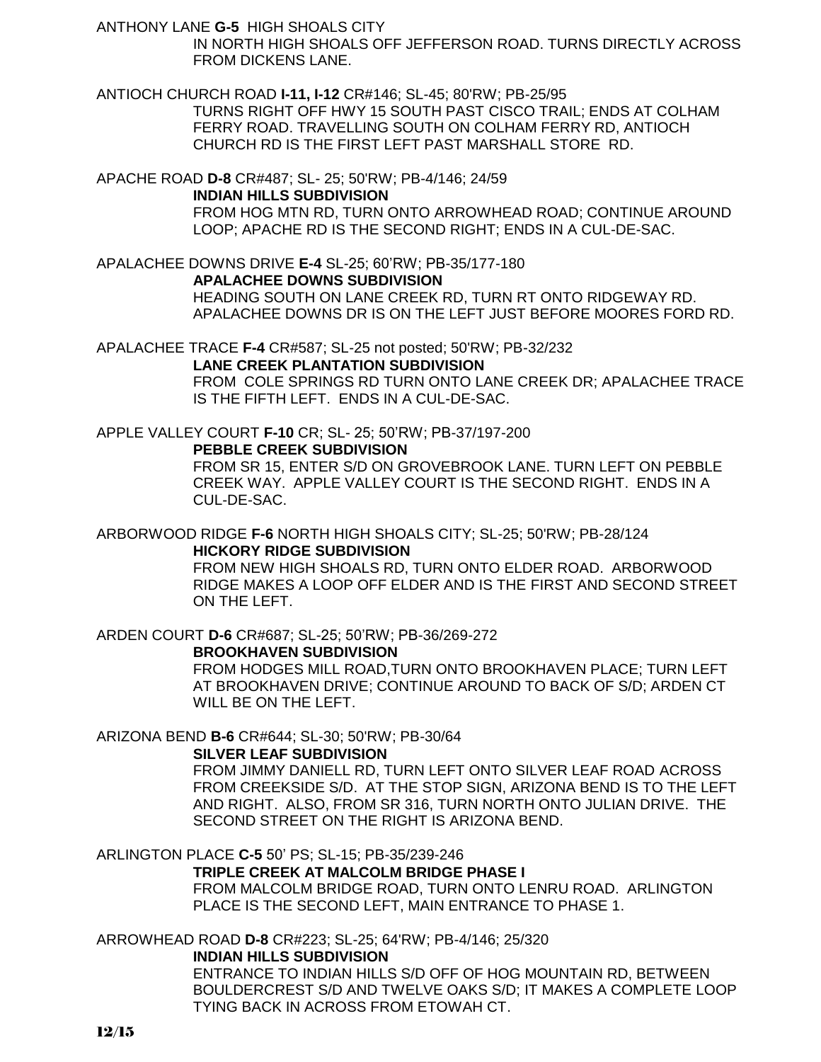ANTHONY LANE **G-5** HIGH SHOALS CITY

IN NORTH HIGH SHOALS OFF JEFFERSON ROAD. TURNS DIRECTLY ACROSS FROM DICKENS LANE.

ANTIOCH CHURCH ROAD **I-11, I-12** CR#146; SL-45; 80'RW; PB-25/95

TURNS RIGHT OFF HWY 15 SOUTH PAST CISCO TRAIL; ENDS AT COLHAM FERRY ROAD. TRAVELLING SOUTH ON COLHAM FERRY RD, ANTIOCH CHURCH RD IS THE FIRST LEFT PAST MARSHALL STORE RD.

APACHE ROAD **D-8** CR#487; SL- 25; 50'RW; PB-4/146; 24/59

**INDIAN HILLS SUBDIVISION**

FROM HOG MTN RD, TURN ONTO ARROWHEAD ROAD; CONTINUE AROUND LOOP; APACHE RD IS THE SECOND RIGHT; ENDS IN A CUL-DE-SAC.

APALACHEE DOWNS DRIVE **E-4** SL-25; 60'RW; PB-35/177-180

**APALACHEE DOWNS SUBDIVISION**

HEADING SOUTH ON LANE CREEK RD, TURN RT ONTO RIDGEWAY RD. APALACHEE DOWNS DR IS ON THE LEFT JUST BEFORE MOORES FORD RD.

APALACHEE TRACE **F-4** CR#587; SL-25 not posted; 50'RW; PB-32/232

**LANE CREEK PLANTATION SUBDIVISION**

FROM COLE SPRINGS RD TURN ONTO LANE CREEK DR; APALACHEE TRACE IS THE FIFTH LEFT. ENDS IN A CUL-DE-SAC.

APPLE VALLEY COURT **F-10** CR; SL- 25; 50'RW; PB-37/197-200

**PEBBLE CREEK SUBDIVISION**

FROM SR 15, ENTER S/D ON GROVEBROOK LANE. TURN LEFT ON PEBBLE CREEK WAY. APPLE VALLEY COURT IS THE SECOND RIGHT. ENDS IN A CUL-DE-SAC.

ARBORWOOD RIDGE **F-6** NORTH HIGH SHOALS CITY; SL-25; 50'RW; PB-28/124

**HICKORY RIDGE SUBDIVISION**

FROM NEW HIGH SHOALS RD, TURN ONTO ELDER ROAD. ARBORWOOD RIDGE MAKES A LOOP OFF ELDER AND IS THE FIRST AND SECOND STREET ON THE LEFT.

ARDEN COURT **D-6** CR#687; SL-25; 50'RW; PB-36/269-272

**BROOKHAVEN SUBDIVISION**

FROM HODGES MILL ROAD,TURN ONTO BROOKHAVEN PLACE; TURN LEFT AT BROOKHAVEN DRIVE; CONTINUE AROUND TO BACK OF S/D; ARDEN CT WILL BE ON THE LEFT.

ARIZONA BEND **B-6** CR#644; SL-30; 50'RW; PB-30/64

**SILVER LEAF SUBDIVISION**

FROM JIMMY DANIELL RD, TURN LEFT ONTO SILVER LEAF ROAD ACROSS FROM CREEKSIDE S/D. AT THE STOP SIGN, ARIZONA BEND IS TO THE LEFT AND RIGHT. ALSO, FROM SR 316, TURN NORTH ONTO JULIAN DRIVE. THE SECOND STREET ON THE RIGHT IS ARIZONA BEND.

ARLINGTON PLACE **C-5** 50' PS; SL-15; PB-35/239-246

**TRIPLE CREEK AT MALCOLM BRIDGE PHASE I**

FROM MALCOLM BRIDGE ROAD, TURN ONTO LENRU ROAD. ARLINGTON PLACE IS THE SECOND LEFT, MAIN ENTRANCE TO PHASE 1.

ARROWHEAD ROAD **D-8** CR#223; SL-25; 64'RW; PB-4/146; 25/320

**INDIAN HILLS SUBDIVISION**

ENTRANCE TO INDIAN HILLS S/D OFF OF HOG MOUNTAIN RD, BETWEEN BOULDERCREST S/D AND TWELVE OAKS S/D; IT MAKES A COMPLETE LOOP TYING BACK IN ACROSS FROM ETOWAH CT.

12/15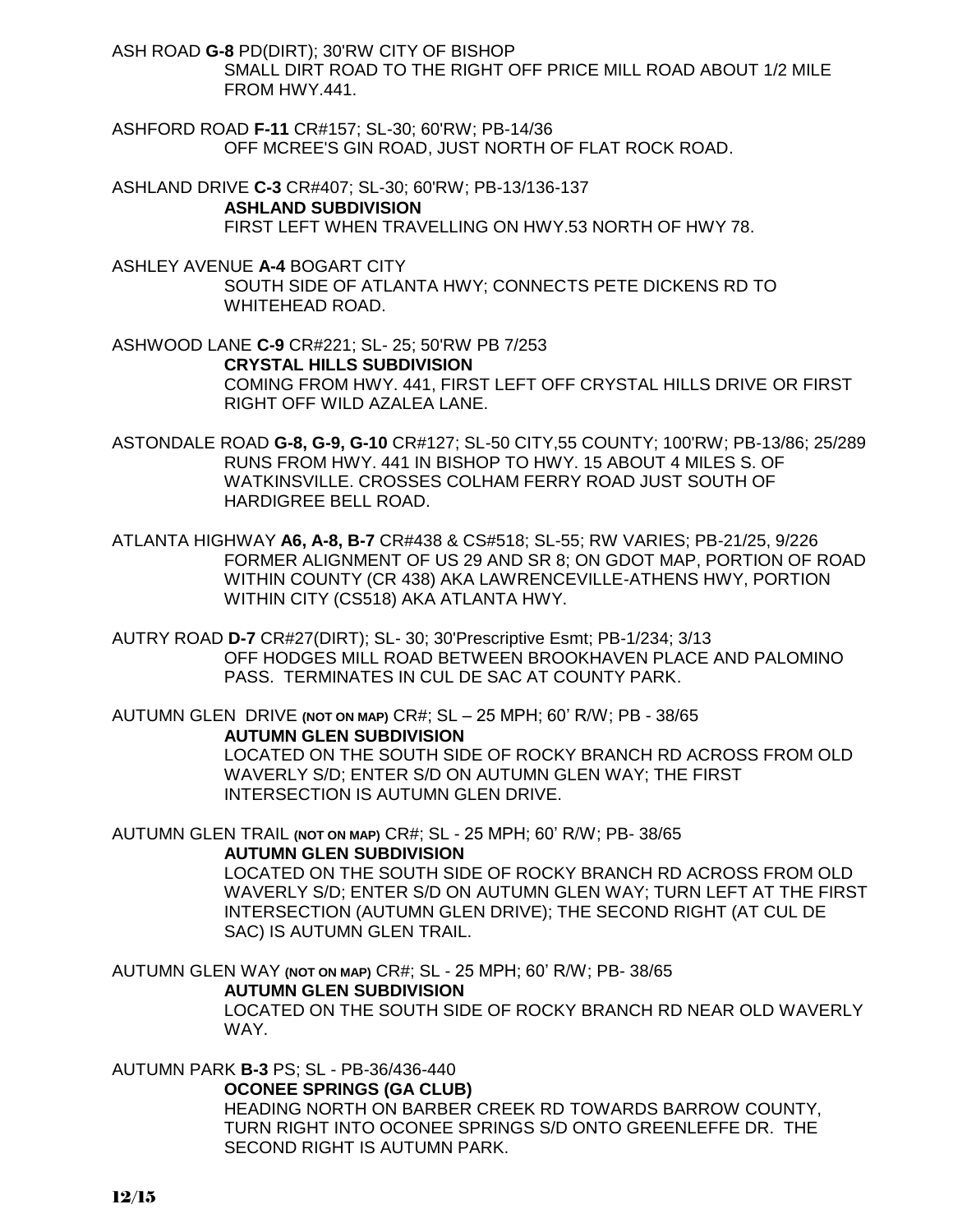ASH ROAD **G-8** PD(DIRT); 30'RW CITY OF BISHOP
SMALL DIRT ROAD TO THE RIGHT OFF PRICE MILL ROAD ABOUT 1/2 MILE FROM HWY.441.

ASHFORD ROAD **F-11** CR#157; SL-30; 60'RW; PB-14/36
OFF MCREE'S GIN ROAD, JUST NORTH OF FLAT ROCK ROAD.

ASHLAND DRIVE **C-3** CR#407; SL-30; 60'RW; PB-13/136-137
**ASHLAND SUBDIVISION**
FIRST LEFT WHEN TRAVELLING ON HWY.53 NORTH OF HWY 78.

ASHLEY AVENUE **A-4** BOGART CITY
SOUTH SIDE OF ATLANTA HWY; CONNECTS PETE DICKENS RD TO WHITEHEAD ROAD.

ASHWOOD LANE **C-9** CR#221; SL- 25; 50'RW PB 7/253
**CRYSTAL HILLS SUBDIVISION**
COMING FROM HWY. 441, FIRST LEFT OFF CRYSTAL HILLS DRIVE OR FIRST RIGHT OFF WILD AZALEA LANE.

ASTONDALE ROAD **G-8, G-9, G-10** CR#127; SL-50 CITY,55 COUNTY; 100'RW; PB-13/86; 25/289
RUNS FROM HWY. 441 IN BISHOP TO HWY. 15 ABOUT 4 MILES S. OF WATKINSVILLE. CROSSES COLHAM FERRY ROAD JUST SOUTH OF HARDIGREE BELL ROAD.

ATLANTA HIGHWAY **A6, A-8, B-7** CR#438 & CS#518; SL-55; RW VARIES; PB-21/25, 9/226
FORMER ALIGNMENT OF US 29 AND SR 8; ON GDOT MAP, PORTION OF ROAD WITHIN COUNTY (CR 438) AKA LAWRENCEVILLE-ATHENS HWY, PORTION WITHIN CITY (CS518) AKA ATLANTA HWY.

AUTRY ROAD **D-7** CR#27(DIRT); SL- 30; 30'Prescriptive Esmt; PB-1/234; 3/13
OFF HODGES MILL ROAD BETWEEN BROOKHAVEN PLACE AND PALOMINO PASS. TERMINATES IN CUL DE SAC AT COUNTY PARK.

AUTUMN GLEN DRIVE **(NOT ON MAP)** CR#; SL – 25 MPH; 60' R/W; PB - 38/65
**AUTUMN GLEN SUBDIVISION**
LOCATED ON THE SOUTH SIDE OF ROCKY BRANCH RD ACROSS FROM OLD WAVERLY S/D; ENTER S/D ON AUTUMN GLEN WAY; THE FIRST INTERSECTION IS AUTUMN GLEN DRIVE.

AUTUMN GLEN TRAIL **(NOT ON MAP)** CR#; SL - 25 MPH; 60' R/W; PB- 38/65
**AUTUMN GLEN SUBDIVISION**
LOCATED ON THE SOUTH SIDE OF ROCKY BRANCH RD ACROSS FROM OLD WAVERLY S/D; ENTER S/D ON AUTUMN GLEN WAY; TURN LEFT AT THE FIRST INTERSECTION (AUTUMN GLEN DRIVE); THE SECOND RIGHT (AT CUL DE SAC) IS AUTUMN GLEN TRAIL.

AUTUMN GLEN WAY **(NOT ON MAP)** CR#; SL - 25 MPH; 60' R/W; PB- 38/65
**AUTUMN GLEN SUBDIVISION**
LOCATED ON THE SOUTH SIDE OF ROCKY BRANCH RD NEAR OLD WAVERLY WAY.

AUTUMN PARK **B-3** PS; SL - PB-36/436-440
**OCONEE SPRINGS (GA CLUB)**
HEADING NORTH ON BARBER CREEK RD TOWARDS BARROW COUNTY, TURN RIGHT INTO OCONEE SPRINGS S/D ONTO GREENLEFFE DR. THE SECOND RIGHT IS AUTUMN PARK.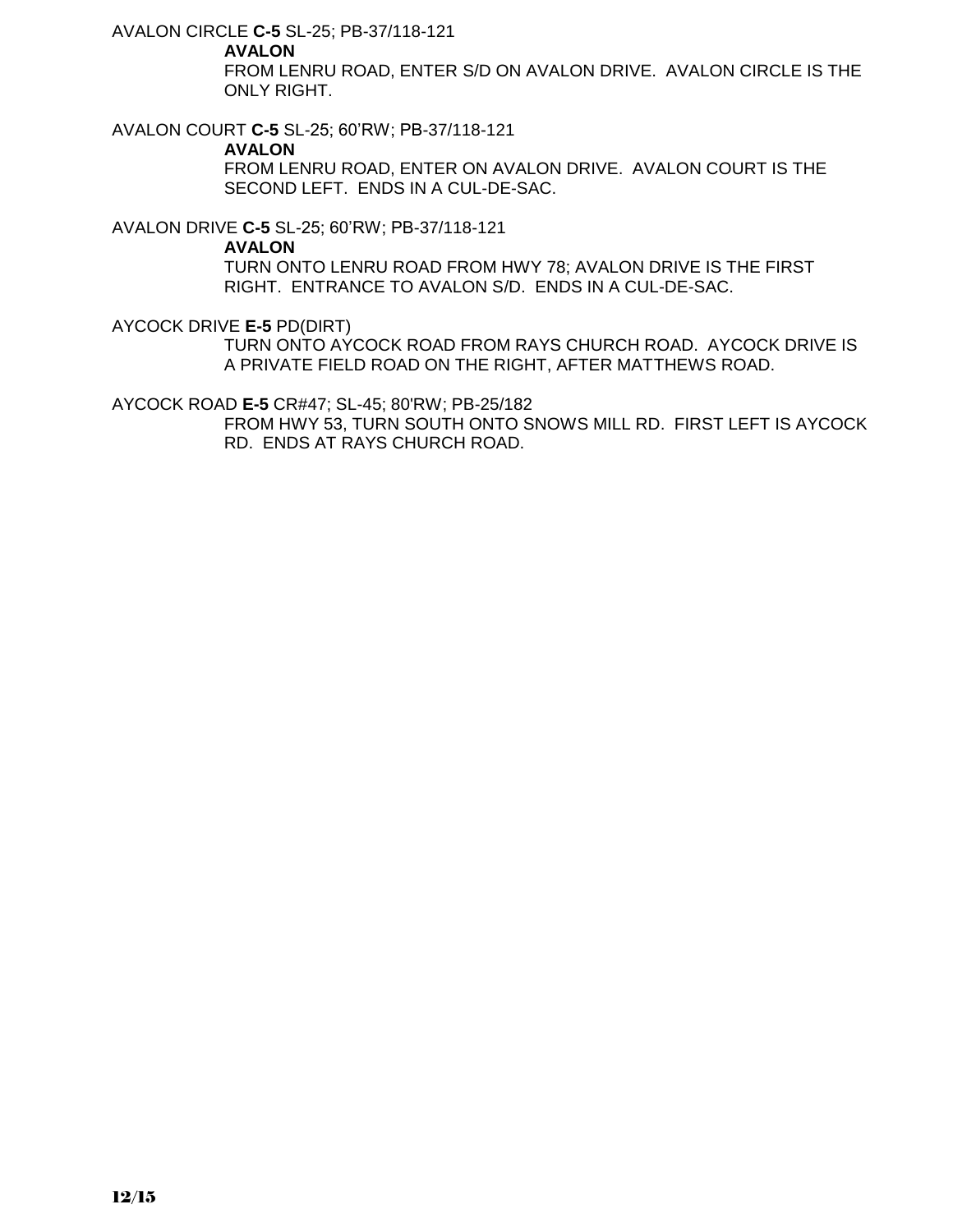AVALON CIRCLE **C-5** SL-25; PB-37/118-121

**AVALON**

FROM LENRU ROAD, ENTER S/D ON AVALON DRIVE. AVALON CIRCLE IS THE ONLY RIGHT.

AVALON COURT **C-5** SL-25; 60'RW; PB-37/118-121

**AVALON**

FROM LENRU ROAD, ENTER ON AVALON DRIVE. AVALON COURT IS THE SECOND LEFT. ENDS IN A CUL-DE-SAC.

AVALON DRIVE **C-5** SL-25; 60'RW; PB-37/118-121

**AVALON**

TURN ONTO LENRU ROAD FROM HWY 78; AVALON DRIVE IS THE FIRST RIGHT. ENTRANCE TO AVALON S/D. ENDS IN A CUL-DE-SAC.

AYCOCK DRIVE **E-5** PD(DIRT)

TURN ONTO AYCOCK ROAD FROM RAYS CHURCH ROAD. AYCOCK DRIVE IS A PRIVATE FIELD ROAD ON THE RIGHT, AFTER MATTHEWS ROAD.

AYCOCK ROAD **E-5** CR#47; SL-45; 80'RW; PB-25/182

FROM HWY 53, TURN SOUTH ONTO SNOWS MILL RD. FIRST LEFT IS AYCOCK RD. ENDS AT RAYS CHURCH ROAD.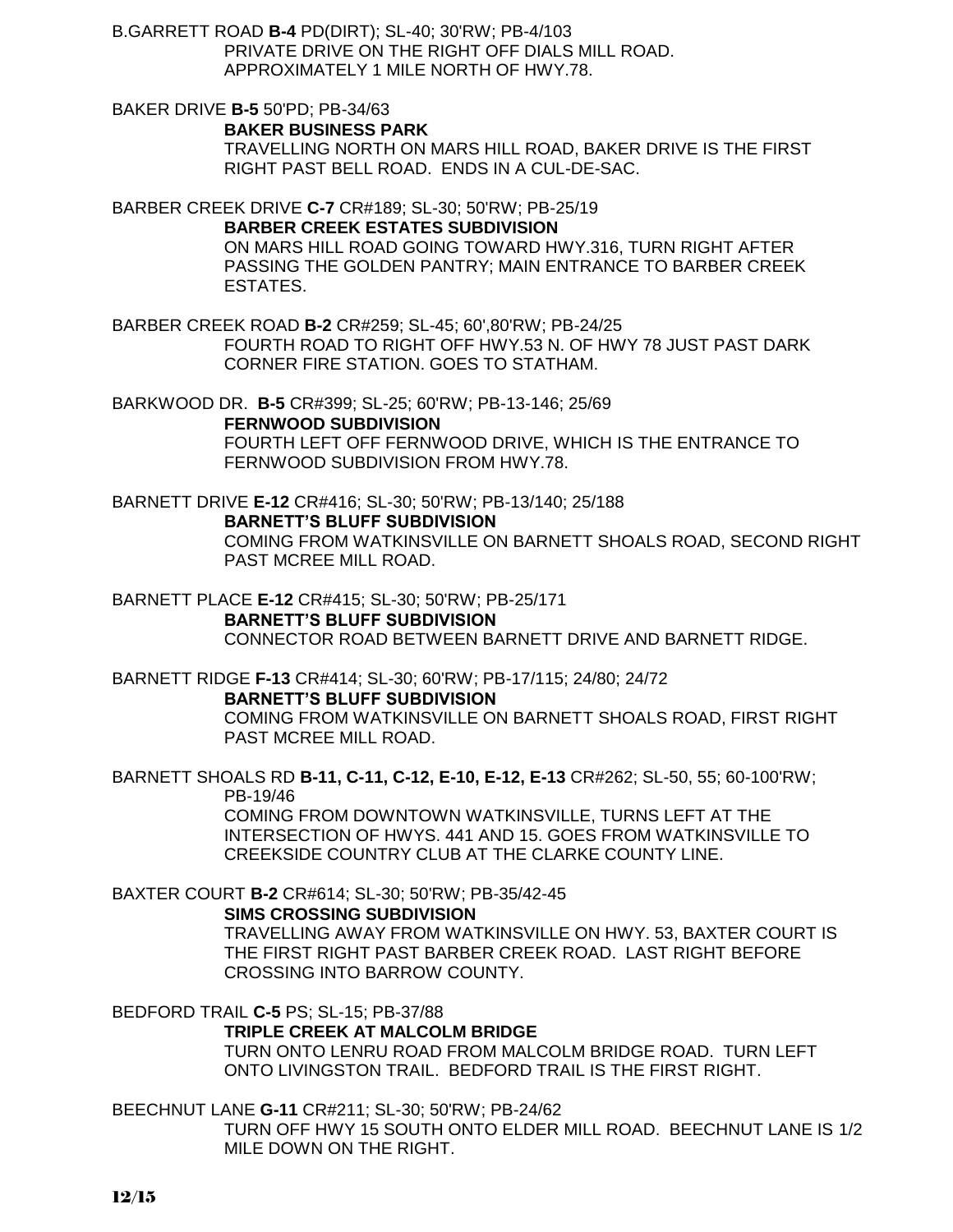B.GARRETT ROAD **B-4** PD(DIRT); SL-40; 30'RW; PB-4/103

PRIVATE DRIVE ON THE RIGHT OFF DIALS MILL ROAD. APPROXIMATELY 1 MILE NORTH OF HWY.78.

BAKER DRIVE **B-5** 50'PD; PB-34/63

**BAKER BUSINESS PARK**

TRAVELLING NORTH ON MARS HILL ROAD, BAKER DRIVE IS THE FIRST RIGHT PAST BELL ROAD. ENDS IN A CUL-DE-SAC.

BARBER CREEK DRIVE **C-7** CR#189; SL-30; 50'RW; PB-25/19

**BARBER CREEK ESTATES SUBDIVISION**

ON MARS HILL ROAD GOING TOWARD HWY.316, TURN RIGHT AFTER PASSING THE GOLDEN PANTRY; MAIN ENTRANCE TO BARBER CREEK ESTATES.

BARBER CREEK ROAD **B-2** CR#259; SL-45; 60',80'RW; PB-24/25

FOURTH ROAD TO RIGHT OFF HWY.53 N. OF HWY 78 JUST PAST DARK CORNER FIRE STATION. GOES TO STATHAM.

BARKWOOD DR. **B-5** CR#399; SL-25; 60'RW; PB-13-146; 25/69

**FERNWOOD SUBDIVISION**

FOURTH LEFT OFF FERNWOOD DRIVE, WHICH IS THE ENTRANCE TO FERNWOOD SUBDIVISION FROM HWY.78.

BARNETT DRIVE **E-12** CR#416; SL-30; 50'RW; PB-13/140; 25/188

**BARNETT'S BLUFF SUBDIVISION**

COMING FROM WATKINSVILLE ON BARNETT SHOALS ROAD, SECOND RIGHT PAST MCREE MILL ROAD.

BARNETT PLACE **E-12** CR#415; SL-30; 50'RW; PB-25/171

**BARNETT'S BLUFF SUBDIVISION**

CONNECTOR ROAD BETWEEN BARNETT DRIVE AND BARNETT RIDGE.

BARNETT RIDGE **F-13** CR#414; SL-30; 60'RW; PB-17/115; 24/80; 24/72

**BARNETT'S BLUFF SUBDIVISION**

COMING FROM WATKINSVILLE ON BARNETT SHOALS ROAD, FIRST RIGHT PAST MCREE MILL ROAD.

BARNETT SHOALS RD **B-11, C-11, C-12, E-10, E-12, E-13** CR#262; SL-50, 55; 60-100'RW; PB-19/46

COMING FROM DOWNTOWN WATKINSVILLE, TURNS LEFT AT THE INTERSECTION OF HWYS. 441 AND 15. GOES FROM WATKINSVILLE TO CREEKSIDE COUNTRY CLUB AT THE CLARKE COUNTY LINE.

BAXTER COURT **B-2** CR#614; SL-30; 50'RW; PB-35/42-45

**SIMS CROSSING SUBDIVISION**

TRAVELLING AWAY FROM WATKINSVILLE ON HWY. 53, BAXTER COURT IS THE FIRST RIGHT PAST BARBER CREEK ROAD. LAST RIGHT BEFORE CROSSING INTO BARROW COUNTY.

BEDFORD TRAIL **C-5** PS; SL-15; PB-37/88

**TRIPLE CREEK AT MALCOLM BRIDGE**

TURN ONTO LENRU ROAD FROM MALCOLM BRIDGE ROAD. TURN LEFT ONTO LIVINGSTON TRAIL. BEDFORD TRAIL IS THE FIRST RIGHT.

BEECHNUT LANE **G-11** CR#211; SL-30; 50'RW; PB-24/62

TURN OFF HWY 15 SOUTH ONTO ELDER MILL ROAD. BEECHNUT LANE IS 1/2 MILE DOWN ON THE RIGHT.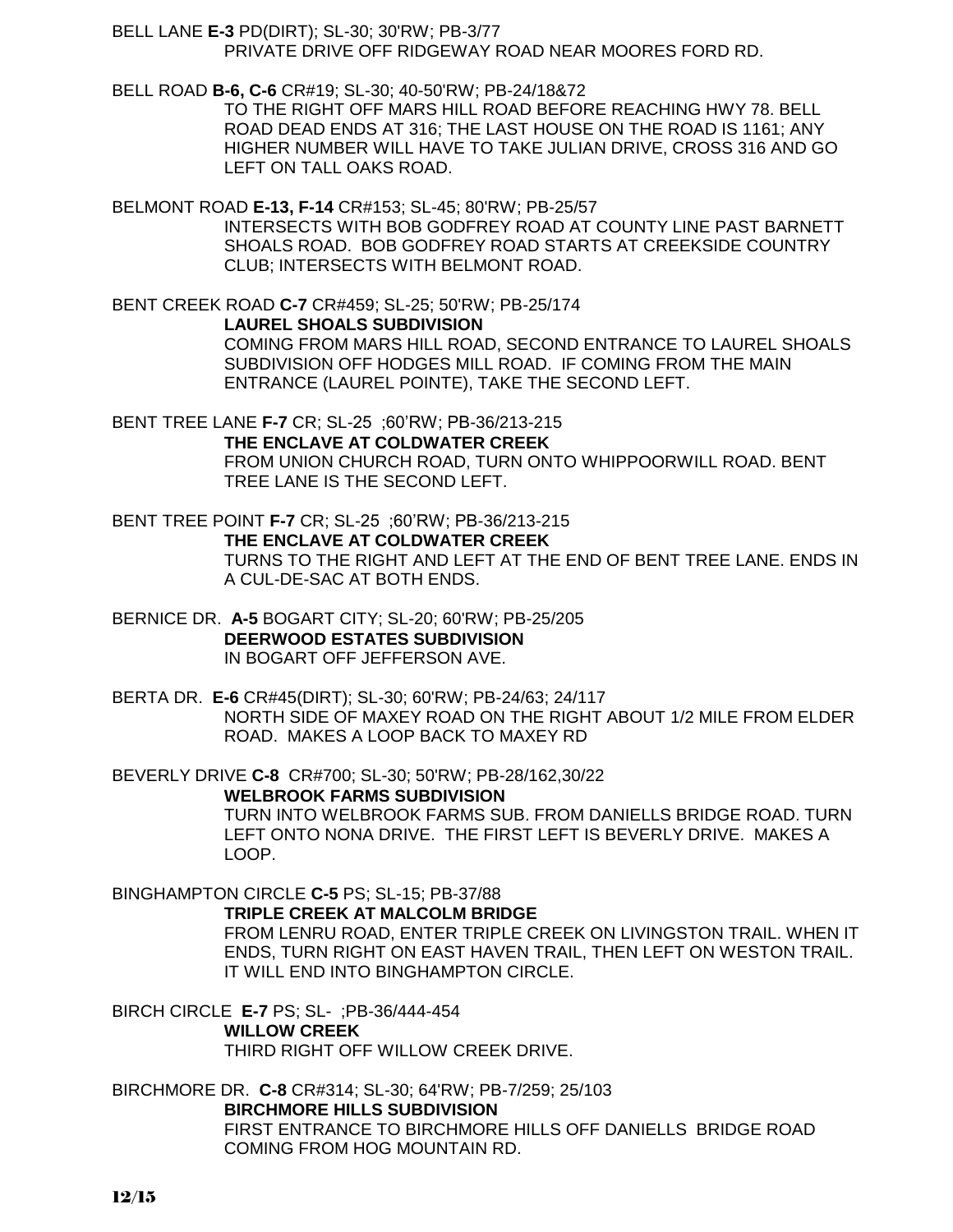BELL LANE **E-3** PD(DIRT); SL-30; 30'RW; PB-3/77
PRIVATE DRIVE OFF RIDGEWAY ROAD NEAR MOORES FORD RD.

BELL ROAD **B-6, C-6** CR#19; SL-30; 40-50'RW; PB-24/18&72
TO THE RIGHT OFF MARS HILL ROAD BEFORE REACHING HWY 78. BELL ROAD DEAD ENDS AT 316; THE LAST HOUSE ON THE ROAD IS 1161; ANY HIGHER NUMBER WILL HAVE TO TAKE JULIAN DRIVE, CROSS 316 AND GO LEFT ON TALL OAKS ROAD.

BELMONT ROAD **E-13, F-14** CR#153; SL-45; 80'RW; PB-25/57
INTERSECTS WITH BOB GODFREY ROAD AT COUNTY LINE PAST BARNETT SHOALS ROAD. BOB GODFREY ROAD STARTS AT CREEKSIDE COUNTRY CLUB; INTERSECTS WITH BELMONT ROAD.

BENT CREEK ROAD **C-7** CR#459; SL-25; 50'RW; PB-25/174
**LAUREL SHOALS SUBDIVISION**
COMING FROM MARS HILL ROAD, SECOND ENTRANCE TO LAUREL SHOALS SUBDIVISION OFF HODGES MILL ROAD. IF COMING FROM THE MAIN ENTRANCE (LAUREL POINTE), TAKE THE SECOND LEFT.

BENT TREE LANE **F-7** CR; SL-25 ;60'RW; PB-36/213-215
**THE ENCLAVE AT COLDWATER CREEK**
FROM UNION CHURCH ROAD, TURN ONTO WHIPPOORWILL ROAD. BENT TREE LANE IS THE SECOND LEFT.

BENT TREE POINT **F-7** CR; SL-25 ;60'RW; PB-36/213-215
**THE ENCLAVE AT COLDWATER CREEK**
TURNS TO THE RIGHT AND LEFT AT THE END OF BENT TREE LANE. ENDS IN A CUL-DE-SAC AT BOTH ENDS.

BERNICE DR. **A-5** BOGART CITY; SL-20; 60'RW; PB-25/205
**DEERWOOD ESTATES SUBDIVISION**
IN BOGART OFF JEFFERSON AVE.

BERTA DR. **E-6** CR#45(DIRT); SL-30; 60'RW; PB-24/63; 24/117
NORTH SIDE OF MAXEY ROAD ON THE RIGHT ABOUT 1/2 MILE FROM ELDER ROAD. MAKES A LOOP BACK TO MAXEY RD

BEVERLY DRIVE **C-8** CR#700; SL-30; 50'RW; PB-28/162,30/22
**WELBROOK FARMS SUBDIVISION**
TURN INTO WELBROOK FARMS SUB. FROM DANIELLS BRIDGE ROAD. TURN LEFT ONTO NONA DRIVE. THE FIRST LEFT IS BEVERLY DRIVE. MAKES A LOOP.

BINGHAMPTON CIRCLE **C-5** PS; SL-15; PB-37/88
**TRIPLE CREEK AT MALCOLM BRIDGE**
FROM LENRU ROAD, ENTER TRIPLE CREEK ON LIVINGSTON TRAIL. WHEN IT ENDS, TURN RIGHT ON EAST HAVEN TRAIL, THEN LEFT ON WESTON TRAIL. IT WILL END INTO BINGHAMPTON CIRCLE.

BIRCH CIRCLE **E-7** PS; SL- ;PB-36/444-454
**WILLOW CREEK**
THIRD RIGHT OFF WILLOW CREEK DRIVE.

BIRCHMORE DR. **C-8** CR#314; SL-30; 64'RW; PB-7/259; 25/103
**BIRCHMORE HILLS SUBDIVISION**
FIRST ENTRANCE TO BIRCHMORE HILLS OFF DANIELLS BRIDGE ROAD COMING FROM HOG MOUNTAIN RD.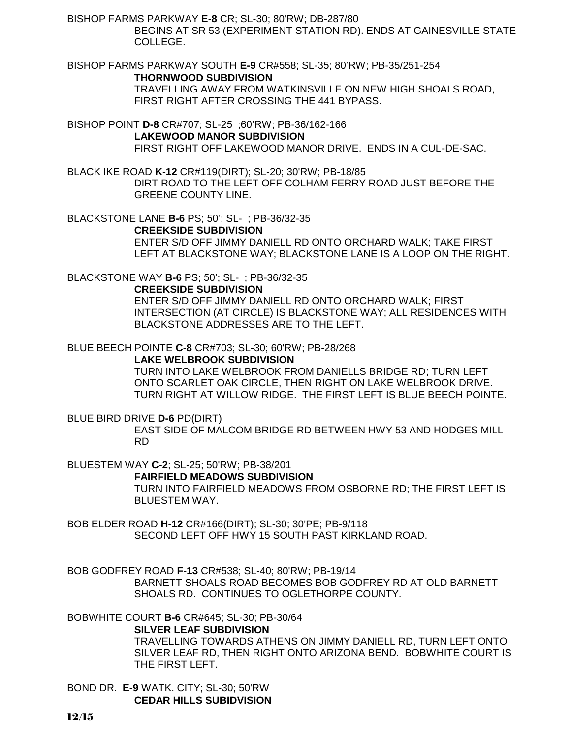BISHOP FARMS PARKWAY **E-8** CR; SL-30; 80'RW; DB-287/80
BEGINS AT SR 53 (EXPERIMENT STATION RD). ENDS AT GAINESVILLE STATE COLLEGE.

BISHOP FARMS PARKWAY SOUTH **E-9** CR#558; SL-35; 80'RW; PB-35/251-254
**THORNWOOD SUBDIVISION**
TRAVELLING AWAY FROM WATKINSVILLE ON NEW HIGH SHOALS ROAD, FIRST RIGHT AFTER CROSSING THE 441 BYPASS.

BISHOP POINT **D-8** CR#707; SL-25 ;60'RW; PB-36/162-166
**LAKEWOOD MANOR SUBDIVISION**
FIRST RIGHT OFF LAKEWOOD MANOR DRIVE. ENDS IN A CUL-DE-SAC.

BLACK IKE ROAD **K-12** CR#119(DIRT); SL-20; 30'RW; PB-18/85
DIRT ROAD TO THE LEFT OFF COLHAM FERRY ROAD JUST BEFORE THE GREENE COUNTY LINE.

BLACKSTONE LANE **B-6** PS; 50'; SL- ; PB-36/32-35
**CREEKSIDE SUBDIVISION**
ENTER S/D OFF JIMMY DANIELL RD ONTO ORCHARD WALK; TAKE FIRST LEFT AT BLACKSTONE WAY; BLACKSTONE LANE IS A LOOP ON THE RIGHT.

BLACKSTONE WAY **B-6** PS; 50'; SL- ; PB-36/32-35
**CREEKSIDE SUBDIVISION**
ENTER S/D OFF JIMMY DANIELL RD ONTO ORCHARD WALK; FIRST INTERSECTION (AT CIRCLE) IS BLACKSTONE WAY; ALL RESIDENCES WITH BLACKSTONE ADDRESSES ARE TO THE LEFT.

BLUE BEECH POINTE **C-8** CR#703; SL-30; 60'RW; PB-28/268
**LAKE WELBROOK SUBDIVISION**
TURN INTO LAKE WELBROOK FROM DANIELLS BRIDGE RD; TURN LEFT ONTO SCARLET OAK CIRCLE, THEN RIGHT ON LAKE WELBROOK DRIVE. TURN RIGHT AT WILLOW RIDGE. THE FIRST LEFT IS BLUE BEECH POINTE.

BLUE BIRD DRIVE **D-6** PD(DIRT)
EAST SIDE OF MALCOM BRIDGE RD BETWEEN HWY 53 AND HODGES MILL RD

BLUESTEM WAY **C-2**; SL-25; 50'RW; PB-38/201
**FAIRFIELD MEADOWS SUBDIVISION**
TURN INTO FAIRFIELD MEADOWS FROM OSBORNE RD; THE FIRST LEFT IS BLUESTEM WAY.

BOB ELDER ROAD **H-12** CR#166(DIRT); SL-30; 30'PE; PB-9/118
SECOND LEFT OFF HWY 15 SOUTH PAST KIRKLAND ROAD.

BOB GODFREY ROAD **F-13** CR#538; SL-40; 80'RW; PB-19/14
BARNETT SHOALS ROAD BECOMES BOB GODFREY RD AT OLD BARNETT SHOALS RD. CONTINUES TO OGLETHORPE COUNTY.

BOBWHITE COURT **B-6** CR#645; SL-30; PB-30/64
**SILVER LEAF SUBDIVISION**
TRAVELLING TOWARDS ATHENS ON JIMMY DANIELL RD, TURN LEFT ONTO SILVER LEAF RD, THEN RIGHT ONTO ARIZONA BEND. BOBWHITE COURT IS THE FIRST LEFT.

BOND DR. **E-9** WATK. CITY; SL-30; 50'RW
**CEDAR HILLS SUBIDVISION**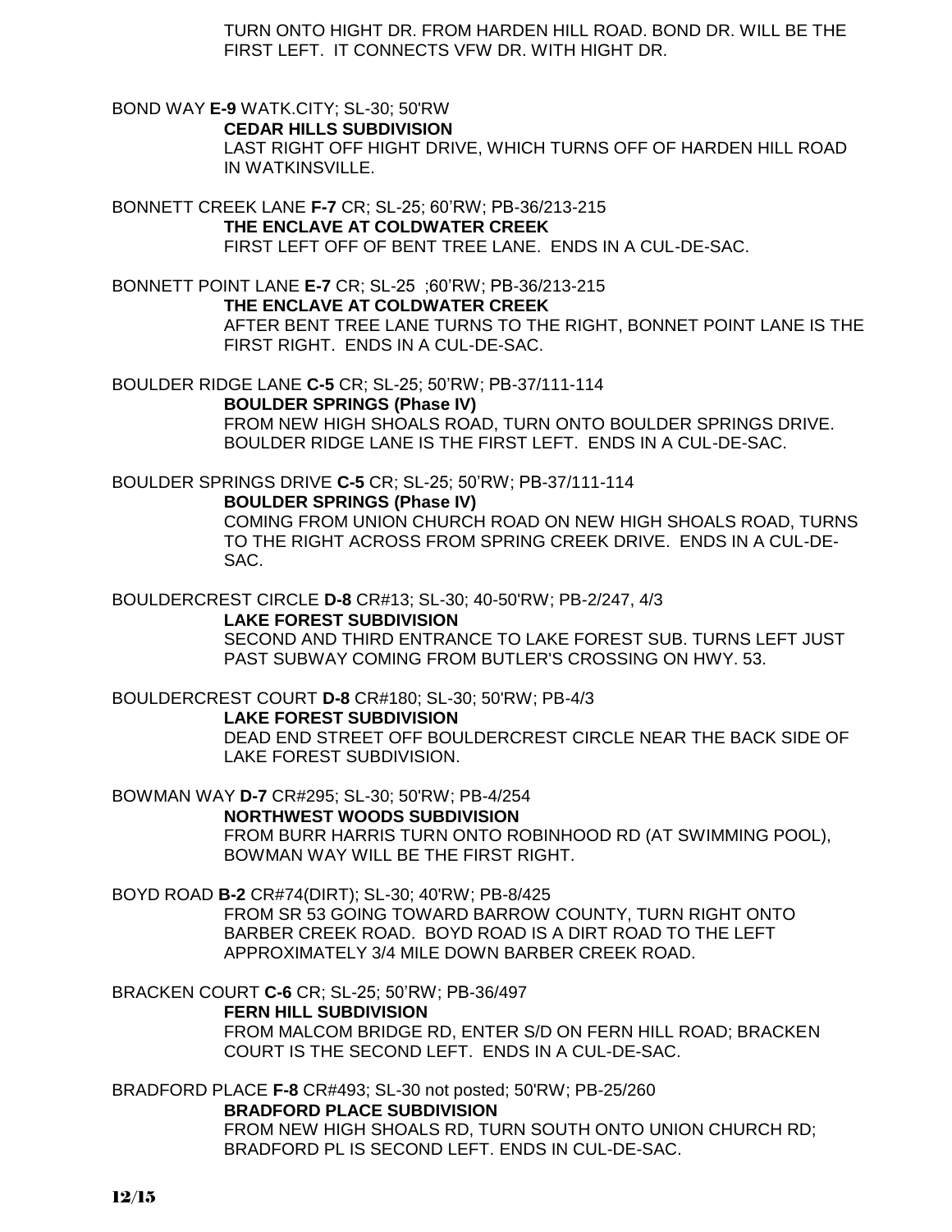TURN ONTO HIGHT DR. FROM HARDEN HILL ROAD. BOND DR. WILL BE THE FIRST LEFT. IT CONNECTS VFW DR. WITH HIGHT DR.

BOND WAY **E-9** WATK.CITY; SL-30; 50'RW
**CEDAR HILLS SUBDIVISION**
LAST RIGHT OFF HIGHT DRIVE, WHICH TURNS OFF OF HARDEN HILL ROAD IN WATKINSVILLE.

BONNETT CREEK LANE **F-7** CR; SL-25; 60'RW; PB-36/213-215
**THE ENCLAVE AT COLDWATER CREEK**
FIRST LEFT OFF OF BENT TREE LANE. ENDS IN A CUL-DE-SAC.

BONNETT POINT LANE **E-7** CR; SL-25 ;60'RW; PB-36/213-215
**THE ENCLAVE AT COLDWATER CREEK**
AFTER BENT TREE LANE TURNS TO THE RIGHT, BONNET POINT LANE IS THE FIRST RIGHT. ENDS IN A CUL-DE-SAC.

BOULDER RIDGE LANE **C-5** CR; SL-25; 50'RW; PB-37/111-114
**BOULDER SPRINGS (Phase IV)**
FROM NEW HIGH SHOALS ROAD, TURN ONTO BOULDER SPRINGS DRIVE. BOULDER RIDGE LANE IS THE FIRST LEFT. ENDS IN A CUL-DE-SAC.

BOULDER SPRINGS DRIVE **C-5** CR; SL-25; 50'RW; PB-37/111-114
**BOULDER SPRINGS (Phase IV)**
COMING FROM UNION CHURCH ROAD ON NEW HIGH SHOALS ROAD, TURNS TO THE RIGHT ACROSS FROM SPRING CREEK DRIVE. ENDS IN A CUL-DE-SAC.

BOULDERCREST CIRCLE **D-8** CR#13; SL-30; 40-50'RW; PB-2/247, 4/3
**LAKE FOREST SUBDIVISION**
SECOND AND THIRD ENTRANCE TO LAKE FOREST SUB. TURNS LEFT JUST PAST SUBWAY COMING FROM BUTLER'S CROSSING ON HWY. 53.

BOULDERCREST COURT **D-8** CR#180; SL-30; 50'RW; PB-4/3
**LAKE FOREST SUBDIVISION**
DEAD END STREET OFF BOULDERCREST CIRCLE NEAR THE BACK SIDE OF LAKE FOREST SUBDIVISION.

BOWMAN WAY **D-7** CR#295; SL-30; 50'RW; PB-4/254
**NORTHWEST WOODS SUBDIVISION**
FROM BURR HARRIS TURN ONTO ROBINHOOD RD (AT SWIMMING POOL), BOWMAN WAY WILL BE THE FIRST RIGHT.

BOYD ROAD **B-2** CR#74(DIRT); SL-30; 40'RW; PB-8/425
FROM SR 53 GOING TOWARD BARROW COUNTY, TURN RIGHT ONTO BARBER CREEK ROAD. BOYD ROAD IS A DIRT ROAD TO THE LEFT APPROXIMATELY 3/4 MILE DOWN BARBER CREEK ROAD.

BRACKEN COURT **C-6** CR; SL-25; 50'RW; PB-36/497
**FERN HILL SUBDIVISION**
FROM MALCOM BRIDGE RD, ENTER S/D ON FERN HILL ROAD; BRACKEN COURT IS THE SECOND LEFT. ENDS IN A CUL-DE-SAC.

BRADFORD PLACE **F-8** CR#493; SL-30 not posted; 50'RW; PB-25/260
**BRADFORD PLACE SUBDIVISION**
FROM NEW HIGH SHOALS RD, TURN SOUTH ONTO UNION CHURCH RD; BRADFORD PL IS SECOND LEFT. ENDS IN CUL-DE-SAC.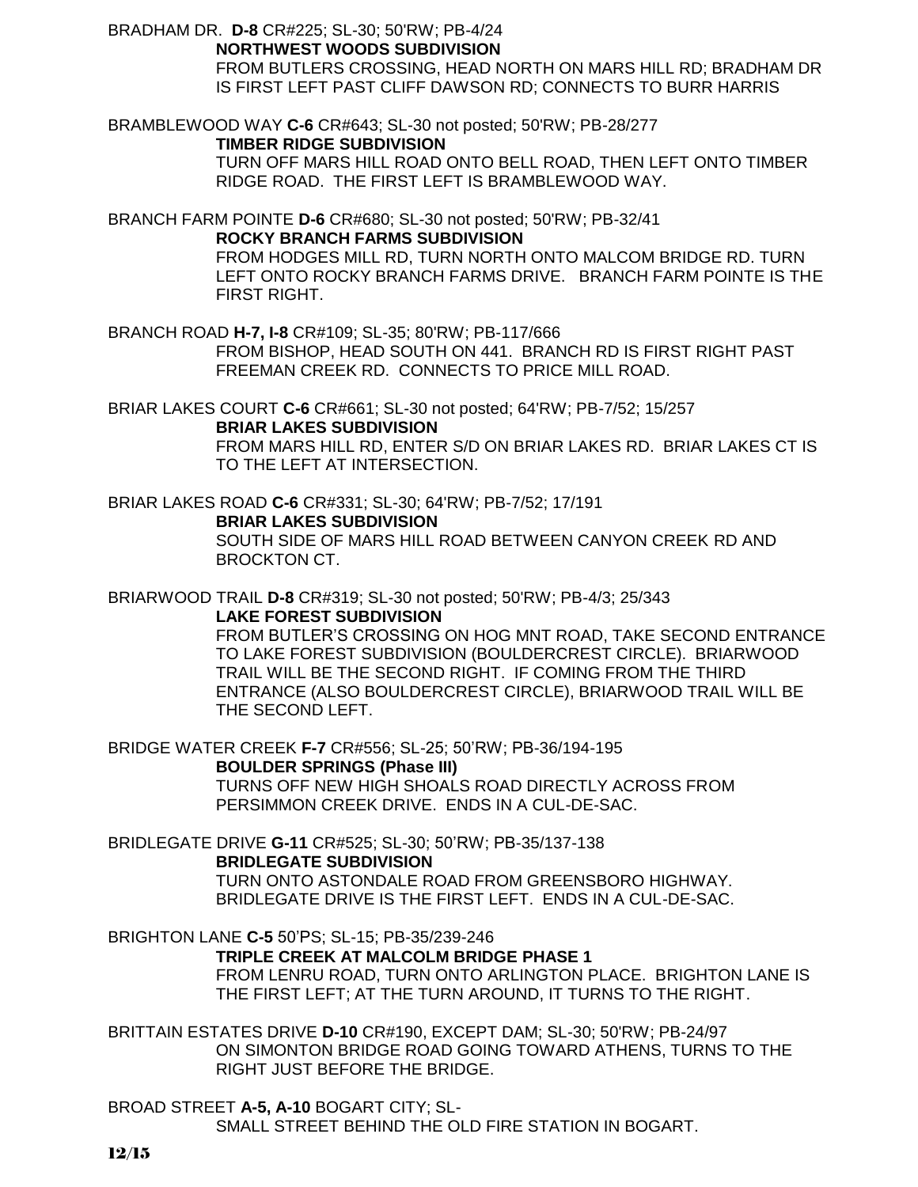BRADHAM DR. **D-8** CR#225; SL-30; 50'RW; PB-4/24

**NORTHWEST WOODS SUBDIVISION**

FROM BUTLERS CROSSING, HEAD NORTH ON MARS HILL RD; BRADHAM DR IS FIRST LEFT PAST CLIFF DAWSON RD; CONNECTS TO BURR HARRIS

BRAMBLEWOOD WAY **C-6** CR#643; SL-30 not posted; 50'RW; PB-28/277

**TIMBER RIDGE SUBDIVISION**

TURN OFF MARS HILL ROAD ONTO BELL ROAD, THEN LEFT ONTO TIMBER RIDGE ROAD. THE FIRST LEFT IS BRAMBLEWOOD WAY.

BRANCH FARM POINTE **D-6** CR#680; SL-30 not posted; 50'RW; PB-32/41

**ROCKY BRANCH FARMS SUBDIVISION**

FROM HODGES MILL RD, TURN NORTH ONTO MALCOM BRIDGE RD. TURN LEFT ONTO ROCKY BRANCH FARMS DRIVE. BRANCH FARM POINTE IS THE FIRST RIGHT.

BRANCH ROAD **H-7, I-8** CR#109; SL-35; 80'RW; PB-117/666

FROM BISHOP, HEAD SOUTH ON 441. BRANCH RD IS FIRST RIGHT PAST FREEMAN CREEK RD. CONNECTS TO PRICE MILL ROAD.

BRIAR LAKES COURT **C-6** CR#661; SL-30 not posted; 64'RW; PB-7/52; 15/257

**BRIAR LAKES SUBDIVISION**

FROM MARS HILL RD, ENTER S/D ON BRIAR LAKES RD. BRIAR LAKES CT IS TO THE LEFT AT INTERSECTION.

BRIAR LAKES ROAD **C-6** CR#331; SL-30; 64'RW; PB-7/52; 17/191

**BRIAR LAKES SUBDIVISION**

SOUTH SIDE OF MARS HILL ROAD BETWEEN CANYON CREEK RD AND BROCKTON CT.

BRIARWOOD TRAIL **D-8** CR#319; SL-30 not posted; 50'RW; PB-4/3; 25/343

**LAKE FOREST SUBDIVISION**

FROM BUTLER'S CROSSING ON HOG MNT ROAD, TAKE SECOND ENTRANCE TO LAKE FOREST SUBDIVISION (BOULDERCREST CIRCLE). BRIARWOOD TRAIL WILL BE THE SECOND RIGHT. IF COMING FROM THE THIRD ENTRANCE (ALSO BOULDERCREST CIRCLE), BRIARWOOD TRAIL WILL BE THE SECOND LEFT.

BRIDGE WATER CREEK **F-7** CR#556; SL-25; 50'RW; PB-36/194-195

**BOULDER SPRINGS (Phase III)**

TURNS OFF NEW HIGH SHOALS ROAD DIRECTLY ACROSS FROM PERSIMMON CREEK DRIVE. ENDS IN A CUL-DE-SAC.

BRIDLEGATE DRIVE **G-11** CR#525; SL-30; 50'RW; PB-35/137-138

**BRIDLEGATE SUBDIVISION**

TURN ONTO ASTONDALE ROAD FROM GREENSBORO HIGHWAY. BRIDLEGATE DRIVE IS THE FIRST LEFT. ENDS IN A CUL-DE-SAC.

BRIGHTON LANE **C-5** 50'PS; SL-15; PB-35/239-246

**TRIPLE CREEK AT MALCOLM BRIDGE PHASE 1**

FROM LENRU ROAD, TURN ONTO ARLINGTON PLACE. BRIGHTON LANE IS THE FIRST LEFT; AT THE TURN AROUND, IT TURNS TO THE RIGHT.

BRITTAIN ESTATES DRIVE **D-10** CR#190, EXCEPT DAM; SL-30; 50'RW; PB-24/97

ON SIMONTON BRIDGE ROAD GOING TOWARD ATHENS, TURNS TO THE RIGHT JUST BEFORE THE BRIDGE.

BROAD STREET **A-5, A-10** BOGART CITY; SL-

SMALL STREET BEHIND THE OLD FIRE STATION IN BOGART.

12/15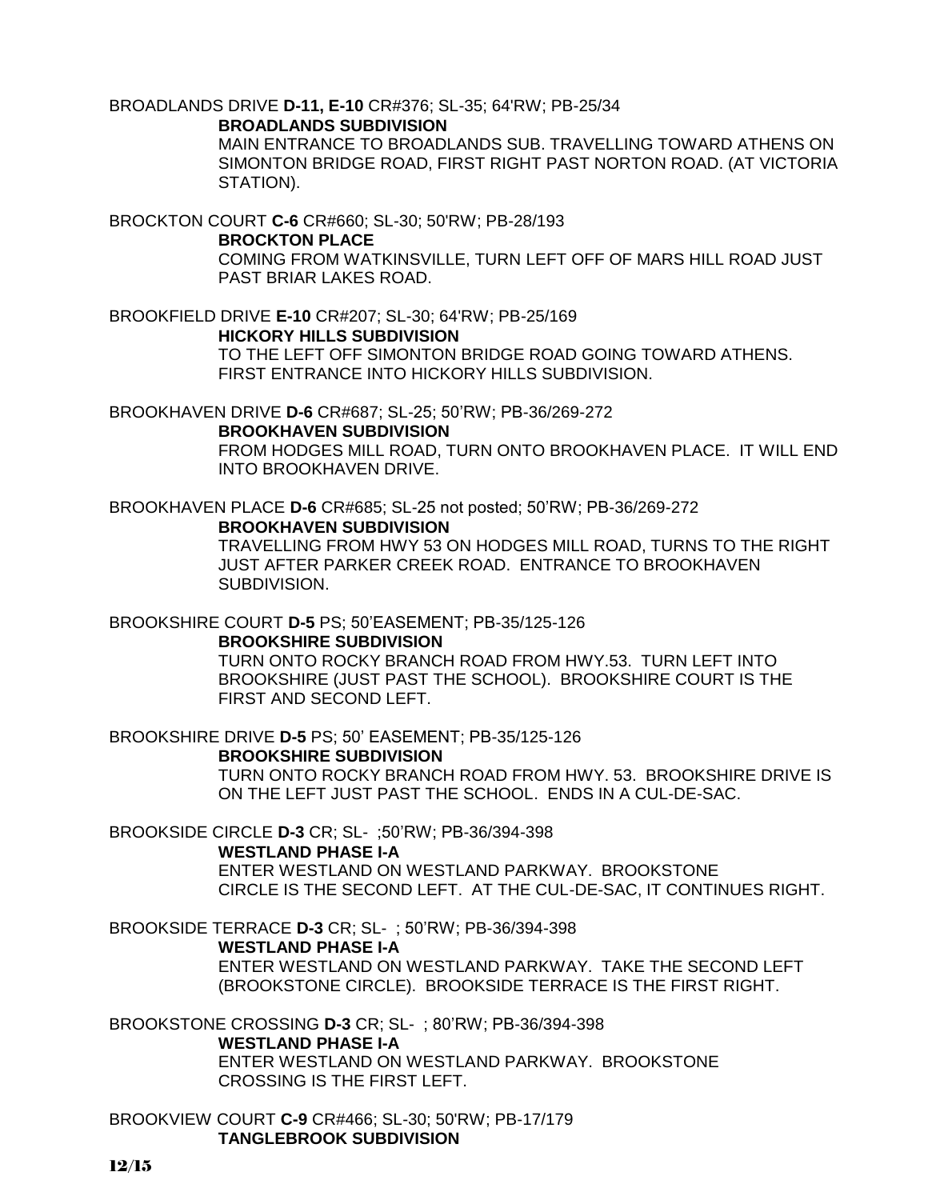BROADLANDS DRIVE **D-11, E-10** CR#376; SL-35; 64'RW; PB-25/34

**BROADLANDS SUBDIVISION**

MAIN ENTRANCE TO BROADLANDS SUB. TRAVELLING TOWARD ATHENS ON SIMONTON BRIDGE ROAD, FIRST RIGHT PAST NORTON ROAD. (AT VICTORIA STATION).

BROCKTON COURT **C-6** CR#660; SL-30; 50'RW; PB-28/193

**BROCKTON PLACE**

COMING FROM WATKINSVILLE, TURN LEFT OFF OF MARS HILL ROAD JUST PAST BRIAR LAKES ROAD.

BROOKFIELD DRIVE **E-10** CR#207; SL-30; 64'RW; PB-25/169

**HICKORY HILLS SUBDIVISION**

TO THE LEFT OFF SIMONTON BRIDGE ROAD GOING TOWARD ATHENS. FIRST ENTRANCE INTO HICKORY HILLS SUBDIVISION.

BROOKHAVEN DRIVE **D-6** CR#687; SL-25; 50'RW; PB-36/269-272

**BROOKHAVEN SUBDIVISION**

FROM HODGES MILL ROAD, TURN ONTO BROOKHAVEN PLACE. IT WILL END INTO BROOKHAVEN DRIVE.

BROOKHAVEN PLACE **D-6** CR#685; SL-25 not posted; 50'RW; PB-36/269-272

**BROOKHAVEN SUBDIVISION**

TRAVELLING FROM HWY 53 ON HODGES MILL ROAD, TURNS TO THE RIGHT JUST AFTER PARKER CREEK ROAD. ENTRANCE TO BROOKHAVEN SUBDIVISION.

BROOKSHIRE COURT **D-5** PS; 50'EASEMENT; PB-35/125-126

**BROOKSHIRE SUBDIVISION**

TURN ONTO ROCKY BRANCH ROAD FROM HWY.53. TURN LEFT INTO BROOKSHIRE (JUST PAST THE SCHOOL). BROOKSHIRE COURT IS THE FIRST AND SECOND LEFT.

BROOKSHIRE DRIVE **D-5** PS; 50' EASEMENT; PB-35/125-126

**BROOKSHIRE SUBDIVISION**

TURN ONTO ROCKY BRANCH ROAD FROM HWY. 53. BROOKSHIRE DRIVE IS ON THE LEFT JUST PAST THE SCHOOL. ENDS IN A CUL-DE-SAC.

BROOKSIDE CIRCLE **D-3** CR; SL- ;50'RW; PB-36/394-398

**WESTLAND PHASE I-A**

ENTER WESTLAND ON WESTLAND PARKWAY. BROOKSTONE CIRCLE IS THE SECOND LEFT. AT THE CUL-DE-SAC, IT CONTINUES RIGHT.

BROOKSIDE TERRACE **D-3** CR; SL- ; 50'RW; PB-36/394-398

**WESTLAND PHASE I-A**

ENTER WESTLAND ON WESTLAND PARKWAY. TAKE THE SECOND LEFT (BROOKSTONE CIRCLE). BROOKSIDE TERRACE IS THE FIRST RIGHT.

BROOKSTONE CROSSING **D-3** CR; SL- ; 80'RW; PB-36/394-398

**WESTLAND PHASE I-A**

ENTER WESTLAND ON WESTLAND PARKWAY. BROOKSTONE CROSSING IS THE FIRST LEFT.

BROOKVIEW COURT **C-9** CR#466; SL-30; 50'RW; PB-17/179

**TANGLEBROOK SUBDIVISION**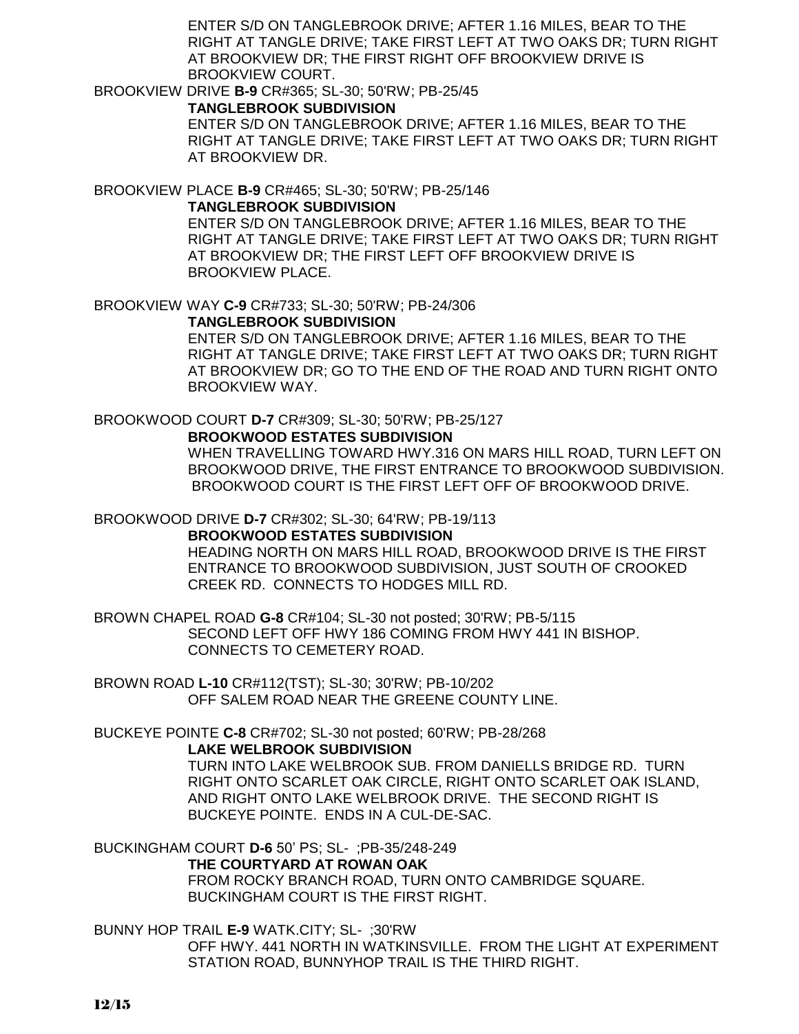ENTER S/D ON TANGLEBROOK DRIVE; AFTER 1.16 MILES, BEAR TO THE RIGHT AT TANGLE DRIVE; TAKE FIRST LEFT AT TWO OAKS DR; TURN RIGHT AT BROOKVIEW DR; THE FIRST RIGHT OFF BROOKVIEW DRIVE IS BROOKVIEW COURT.

BROOKVIEW DRIVE **B-9** CR#365; SL-30; 50'RW; PB-25/45
**TANGLEBROOK SUBDIVISION**
ENTER S/D ON TANGLEBROOK DRIVE; AFTER 1.16 MILES, BEAR TO THE RIGHT AT TANGLE DRIVE; TAKE FIRST LEFT AT TWO OAKS DR; TURN RIGHT AT BROOKVIEW DR.

BROOKVIEW PLACE **B-9** CR#465; SL-30; 50'RW; PB-25/146
**TANGLEBROOK SUBDIVISION**
ENTER S/D ON TANGLEBROOK DRIVE; AFTER 1.16 MILES, BEAR TO THE RIGHT AT TANGLE DRIVE; TAKE FIRST LEFT AT TWO OAKS DR; TURN RIGHT AT BROOKVIEW DR; THE FIRST LEFT OFF BROOKVIEW DRIVE IS BROOKVIEW PLACE.

BROOKVIEW WAY **C-9** CR#733; SL-30; 50'RW; PB-24/306
**TANGLEBROOK SUBDIVISION**
ENTER S/D ON TANGLEBROOK DRIVE; AFTER 1.16 MILES, BEAR TO THE RIGHT AT TANGLE DRIVE; TAKE FIRST LEFT AT TWO OAKS DR; TURN RIGHT AT BROOKVIEW DR; GO TO THE END OF THE ROAD AND TURN RIGHT ONTO BROOKVIEW WAY.

BROOKWOOD COURT **D-7** CR#309; SL-30; 50'RW; PB-25/127
**BROOKWOOD ESTATES SUBDIVISION**
WHEN TRAVELLING TOWARD HWY.316 ON MARS HILL ROAD, TURN LEFT ON BROOKWOOD DRIVE, THE FIRST ENTRANCE TO BROOKWOOD SUBDIVISION. BROOKWOOD COURT IS THE FIRST LEFT OFF OF BROOKWOOD DRIVE.

BROOKWOOD DRIVE **D-7** CR#302; SL-30; 64'RW; PB-19/113
**BROOKWOOD ESTATES SUBDIVISION**
HEADING NORTH ON MARS HILL ROAD, BROOKWOOD DRIVE IS THE FIRST ENTRANCE TO BROOKWOOD SUBDIVISION, JUST SOUTH OF CROOKED CREEK RD. CONNECTS TO HODGES MILL RD.

BROWN CHAPEL ROAD **G-8** CR#104; SL-30 not posted; 30'RW; PB-5/115
SECOND LEFT OFF HWY 186 COMING FROM HWY 441 IN BISHOP. CONNECTS TO CEMETERY ROAD.

BROWN ROAD **L-10** CR#112(TST); SL-30; 30'RW; PB-10/202
OFF SALEM ROAD NEAR THE GREENE COUNTY LINE.

BUCKEYE POINTE **C-8** CR#702; SL-30 not posted; 60'RW; PB-28/268
**LAKE WELBROOK SUBDIVISION**
TURN INTO LAKE WELBROOK SUB. FROM DANIELLS BRIDGE RD. TURN RIGHT ONTO SCARLET OAK CIRCLE, RIGHT ONTO SCARLET OAK ISLAND, AND RIGHT ONTO LAKE WELBROOK DRIVE. THE SECOND RIGHT IS BUCKEYE POINTE. ENDS IN A CUL-DE-SAC.

BUCKINGHAM COURT **D-6** 50' PS; SL- ;PB-35/248-249
**THE COURTYARD AT ROWAN OAK**
FROM ROCKY BRANCH ROAD, TURN ONTO CAMBRIDGE SQUARE. BUCKINGHAM COURT IS THE FIRST RIGHT.

BUNNY HOP TRAIL **E-9** WATK.CITY; SL- ;30'RW
OFF HWY. 441 NORTH IN WATKINSVILLE. FROM THE LIGHT AT EXPERIMENT STATION ROAD, BUNNYHOP TRAIL IS THE THIRD RIGHT.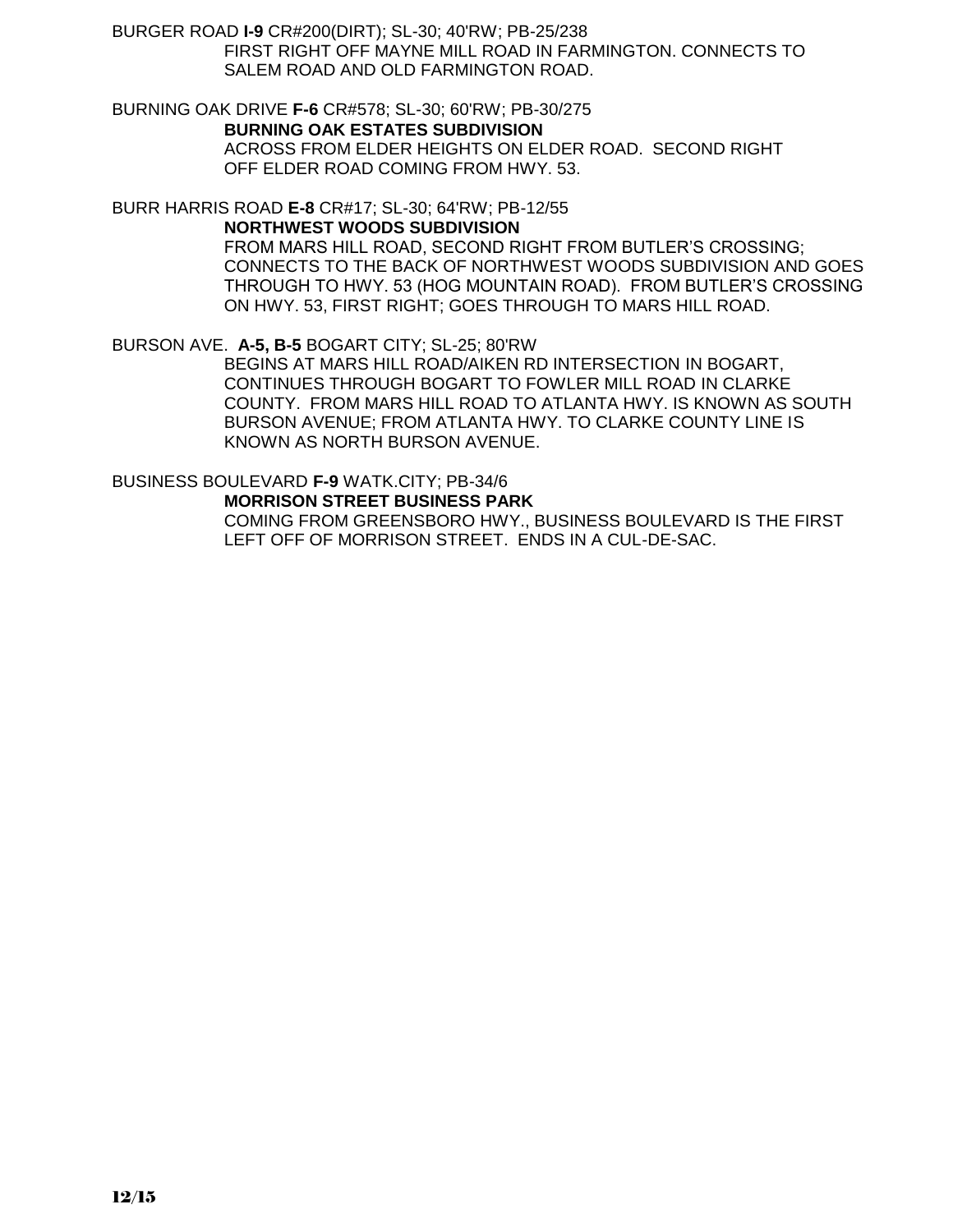BURGER ROAD **I-9** CR#200(DIRT); SL-30; 40'RW; PB-25/238

FIRST RIGHT OFF MAYNE MILL ROAD IN FARMINGTON. CONNECTS TO SALEM ROAD AND OLD FARMINGTON ROAD.

BURNING OAK DRIVE **F-6** CR#578; SL-30; 60'RW; PB-30/275

**BURNING OAK ESTATES SUBDIVISION**

ACROSS FROM ELDER HEIGHTS ON ELDER ROAD. SECOND RIGHT OFF ELDER ROAD COMING FROM HWY. 53.

BURR HARRIS ROAD **E-8** CR#17; SL-30; 64'RW; PB-12/55

**NORTHWEST WOODS SUBDIVISION**

FROM MARS HILL ROAD, SECOND RIGHT FROM BUTLER'S CROSSING; CONNECTS TO THE BACK OF NORTHWEST WOODS SUBDIVISION AND GOES THROUGH TO HWY. 53 (HOG MOUNTAIN ROAD). FROM BUTLER'S CROSSING ON HWY. 53, FIRST RIGHT; GOES THROUGH TO MARS HILL ROAD.

BURSON AVE. **A-5, B-5** BOGART CITY; SL-25; 80'RW

BEGINS AT MARS HILL ROAD/AIKEN RD INTERSECTION IN BOGART, CONTINUES THROUGH BOGART TO FOWLER MILL ROAD IN CLARKE COUNTY. FROM MARS HILL ROAD TO ATLANTA HWY. IS KNOWN AS SOUTH BURSON AVENUE; FROM ATLANTA HWY. TO CLARKE COUNTY LINE IS KNOWN AS NORTH BURSON AVENUE.

BUSINESS BOULEVARD **F-9** WATK.CITY; PB-34/6

**MORRISON STREET BUSINESS PARK**

COMING FROM GREENSBORO HWY., BUSINESS BOULEVARD IS THE FIRST LEFT OFF OF MORRISON STREET. ENDS IN A CUL-DE-SAC.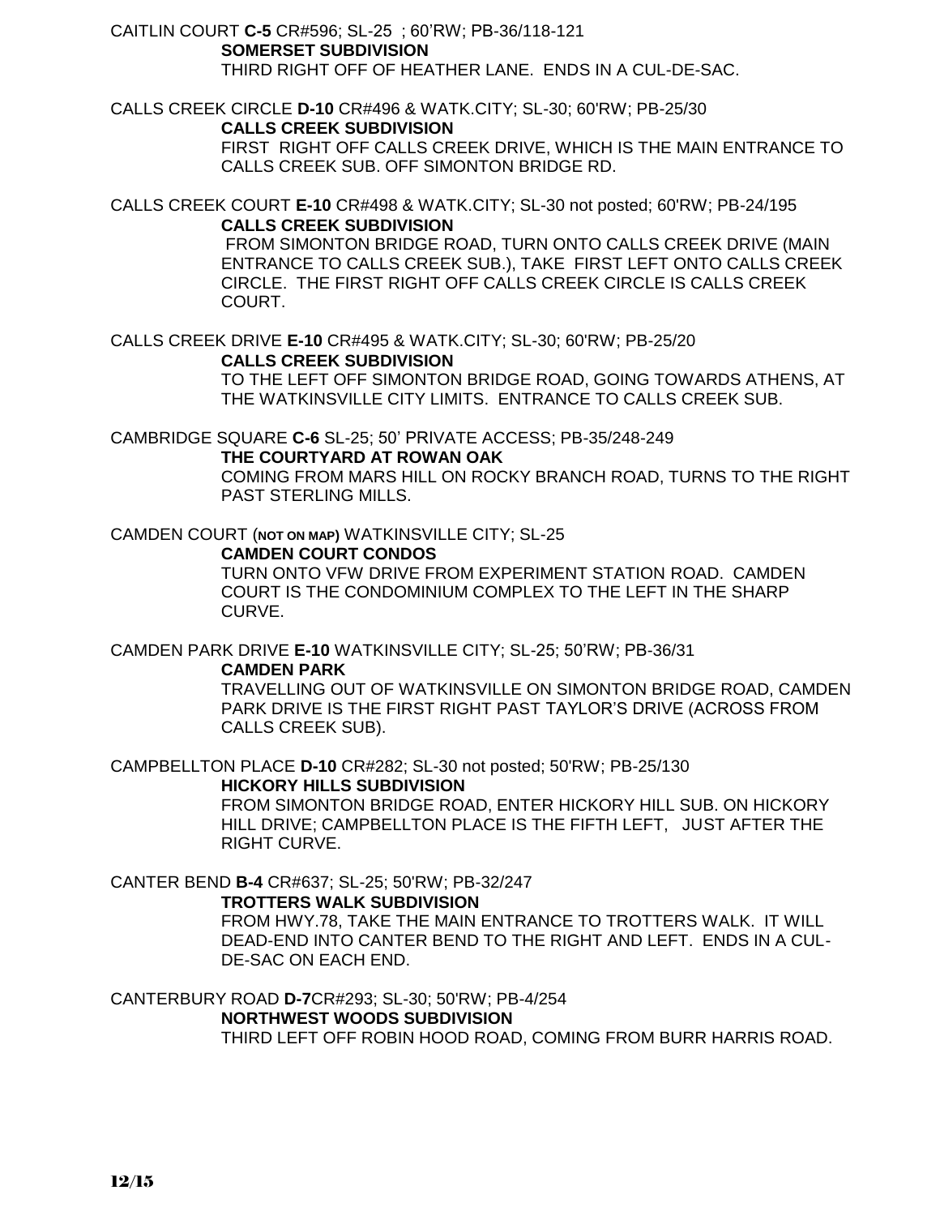CAITLIN COURT **C-5** CR#596; SL-25 ; 60'RW; PB-36/118-121

**SOMERSET SUBDIVISION**

THIRD RIGHT OFF OF HEATHER LANE. ENDS IN A CUL-DE-SAC.

CALLS CREEK CIRCLE **D-10** CR#496 & WATK.CITY; SL-30; 60'RW; PB-25/30

**CALLS CREEK SUBDIVISION**

FIRST RIGHT OFF CALLS CREEK DRIVE, WHICH IS THE MAIN ENTRANCE TO CALLS CREEK SUB. OFF SIMONTON BRIDGE RD.

CALLS CREEK COURT **E-10** CR#498 & WATK.CITY; SL-30 not posted; 60'RW; PB-24/195

**CALLS CREEK SUBDIVISION**

FROM SIMONTON BRIDGE ROAD, TURN ONTO CALLS CREEK DRIVE (MAIN ENTRANCE TO CALLS CREEK SUB.), TAKE FIRST LEFT ONTO CALLS CREEK CIRCLE. THE FIRST RIGHT OFF CALLS CREEK CIRCLE IS CALLS CREEK COURT.

CALLS CREEK DRIVE **E-10** CR#495 & WATK.CITY; SL-30; 60'RW; PB-25/20

**CALLS CREEK SUBDIVISION**

TO THE LEFT OFF SIMONTON BRIDGE ROAD, GOING TOWARDS ATHENS, AT THE WATKINSVILLE CITY LIMITS. ENTRANCE TO CALLS CREEK SUB.

CAMBRIDGE SQUARE **C-6** SL-25; 50' PRIVATE ACCESS; PB-35/248-249

**THE COURTYARD AT ROWAN OAK**

COMING FROM MARS HILL ON ROCKY BRANCH ROAD, TURNS TO THE RIGHT PAST STERLING MILLS.

CAMDEN COURT (**NOT ON MAP**) WATKINSVILLE CITY; SL-25

**CAMDEN COURT CONDOS**

TURN ONTO VFW DRIVE FROM EXPERIMENT STATION ROAD. CAMDEN COURT IS THE CONDOMINIUM COMPLEX TO THE LEFT IN THE SHARP CURVE.

CAMDEN PARK DRIVE **E-10** WATKINSVILLE CITY; SL-25; 50'RW; PB-36/31

**CAMDEN PARK**

TRAVELLING OUT OF WATKINSVILLE ON SIMONTON BRIDGE ROAD, CAMDEN PARK DRIVE IS THE FIRST RIGHT PAST TAYLOR'S DRIVE (ACROSS FROM CALLS CREEK SUB).

CAMPBELLTON PLACE **D-10** CR#282; SL-30 not posted; 50'RW; PB-25/130

**HICKORY HILLS SUBDIVISION**

FROM SIMONTON BRIDGE ROAD, ENTER HICKORY HILL SUB. ON HICKORY HILL DRIVE; CAMPBELLTON PLACE IS THE FIFTH LEFT, JUST AFTER THE RIGHT CURVE.

CANTER BEND **B-4** CR#637; SL-25; 50'RW; PB-32/247

**TROTTERS WALK SUBDIVISION**

FROM HWY.78, TAKE THE MAIN ENTRANCE TO TROTTERS WALK. IT WILL DEAD-END INTO CANTER BEND TO THE RIGHT AND LEFT. ENDS IN A CUL-DE-SAC ON EACH END.

CANTERBURY ROAD **D-7**CR#293; SL-30; 50'RW; PB-4/254

**NORTHWEST WOODS SUBDIVISION**

THIRD LEFT OFF ROBIN HOOD ROAD, COMING FROM BURR HARRIS ROAD.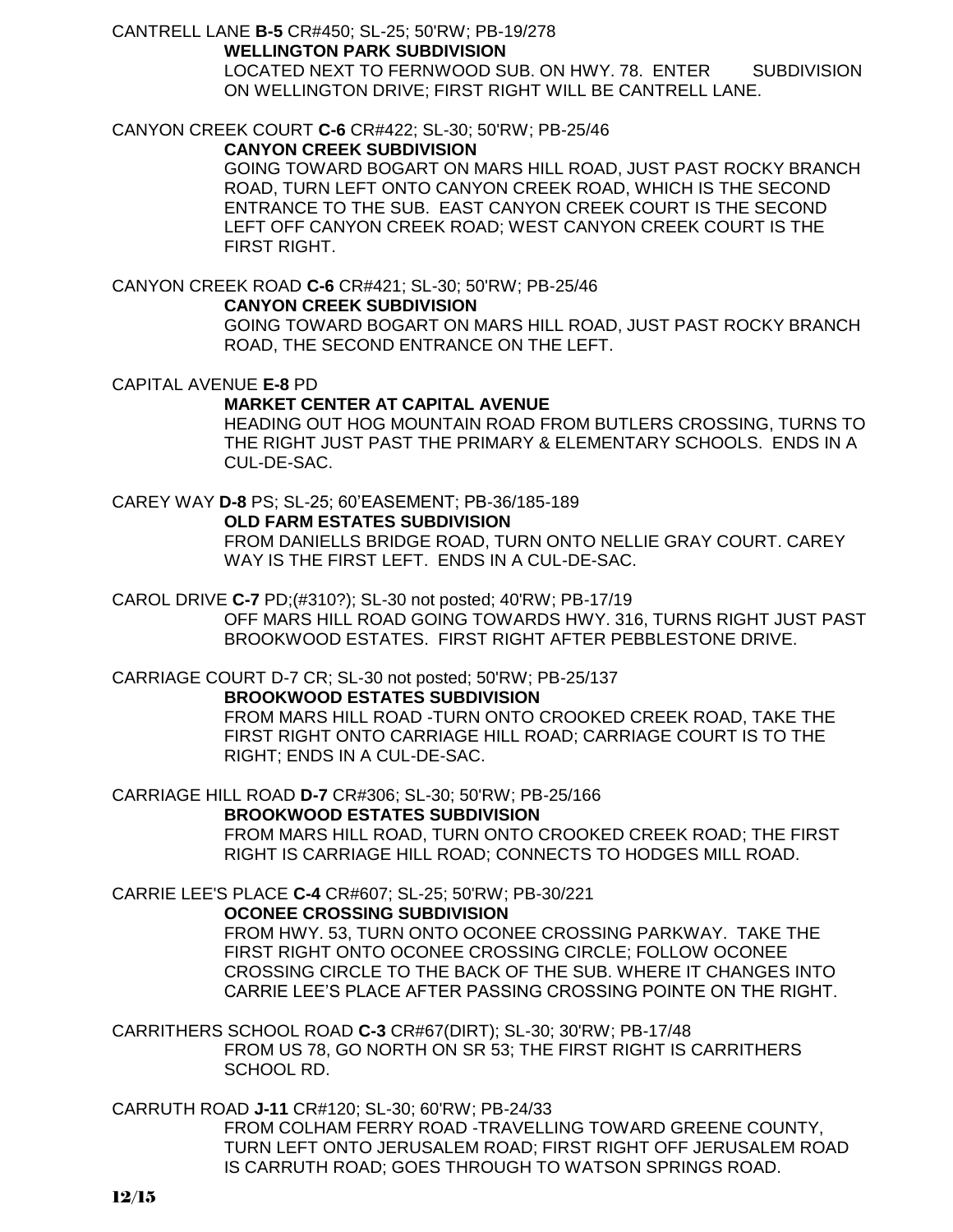CANTRELL LANE **B-5** CR#450; SL-25; 50'RW; PB-19/278

**WELLINGTON PARK SUBDIVISION**

LOCATED NEXT TO FERNWOOD SUB. ON HWY. 78. ENTER SUBDIVISION ON WELLINGTON DRIVE; FIRST RIGHT WILL BE CANTRELL LANE.

CANYON CREEK COURT **C-6** CR#422; SL-30; 50'RW; PB-25/46

**CANYON CREEK SUBDIVISION**

GOING TOWARD BOGART ON MARS HILL ROAD, JUST PAST ROCKY BRANCH ROAD, TURN LEFT ONTO CANYON CREEK ROAD, WHICH IS THE SECOND ENTRANCE TO THE SUB. EAST CANYON CREEK COURT IS THE SECOND LEFT OFF CANYON CREEK ROAD; WEST CANYON CREEK COURT IS THE FIRST RIGHT.

CANYON CREEK ROAD **C-6** CR#421; SL-30; 50'RW; PB-25/46

**CANYON CREEK SUBDIVISION**

GOING TOWARD BOGART ON MARS HILL ROAD, JUST PAST ROCKY BRANCH ROAD, THE SECOND ENTRANCE ON THE LEFT.

CAPITAL AVENUE **E-8** PD

**MARKET CENTER AT CAPITAL AVENUE**

HEADING OUT HOG MOUNTAIN ROAD FROM BUTLERS CROSSING, TURNS TO THE RIGHT JUST PAST THE PRIMARY & ELEMENTARY SCHOOLS. ENDS IN A CUL-DE-SAC.

CAREY WAY **D-8** PS; SL-25; 60'EASEMENT; PB-36/185-189

**OLD FARM ESTATES SUBDIVISION**

FROM DANIELLS BRIDGE ROAD, TURN ONTO NELLIE GRAY COURT. CAREY WAY IS THE FIRST LEFT. ENDS IN A CUL-DE-SAC.

CAROL DRIVE **C-7** PD;(#310?); SL-30 not posted; 40'RW; PB-17/19

OFF MARS HILL ROAD GOING TOWARDS HWY. 316, TURNS RIGHT JUST PAST BROOKWOOD ESTATES. FIRST RIGHT AFTER PEBBLESTONE DRIVE.

CARRIAGE COURT D-7 CR; SL-30 not posted; 50'RW; PB-25/137

**BROOKWOOD ESTATES SUBDIVISION**

FROM MARS HILL ROAD -TURN ONTO CROOKED CREEK ROAD, TAKE THE FIRST RIGHT ONTO CARRIAGE HILL ROAD; CARRIAGE COURT IS TO THE RIGHT; ENDS IN A CUL-DE-SAC.

CARRIAGE HILL ROAD **D-7** CR#306; SL-30; 50'RW; PB-25/166

**BROOKWOOD ESTATES SUBDIVISION**

FROM MARS HILL ROAD, TURN ONTO CROOKED CREEK ROAD; THE FIRST RIGHT IS CARRIAGE HILL ROAD; CONNECTS TO HODGES MILL ROAD.

CARRIE LEE'S PLACE **C-4** CR#607; SL-25; 50'RW; PB-30/221

**OCONEE CROSSING SUBDIVISION**

FROM HWY. 53, TURN ONTO OCONEE CROSSING PARKWAY. TAKE THE FIRST RIGHT ONTO OCONEE CROSSING CIRCLE; FOLLOW OCONEE CROSSING CIRCLE TO THE BACK OF THE SUB. WHERE IT CHANGES INTO CARRIE LEE'S PLACE AFTER PASSING CROSSING POINTE ON THE RIGHT.

CARRITHERS SCHOOL ROAD **C-3** CR#67(DIRT); SL-30; 30'RW; PB-17/48

FROM US 78, GO NORTH ON SR 53; THE FIRST RIGHT IS CARRITHERS SCHOOL RD.

CARRUTH ROAD **J-11** CR#120; SL-30; 60'RW; PB-24/33

FROM COLHAM FERRY ROAD -TRAVELLING TOWARD GREENE COUNTY, TURN LEFT ONTO JERUSALEM ROAD; FIRST RIGHT OFF JERUSALEM ROAD IS CARRUTH ROAD; GOES THROUGH TO WATSON SPRINGS ROAD.

12/15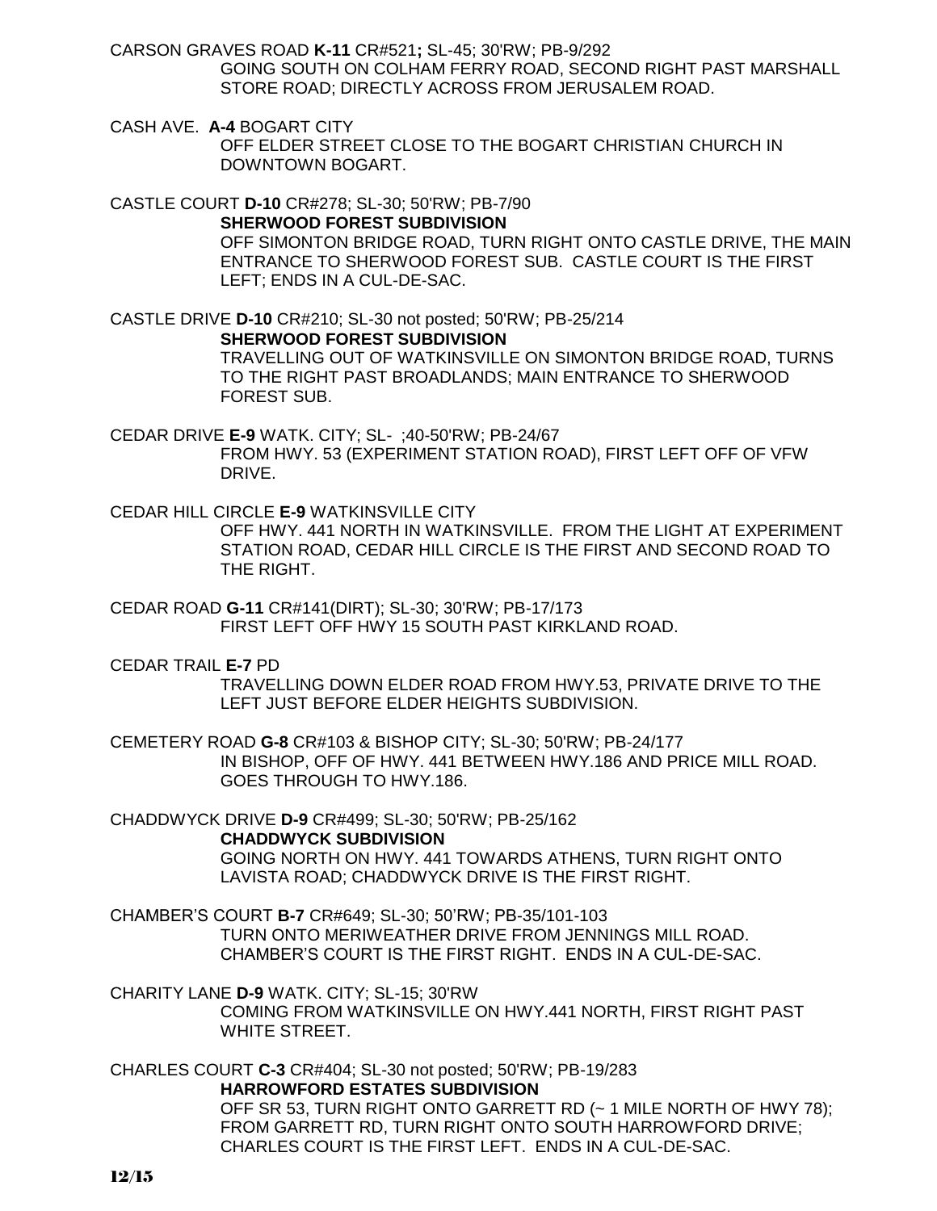CARSON GRAVES ROAD **K-11** CR#521**;** SL-45; 30'RW; PB-9/292

GOING SOUTH ON COLHAM FERRY ROAD, SECOND RIGHT PAST MARSHALL STORE ROAD; DIRECTLY ACROSS FROM JERUSALEM ROAD.

CASH AVE. **A-4** BOGART CITY

OFF ELDER STREET CLOSE TO THE BOGART CHRISTIAN CHURCH IN DOWNTOWN BOGART.

CASTLE COURT **D-10** CR#278; SL-30; 50'RW; PB-7/90

**SHERWOOD FOREST SUBDIVISION**

OFF SIMONTON BRIDGE ROAD, TURN RIGHT ONTO CASTLE DRIVE, THE MAIN ENTRANCE TO SHERWOOD FOREST SUB. CASTLE COURT IS THE FIRST LEFT; ENDS IN A CUL-DE-SAC.

CASTLE DRIVE **D-10** CR#210; SL-30 not posted; 50'RW; PB-25/214

**SHERWOOD FOREST SUBDIVISION**

TRAVELLING OUT OF WATKINSVILLE ON SIMONTON BRIDGE ROAD, TURNS TO THE RIGHT PAST BROADLANDS; MAIN ENTRANCE TO SHERWOOD FOREST SUB.

CEDAR DRIVE **E-9** WATK. CITY; SL- ;40-50'RW; PB-24/67

FROM HWY. 53 (EXPERIMENT STATION ROAD), FIRST LEFT OFF OF VFW DRIVE.

CEDAR HILL CIRCLE **E-9** WATKINSVILLE CITY

OFF HWY. 441 NORTH IN WATKINSVILLE. FROM THE LIGHT AT EXPERIMENT STATION ROAD, CEDAR HILL CIRCLE IS THE FIRST AND SECOND ROAD TO THE RIGHT.

CEDAR ROAD **G-11** CR#141(DIRT); SL-30; 30'RW; PB-17/173

FIRST LEFT OFF HWY 15 SOUTH PAST KIRKLAND ROAD.

CEDAR TRAIL **E-7** PD

TRAVELLING DOWN ELDER ROAD FROM HWY.53, PRIVATE DRIVE TO THE LEFT JUST BEFORE ELDER HEIGHTS SUBDIVISION.

CEMETERY ROAD **G-8** CR#103 & BISHOP CITY; SL-30; 50'RW; PB-24/177

IN BISHOP, OFF OF HWY. 441 BETWEEN HWY.186 AND PRICE MILL ROAD. GOES THROUGH TO HWY.186.

CHADDWYCK DRIVE **D-9** CR#499; SL-30; 50'RW; PB-25/162

**CHADDWYCK SUBDIVISION**

GOING NORTH ON HWY. 441 TOWARDS ATHENS, TURN RIGHT ONTO LAVISTA ROAD; CHADDWYCK DRIVE IS THE FIRST RIGHT.

CHAMBER'S COURT **B-7** CR#649; SL-30; 50'RW; PB-35/101-103

TURN ONTO MERIWEATHER DRIVE FROM JENNINGS MILL ROAD. CHAMBER'S COURT IS THE FIRST RIGHT. ENDS IN A CUL-DE-SAC.

CHARITY LANE **D-9** WATK. CITY; SL-15; 30'RW

COMING FROM WATKINSVILLE ON HWY.441 NORTH, FIRST RIGHT PAST WHITE STREET.

CHARLES COURT **C-3** CR#404; SL-30 not posted; 50'RW; PB-19/283

**HARROWFORD ESTATES SUBDIVISION**

OFF SR 53, TURN RIGHT ONTO GARRETT RD (~ 1 MILE NORTH OF HWY 78); FROM GARRETT RD, TURN RIGHT ONTO SOUTH HARROWFORD DRIVE; CHARLES COURT IS THE FIRST LEFT. ENDS IN A CUL-DE-SAC.

12/15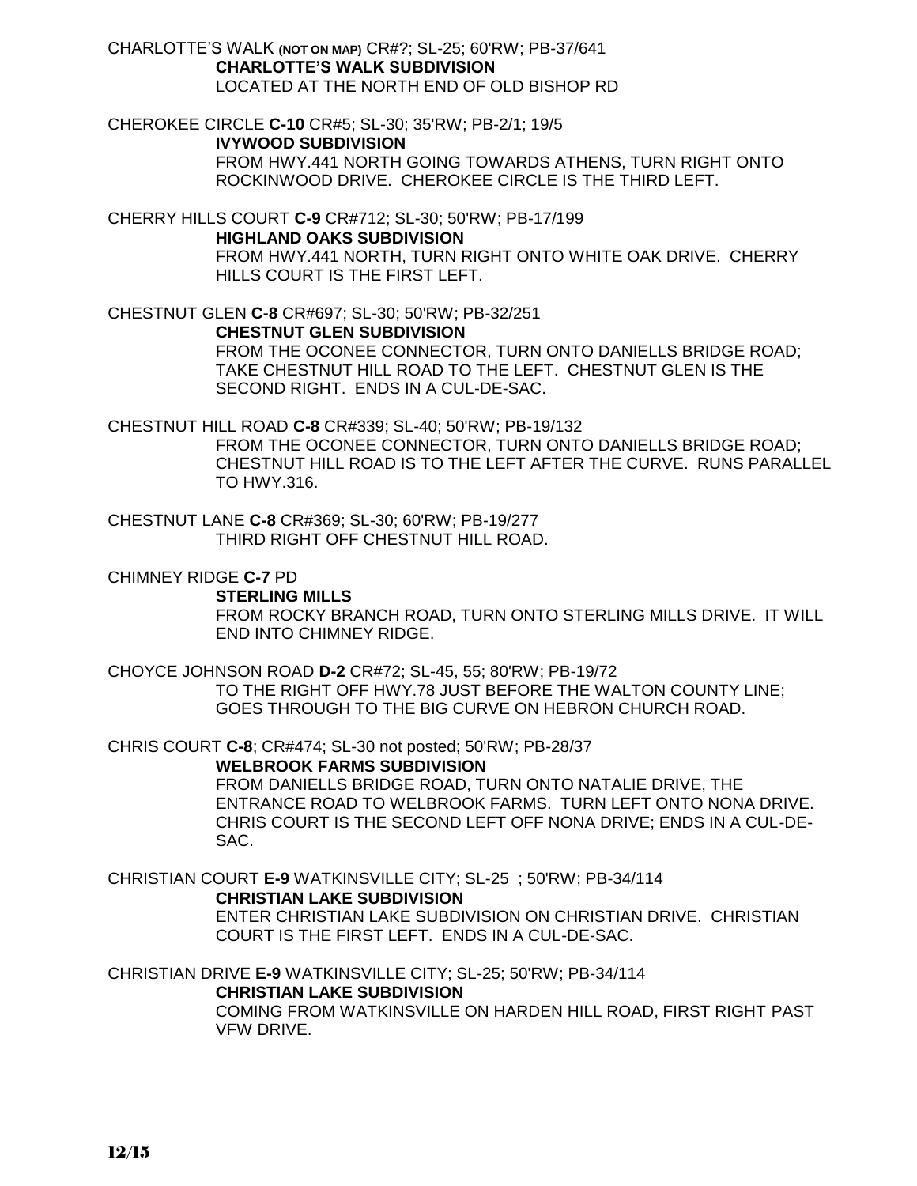CHARLOTTE'S WALK **(NOT ON MAP)** CR#?; SL-25; 60'RW; PB-37/641
**CHARLOTTE'S WALK SUBDIVISION**
LOCATED AT THE NORTH END OF OLD BISHOP RD

CHEROKEE CIRCLE **C-10** CR#5; SL-30; 35'RW; PB-2/1; 19/5
**IVYWOOD SUBDIVISION**
FROM HWY.441 NORTH GOING TOWARDS ATHENS, TURN RIGHT ONTO ROCKINWOOD DRIVE. CHEROKEE CIRCLE IS THE THIRD LEFT.

CHERRY HILLS COURT **C-9** CR#712; SL-30; 50'RW; PB-17/199
**HIGHLAND OAKS SUBDIVISION**
FROM HWY.441 NORTH, TURN RIGHT ONTO WHITE OAK DRIVE. CHERRY HILLS COURT IS THE FIRST LEFT.

CHESTNUT GLEN **C-8** CR#697; SL-30; 50'RW; PB-32/251
**CHESTNUT GLEN SUBDIVISION**
FROM THE OCONEE CONNECTOR, TURN ONTO DANIELLS BRIDGE ROAD; TAKE CHESTNUT HILL ROAD TO THE LEFT. CHESTNUT GLEN IS THE SECOND RIGHT. ENDS IN A CUL-DE-SAC.

CHESTNUT HILL ROAD **C-8** CR#339; SL-40; 50'RW; PB-19/132
FROM THE OCONEE CONNECTOR, TURN ONTO DANIELLS BRIDGE ROAD; CHESTNUT HILL ROAD IS TO THE LEFT AFTER THE CURVE. RUNS PARALLEL TO HWY.316.

CHESTNUT LANE **C-8** CR#369; SL-30; 60'RW; PB-19/277
THIRD RIGHT OFF CHESTNUT HILL ROAD.

CHIMNEY RIDGE **C-7** PD
**STERLING MILLS**
FROM ROCKY BRANCH ROAD, TURN ONTO STERLING MILLS DRIVE. IT WILL END INTO CHIMNEY RIDGE.

CHOYCE JOHNSON ROAD **D-2** CR#72; SL-45, 55; 80'RW; PB-19/72
TO THE RIGHT OFF HWY.78 JUST BEFORE THE WALTON COUNTY LINE; GOES THROUGH TO THE BIG CURVE ON HEBRON CHURCH ROAD.

CHRIS COURT **C-8**; CR#474; SL-30 not posted; 50'RW; PB-28/37
**WELBROOK FARMS SUBDIVISION**
FROM DANIELLS BRIDGE ROAD, TURN ONTO NATALIE DRIVE, THE ENTRANCE ROAD TO WELBROOK FARMS. TURN LEFT ONTO NONA DRIVE. CHRIS COURT IS THE SECOND LEFT OFF NONA DRIVE; ENDS IN A CUL-DE-SAC.

CHRISTIAN COURT **E-9** WATKINSVILLE CITY; SL-25 ; 50'RW; PB-34/114
**CHRISTIAN LAKE SUBDIVISION**
ENTER CHRISTIAN LAKE SUBDIVISION ON CHRISTIAN DRIVE. CHRISTIAN COURT IS THE FIRST LEFT. ENDS IN A CUL-DE-SAC.

CHRISTIAN DRIVE **E-9** WATKINSVILLE CITY; SL-25; 50'RW; PB-34/114
**CHRISTIAN LAKE SUBDIVISION**
COMING FROM WATKINSVILLE ON HARDEN HILL ROAD, FIRST RIGHT PAST VFW DRIVE.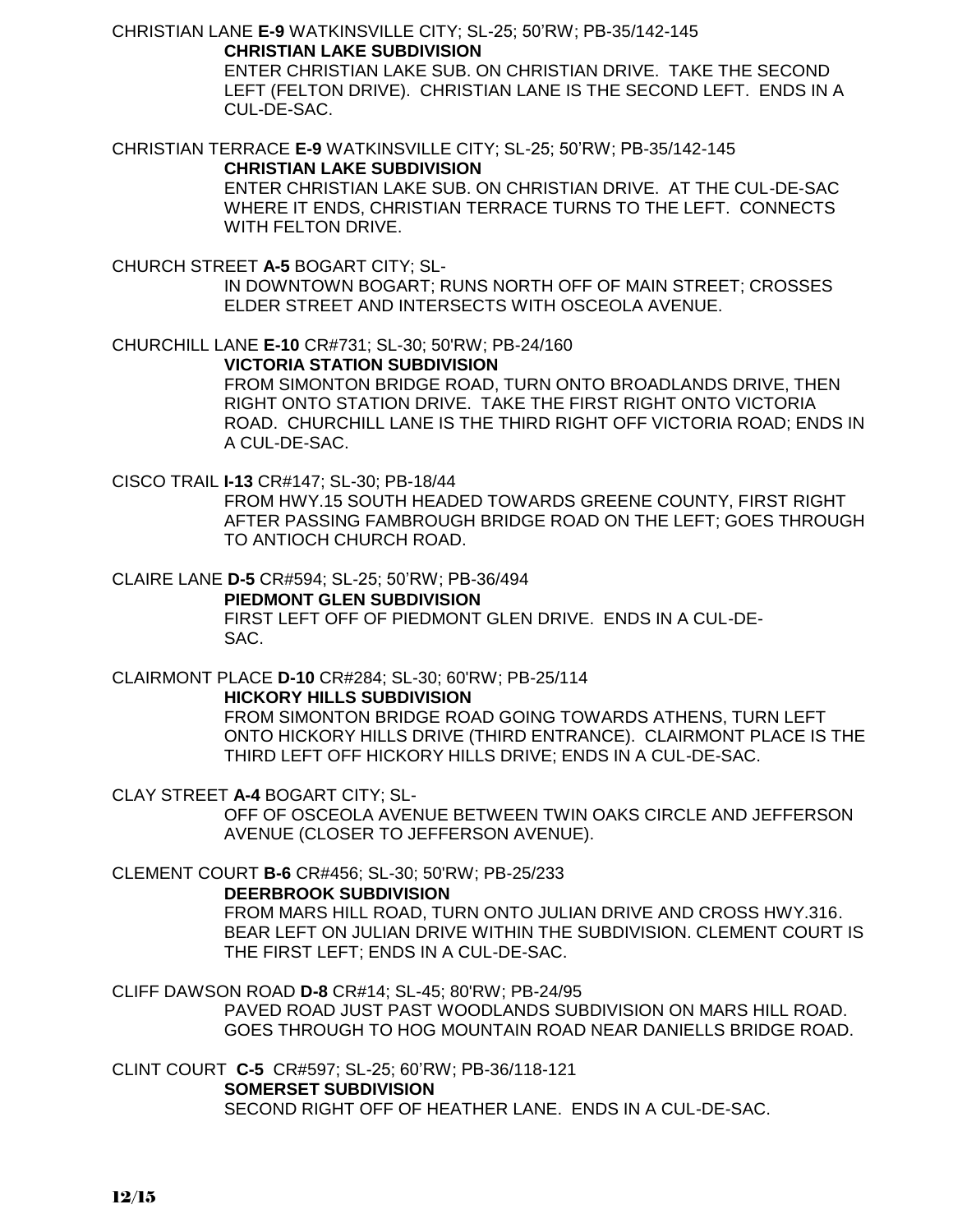CHRISTIAN LANE **E-9** WATKINSVILLE CITY; SL-25; 50'RW; PB-35/142-145
**CHRISTIAN LAKE SUBDIVISION**
ENTER CHRISTIAN LAKE SUB. ON CHRISTIAN DRIVE. TAKE THE SECOND LEFT (FELTON DRIVE). CHRISTIAN LANE IS THE SECOND LEFT. ENDS IN A CUL-DE-SAC.

CHRISTIAN TERRACE **E-9** WATKINSVILLE CITY; SL-25; 50'RW; PB-35/142-145
**CHRISTIAN LAKE SUBDIVISION**
ENTER CHRISTIAN LAKE SUB. ON CHRISTIAN DRIVE. AT THE CUL-DE-SAC WHERE IT ENDS, CHRISTIAN TERRACE TURNS TO THE LEFT. CONNECTS WITH FELTON DRIVE.

CHURCH STREET **A-5** BOGART CITY; SL-
IN DOWNTOWN BOGART; RUNS NORTH OFF OF MAIN STREET; CROSSES ELDER STREET AND INTERSECTS WITH OSCEOLA AVENUE.

CHURCHILL LANE **E-10** CR#731; SL-30; 50'RW; PB-24/160
**VICTORIA STATION SUBDIVISION**
FROM SIMONTON BRIDGE ROAD, TURN ONTO BROADLANDS DRIVE, THEN RIGHT ONTO STATION DRIVE. TAKE THE FIRST RIGHT ONTO VICTORIA ROAD. CHURCHILL LANE IS THE THIRD RIGHT OFF VICTORIA ROAD; ENDS IN A CUL-DE-SAC.

CISCO TRAIL **I-13** CR#147; SL-30; PB-18/44
FROM HWY.15 SOUTH HEADED TOWARDS GREENE COUNTY, FIRST RIGHT AFTER PASSING FAMBROUGH BRIDGE ROAD ON THE LEFT; GOES THROUGH TO ANTIOCH CHURCH ROAD.

CLAIRE LANE **D-5** CR#594; SL-25; 50'RW; PB-36/494
**PIEDMONT GLEN SUBDIVISION**
FIRST LEFT OFF OF PIEDMONT GLEN DRIVE. ENDS IN A CUL-DE-SAC.

CLAIRMONT PLACE **D-10** CR#284; SL-30; 60'RW; PB-25/114
**HICKORY HILLS SUBDIVISION**
FROM SIMONTON BRIDGE ROAD GOING TOWARDS ATHENS, TURN LEFT ONTO HICKORY HILLS DRIVE (THIRD ENTRANCE). CLAIRMONT PLACE IS THE THIRD LEFT OFF HICKORY HILLS DRIVE; ENDS IN A CUL-DE-SAC.

CLAY STREET **A-4** BOGART CITY; SL-
OFF OF OSCEOLA AVENUE BETWEEN TWIN OAKS CIRCLE AND JEFFERSON AVENUE (CLOSER TO JEFFERSON AVENUE).

CLEMENT COURT **B-6** CR#456; SL-30; 50'RW; PB-25/233
**DEERBROOK SUBDIVISION**
FROM MARS HILL ROAD, TURN ONTO JULIAN DRIVE AND CROSS HWY.316. BEAR LEFT ON JULIAN DRIVE WITHIN THE SUBDIVISION. CLEMENT COURT IS THE FIRST LEFT; ENDS IN A CUL-DE-SAC.

CLIFF DAWSON ROAD **D-8** CR#14; SL-45; 80'RW; PB-24/95
PAVED ROAD JUST PAST WOODLANDS SUBDIVISION ON MARS HILL ROAD. GOES THROUGH TO HOG MOUNTAIN ROAD NEAR DANIELLS BRIDGE ROAD.

CLINT COURT **C-5** CR#597; SL-25; 60'RW; PB-36/118-121
**SOMERSET SUBDIVISION**
SECOND RIGHT OFF OF HEATHER LANE. ENDS IN A CUL-DE-SAC.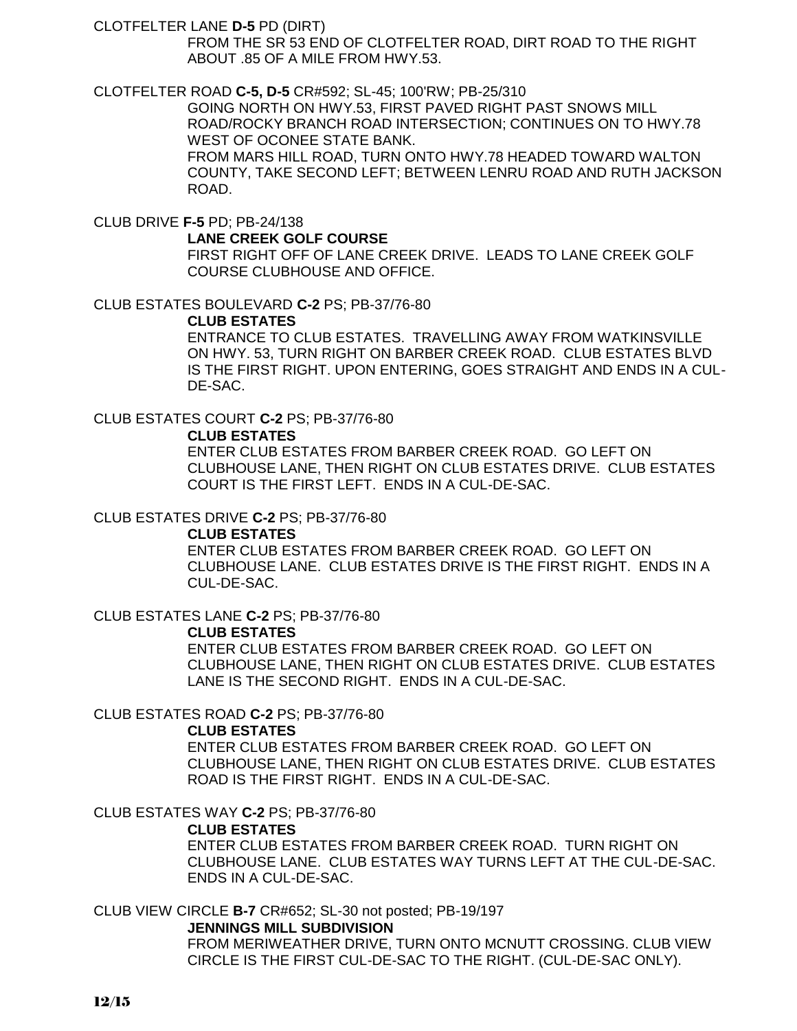CLOTFELTER LANE **D-5** PD (DIRT)

FROM THE SR 53 END OF CLOTFELTER ROAD, DIRT ROAD TO THE RIGHT ABOUT .85 OF A MILE FROM HWY.53.

CLOTFELTER ROAD **C-5, D-5** CR#592; SL-45; 100'RW; PB-25/310

GOING NORTH ON HWY.53, FIRST PAVED RIGHT PAST SNOWS MILL ROAD/ROCKY BRANCH ROAD INTERSECTION; CONTINUES ON TO HWY.78 WEST OF OCONEE STATE BANK.
FROM MARS HILL ROAD, TURN ONTO HWY.78 HEADED TOWARD WALTON COUNTY, TAKE SECOND LEFT; BETWEEN LENRU ROAD AND RUTH JACKSON ROAD.

CLUB DRIVE **F-5** PD; PB-24/138

**LANE CREEK GOLF COURSE**

FIRST RIGHT OFF OF LANE CREEK DRIVE. LEADS TO LANE CREEK GOLF COURSE CLUBHOUSE AND OFFICE.

CLUB ESTATES BOULEVARD **C-2** PS; PB-37/76-80

**CLUB ESTATES**

ENTRANCE TO CLUB ESTATES. TRAVELLING AWAY FROM WATKINSVILLE ON HWY. 53, TURN RIGHT ON BARBER CREEK ROAD. CLUB ESTATES BLVD IS THE FIRST RIGHT. UPON ENTERING, GOES STRAIGHT AND ENDS IN A CUL-DE-SAC.

CLUB ESTATES COURT **C-2** PS; PB-37/76-80

**CLUB ESTATES**

ENTER CLUB ESTATES FROM BARBER CREEK ROAD. GO LEFT ON CLUBHOUSE LANE, THEN RIGHT ON CLUB ESTATES DRIVE. CLUB ESTATES COURT IS THE FIRST LEFT. ENDS IN A CUL-DE-SAC.

CLUB ESTATES DRIVE **C-2** PS; PB-37/76-80

**CLUB ESTATES**

ENTER CLUB ESTATES FROM BARBER CREEK ROAD. GO LEFT ON CLUBHOUSE LANE. CLUB ESTATES DRIVE IS THE FIRST RIGHT. ENDS IN A CUL-DE-SAC.

CLUB ESTATES LANE **C-2** PS; PB-37/76-80

**CLUB ESTATES**

ENTER CLUB ESTATES FROM BARBER CREEK ROAD. GO LEFT ON CLUBHOUSE LANE, THEN RIGHT ON CLUB ESTATES DRIVE. CLUB ESTATES LANE IS THE SECOND RIGHT. ENDS IN A CUL-DE-SAC.

CLUB ESTATES ROAD **C-2** PS; PB-37/76-80

**CLUB ESTATES**

ENTER CLUB ESTATES FROM BARBER CREEK ROAD. GO LEFT ON CLUBHOUSE LANE, THEN RIGHT ON CLUB ESTATES DRIVE. CLUB ESTATES ROAD IS THE FIRST RIGHT. ENDS IN A CUL-DE-SAC.

CLUB ESTATES WAY **C-2** PS; PB-37/76-80

**CLUB ESTATES**

ENTER CLUB ESTATES FROM BARBER CREEK ROAD. TURN RIGHT ON CLUBHOUSE LANE. CLUB ESTATES WAY TURNS LEFT AT THE CUL-DE-SAC. ENDS IN A CUL-DE-SAC.

CLUB VIEW CIRCLE **B-7** CR#652; SL-30 not posted; PB-19/197

**JENNINGS MILL SUBDIVISION**

FROM MERIWEATHER DRIVE, TURN ONTO MCNUTT CROSSING. CLUB VIEW CIRCLE IS THE FIRST CUL-DE-SAC TO THE RIGHT. (CUL-DE-SAC ONLY).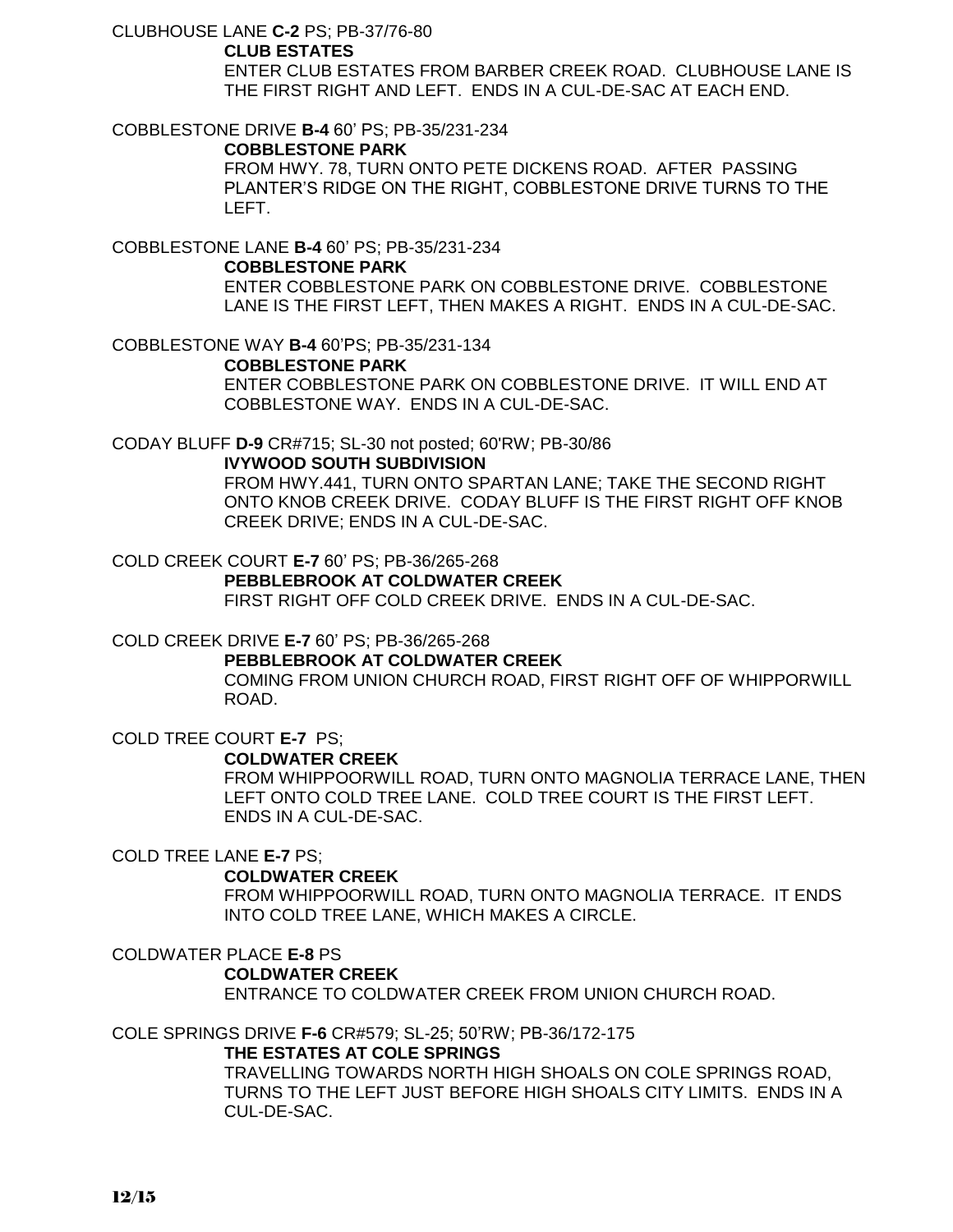CLUBHOUSE LANE **C-2** PS; PB-37/76-80

**CLUB ESTATES**

ENTER CLUB ESTATES FROM BARBER CREEK ROAD. CLUBHOUSE LANE IS THE FIRST RIGHT AND LEFT. ENDS IN A CUL-DE-SAC AT EACH END.

COBBLESTONE DRIVE **B-4** 60' PS; PB-35/231-234

**COBBLESTONE PARK**

FROM HWY. 78, TURN ONTO PETE DICKENS ROAD. AFTER PASSING PLANTER'S RIDGE ON THE RIGHT, COBBLESTONE DRIVE TURNS TO THE LEFT.

COBBLESTONE LANE **B-4** 60' PS; PB-35/231-234

**COBBLESTONE PARK**

ENTER COBBLESTONE PARK ON COBBLESTONE DRIVE. COBBLESTONE LANE IS THE FIRST LEFT, THEN MAKES A RIGHT. ENDS IN A CUL-DE-SAC.

COBBLESTONE WAY **B-4** 60'PS; PB-35/231-134

**COBBLESTONE PARK**

ENTER COBBLESTONE PARK ON COBBLESTONE DRIVE. IT WILL END AT COBBLESTONE WAY. ENDS IN A CUL-DE-SAC.

CODAY BLUFF **D-9** CR#715; SL-30 not posted; 60'RW; PB-30/86

**IVYWOOD SOUTH SUBDIVISION**

FROM HWY.441, TURN ONTO SPARTAN LANE; TAKE THE SECOND RIGHT ONTO KNOB CREEK DRIVE. CODAY BLUFF IS THE FIRST RIGHT OFF KNOB CREEK DRIVE; ENDS IN A CUL-DE-SAC.

COLD CREEK COURT **E-7** 60' PS; PB-36/265-268

**PEBBLEBROOK AT COLDWATER CREEK**

FIRST RIGHT OFF COLD CREEK DRIVE. ENDS IN A CUL-DE-SAC.

COLD CREEK DRIVE **E-7** 60' PS; PB-36/265-268

**PEBBLEBROOK AT COLDWATER CREEK**

COMING FROM UNION CHURCH ROAD, FIRST RIGHT OFF OF WHIPPORWILL ROAD.

COLD TREE COURT **E-7** PS;

**COLDWATER CREEK**

FROM WHIPPOORWILL ROAD, TURN ONTO MAGNOLIA TERRACE LANE, THEN LEFT ONTO COLD TREE LANE. COLD TREE COURT IS THE FIRST LEFT. ENDS IN A CUL-DE-SAC.

COLD TREE LANE **E-7** PS;

**COLDWATER CREEK**

FROM WHIPPOORWILL ROAD, TURN ONTO MAGNOLIA TERRACE. IT ENDS INTO COLD TREE LANE, WHICH MAKES A CIRCLE.

COLDWATER PLACE **E-8** PS

**COLDWATER CREEK**

ENTRANCE TO COLDWATER CREEK FROM UNION CHURCH ROAD.

COLE SPRINGS DRIVE **F-6** CR#579; SL-25; 50'RW; PB-36/172-175

**THE ESTATES AT COLE SPRINGS**

TRAVELLING TOWARDS NORTH HIGH SHOALS ON COLE SPRINGS ROAD, TURNS TO THE LEFT JUST BEFORE HIGH SHOALS CITY LIMITS. ENDS IN A CUL-DE-SAC.

12/15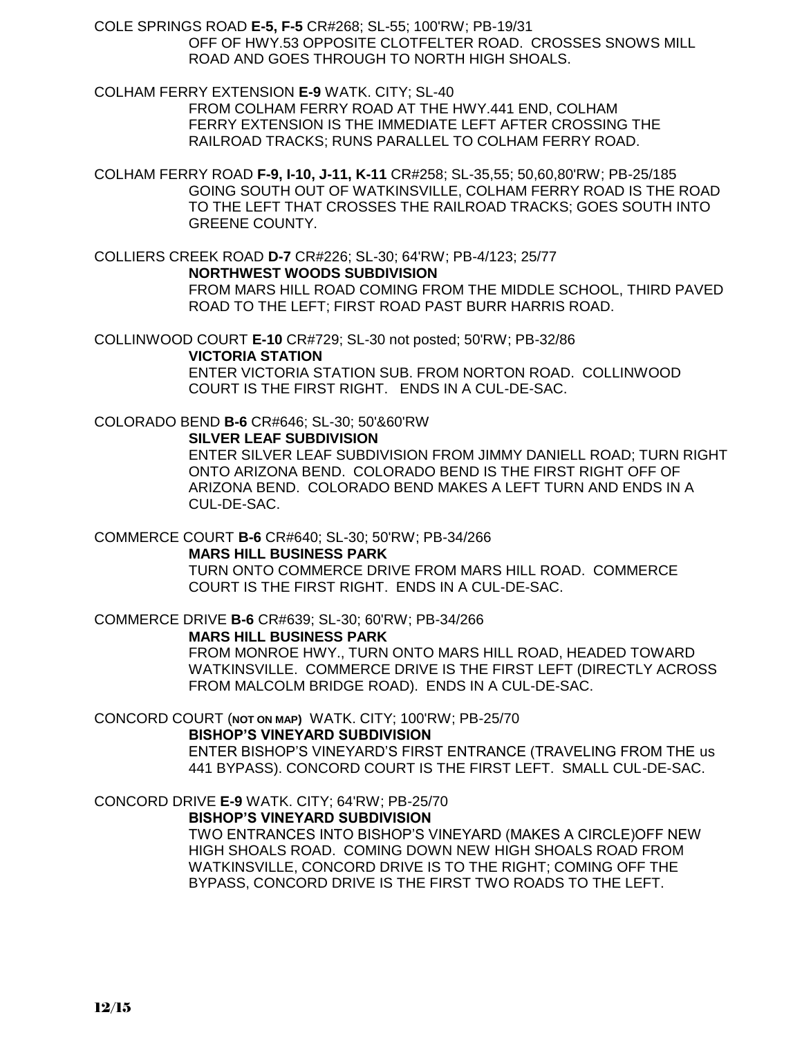COLE SPRINGS ROAD **E-5, F-5** CR#268; SL-55; 100'RW; PB-19/31

OFF OF HWY.53 OPPOSITE CLOTFELTER ROAD. CROSSES SNOWS MILL ROAD AND GOES THROUGH TO NORTH HIGH SHOALS.

COLHAM FERRY EXTENSION **E-9** WATK. CITY; SL-40

FROM COLHAM FERRY ROAD AT THE HWY.441 END, COLHAM FERRY EXTENSION IS THE IMMEDIATE LEFT AFTER CROSSING THE RAILROAD TRACKS; RUNS PARALLEL TO COLHAM FERRY ROAD.

COLHAM FERRY ROAD **F-9, I-10, J-11, K-11** CR#258; SL-35,55; 50,60,80'RW; PB-25/185

GOING SOUTH OUT OF WATKINSVILLE, COLHAM FERRY ROAD IS THE ROAD TO THE LEFT THAT CROSSES THE RAILROAD TRACKS; GOES SOUTH INTO GREENE COUNTY.

COLLIERS CREEK ROAD **D-7** CR#226; SL-30; 64'RW; PB-4/123; 25/77

**NORTHWEST WOODS SUBDIVISION**

FROM MARS HILL ROAD COMING FROM THE MIDDLE SCHOOL, THIRD PAVED ROAD TO THE LEFT; FIRST ROAD PAST BURR HARRIS ROAD.

COLLINWOOD COURT **E-10** CR#729; SL-30 not posted; 50'RW; PB-32/86

**VICTORIA STATION**

ENTER VICTORIA STATION SUB. FROM NORTON ROAD. COLLINWOOD COURT IS THE FIRST RIGHT. ENDS IN A CUL-DE-SAC.

COLORADO BEND **B-6** CR#646; SL-30; 50'&60'RW

**SILVER LEAF SUBDIVISION**

ENTER SILVER LEAF SUBDIVISION FROM JIMMY DANIELL ROAD; TURN RIGHT ONTO ARIZONA BEND. COLORADO BEND IS THE FIRST RIGHT OFF OF ARIZONA BEND. COLORADO BEND MAKES A LEFT TURN AND ENDS IN A CUL-DE-SAC.

COMMERCE COURT **B-6** CR#640; SL-30; 50'RW; PB-34/266

**MARS HILL BUSINESS PARK**

TURN ONTO COMMERCE DRIVE FROM MARS HILL ROAD. COMMERCE COURT IS THE FIRST RIGHT. ENDS IN A CUL-DE-SAC.

COMMERCE DRIVE **B-6** CR#639; SL-30; 60'RW; PB-34/266

**MARS HILL BUSINESS PARK**

FROM MONROE HWY., TURN ONTO MARS HILL ROAD, HEADED TOWARD WATKINSVILLE. COMMERCE DRIVE IS THE FIRST LEFT (DIRECTLY ACROSS FROM MALCOLM BRIDGE ROAD). ENDS IN A CUL-DE-SAC.

CONCORD COURT (**NOT ON MAP)** WATK. CITY; 100'RW; PB-25/70

**BISHOP'S VINEYARD SUBDIVISION**

ENTER BISHOP'S VINEYARD'S FIRST ENTRANCE (TRAVELING FROM THE us 441 BYPASS). CONCORD COURT IS THE FIRST LEFT. SMALL CUL-DE-SAC.

CONCORD DRIVE **E-9** WATK. CITY; 64'RW; PB-25/70

**BISHOP'S VINEYARD SUBDIVISION**

TWO ENTRANCES INTO BISHOP'S VINEYARD (MAKES A CIRCLE)OFF NEW HIGH SHOALS ROAD. COMING DOWN NEW HIGH SHOALS ROAD FROM WATKINSVILLE, CONCORD DRIVE IS TO THE RIGHT; COMING OFF THE BYPASS, CONCORD DRIVE IS THE FIRST TWO ROADS TO THE LEFT.

12/15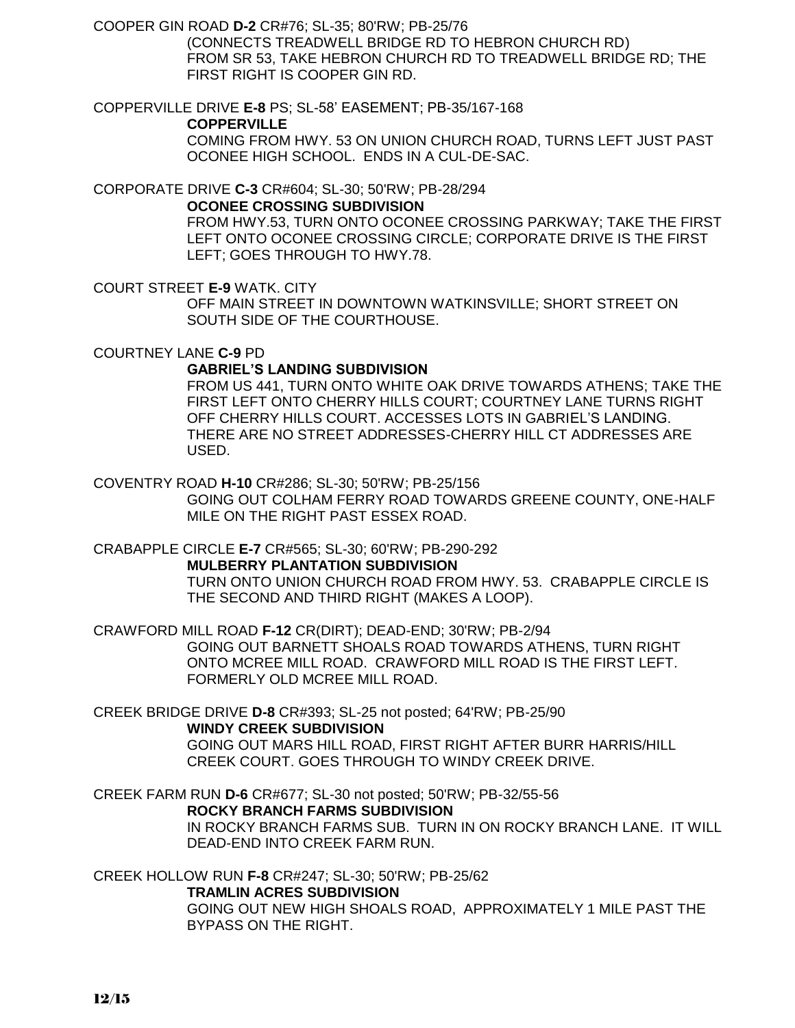COOPER GIN ROAD **D-2** CR#76; SL-35; 80'RW; PB-25/76

(CONNECTS TREADWELL BRIDGE RD TO HEBRON CHURCH RD)
FROM SR 53, TAKE HEBRON CHURCH RD TO TREADWELL BRIDGE RD; THE FIRST RIGHT IS COOPER GIN RD.

COPPERVILLE DRIVE **E-8** PS; SL-58' EASEMENT; PB-35/167-168

**COPPERVILLE**

COMING FROM HWY. 53 ON UNION CHURCH ROAD, TURNS LEFT JUST PAST OCONEE HIGH SCHOOL. ENDS IN A CUL-DE-SAC.

CORPORATE DRIVE **C-3** CR#604; SL-30; 50'RW; PB-28/294

**OCONEE CROSSING SUBDIVISION**

FROM HWY.53, TURN ONTO OCONEE CROSSING PARKWAY; TAKE THE FIRST LEFT ONTO OCONEE CROSSING CIRCLE; CORPORATE DRIVE IS THE FIRST LEFT; GOES THROUGH TO HWY.78.

COURT STREET **E-9** WATK. CITY

OFF MAIN STREET IN DOWNTOWN WATKINSVILLE; SHORT STREET ON SOUTH SIDE OF THE COURTHOUSE.

COURTNEY LANE **C-9** PD

**GABRIEL'S LANDING SUBDIVISION**

FROM US 441, TURN ONTO WHITE OAK DRIVE TOWARDS ATHENS; TAKE THE FIRST LEFT ONTO CHERRY HILLS COURT; COURTNEY LANE TURNS RIGHT OFF CHERRY HILLS COURT. ACCESSES LOTS IN GABRIEL'S LANDING. THERE ARE NO STREET ADDRESSES-CHERRY HILL CT ADDRESSES ARE USED.

COVENTRY ROAD **H-10** CR#286; SL-30; 50'RW; PB-25/156

GOING OUT COLHAM FERRY ROAD TOWARDS GREENE COUNTY, ONE-HALF MILE ON THE RIGHT PAST ESSEX ROAD.

CRABAPPLE CIRCLE **E-7** CR#565; SL-30; 60'RW; PB-290-292

**MULBERRY PLANTATION SUBDIVISION**

TURN ONTO UNION CHURCH ROAD FROM HWY. 53. CRABAPPLE CIRCLE IS THE SECOND AND THIRD RIGHT (MAKES A LOOP).

CRAWFORD MILL ROAD **F-12** CR(DIRT); DEAD-END; 30'RW; PB-2/94

GOING OUT BARNETT SHOALS ROAD TOWARDS ATHENS, TURN RIGHT ONTO MCREE MILL ROAD. CRAWFORD MILL ROAD IS THE FIRST LEFT. FORMERLY OLD MCREE MILL ROAD.

CREEK BRIDGE DRIVE **D-8** CR#393; SL-25 not posted; 64'RW; PB-25/90

**WINDY CREEK SUBDIVISION**

GOING OUT MARS HILL ROAD, FIRST RIGHT AFTER BURR HARRIS/HILL CREEK COURT. GOES THROUGH TO WINDY CREEK DRIVE.

CREEK FARM RUN **D-6** CR#677; SL-30 not posted; 50'RW; PB-32/55-56

**ROCKY BRANCH FARMS SUBDIVISION**

IN ROCKY BRANCH FARMS SUB. TURN IN ON ROCKY BRANCH LANE. IT WILL DEAD-END INTO CREEK FARM RUN.

CREEK HOLLOW RUN **F-8** CR#247; SL-30; 50'RW; PB-25/62

**TRAMLIN ACRES SUBDIVISION**

GOING OUT NEW HIGH SHOALS ROAD, APPROXIMATELY 1 MILE PAST THE BYPASS ON THE RIGHT.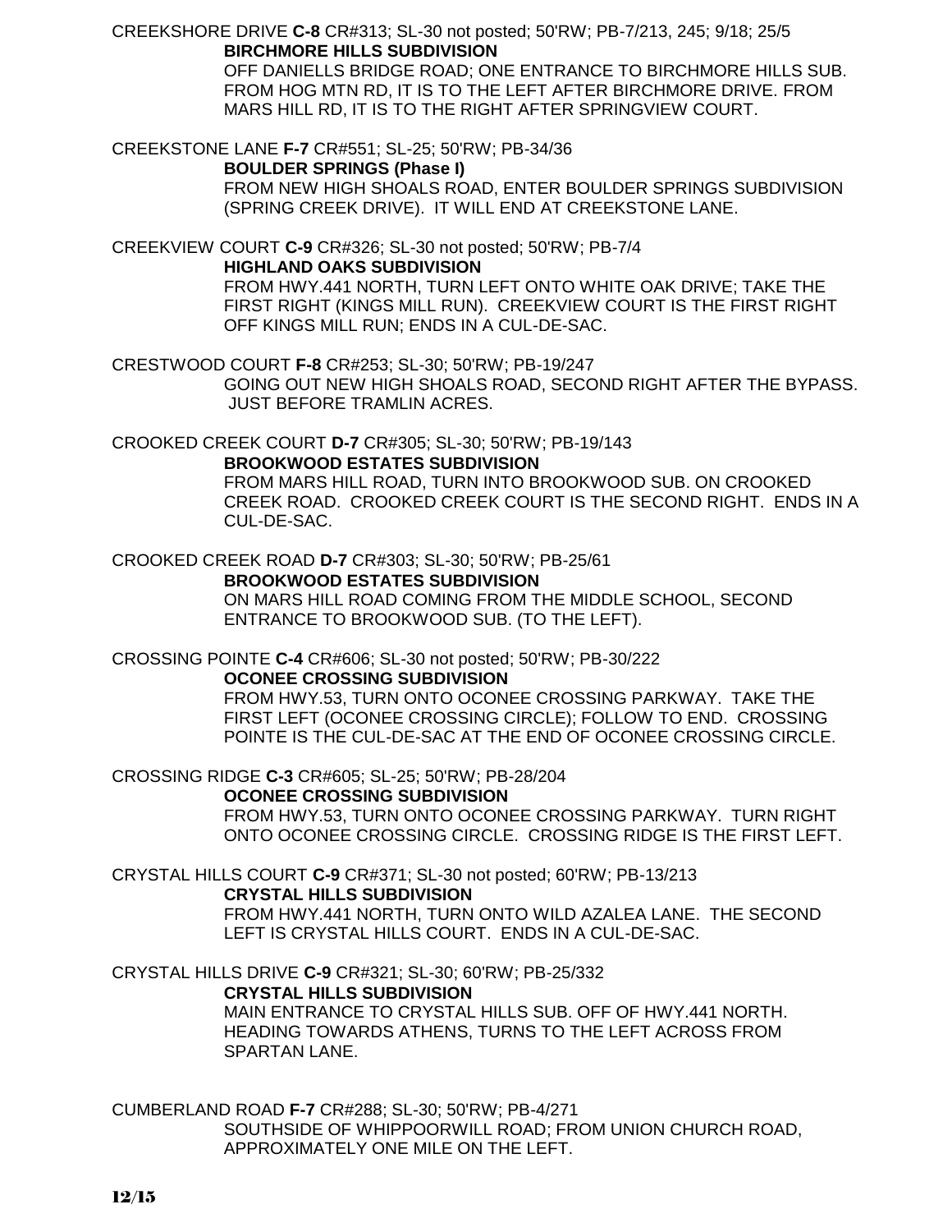CREEKSHORE DRIVE **C-8** CR#313; SL-30 not posted; 50'RW; PB-7/213, 245; 9/18; 25/5

**BIRCHMORE HILLS SUBDIVISION**

OFF DANIELLS BRIDGE ROAD; ONE ENTRANCE TO BIRCHMORE HILLS SUB. FROM HOG MTN RD, IT IS TO THE LEFT AFTER BIRCHMORE DRIVE. FROM MARS HILL RD, IT IS TO THE RIGHT AFTER SPRINGVIEW COURT.

CREEKSTONE LANE **F-7** CR#551; SL-25; 50'RW; PB-34/36

**BOULDER SPRINGS (Phase I)**

FROM NEW HIGH SHOALS ROAD, ENTER BOULDER SPRINGS SUBDIVISION (SPRING CREEK DRIVE). IT WILL END AT CREEKSTONE LANE.

CREEKVIEW COURT **C-9** CR#326; SL-30 not posted; 50'RW; PB-7/4

**HIGHLAND OAKS SUBDIVISION**

FROM HWY.441 NORTH, TURN LEFT ONTO WHITE OAK DRIVE; TAKE THE FIRST RIGHT (KINGS MILL RUN). CREEKVIEW COURT IS THE FIRST RIGHT OFF KINGS MILL RUN; ENDS IN A CUL-DE-SAC.

CRESTWOOD COURT **F-8** CR#253; SL-30; 50'RW; PB-19/247

GOING OUT NEW HIGH SHOALS ROAD, SECOND RIGHT AFTER THE BYPASS. JUST BEFORE TRAMLIN ACRES.

CROOKED CREEK COURT **D-7** CR#305; SL-30; 50'RW; PB-19/143

**BROOKWOOD ESTATES SUBDIVISION**

FROM MARS HILL ROAD, TURN INTO BROOKWOOD SUB. ON CROOKED CREEK ROAD. CROOKED CREEK COURT IS THE SECOND RIGHT. ENDS IN A CUL-DE-SAC.

CROOKED CREEK ROAD **D-7** CR#303; SL-30; 50'RW; PB-25/61

**BROOKWOOD ESTATES SUBDIVISION**

ON MARS HILL ROAD COMING FROM THE MIDDLE SCHOOL, SECOND ENTRANCE TO BROOKWOOD SUB. (TO THE LEFT).

CROSSING POINTE **C-4** CR#606; SL-30 not posted; 50'RW; PB-30/222

**OCONEE CROSSING SUBDIVISION**

FROM HWY.53, TURN ONTO OCONEE CROSSING PARKWAY. TAKE THE FIRST LEFT (OCONEE CROSSING CIRCLE); FOLLOW TO END. CROSSING POINTE IS THE CUL-DE-SAC AT THE END OF OCONEE CROSSING CIRCLE.

CROSSING RIDGE **C-3** CR#605; SL-25; 50'RW; PB-28/204

**OCONEE CROSSING SUBDIVISION**

FROM HWY.53, TURN ONTO OCONEE CROSSING PARKWAY. TURN RIGHT ONTO OCONEE CROSSING CIRCLE. CROSSING RIDGE IS THE FIRST LEFT.

CRYSTAL HILLS COURT **C-9** CR#371; SL-30 not posted; 60'RW; PB-13/213

**CRYSTAL HILLS SUBDIVISION**

FROM HWY.441 NORTH, TURN ONTO WILD AZALEA LANE. THE SECOND LEFT IS CRYSTAL HILLS COURT. ENDS IN A CUL-DE-SAC.

CRYSTAL HILLS DRIVE **C-9** CR#321; SL-30; 60'RW; PB-25/332

**CRYSTAL HILLS SUBDIVISION**

MAIN ENTRANCE TO CRYSTAL HILLS SUB. OFF OF HWY.441 NORTH. HEADING TOWARDS ATHENS, TURNS TO THE LEFT ACROSS FROM SPARTAN LANE.

CUMBERLAND ROAD **F-7** CR#288; SL-30; 50'RW; PB-4/271

SOUTHSIDE OF WHIPPOORWILL ROAD; FROM UNION CHURCH ROAD, APPROXIMATELY ONE MILE ON THE LEFT.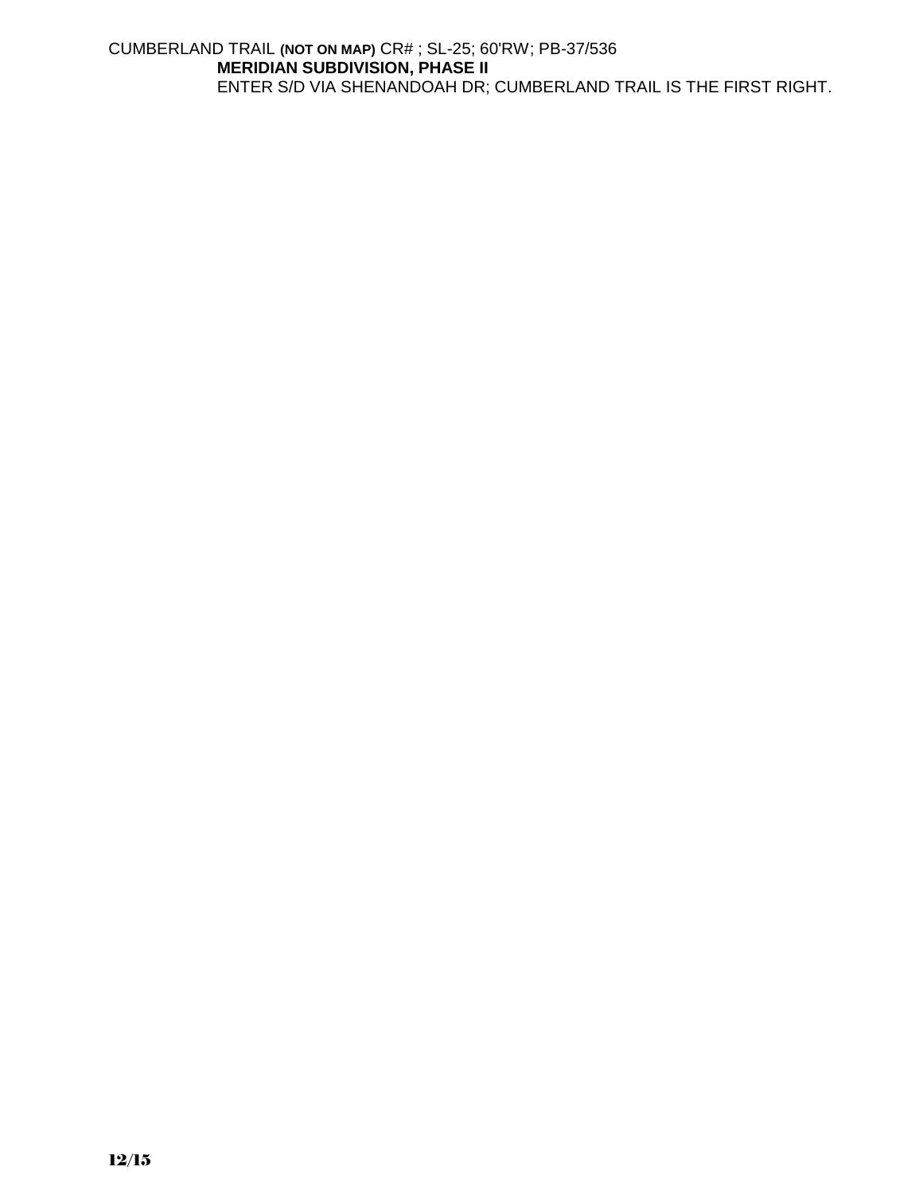CUMBERLAND TRAIL **(NOT ON MAP)** CR# ; SL-25; 60'RW; PB-37/536

**MERIDIAN SUBDIVISION, PHASE II**

ENTER S/D VIA SHENANDOAH DR; CUMBERLAND TRAIL IS THE FIRST RIGHT.

**12/15**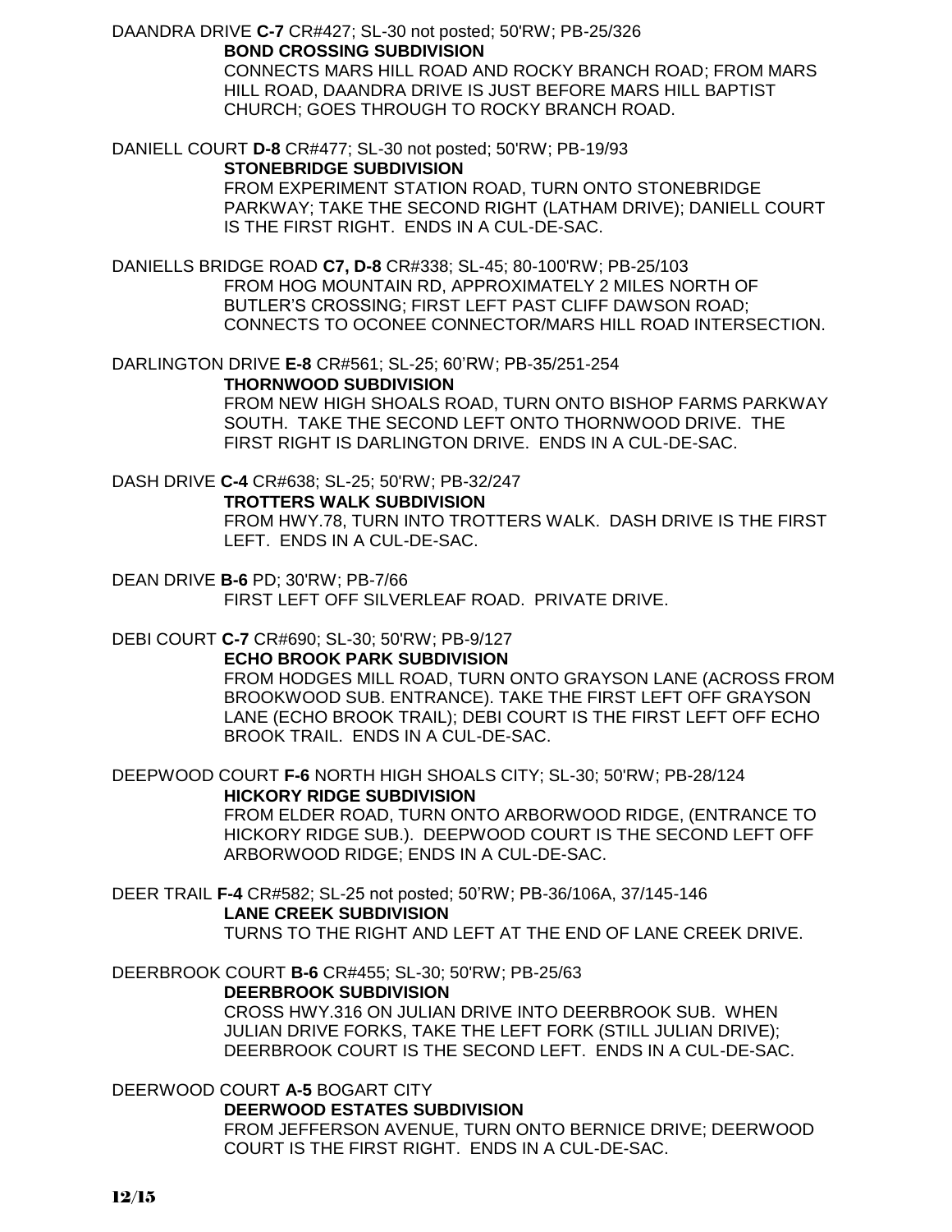DAANDRA DRIVE **C-7** CR#427; SL-30 not posted; 50'RW; PB-25/326

**BOND CROSSING SUBDIVISION**

CONNECTS MARS HILL ROAD AND ROCKY BRANCH ROAD; FROM MARS HILL ROAD, DAANDRA DRIVE IS JUST BEFORE MARS HILL BAPTIST CHURCH; GOES THROUGH TO ROCKY BRANCH ROAD.

DANIELL COURT **D-8** CR#477; SL-30 not posted; 50'RW; PB-19/93

**STONEBRIDGE SUBDIVISION**

FROM EXPERIMENT STATION ROAD, TURN ONTO STONEBRIDGE PARKWAY; TAKE THE SECOND RIGHT (LATHAM DRIVE); DANIELL COURT IS THE FIRST RIGHT. ENDS IN A CUL-DE-SAC.

DANIELLS BRIDGE ROAD **C7, D-8** CR#338; SL-45; 80-100'RW; PB-25/103

FROM HOG MOUNTAIN RD, APPROXIMATELY 2 MILES NORTH OF BUTLER'S CROSSING; FIRST LEFT PAST CLIFF DAWSON ROAD; CONNECTS TO OCONEE CONNECTOR/MARS HILL ROAD INTERSECTION.

DARLINGTON DRIVE **E-8** CR#561; SL-25; 60'RW; PB-35/251-254

**THORNWOOD SUBDIVISION**

FROM NEW HIGH SHOALS ROAD, TURN ONTO BISHOP FARMS PARKWAY SOUTH. TAKE THE SECOND LEFT ONTO THORNWOOD DRIVE. THE FIRST RIGHT IS DARLINGTON DRIVE. ENDS IN A CUL-DE-SAC.

DASH DRIVE **C-4** CR#638; SL-25; 50'RW; PB-32/247

**TROTTERS WALK SUBDIVISION**

FROM HWY.78, TURN INTO TROTTERS WALK. DASH DRIVE IS THE FIRST LEFT. ENDS IN A CUL-DE-SAC.

DEAN DRIVE **B-6** PD; 30'RW; PB-7/66

FIRST LEFT OFF SILVERLEAF ROAD. PRIVATE DRIVE.

DEBI COURT **C-7** CR#690; SL-30; 50'RW; PB-9/127

**ECHO BROOK PARK SUBDIVISION**

FROM HODGES MILL ROAD, TURN ONTO GRAYSON LANE (ACROSS FROM BROOKWOOD SUB. ENTRANCE). TAKE THE FIRST LEFT OFF GRAYSON LANE (ECHO BROOK TRAIL); DEBI COURT IS THE FIRST LEFT OFF ECHO BROOK TRAIL. ENDS IN A CUL-DE-SAC.

DEEPWOOD COURT **F-6** NORTH HIGH SHOALS CITY; SL-30; 50'RW; PB-28/124

**HICKORY RIDGE SUBDIVISION**

FROM ELDER ROAD, TURN ONTO ARBORWOOD RIDGE, (ENTRANCE TO HICKORY RIDGE SUB.). DEEPWOOD COURT IS THE SECOND LEFT OFF ARBORWOOD RIDGE; ENDS IN A CUL-DE-SAC.

DEER TRAIL **F-4** CR#582; SL-25 not posted; 50'RW; PB-36/106A, 37/145-146

**LANE CREEK SUBDIVISION**

TURNS TO THE RIGHT AND LEFT AT THE END OF LANE CREEK DRIVE.

DEERBROOK COURT **B-6** CR#455; SL-30; 50'RW; PB-25/63

**DEERBROOK SUBDIVISION**

CROSS HWY.316 ON JULIAN DRIVE INTO DEERBROOK SUB. WHEN JULIAN DRIVE FORKS, TAKE THE LEFT FORK (STILL JULIAN DRIVE); DEERBROOK COURT IS THE SECOND LEFT. ENDS IN A CUL-DE-SAC.

DEERWOOD COURT **A-5** BOGART CITY

**DEERWOOD ESTATES SUBDIVISION**

FROM JEFFERSON AVENUE, TURN ONTO BERNICE DRIVE; DEERWOOD COURT IS THE FIRST RIGHT. ENDS IN A CUL-DE-SAC.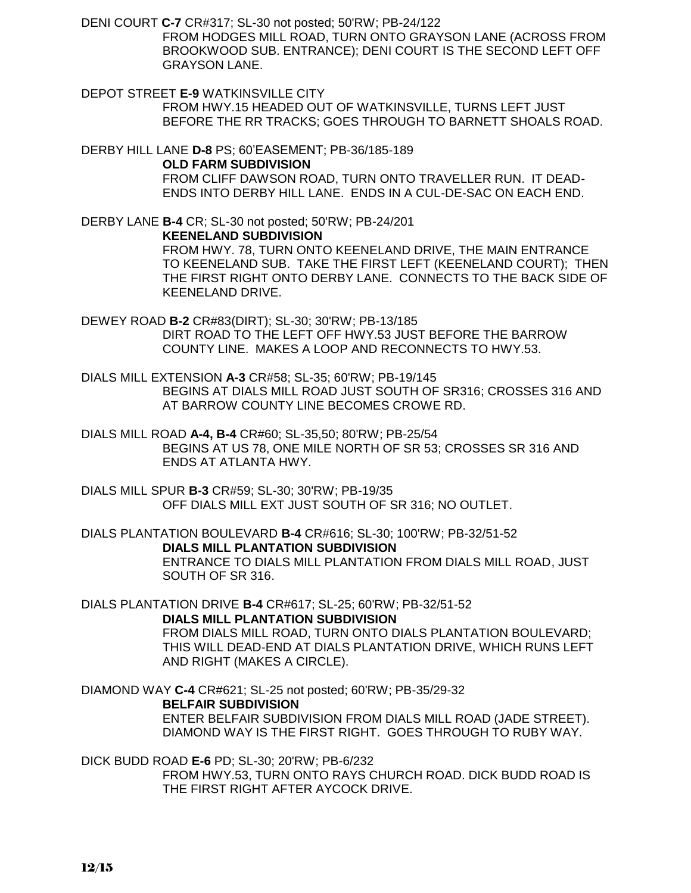DENI COURT **C-7** CR#317; SL-30 not posted; 50'RW; PB-24/122

FROM HODGES MILL ROAD, TURN ONTO GRAYSON LANE (ACROSS FROM BROOKWOOD SUB. ENTRANCE); DENI COURT IS THE SECOND LEFT OFF GRAYSON LANE.

DEPOT STREET **E-9** WATKINSVILLE CITY

FROM HWY.15 HEADED OUT OF WATKINSVILLE, TURNS LEFT JUST BEFORE THE RR TRACKS; GOES THROUGH TO BARNETT SHOALS ROAD.

DERBY HILL LANE **D-8** PS; 60'EASEMENT; PB-36/185-189

**OLD FARM SUBDIVISION**

FROM CLIFF DAWSON ROAD, TURN ONTO TRAVELLER RUN. IT DEAD-ENDS INTO DERBY HILL LANE. ENDS IN A CUL-DE-SAC ON EACH END.

DERBY LANE **B-4** CR; SL-30 not posted; 50'RW; PB-24/201

**KEENELAND SUBDIVISION**

FROM HWY. 78, TURN ONTO KEENELAND DRIVE, THE MAIN ENTRANCE TO KEENELAND SUB. TAKE THE FIRST LEFT (KEENELAND COURT); THEN THE FIRST RIGHT ONTO DERBY LANE. CONNECTS TO THE BACK SIDE OF KEENELAND DRIVE.

DEWEY ROAD **B-2** CR#83(DIRT); SL-30; 30'RW; PB-13/185

DIRT ROAD TO THE LEFT OFF HWY.53 JUST BEFORE THE BARROW COUNTY LINE. MAKES A LOOP AND RECONNECTS TO HWY.53.

DIALS MILL EXTENSION **A-3** CR#58; SL-35; 60'RW; PB-19/145

BEGINS AT DIALS MILL ROAD JUST SOUTH OF SR316; CROSSES 316 AND AT BARROW COUNTY LINE BECOMES CROWE RD.

DIALS MILL ROAD **A-4, B-4** CR#60; SL-35,50; 80'RW; PB-25/54

BEGINS AT US 78, ONE MILE NORTH OF SR 53; CROSSES SR 316 AND ENDS AT ATLANTA HWY.

DIALS MILL SPUR **B-3** CR#59; SL-30; 30'RW; PB-19/35

OFF DIALS MILL EXT JUST SOUTH OF SR 316; NO OUTLET.

DIALS PLANTATION BOULEVARD **B-4** CR#616; SL-30; 100'RW; PB-32/51-52

**DIALS MILL PLANTATION SUBDIVISION**

ENTRANCE TO DIALS MILL PLANTATION FROM DIALS MILL ROAD, JUST SOUTH OF SR 316.

DIALS PLANTATION DRIVE **B-4** CR#617; SL-25; 60'RW; PB-32/51-52

**DIALS MILL PLANTATION SUBDIVISION**

FROM DIALS MILL ROAD, TURN ONTO DIALS PLANTATION BOULEVARD; THIS WILL DEAD-END AT DIALS PLANTATION DRIVE, WHICH RUNS LEFT AND RIGHT (MAKES A CIRCLE).

DIAMOND WAY **C-4** CR#621; SL-25 not posted; 60'RW; PB-35/29-32

**BELFAIR SUBDIVISION**

ENTER BELFAIR SUBDIVISION FROM DIALS MILL ROAD (JADE STREET). DIAMOND WAY IS THE FIRST RIGHT. GOES THROUGH TO RUBY WAY.

DICK BUDD ROAD **E-6** PD; SL-30; 20'RW; PB-6/232

FROM HWY.53, TURN ONTO RAYS CHURCH ROAD. DICK BUDD ROAD IS THE FIRST RIGHT AFTER AYCOCK DRIVE.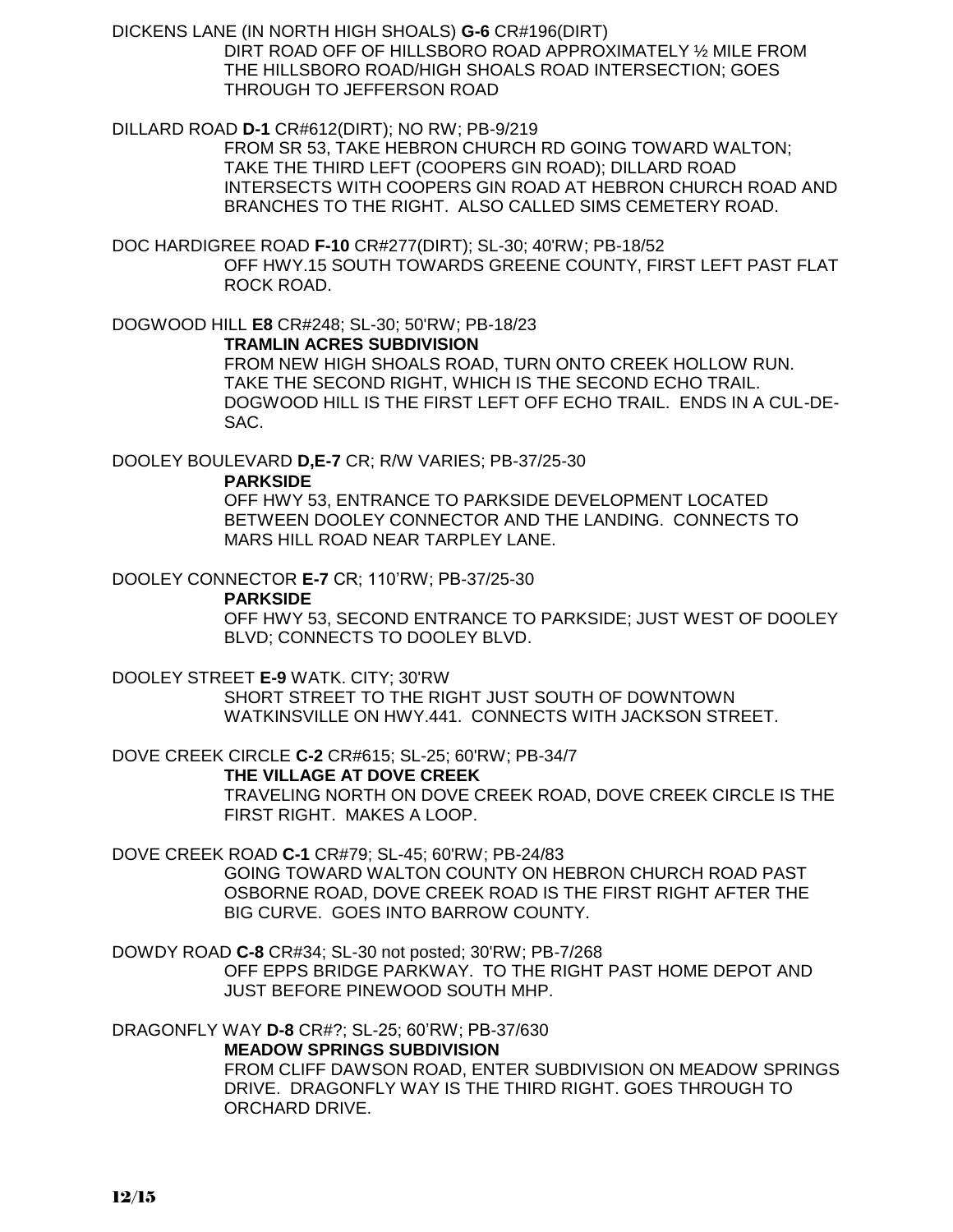DICKENS LANE (IN NORTH HIGH SHOALS) **G-6** CR#196(DIRT)

DIRT ROAD OFF OF HILLSBORO ROAD APPROXIMATELY ½ MILE FROM THE HILLSBORO ROAD/HIGH SHOALS ROAD INTERSECTION; GOES THROUGH TO JEFFERSON ROAD

DILLARD ROAD **D-1** CR#612(DIRT); NO RW; PB-9/219

FROM SR 53, TAKE HEBRON CHURCH RD GOING TOWARD WALTON; TAKE THE THIRD LEFT (COOPERS GIN ROAD); DILLARD ROAD INTERSECTS WITH COOPERS GIN ROAD AT HEBRON CHURCH ROAD AND BRANCHES TO THE RIGHT. ALSO CALLED SIMS CEMETERY ROAD.

DOC HARDIGREE ROAD **F-10** CR#277(DIRT); SL-30; 40'RW; PB-18/52

OFF HWY.15 SOUTH TOWARDS GREENE COUNTY, FIRST LEFT PAST FLAT ROCK ROAD.

DOGWOOD HILL **E8** CR#248; SL-30; 50'RW; PB-18/23

**TRAMLIN ACRES SUBDIVISION**

FROM NEW HIGH SHOALS ROAD, TURN ONTO CREEK HOLLOW RUN. TAKE THE SECOND RIGHT, WHICH IS THE SECOND ECHO TRAIL. DOGWOOD HILL IS THE FIRST LEFT OFF ECHO TRAIL. ENDS IN A CUL-DE-SAC.

DOOLEY BOULEVARD **D,E-7** CR; R/W VARIES; PB-37/25-30

**PARKSIDE**

OFF HWY 53, ENTRANCE TO PARKSIDE DEVELOPMENT LOCATED BETWEEN DOOLEY CONNECTOR AND THE LANDING. CONNECTS TO MARS HILL ROAD NEAR TARPLEY LANE.

DOOLEY CONNECTOR **E-7** CR; 110'RW; PB-37/25-30

**PARKSIDE**

OFF HWY 53, SECOND ENTRANCE TO PARKSIDE; JUST WEST OF DOOLEY BLVD; CONNECTS TO DOOLEY BLVD.

DOOLEY STREET **E-9** WATK. CITY; 30'RW

SHORT STREET TO THE RIGHT JUST SOUTH OF DOWNTOWN WATKINSVILLE ON HWY.441. CONNECTS WITH JACKSON STREET.

DOVE CREEK CIRCLE **C-2** CR#615; SL-25; 60'RW; PB-34/7

**THE VILLAGE AT DOVE CREEK**

TRAVELING NORTH ON DOVE CREEK ROAD, DOVE CREEK CIRCLE IS THE FIRST RIGHT. MAKES A LOOP.

DOVE CREEK ROAD **C-1** CR#79; SL-45; 60'RW; PB-24/83

GOING TOWARD WALTON COUNTY ON HEBRON CHURCH ROAD PAST OSBORNE ROAD, DOVE CREEK ROAD IS THE FIRST RIGHT AFTER THE BIG CURVE. GOES INTO BARROW COUNTY.

DOWDY ROAD **C-8** CR#34; SL-30 not posted; 30'RW; PB-7/268

OFF EPPS BRIDGE PARKWAY. TO THE RIGHT PAST HOME DEPOT AND JUST BEFORE PINEWOOD SOUTH MHP.

DRAGONFLY WAY **D-8** CR#?; SL-25; 60'RW; PB-37/630

**MEADOW SPRINGS SUBDIVISION**

FROM CLIFF DAWSON ROAD, ENTER SUBDIVISION ON MEADOW SPRINGS DRIVE. DRAGONFLY WAY IS THE THIRD RIGHT. GOES THROUGH TO ORCHARD DRIVE.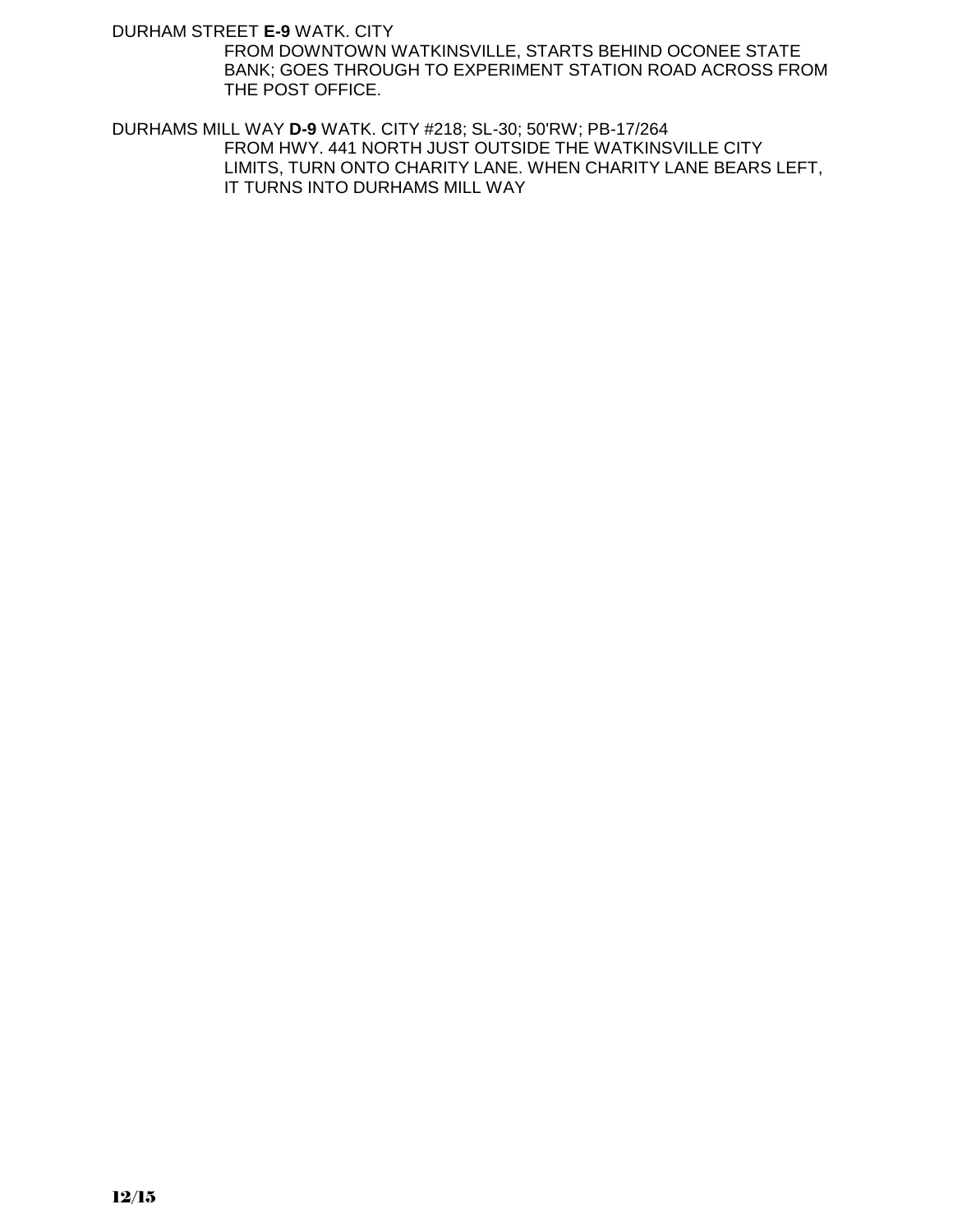DURHAM STREET **E-9** WATK. CITY

FROM DOWNTOWN WATKINSVILLE, STARTS BEHIND OCONEE STATE BANK; GOES THROUGH TO EXPERIMENT STATION ROAD ACROSS FROM THE POST OFFICE.

DURHAMS MILL WAY **D-9** WATK. CITY #218; SL-30; 50'RW; PB-17/264

FROM HWY. 441 NORTH JUST OUTSIDE THE WATKINSVILLE CITY LIMITS, TURN ONTO CHARITY LANE. WHEN CHARITY LANE BEARS LEFT, IT TURNS INTO DURHAMS MILL WAY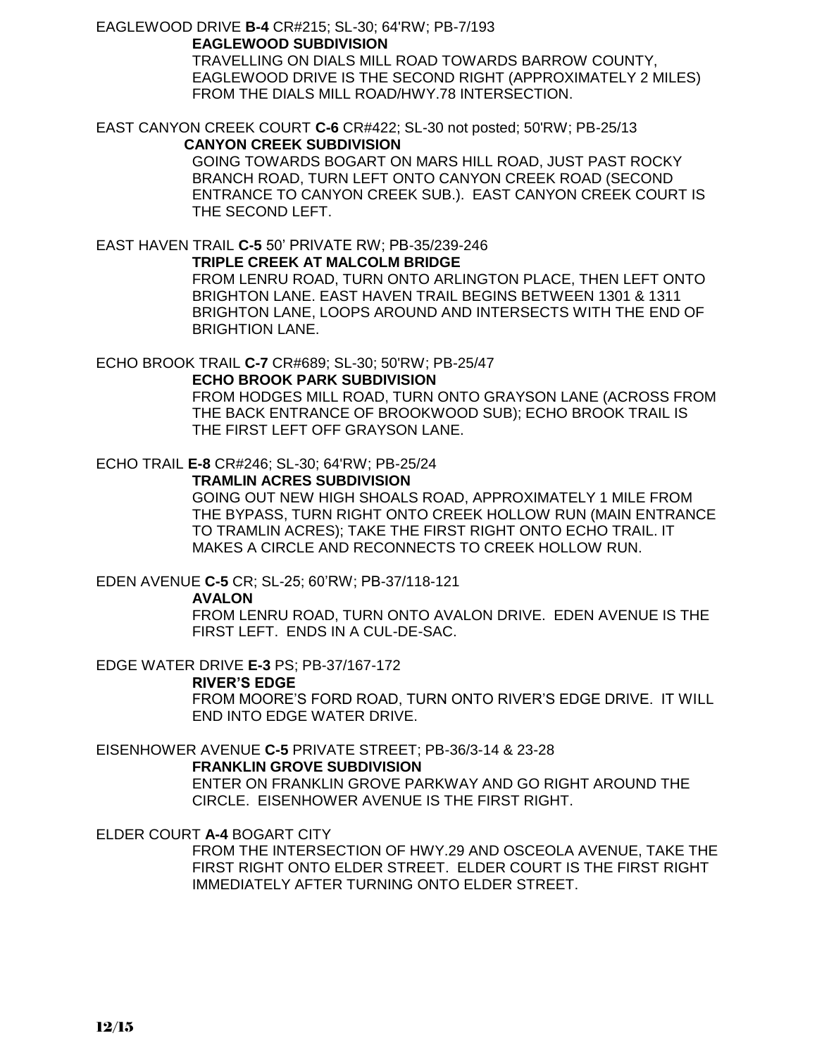EAGLEWOOD DRIVE **B-4** CR#215; SL-30; 64'RW; PB-7/193

**EAGLEWOOD SUBDIVISION**

TRAVELLING ON DIALS MILL ROAD TOWARDS BARROW COUNTY, EAGLEWOOD DRIVE IS THE SECOND RIGHT (APPROXIMATELY 2 MILES) FROM THE DIALS MILL ROAD/HWY.78 INTERSECTION.

EAST CANYON CREEK COURT **C-6** CR#422; SL-30 not posted; 50'RW; PB-25/13

**CANYON CREEK SUBDIVISION**

GOING TOWARDS BOGART ON MARS HILL ROAD, JUST PAST ROCKY BRANCH ROAD, TURN LEFT ONTO CANYON CREEK ROAD (SECOND ENTRANCE TO CANYON CREEK SUB.). EAST CANYON CREEK COURT IS THE SECOND LEFT.

EAST HAVEN TRAIL **C-5** 50' PRIVATE RW; PB-35/239-246

**TRIPLE CREEK AT MALCOLM BRIDGE**

FROM LENRU ROAD, TURN ONTO ARLINGTON PLACE, THEN LEFT ONTO BRIGHTON LANE. EAST HAVEN TRAIL BEGINS BETWEEN 1301 & 1311 BRIGHTON LANE, LOOPS AROUND AND INTERSECTS WITH THE END OF BRIGHTION LANE.

ECHO BROOK TRAIL **C-7** CR#689; SL-30; 50'RW; PB-25/47

**ECHO BROOK PARK SUBDIVISION**

FROM HODGES MILL ROAD, TURN ONTO GRAYSON LANE (ACROSS FROM THE BACK ENTRANCE OF BROOKWOOD SUB); ECHO BROOK TRAIL IS THE FIRST LEFT OFF GRAYSON LANE.

ECHO TRAIL **E-8** CR#246; SL-30; 64'RW; PB-25/24

**TRAMLIN ACRES SUBDIVISION**

GOING OUT NEW HIGH SHOALS ROAD, APPROXIMATELY 1 MILE FROM THE BYPASS, TURN RIGHT ONTO CREEK HOLLOW RUN (MAIN ENTRANCE TO TRAMLIN ACRES); TAKE THE FIRST RIGHT ONTO ECHO TRAIL. IT MAKES A CIRCLE AND RECONNECTS TO CREEK HOLLOW RUN.

EDEN AVENUE **C-5** CR; SL-25; 60'RW; PB-37/118-121

**AVALON**

FROM LENRU ROAD, TURN ONTO AVALON DRIVE. EDEN AVENUE IS THE FIRST LEFT. ENDS IN A CUL-DE-SAC.

EDGE WATER DRIVE **E-3** PS; PB-37/167-172

**RIVER'S EDGE**

FROM MOORE'S FORD ROAD, TURN ONTO RIVER'S EDGE DRIVE. IT WILL END INTO EDGE WATER DRIVE.

EISENHOWER AVENUE **C-5** PRIVATE STREET; PB-36/3-14 & 23-28

**FRANKLIN GROVE SUBDIVISION**

ENTER ON FRANKLIN GROVE PARKWAY AND GO RIGHT AROUND THE CIRCLE. EISENHOWER AVENUE IS THE FIRST RIGHT.

ELDER COURT **A-4** BOGART CITY

FROM THE INTERSECTION OF HWY.29 AND OSCEOLA AVENUE, TAKE THE FIRST RIGHT ONTO ELDER STREET. ELDER COURT IS THE FIRST RIGHT IMMEDIATELY AFTER TURNING ONTO ELDER STREET.

12/15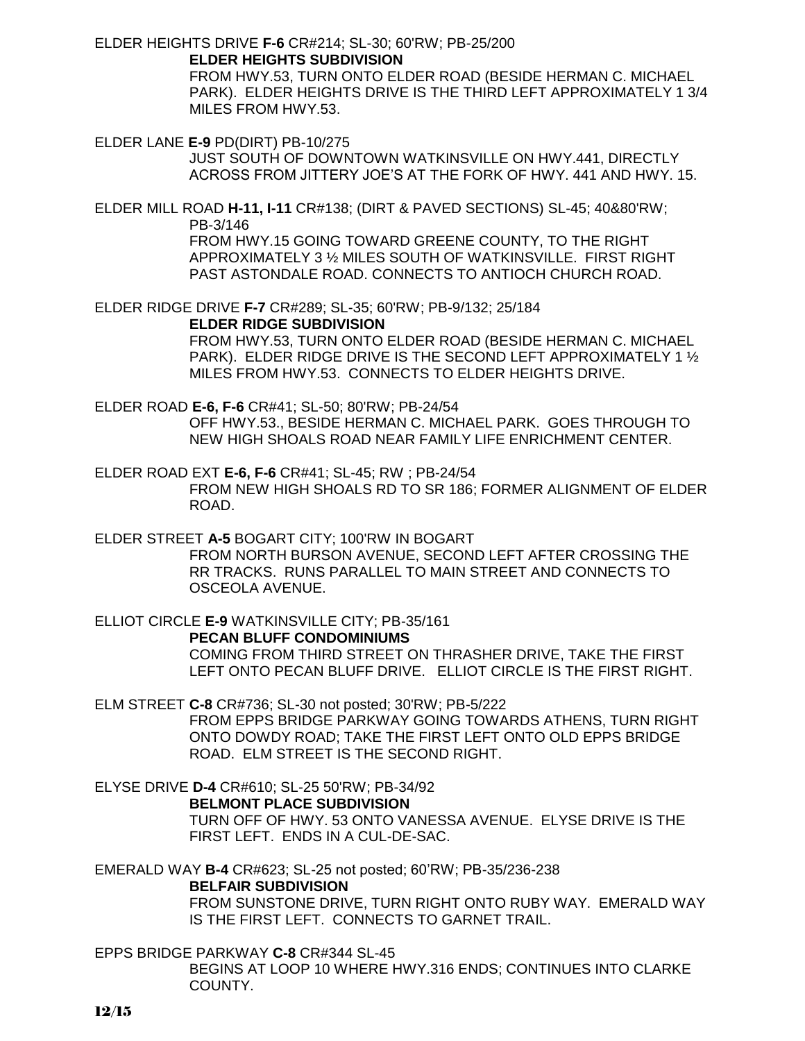ELDER HEIGHTS DRIVE **F-6** CR#214; SL-30; 60'RW; PB-25/200

**ELDER HEIGHTS SUBDIVISION**

FROM HWY.53, TURN ONTO ELDER ROAD (BESIDE HERMAN C. MICHAEL PARK). ELDER HEIGHTS DRIVE IS THE THIRD LEFT APPROXIMATELY 1 3/4 MILES FROM HWY.53.

ELDER LANE **E-9** PD(DIRT) PB-10/275

JUST SOUTH OF DOWNTOWN WATKINSVILLE ON HWY.441, DIRECTLY ACROSS FROM JITTERY JOE'S AT THE FORK OF HWY. 441 AND HWY. 15.

ELDER MILL ROAD **H-11, I-11** CR#138; (DIRT & PAVED SECTIONS) SL-45; 40&80'RW; PB-3/146

FROM HWY.15 GOING TOWARD GREENE COUNTY, TO THE RIGHT APPROXIMATELY 3 ½ MILES SOUTH OF WATKINSVILLE. FIRST RIGHT PAST ASTONDALE ROAD. CONNECTS TO ANTIOCH CHURCH ROAD.

ELDER RIDGE DRIVE **F-7** CR#289; SL-35; 60'RW; PB-9/132; 25/184

**ELDER RIDGE SUBDIVISION**

FROM HWY.53, TURN ONTO ELDER ROAD (BESIDE HERMAN C. MICHAEL PARK). ELDER RIDGE DRIVE IS THE SECOND LEFT APPROXIMATELY 1 ½ MILES FROM HWY.53. CONNECTS TO ELDER HEIGHTS DRIVE.

ELDER ROAD **E-6, F-6** CR#41; SL-50; 80'RW; PB-24/54

OFF HWY.53., BESIDE HERMAN C. MICHAEL PARK. GOES THROUGH TO NEW HIGH SHOALS ROAD NEAR FAMILY LIFE ENRICHMENT CENTER.

ELDER ROAD EXT **E-6, F-6** CR#41; SL-45; RW ; PB-24/54

FROM NEW HIGH SHOALS RD TO SR 186; FORMER ALIGNMENT OF ELDER ROAD.

ELDER STREET **A-5** BOGART CITY; 100'RW IN BOGART

FROM NORTH BURSON AVENUE, SECOND LEFT AFTER CROSSING THE RR TRACKS. RUNS PARALLEL TO MAIN STREET AND CONNECTS TO OSCEOLA AVENUE.

ELLIOT CIRCLE **E-9** WATKINSVILLE CITY; PB-35/161

**PECAN BLUFF CONDOMINIUMS**

COMING FROM THIRD STREET ON THRASHER DRIVE, TAKE THE FIRST LEFT ONTO PECAN BLUFF DRIVE. ELLIOT CIRCLE IS THE FIRST RIGHT.

ELM STREET **C-8** CR#736; SL-30 not posted; 30'RW; PB-5/222

FROM EPPS BRIDGE PARKWAY GOING TOWARDS ATHENS, TURN RIGHT ONTO DOWDY ROAD; TAKE THE FIRST LEFT ONTO OLD EPPS BRIDGE ROAD. ELM STREET IS THE SECOND RIGHT.

ELYSE DRIVE **D-4** CR#610; SL-25 50'RW; PB-34/92

**BELMONT PLACE SUBDIVISION**

TURN OFF OF HWY. 53 ONTO VANESSA AVENUE. ELYSE DRIVE IS THE FIRST LEFT. ENDS IN A CUL-DE-SAC.

EMERALD WAY **B-4** CR#623; SL-25 not posted; 60'RW; PB-35/236-238

**BELFAIR SUBDIVISION**

FROM SUNSTONE DRIVE, TURN RIGHT ONTO RUBY WAY. EMERALD WAY IS THE FIRST LEFT. CONNECTS TO GARNET TRAIL.

EPPS BRIDGE PARKWAY **C-8** CR#344 SL-45

BEGINS AT LOOP 10 WHERE HWY.316 ENDS; CONTINUES INTO CLARKE COUNTY.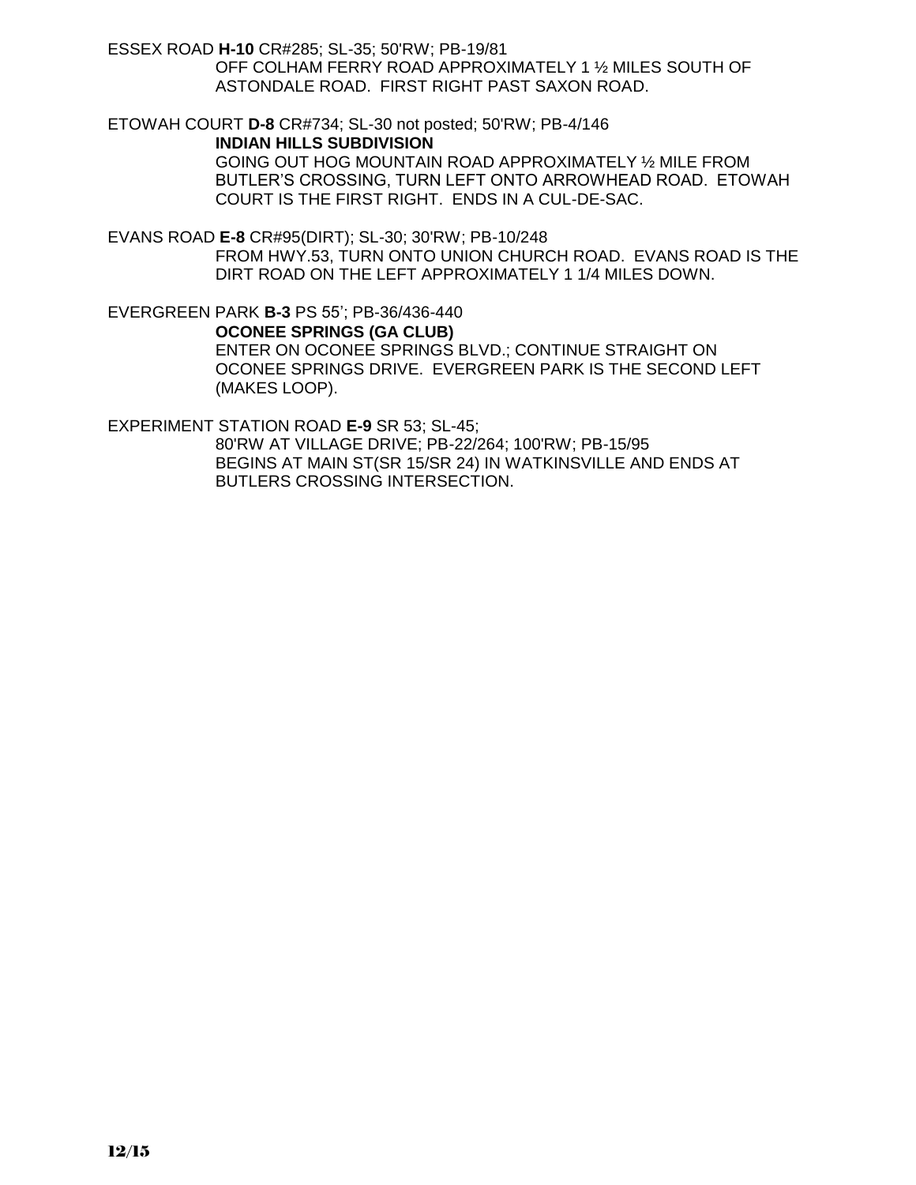ESSEX ROAD **H-10** CR#285; SL-35; 50'RW; PB-19/81

OFF COLHAM FERRY ROAD APPROXIMATELY 1 ½ MILES SOUTH OF ASTONDALE ROAD. FIRST RIGHT PAST SAXON ROAD.

ETOWAH COURT **D-8** CR#734; SL-30 not posted; 50'RW; PB-4/146

**INDIAN HILLS SUBDIVISION**

GOING OUT HOG MOUNTAIN ROAD APPROXIMATELY ½ MILE FROM BUTLER'S CROSSING, TURN LEFT ONTO ARROWHEAD ROAD. ETOWAH COURT IS THE FIRST RIGHT. ENDS IN A CUL-DE-SAC.

EVANS ROAD **E-8** CR#95(DIRT); SL-30; 30'RW; PB-10/248

FROM HWY.53, TURN ONTO UNION CHURCH ROAD. EVANS ROAD IS THE DIRT ROAD ON THE LEFT APPROXIMATELY 1 1/4 MILES DOWN.

EVERGREEN PARK **B-3** PS 55'; PB-36/436-440

**OCONEE SPRINGS (GA CLUB)**

ENTER ON OCONEE SPRINGS BLVD.; CONTINUE STRAIGHT ON OCONEE SPRINGS DRIVE. EVERGREEN PARK IS THE SECOND LEFT (MAKES LOOP).

EXPERIMENT STATION ROAD **E-9** SR 53; SL-45;

80'RW AT VILLAGE DRIVE; PB-22/264; 100'RW; PB-15/95

BEGINS AT MAIN ST(SR 15/SR 24) IN WATKINSVILLE AND ENDS AT BUTLERS CROSSING INTERSECTION.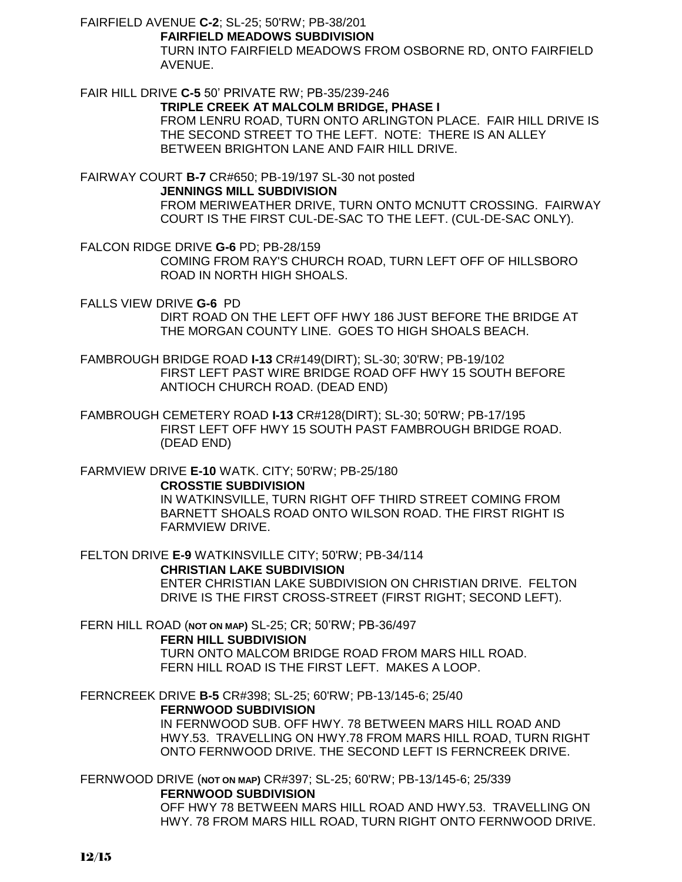FAIRFIELD AVENUE **C-2**; SL-25; 50'RW; PB-38/201
**FAIRFIELD MEADOWS SUBDIVISION**
TURN INTO FAIRFIELD MEADOWS FROM OSBORNE RD, ONTO FAIRFIELD AVENUE.

FAIR HILL DRIVE **C-5** 50' PRIVATE RW; PB-35/239-246
**TRIPLE CREEK AT MALCOLM BRIDGE, PHASE I**
FROM LENRU ROAD, TURN ONTO ARLINGTON PLACE. FAIR HILL DRIVE IS THE SECOND STREET TO THE LEFT. NOTE: THERE IS AN ALLEY BETWEEN BRIGHTON LANE AND FAIR HILL DRIVE.

FAIRWAY COURT **B-7** CR#650; PB-19/197 SL-30 not posted
**JENNINGS MILL SUBDIVISION**
FROM MERIWEATHER DRIVE, TURN ONTO MCNUTT CROSSING. FAIRWAY COURT IS THE FIRST CUL-DE-SAC TO THE LEFT. (CUL-DE-SAC ONLY).

FALCON RIDGE DRIVE **G-6** PD; PB-28/159
COMING FROM RAY'S CHURCH ROAD, TURN LEFT OFF OF HILLSBORO ROAD IN NORTH HIGH SHOALS.

FALLS VIEW DRIVE **G-6** PD
DIRT ROAD ON THE LEFT OFF HWY 186 JUST BEFORE THE BRIDGE AT THE MORGAN COUNTY LINE. GOES TO HIGH SHOALS BEACH.

FAMBROUGH BRIDGE ROAD **I-13** CR#149(DIRT); SL-30; 30'RW; PB-19/102
FIRST LEFT PAST WIRE BRIDGE ROAD OFF HWY 15 SOUTH BEFORE ANTIOCH CHURCH ROAD. (DEAD END)

FAMBROUGH CEMETERY ROAD **I-13** CR#128(DIRT); SL-30; 50'RW; PB-17/195
FIRST LEFT OFF HWY 15 SOUTH PAST FAMBROUGH BRIDGE ROAD. (DEAD END)

FARMVIEW DRIVE **E-10** WATK. CITY; 50'RW; PB-25/180
**CROSSTIE SUBDIVISION**
IN WATKINSVILLE, TURN RIGHT OFF THIRD STREET COMING FROM BARNETT SHOALS ROAD ONTO WILSON ROAD. THE FIRST RIGHT IS FARMVIEW DRIVE.

FELTON DRIVE **E-9** WATKINSVILLE CITY; 50'RW; PB-34/114
**CHRISTIAN LAKE SUBDIVISION**
ENTER CHRISTIAN LAKE SUBDIVISION ON CHRISTIAN DRIVE. FELTON DRIVE IS THE FIRST CROSS-STREET (FIRST RIGHT; SECOND LEFT).

FERN HILL ROAD (**NOT ON MAP)** SL-25; CR; 50'RW; PB-36/497
**FERN HILL SUBDIVISION**
TURN ONTO MALCOM BRIDGE ROAD FROM MARS HILL ROAD. FERN HILL ROAD IS THE FIRST LEFT. MAKES A LOOP.

FERNCREEK DRIVE **B-5** CR#398; SL-25; 60'RW; PB-13/145-6; 25/40
**FERNWOOD SUBDIVISION**
IN FERNWOOD SUB. OFF HWY. 78 BETWEEN MARS HILL ROAD AND HWY.53. TRAVELLING ON HWY.78 FROM MARS HILL ROAD, TURN RIGHT ONTO FERNWOOD DRIVE. THE SECOND LEFT IS FERNCREEK DRIVE.

FERNWOOD DRIVE (**NOT ON MAP)** CR#397; SL-25; 60'RW; PB-13/145-6; 25/339
**FERNWOOD SUBDIVISION**
OFF HWY 78 BETWEEN MARS HILL ROAD AND HWY.53. TRAVELLING ON HWY. 78 FROM MARS HILL ROAD, TURN RIGHT ONTO FERNWOOD DRIVE.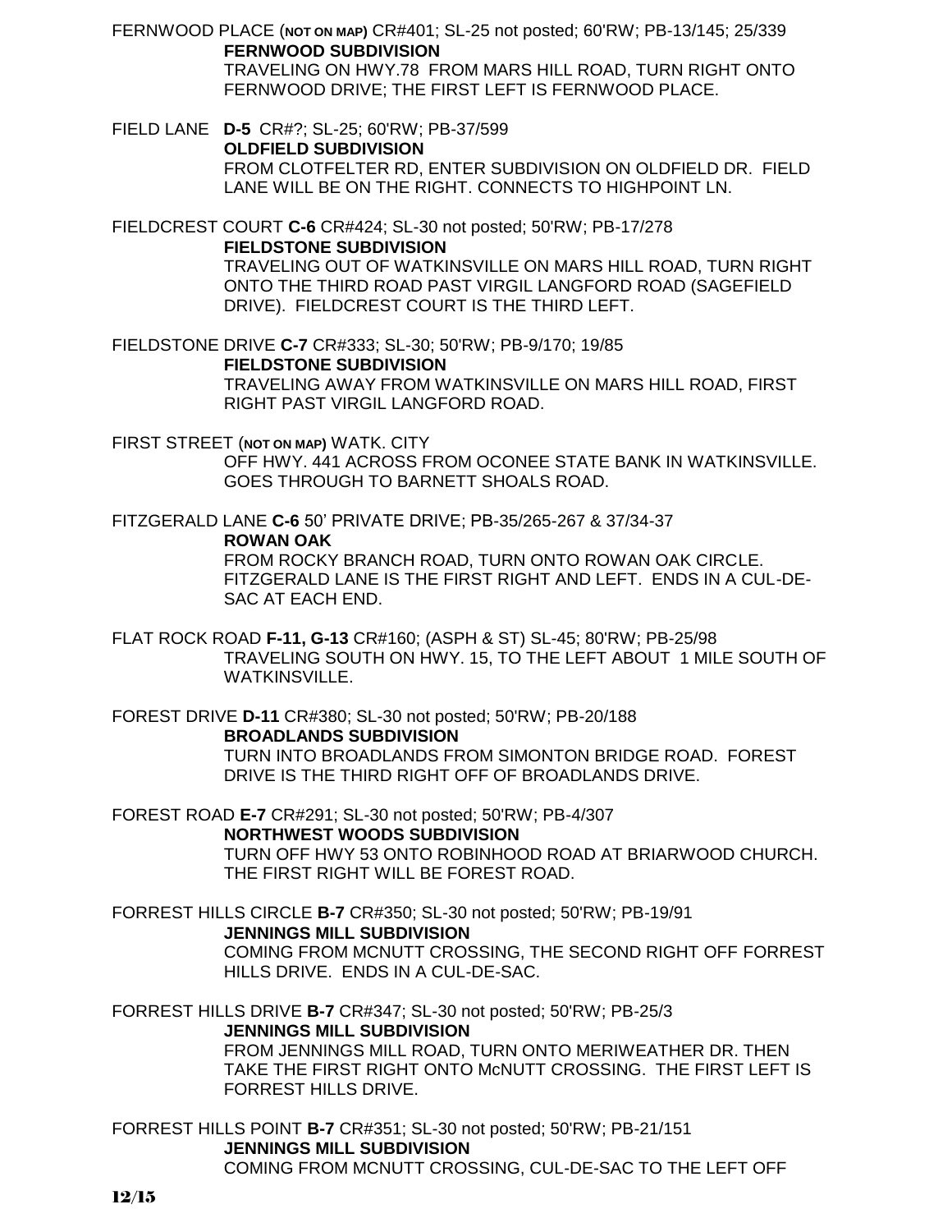FERNWOOD PLACE (**NOT ON MAP)** CR#401; SL-25 not posted; 60'RW; PB-13/145; 25/339
**FERNWOOD SUBDIVISION**
TRAVELING ON HWY.78 FROM MARS HILL ROAD, TURN RIGHT ONTO FERNWOOD DRIVE; THE FIRST LEFT IS FERNWOOD PLACE.

FIELD LANE **D-5** CR#?; SL-25; 60'RW; PB-37/599
**OLDFIELD SUBDIVISION**
FROM CLOTFELTER RD, ENTER SUBDIVISION ON OLDFIELD DR. FIELD LANE WILL BE ON THE RIGHT. CONNECTS TO HIGHPOINT LN.

FIELDCREST COURT **C-6** CR#424; SL-30 not posted; 50'RW; PB-17/278
**FIELDSTONE SUBDIVISION**
TRAVELING OUT OF WATKINSVILLE ON MARS HILL ROAD, TURN RIGHT ONTO THE THIRD ROAD PAST VIRGIL LANGFORD ROAD (SAGEFIELD DRIVE). FIELDCREST COURT IS THE THIRD LEFT.

FIELDSTONE DRIVE **C-7** CR#333; SL-30; 50'RW; PB-9/170; 19/85
**FIELDSTONE SUBDIVISION**
TRAVELING AWAY FROM WATKINSVILLE ON MARS HILL ROAD, FIRST RIGHT PAST VIRGIL LANGFORD ROAD.

FIRST STREET (**NOT ON MAP)** WATK. CITY
OFF HWY. 441 ACROSS FROM OCONEE STATE BANK IN WATKINSVILLE. GOES THROUGH TO BARNETT SHOALS ROAD.

FITZGERALD LANE **C-6** 50' PRIVATE DRIVE; PB-35/265-267 & 37/34-37
**ROWAN OAK**
FROM ROCKY BRANCH ROAD, TURN ONTO ROWAN OAK CIRCLE. FITZGERALD LANE IS THE FIRST RIGHT AND LEFT. ENDS IN A CUL-DE-SAC AT EACH END.

FLAT ROCK ROAD **F-11, G-13** CR#160; (ASPH & ST) SL-45; 80'RW; PB-25/98
TRAVELING SOUTH ON HWY. 15, TO THE LEFT ABOUT 1 MILE SOUTH OF WATKINSVILLE.

FOREST DRIVE **D-11** CR#380; SL-30 not posted; 50'RW; PB-20/188
**BROADLANDS SUBDIVISION**
TURN INTO BROADLANDS FROM SIMONTON BRIDGE ROAD. FOREST DRIVE IS THE THIRD RIGHT OFF OF BROADLANDS DRIVE.

FOREST ROAD **E-7** CR#291; SL-30 not posted; 50'RW; PB-4/307
**NORTHWEST WOODS SUBDIVISION**
TURN OFF HWY 53 ONTO ROBINHOOD ROAD AT BRIARWOOD CHURCH. THE FIRST RIGHT WILL BE FOREST ROAD.

FORREST HILLS CIRCLE **B-7** CR#350; SL-30 not posted; 50'RW; PB-19/91
**JENNINGS MILL SUBDIVISION**
COMING FROM MCNUTT CROSSING, THE SECOND RIGHT OFF FORREST HILLS DRIVE. ENDS IN A CUL-DE-SAC.

FORREST HILLS DRIVE **B-7** CR#347; SL-30 not posted; 50'RW; PB-25/3
**JENNINGS MILL SUBDIVISION**
FROM JENNINGS MILL ROAD, TURN ONTO MERIWEATHER DR. THEN TAKE THE FIRST RIGHT ONTO McNUTT CROSSING. THE FIRST LEFT IS FORREST HILLS DRIVE.

FORREST HILLS POINT **B-7** CR#351; SL-30 not posted; 50'RW; PB-21/151
**JENNINGS MILL SUBDIVISION**
COMING FROM MCNUTT CROSSING, CUL-DE-SAC TO THE LEFT OFF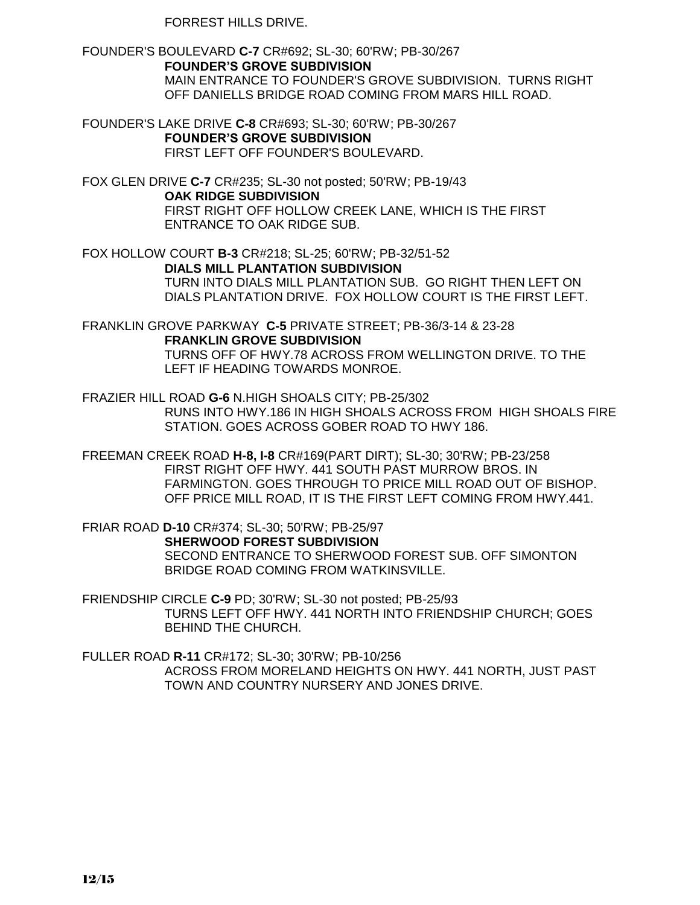FORREST HILLS DRIVE.

FOUNDER'S BOULEVARD **C-7** CR#692; SL-30; 60'RW; PB-30/267
**FOUNDER'S GROVE SUBDIVISION**
MAIN ENTRANCE TO FOUNDER'S GROVE SUBDIVISION. TURNS RIGHT OFF DANIELLS BRIDGE ROAD COMING FROM MARS HILL ROAD.

FOUNDER'S LAKE DRIVE **C-8** CR#693; SL-30; 60'RW; PB-30/267
**FOUNDER'S GROVE SUBDIVISION**
FIRST LEFT OFF FOUNDER'S BOULEVARD.

FOX GLEN DRIVE **C-7** CR#235; SL-30 not posted; 50'RW; PB-19/43
**OAK RIDGE SUBDIVISION**
FIRST RIGHT OFF HOLLOW CREEK LANE, WHICH IS THE FIRST ENTRANCE TO OAK RIDGE SUB.

FOX HOLLOW COURT **B-3** CR#218; SL-25; 60'RW; PB-32/51-52
**DIALS MILL PLANTATION SUBDIVISION**
TURN INTO DIALS MILL PLANTATION SUB. GO RIGHT THEN LEFT ON DIALS PLANTATION DRIVE. FOX HOLLOW COURT IS THE FIRST LEFT.

FRANKLIN GROVE PARKWAY **C-5** PRIVATE STREET; PB-36/3-14 & 23-28
**FRANKLIN GROVE SUBDIVISION**
TURNS OFF OF HWY.78 ACROSS FROM WELLINGTON DRIVE. TO THE LEFT IF HEADING TOWARDS MONROE.

FRAZIER HILL ROAD **G-6** N.HIGH SHOALS CITY; PB-25/302
RUNS INTO HWY.186 IN HIGH SHOALS ACROSS FROM HIGH SHOALS FIRE STATION. GOES ACROSS GOBER ROAD TO HWY 186.

FREEMAN CREEK ROAD **H-8, I-8** CR#169(PART DIRT); SL-30; 30'RW; PB-23/258
FIRST RIGHT OFF HWY. 441 SOUTH PAST MURROW BROS. IN FARMINGTON. GOES THROUGH TO PRICE MILL ROAD OUT OF BISHOP. OFF PRICE MILL ROAD, IT IS THE FIRST LEFT COMING FROM HWY.441.

FRIAR ROAD **D-10** CR#374; SL-30; 50'RW; PB-25/97
**SHERWOOD FOREST SUBDIVISION**
SECOND ENTRANCE TO SHERWOOD FOREST SUB. OFF SIMONTON BRIDGE ROAD COMING FROM WATKINSVILLE.

FRIENDSHIP CIRCLE **C-9** PD; 30'RW; SL-30 not posted; PB-25/93
TURNS LEFT OFF HWY. 441 NORTH INTO FRIENDSHIP CHURCH; GOES BEHIND THE CHURCH.

FULLER ROAD **R-11** CR#172; SL-30; 30'RW; PB-10/256
ACROSS FROM MORELAND HEIGHTS ON HWY. 441 NORTH, JUST PAST TOWN AND COUNTRY NURSERY AND JONES DRIVE.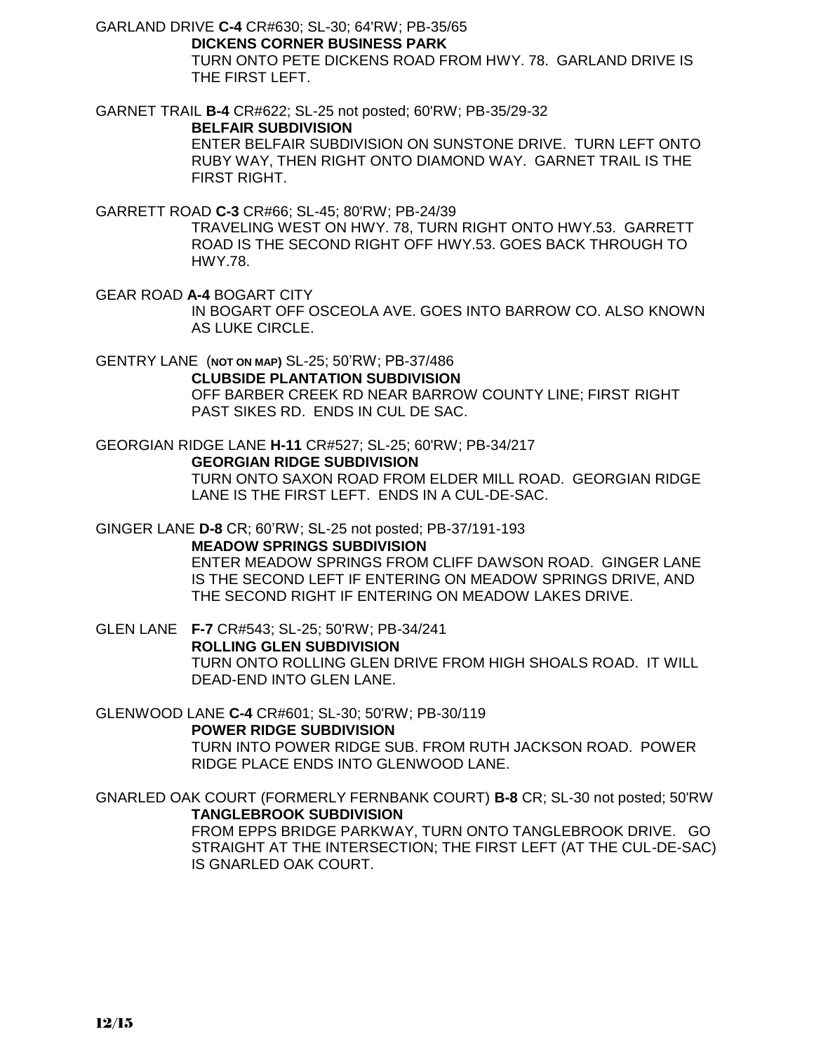GARLAND DRIVE **C-4** CR#630; SL-30; 64'RW; PB-35/65
**DICKENS CORNER BUSINESS PARK**
TURN ONTO PETE DICKENS ROAD FROM HWY. 78. GARLAND DRIVE IS THE FIRST LEFT.

GARNET TRAIL **B-4** CR#622; SL-25 not posted; 60'RW; PB-35/29-32
**BELFAIR SUBDIVISION**
ENTER BELFAIR SUBDIVISION ON SUNSTONE DRIVE. TURN LEFT ONTO RUBY WAY, THEN RIGHT ONTO DIAMOND WAY. GARNET TRAIL IS THE FIRST RIGHT.

GARRETT ROAD **C-3** CR#66; SL-45; 80'RW; PB-24/39
TRAVELING WEST ON HWY. 78, TURN RIGHT ONTO HWY.53. GARRETT ROAD IS THE SECOND RIGHT OFF HWY.53. GOES BACK THROUGH TO HWY.78.

GEAR ROAD **A-4** BOGART CITY
IN BOGART OFF OSCEOLA AVE. GOES INTO BARROW CO. ALSO KNOWN AS LUKE CIRCLE.

GENTRY LANE (**NOT ON MAP**) SL-25; 50'RW; PB-37/486
**CLUBSIDE PLANTATION SUBDIVISION**
OFF BARBER CREEK RD NEAR BARROW COUNTY LINE; FIRST RIGHT PAST SIKES RD. ENDS IN CUL DE SAC.

GEORGIAN RIDGE LANE **H-11** CR#527; SL-25; 60'RW; PB-34/217
**GEORGIAN RIDGE SUBDIVISION**
TURN ONTO SAXON ROAD FROM ELDER MILL ROAD. GEORGIAN RIDGE LANE IS THE FIRST LEFT. ENDS IN A CUL-DE-SAC.

GINGER LANE **D-8** CR; 60'RW; SL-25 not posted; PB-37/191-193
**MEADOW SPRINGS SUBDIVISION**
ENTER MEADOW SPRINGS FROM CLIFF DAWSON ROAD. GINGER LANE IS THE SECOND LEFT IF ENTERING ON MEADOW SPRINGS DRIVE, AND THE SECOND RIGHT IF ENTERING ON MEADOW LAKES DRIVE.

GLEN LANE **F-7** CR#543; SL-25; 50'RW; PB-34/241
**ROLLING GLEN SUBDIVISION**
TURN ONTO ROLLING GLEN DRIVE FROM HIGH SHOALS ROAD. IT WILL DEAD-END INTO GLEN LANE.

GLENWOOD LANE **C-4** CR#601; SL-30; 50'RW; PB-30/119
**POWER RIDGE SUBDIVISION**
TURN INTO POWER RIDGE SUB. FROM RUTH JACKSON ROAD. POWER RIDGE PLACE ENDS INTO GLENWOOD LANE.

GNARLED OAK COURT (FORMERLY FERNBANK COURT) **B-8** CR; SL-30 not posted; 50'RW
**TANGLEBROOK SUBDIVISION**
FROM EPPS BRIDGE PARKWAY, TURN ONTO TANGLEBROOK DRIVE. GO STRAIGHT AT THE INTERSECTION; THE FIRST LEFT (AT THE CUL-DE-SAC) IS GNARLED OAK COURT.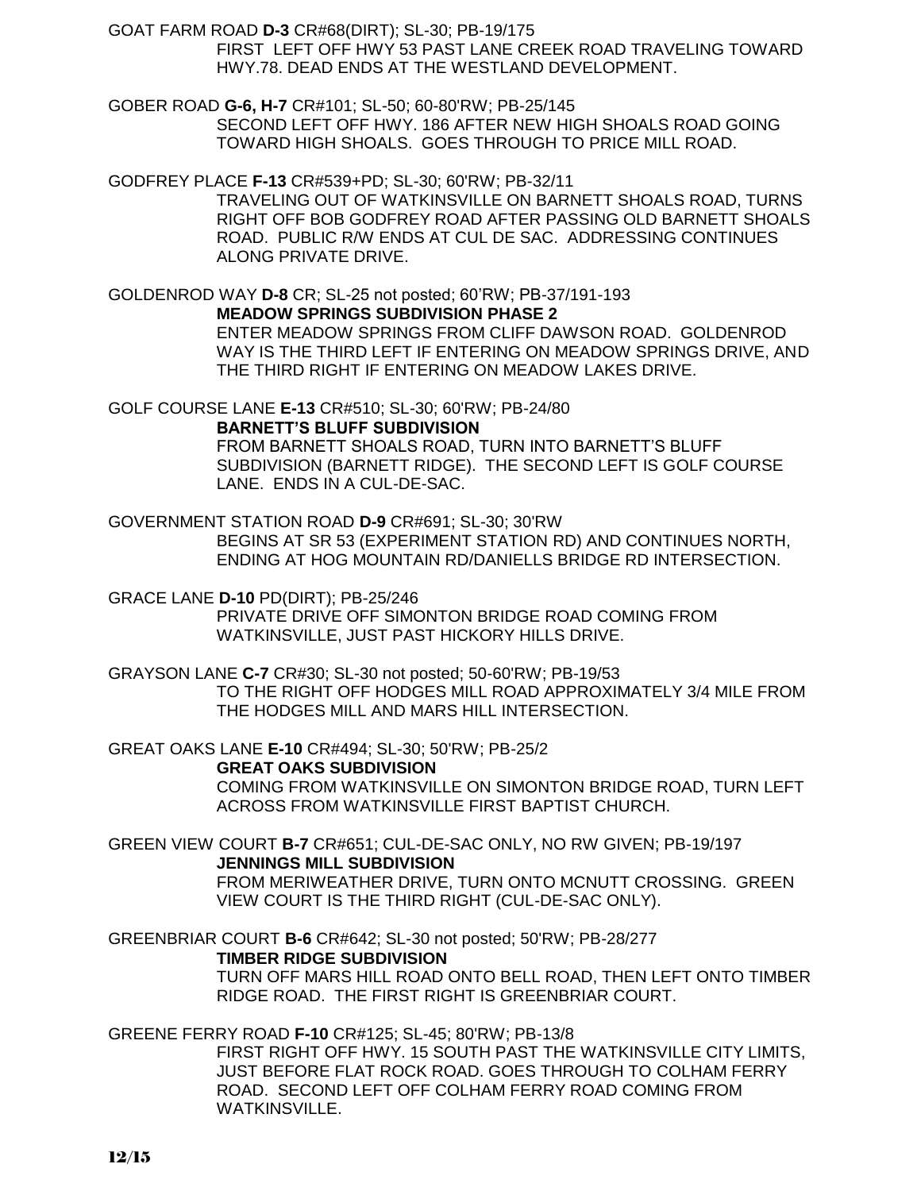GOAT FARM ROAD **D-3** CR#68(DIRT); SL-30; PB-19/175

FIRST LEFT OFF HWY 53 PAST LANE CREEK ROAD TRAVELING TOWARD HWY.78. DEAD ENDS AT THE WESTLAND DEVELOPMENT.

GOBER ROAD **G-6, H-7** CR#101; SL-50; 60-80'RW; PB-25/145

SECOND LEFT OFF HWY. 186 AFTER NEW HIGH SHOALS ROAD GOING TOWARD HIGH SHOALS. GOES THROUGH TO PRICE MILL ROAD.

GODFREY PLACE **F-13** CR#539+PD; SL-30; 60'RW; PB-32/11

TRAVELING OUT OF WATKINSVILLE ON BARNETT SHOALS ROAD, TURNS RIGHT OFF BOB GODFREY ROAD AFTER PASSING OLD BARNETT SHOALS ROAD. PUBLIC R/W ENDS AT CUL DE SAC. ADDRESSING CONTINUES ALONG PRIVATE DRIVE.

GOLDENROD WAY **D-8** CR; SL-25 not posted; 60'RW; PB-37/191-193

**MEADOW SPRINGS SUBDIVISION PHASE 2**

ENTER MEADOW SPRINGS FROM CLIFF DAWSON ROAD. GOLDENROD WAY IS THE THIRD LEFT IF ENTERING ON MEADOW SPRINGS DRIVE, AND THE THIRD RIGHT IF ENTERING ON MEADOW LAKES DRIVE.

GOLF COURSE LANE **E-13** CR#510; SL-30; 60'RW; PB-24/80

**BARNETT'S BLUFF SUBDIVISION**

FROM BARNETT SHOALS ROAD, TURN INTO BARNETT'S BLUFF SUBDIVISION (BARNETT RIDGE). THE SECOND LEFT IS GOLF COURSE LANE. ENDS IN A CUL-DE-SAC.

GOVERNMENT STATION ROAD **D-9** CR#691; SL-30; 30'RW

BEGINS AT SR 53 (EXPERIMENT STATION RD) AND CONTINUES NORTH, ENDING AT HOG MOUNTAIN RD/DANIELLS BRIDGE RD INTERSECTION.

GRACE LANE **D-10** PD(DIRT); PB-25/246

PRIVATE DRIVE OFF SIMONTON BRIDGE ROAD COMING FROM WATKINSVILLE, JUST PAST HICKORY HILLS DRIVE.

GRAYSON LANE **C-7** CR#30; SL-30 not posted; 50-60'RW; PB-19/53

TO THE RIGHT OFF HODGES MILL ROAD APPROXIMATELY 3/4 MILE FROM THE HODGES MILL AND MARS HILL INTERSECTION.

GREAT OAKS LANE **E-10** CR#494; SL-30; 50'RW; PB-25/2

**GREAT OAKS SUBDIVISION**

COMING FROM WATKINSVILLE ON SIMONTON BRIDGE ROAD, TURN LEFT ACROSS FROM WATKINSVILLE FIRST BAPTIST CHURCH.

GREEN VIEW COURT **B-7** CR#651; CUL-DE-SAC ONLY, NO RW GIVEN; PB-19/197

**JENNINGS MILL SUBDIVISION**

FROM MERIWEATHER DRIVE, TURN ONTO MCNUTT CROSSING. GREEN VIEW COURT IS THE THIRD RIGHT (CUL-DE-SAC ONLY).

GREENBRIAR COURT **B-6** CR#642; SL-30 not posted; 50'RW; PB-28/277

**TIMBER RIDGE SUBDIVISION**

TURN OFF MARS HILL ROAD ONTO BELL ROAD, THEN LEFT ONTO TIMBER RIDGE ROAD. THE FIRST RIGHT IS GREENBRIAR COURT.

GREENE FERRY ROAD **F-10** CR#125; SL-45; 80'RW; PB-13/8

FIRST RIGHT OFF HWY. 15 SOUTH PAST THE WATKINSVILLE CITY LIMITS, JUST BEFORE FLAT ROCK ROAD. GOES THROUGH TO COLHAM FERRY ROAD. SECOND LEFT OFF COLHAM FERRY ROAD COMING FROM WATKINSVILLE.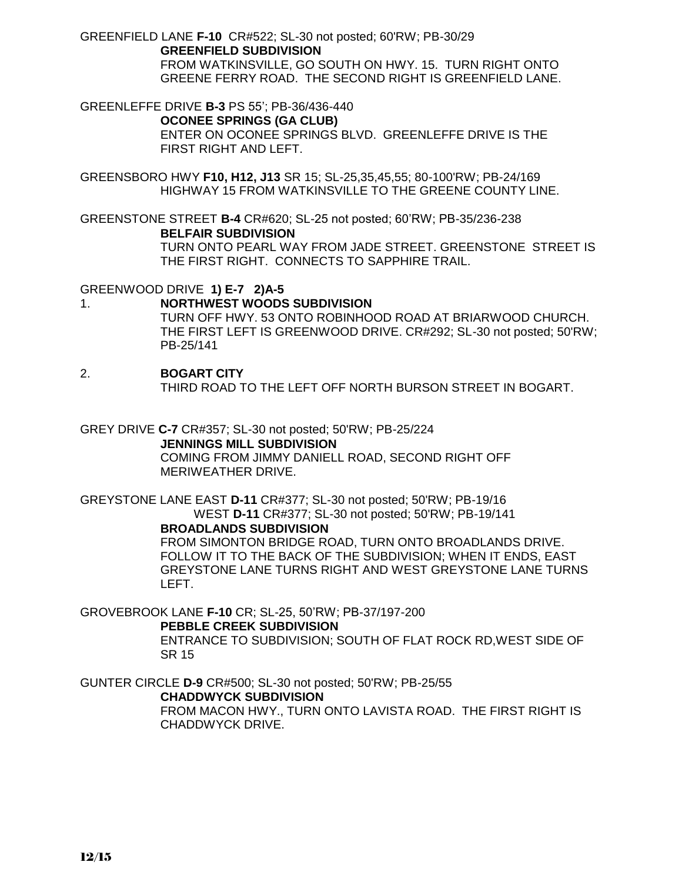GREENFIELD LANE **F-10** CR#522; SL-30 not posted; 60'RW; PB-30/29

**GREENFIELD SUBDIVISION**

FROM WATKINSVILLE, GO SOUTH ON HWY. 15. TURN RIGHT ONTO GREENE FERRY ROAD. THE SECOND RIGHT IS GREENFIELD LANE.

GREENLEFFE DRIVE **B-3** PS 55'; PB-36/436-440

**OCONEE SPRINGS (GA CLUB)**

ENTER ON OCONEE SPRINGS BLVD. GREENLEFFE DRIVE IS THE FIRST RIGHT AND LEFT.

GREENSBORO HWY **F10, H12, J13** SR 15; SL-25,35,45,55; 80-100'RW; PB-24/169

HIGHWAY 15 FROM WATKINSVILLE TO THE GREENE COUNTY LINE.

GREENSTONE STREET **B-4** CR#620; SL-25 not posted; 60'RW; PB-35/236-238

**BELFAIR SUBDIVISION**

TURN ONTO PEARL WAY FROM JADE STREET. GREENSTONE STREET IS THE FIRST RIGHT. CONNECTS TO SAPPHIRE TRAIL.

GREENWOOD DRIVE **1) E-7 2)A-5**

1. **NORTHWEST WOODS SUBDIVISION**

   TURN OFF HWY. 53 ONTO ROBINHOOD ROAD AT BRIARWOOD CHURCH. THE FIRST LEFT IS GREENWOOD DRIVE. CR#292; SL-30 not posted; 50'RW; PB-25/141

2. **BOGART CITY**

   THIRD ROAD TO THE LEFT OFF NORTH BURSON STREET IN BOGART.

GREY DRIVE **C-7** CR#357; SL-30 not posted; 50'RW; PB-25/224

**JENNINGS MILL SUBDIVISION**

COMING FROM JIMMY DANIELL ROAD, SECOND RIGHT OFF MERIWEATHER DRIVE.

GREYSTONE LANE EAST **D-11** CR#377; SL-30 not posted; 50'RW; PB-19/16

WEST **D-11** CR#377; SL-30 not posted; 50'RW; PB-19/141

**BROADLANDS SUBDIVISION**

FROM SIMONTON BRIDGE ROAD, TURN ONTO BROADLANDS DRIVE. FOLLOW IT TO THE BACK OF THE SUBDIVISION; WHEN IT ENDS, EAST GREYSTONE LANE TURNS RIGHT AND WEST GREYSTONE LANE TURNS LEFT.

GROVEBROOK LANE **F-10** CR; SL-25, 50'RW; PB-37/197-200

**PEBBLE CREEK SUBDIVISION**

ENTRANCE TO SUBDIVISION; SOUTH OF FLAT ROCK RD,WEST SIDE OF SR 15

GUNTER CIRCLE **D-9** CR#500; SL-30 not posted; 50'RW; PB-25/55

**CHADDWYCK SUBDIVISION**

FROM MACON HWY., TURN ONTO LAVISTA ROAD. THE FIRST RIGHT IS CHADDWYCK DRIVE.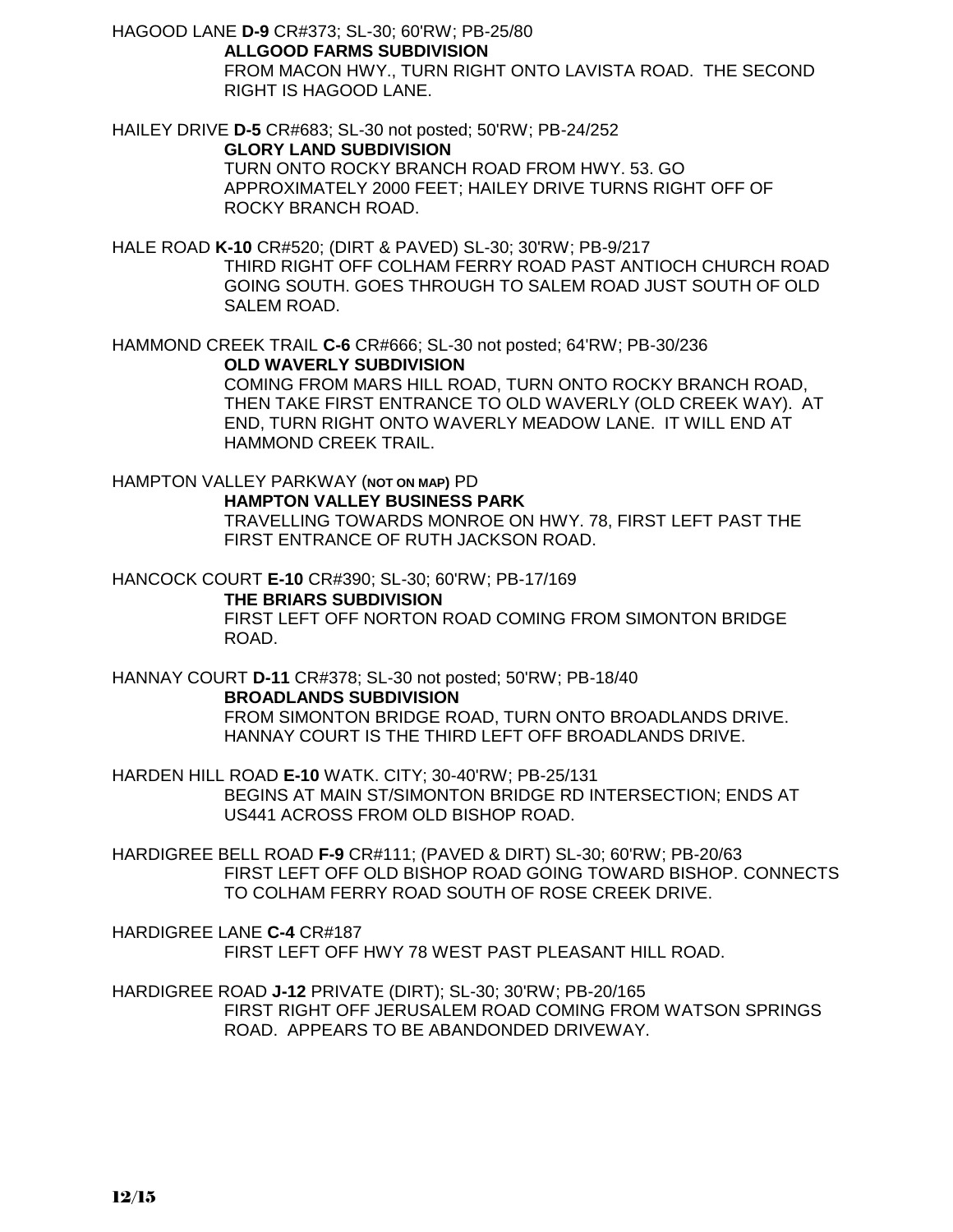HAGOOD LANE **D-9** CR#373; SL-30; 60'RW; PB-25/80

**ALLGOOD FARMS SUBDIVISION**

FROM MACON HWY., TURN RIGHT ONTO LAVISTA ROAD. THE SECOND RIGHT IS HAGOOD LANE.

HAILEY DRIVE **D-5** CR#683; SL-30 not posted; 50'RW; PB-24/252

**GLORY LAND SUBDIVISION**

TURN ONTO ROCKY BRANCH ROAD FROM HWY. 53. GO APPROXIMATELY 2000 FEET; HAILEY DRIVE TURNS RIGHT OFF OF ROCKY BRANCH ROAD.

HALE ROAD **K-10** CR#520; (DIRT & PAVED) SL-30; 30'RW; PB-9/217

THIRD RIGHT OFF COLHAM FERRY ROAD PAST ANTIOCH CHURCH ROAD GOING SOUTH. GOES THROUGH TO SALEM ROAD JUST SOUTH OF OLD SALEM ROAD.

HAMMOND CREEK TRAIL **C-6** CR#666; SL-30 not posted; 64'RW; PB-30/236

**OLD WAVERLY SUBDIVISION**

COMING FROM MARS HILL ROAD, TURN ONTO ROCKY BRANCH ROAD, THEN TAKE FIRST ENTRANCE TO OLD WAVERLY (OLD CREEK WAY). AT END, TURN RIGHT ONTO WAVERLY MEADOW LANE. IT WILL END AT HAMMOND CREEK TRAIL.

HAMPTON VALLEY PARKWAY (**NOT ON MAP**) PD

**HAMPTON VALLEY BUSINESS PARK**

TRAVELLING TOWARDS MONROE ON HWY. 78, FIRST LEFT PAST THE FIRST ENTRANCE OF RUTH JACKSON ROAD.

HANCOCK COURT **E-10** CR#390; SL-30; 60'RW; PB-17/169

**THE BRIARS SUBDIVISION**

FIRST LEFT OFF NORTON ROAD COMING FROM SIMONTON BRIDGE ROAD.

HANNAY COURT **D-11** CR#378; SL-30 not posted; 50'RW; PB-18/40

**BROADLANDS SUBDIVISION**

FROM SIMONTON BRIDGE ROAD, TURN ONTO BROADLANDS DRIVE. HANNAY COURT IS THE THIRD LEFT OFF BROADLANDS DRIVE.

HARDEN HILL ROAD **E-10** WATK. CITY; 30-40'RW; PB-25/131

BEGINS AT MAIN ST/SIMONTON BRIDGE RD INTERSECTION; ENDS AT US441 ACROSS FROM OLD BISHOP ROAD.

HARDIGREE BELL ROAD **F-9** CR#111; (PAVED & DIRT) SL-30; 60'RW; PB-20/63

FIRST LEFT OFF OLD BISHOP ROAD GOING TOWARD BISHOP. CONNECTS TO COLHAM FERRY ROAD SOUTH OF ROSE CREEK DRIVE.

HARDIGREE LANE **C-4** CR#187

FIRST LEFT OFF HWY 78 WEST PAST PLEASANT HILL ROAD.

HARDIGREE ROAD **J-12** PRIVATE (DIRT); SL-30; 30'RW; PB-20/165

FIRST RIGHT OFF JERUSALEM ROAD COMING FROM WATSON SPRINGS ROAD. APPEARS TO BE ABANDONDED DRIVEWAY.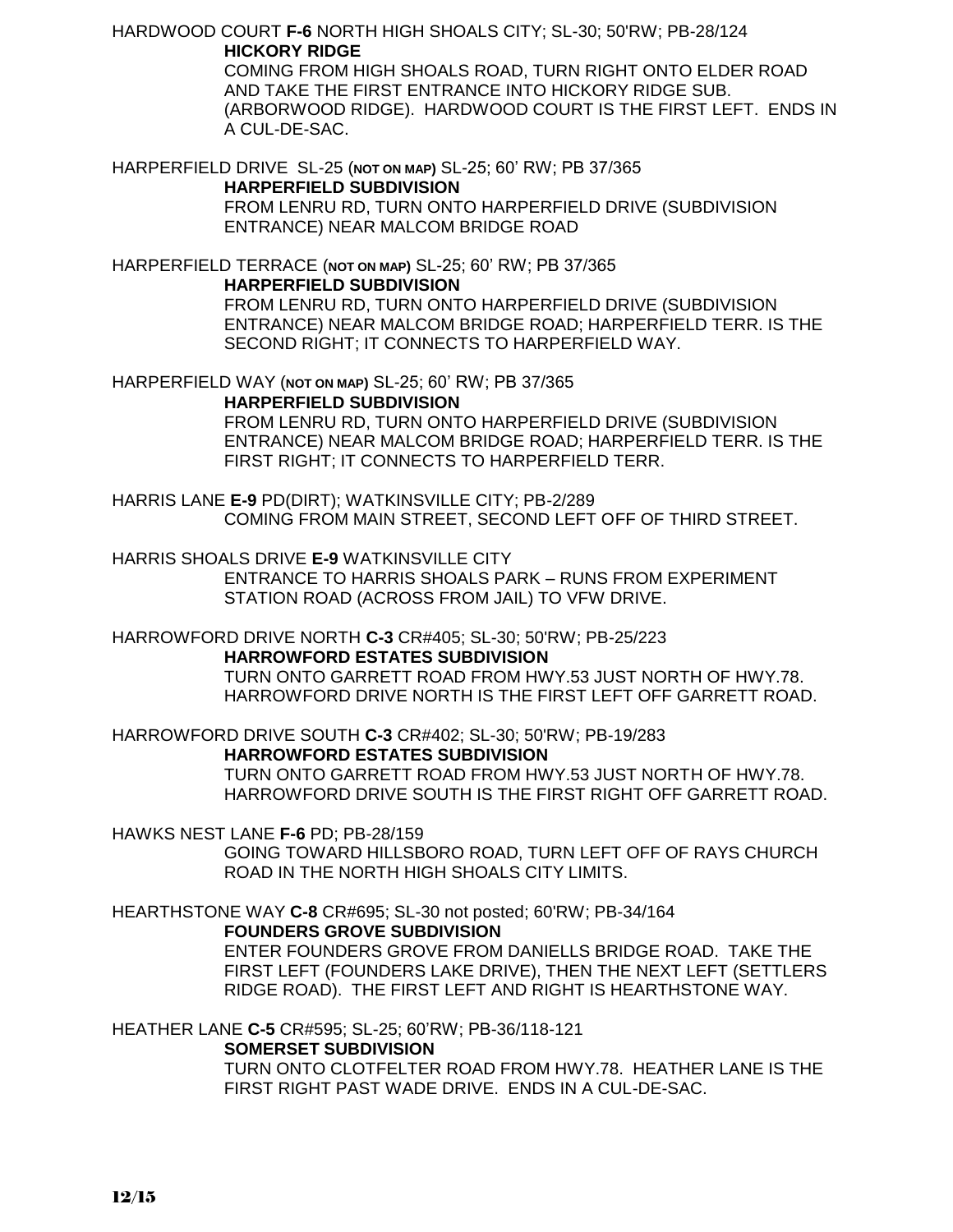HARDWOOD COURT **F-6** NORTH HIGH SHOALS CITY; SL-30; 50'RW; PB-28/124

**HICKORY RIDGE**

COMING FROM HIGH SHOALS ROAD, TURN RIGHT ONTO ELDER ROAD AND TAKE THE FIRST ENTRANCE INTO HICKORY RIDGE SUB. (ARBORWOOD RIDGE). HARDWOOD COURT IS THE FIRST LEFT. ENDS IN A CUL-DE-SAC.

HARPERFIELD DRIVE SL-25 (**NOT ON MAP**) SL-25; 60' RW; PB 37/365

**HARPERFIELD SUBDIVISION**

FROM LENRU RD, TURN ONTO HARPERFIELD DRIVE (SUBDIVISION ENTRANCE) NEAR MALCOM BRIDGE ROAD

HARPERFIELD TERRACE (**NOT ON MAP**) SL-25; 60' RW; PB 37/365

**HARPERFIELD SUBDIVISION**

FROM LENRU RD, TURN ONTO HARPERFIELD DRIVE (SUBDIVISION ENTRANCE) NEAR MALCOM BRIDGE ROAD; HARPERFIELD TERR. IS THE SECOND RIGHT; IT CONNECTS TO HARPERFIELD WAY.

HARPERFIELD WAY (**NOT ON MAP**) SL-25; 60' RW; PB 37/365

**HARPERFIELD SUBDIVISION**

FROM LENRU RD, TURN ONTO HARPERFIELD DRIVE (SUBDIVISION ENTRANCE) NEAR MALCOM BRIDGE ROAD; HARPERFIELD TERR. IS THE FIRST RIGHT; IT CONNECTS TO HARPERFIELD TERR.

HARRIS LANE **E-9** PD(DIRT); WATKINSVILLE CITY; PB-2/289

COMING FROM MAIN STREET, SECOND LEFT OFF OF THIRD STREET.

HARRIS SHOALS DRIVE **E-9** WATKINSVILLE CITY

ENTRANCE TO HARRIS SHOALS PARK – RUNS FROM EXPERIMENT STATION ROAD (ACROSS FROM JAIL) TO VFW DRIVE.

HARROWFORD DRIVE NORTH **C-3** CR#405; SL-30; 50'RW; PB-25/223

**HARROWFORD ESTATES SUBDIVISION**

TURN ONTO GARRETT ROAD FROM HWY.53 JUST NORTH OF HWY.78. HARROWFORD DRIVE NORTH IS THE FIRST LEFT OFF GARRETT ROAD.

HARROWFORD DRIVE SOUTH **C-3** CR#402; SL-30; 50'RW; PB-19/283

**HARROWFORD ESTATES SUBDIVISION**

TURN ONTO GARRETT ROAD FROM HWY.53 JUST NORTH OF HWY.78. HARROWFORD DRIVE SOUTH IS THE FIRST RIGHT OFF GARRETT ROAD.

HAWKS NEST LANE **F-6** PD; PB-28/159

GOING TOWARD HILLSBORO ROAD, TURN LEFT OFF OF RAYS CHURCH ROAD IN THE NORTH HIGH SHOALS CITY LIMITS.

HEARTHSTONE WAY **C-8** CR#695; SL-30 not posted; 60'RW; PB-34/164

**FOUNDERS GROVE SUBDIVISION**

ENTER FOUNDERS GROVE FROM DANIELLS BRIDGE ROAD. TAKE THE FIRST LEFT (FOUNDERS LAKE DRIVE), THEN THE NEXT LEFT (SETTLERS RIDGE ROAD). THE FIRST LEFT AND RIGHT IS HEARTHSTONE WAY.

HEATHER LANE **C-5** CR#595; SL-25; 60'RW; PB-36/118-121

**SOMERSET SUBDIVISION**

TURN ONTO CLOTFELTER ROAD FROM HWY.78. HEATHER LANE IS THE FIRST RIGHT PAST WADE DRIVE. ENDS IN A CUL-DE-SAC.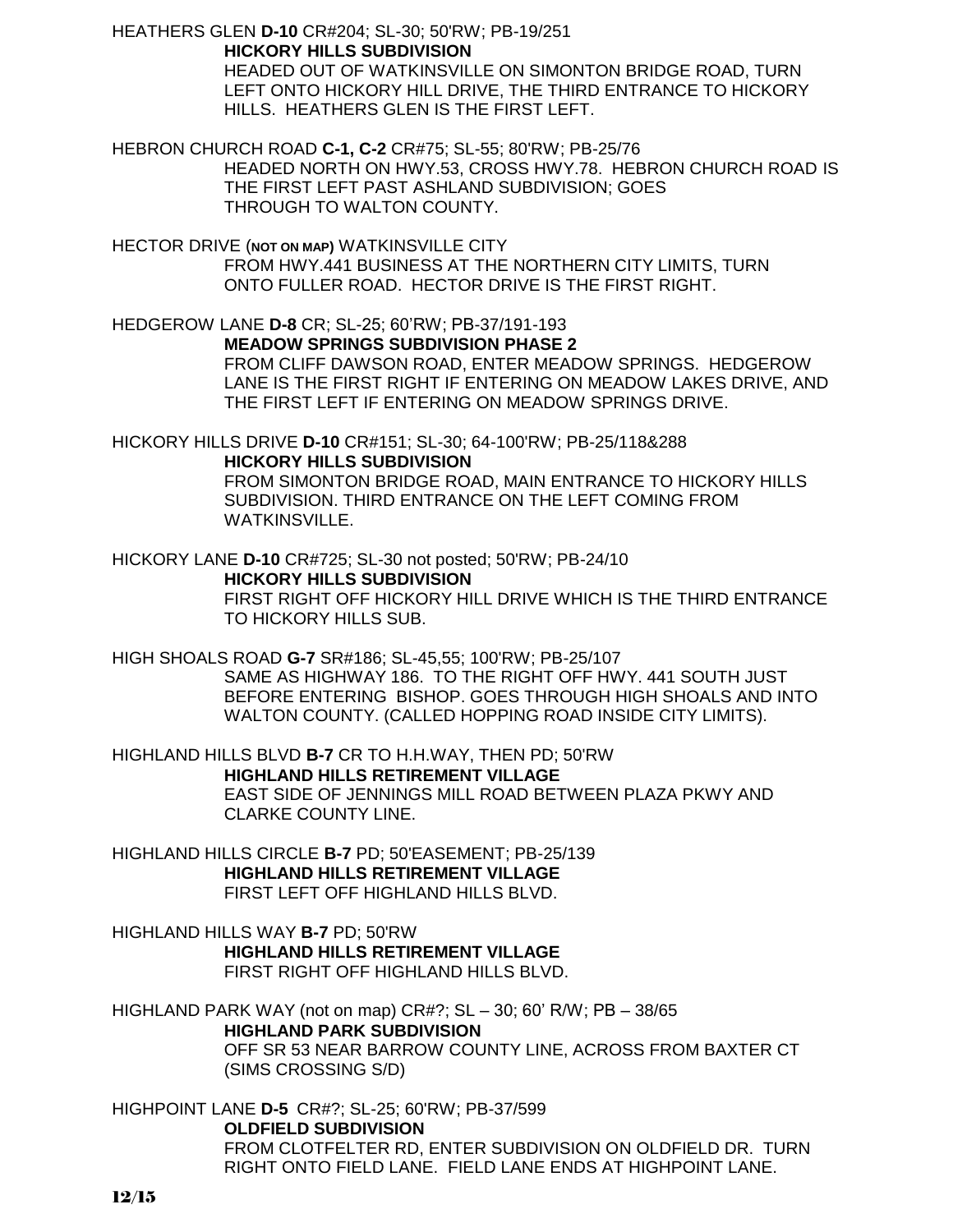HEATHERS GLEN **D-10** CR#204; SL-30; 50'RW; PB-19/251

**HICKORY HILLS SUBDIVISION**

HEADED OUT OF WATKINSVILLE ON SIMONTON BRIDGE ROAD, TURN LEFT ONTO HICKORY HILL DRIVE, THE THIRD ENTRANCE TO HICKORY HILLS. HEATHERS GLEN IS THE FIRST LEFT.

HEBRON CHURCH ROAD **C-1, C-2** CR#75; SL-55; 80'RW; PB-25/76

HEADED NORTH ON HWY.53, CROSS HWY.78. HEBRON CHURCH ROAD IS THE FIRST LEFT PAST ASHLAND SUBDIVISION; GOES THROUGH TO WALTON COUNTY.

HECTOR DRIVE (**NOT ON MAP)** WATKINSVILLE CITY

FROM HWY.441 BUSINESS AT THE NORTHERN CITY LIMITS, TURN ONTO FULLER ROAD. HECTOR DRIVE IS THE FIRST RIGHT.

HEDGEROW LANE **D-8** CR; SL-25; 60'RW; PB-37/191-193

**MEADOW SPRINGS SUBDIVISION PHASE 2**

FROM CLIFF DAWSON ROAD, ENTER MEADOW SPRINGS. HEDGEROW LANE IS THE FIRST RIGHT IF ENTERING ON MEADOW LAKES DRIVE, AND THE FIRST LEFT IF ENTERING ON MEADOW SPRINGS DRIVE.

HICKORY HILLS DRIVE **D-10** CR#151; SL-30; 64-100'RW; PB-25/118&288

**HICKORY HILLS SUBDIVISION**

FROM SIMONTON BRIDGE ROAD, MAIN ENTRANCE TO HICKORY HILLS SUBDIVISION. THIRD ENTRANCE ON THE LEFT COMING FROM WATKINSVILLE.

HICKORY LANE **D-10** CR#725; SL-30 not posted; 50'RW; PB-24/10

**HICKORY HILLS SUBDIVISION**

FIRST RIGHT OFF HICKORY HILL DRIVE WHICH IS THE THIRD ENTRANCE TO HICKORY HILLS SUB.

HIGH SHOALS ROAD **G-7** SR#186; SL-45,55; 100'RW; PB-25/107

SAME AS HIGHWAY 186. TO THE RIGHT OFF HWY. 441 SOUTH JUST BEFORE ENTERING BISHOP. GOES THROUGH HIGH SHOALS AND INTO WALTON COUNTY. (CALLED HOPPING ROAD INSIDE CITY LIMITS).

HIGHLAND HILLS BLVD **B-7** CR TO H.H.WAY, THEN PD; 50'RW

**HIGHLAND HILLS RETIREMENT VILLAGE**

EAST SIDE OF JENNINGS MILL ROAD BETWEEN PLAZA PKWY AND CLARKE COUNTY LINE.

HIGHLAND HILLS CIRCLE **B-7** PD; 50'EASEMENT; PB-25/139

**HIGHLAND HILLS RETIREMENT VILLAGE**

FIRST LEFT OFF HIGHLAND HILLS BLVD.

HIGHLAND HILLS WAY **B-7** PD; 50'RW

**HIGHLAND HILLS RETIREMENT VILLAGE**

FIRST RIGHT OFF HIGHLAND HILLS BLVD.

HIGHLAND PARK WAY (not on map) CR#?; SL – 30; 60' R/W; PB – 38/65

**HIGHLAND PARK SUBDIVISION**

OFF SR 53 NEAR BARROW COUNTY LINE, ACROSS FROM BAXTER CT (SIMS CROSSING S/D)

HIGHPOINT LANE **D-5** CR#?; SL-25; 60'RW; PB-37/599

**OLDFIELD SUBDIVISION**

FROM CLOTFELTER RD, ENTER SUBDIVISION ON OLDFIELD DR. TURN RIGHT ONTO FIELD LANE. FIELD LANE ENDS AT HIGHPOINT LANE.

12/15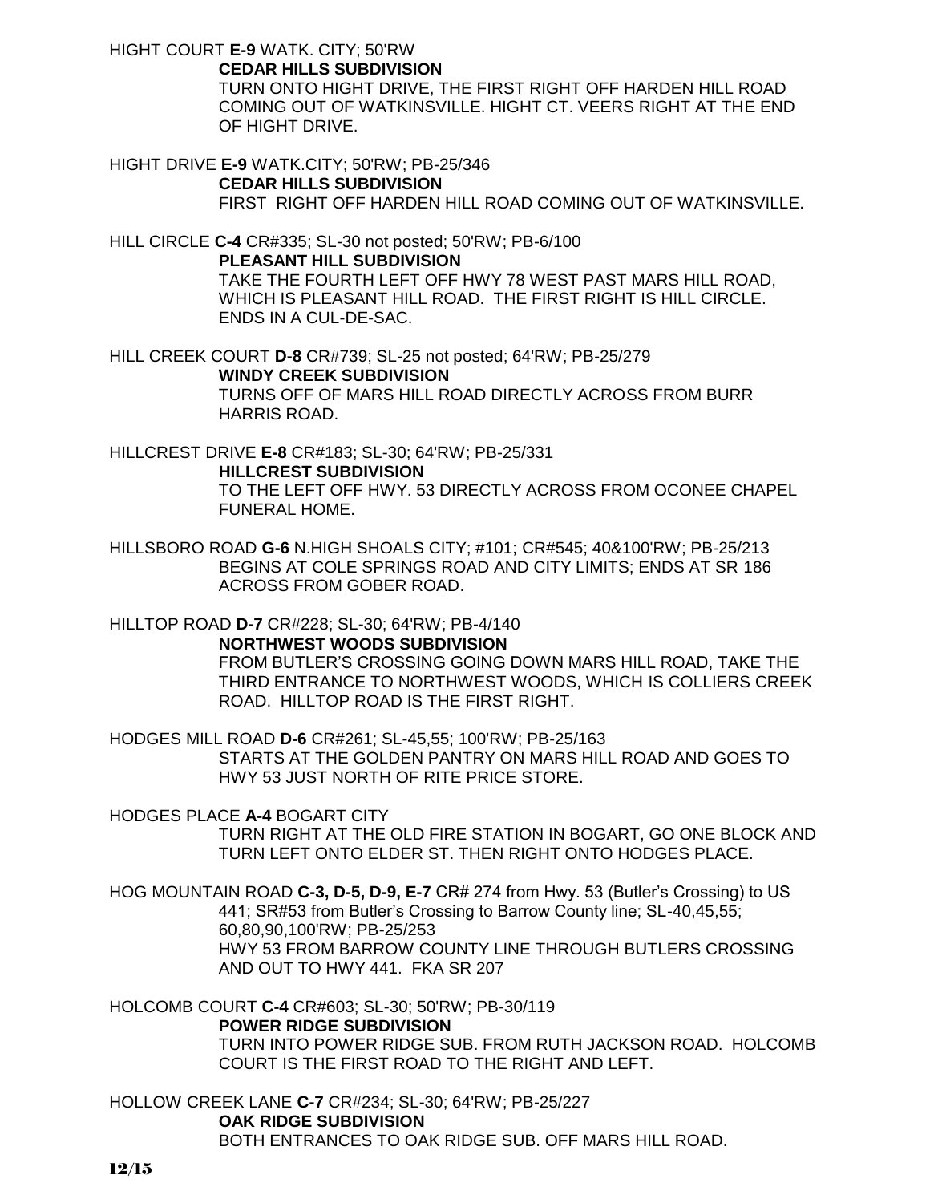HIGHT COURT **E-9** WATK. CITY; 50'RW

**CEDAR HILLS SUBDIVISION**

TURN ONTO HIGHT DRIVE, THE FIRST RIGHT OFF HARDEN HILL ROAD COMING OUT OF WATKINSVILLE. HIGHT CT. VEERS RIGHT AT THE END OF HIGHT DRIVE.

HIGHT DRIVE **E-9** WATK.CITY; 50'RW; PB-25/346

**CEDAR HILLS SUBDIVISION**

FIRST RIGHT OFF HARDEN HILL ROAD COMING OUT OF WATKINSVILLE.

HILL CIRCLE **C-4** CR#335; SL-30 not posted; 50'RW; PB-6/100

**PLEASANT HILL SUBDIVISION**

TAKE THE FOURTH LEFT OFF HWY 78 WEST PAST MARS HILL ROAD, WHICH IS PLEASANT HILL ROAD. THE FIRST RIGHT IS HILL CIRCLE. ENDS IN A CUL-DE-SAC.

HILL CREEK COURT **D-8** CR#739; SL-25 not posted; 64'RW; PB-25/279

**WINDY CREEK SUBDIVISION**

TURNS OFF OF MARS HILL ROAD DIRECTLY ACROSS FROM BURR HARRIS ROAD.

HILLCREST DRIVE **E-8** CR#183; SL-30; 64'RW; PB-25/331

**HILLCREST SUBDIVISION**

TO THE LEFT OFF HWY. 53 DIRECTLY ACROSS FROM OCONEE CHAPEL FUNERAL HOME.

HILLSBORO ROAD **G-6** N.HIGH SHOALS CITY; #101; CR#545; 40&100'RW; PB-25/213

BEGINS AT COLE SPRINGS ROAD AND CITY LIMITS; ENDS AT SR 186 ACROSS FROM GOBER ROAD.

HILLTOP ROAD **D-7** CR#228; SL-30; 64'RW; PB-4/140

**NORTHWEST WOODS SUBDIVISION**

FROM BUTLER'S CROSSING GOING DOWN MARS HILL ROAD, TAKE THE THIRD ENTRANCE TO NORTHWEST WOODS, WHICH IS COLLIERS CREEK ROAD. HILLTOP ROAD IS THE FIRST RIGHT.

HODGES MILL ROAD **D-6** CR#261; SL-45,55; 100'RW; PB-25/163

STARTS AT THE GOLDEN PANTRY ON MARS HILL ROAD AND GOES TO HWY 53 JUST NORTH OF RITE PRICE STORE.

HODGES PLACE **A-4** BOGART CITY

TURN RIGHT AT THE OLD FIRE STATION IN BOGART, GO ONE BLOCK AND TURN LEFT ONTO ELDER ST. THEN RIGHT ONTO HODGES PLACE.

HOG MOUNTAIN ROAD **C-3, D-5, D-9, E-7** CR# 274 from Hwy. 53 (Butler's Crossing) to US 441; SR#53 from Butler's Crossing to Barrow County line; SL-40,45,55; 60,80,90,100'RW; PB-25/253

HWY 53 FROM BARROW COUNTY LINE THROUGH BUTLERS CROSSING AND OUT TO HWY 441. FKA SR 207

HOLCOMB COURT **C-4** CR#603; SL-30; 50'RW; PB-30/119

**POWER RIDGE SUBDIVISION**

TURN INTO POWER RIDGE SUB. FROM RUTH JACKSON ROAD. HOLCOMB COURT IS THE FIRST ROAD TO THE RIGHT AND LEFT.

HOLLOW CREEK LANE **C-7** CR#234; SL-30; 64'RW; PB-25/227

**OAK RIDGE SUBDIVISION**

BOTH ENTRANCES TO OAK RIDGE SUB. OFF MARS HILL ROAD.

12/15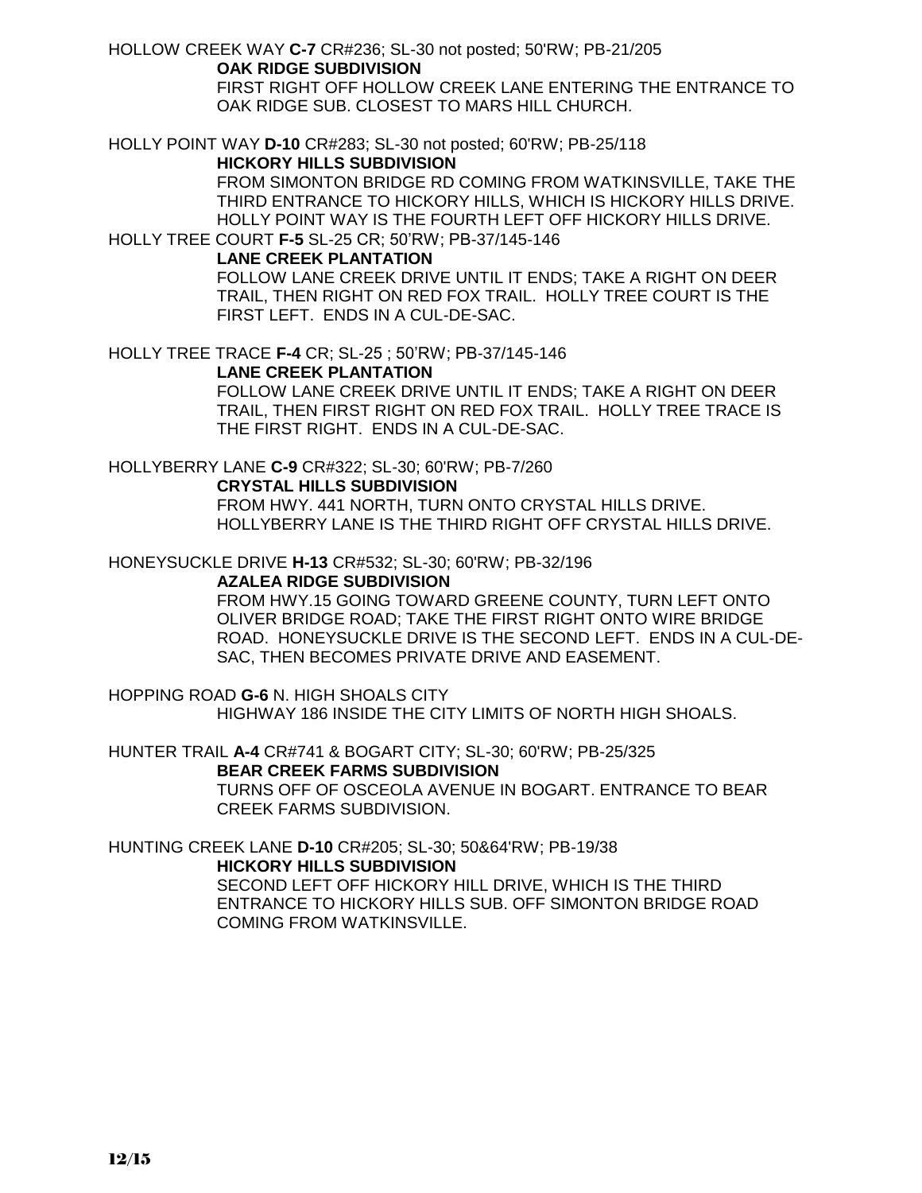HOLLOW CREEK WAY **C-7** CR#236; SL-30 not posted; 50'RW; PB-21/205

**OAK RIDGE SUBDIVISION**

FIRST RIGHT OFF HOLLOW CREEK LANE ENTERING THE ENTRANCE TO OAK RIDGE SUB. CLOSEST TO MARS HILL CHURCH.

HOLLY POINT WAY **D-10** CR#283; SL-30 not posted; 60'RW; PB-25/118

**HICKORY HILLS SUBDIVISION**

FROM SIMONTON BRIDGE RD COMING FROM WATKINSVILLE, TAKE THE THIRD ENTRANCE TO HICKORY HILLS, WHICH IS HICKORY HILLS DRIVE. HOLLY POINT WAY IS THE FOURTH LEFT OFF HICKORY HILLS DRIVE.

HOLLY TREE COURT **F-5** SL-25 CR; 50'RW; PB-37/145-146

**LANE CREEK PLANTATION**

FOLLOW LANE CREEK DRIVE UNTIL IT ENDS; TAKE A RIGHT ON DEER TRAIL, THEN RIGHT ON RED FOX TRAIL. HOLLY TREE COURT IS THE FIRST LEFT. ENDS IN A CUL-DE-SAC.

HOLLY TREE TRACE **F-4** CR; SL-25 ; 50'RW; PB-37/145-146

**LANE CREEK PLANTATION**

FOLLOW LANE CREEK DRIVE UNTIL IT ENDS; TAKE A RIGHT ON DEER TRAIL, THEN FIRST RIGHT ON RED FOX TRAIL. HOLLY TREE TRACE IS THE FIRST RIGHT. ENDS IN A CUL-DE-SAC.

HOLLYBERRY LANE **C-9** CR#322; SL-30; 60'RW; PB-7/260

**CRYSTAL HILLS SUBDIVISION**

FROM HWY. 441 NORTH, TURN ONTO CRYSTAL HILLS DRIVE. HOLLYBERRY LANE IS THE THIRD RIGHT OFF CRYSTAL HILLS DRIVE.

HONEYSUCKLE DRIVE **H-13** CR#532; SL-30; 60'RW; PB-32/196

**AZALEA RIDGE SUBDIVISION**

FROM HWY.15 GOING TOWARD GREENE COUNTY, TURN LEFT ONTO OLIVER BRIDGE ROAD; TAKE THE FIRST RIGHT ONTO WIRE BRIDGE ROAD. HONEYSUCKLE DRIVE IS THE SECOND LEFT. ENDS IN A CUL-DE-SAC, THEN BECOMES PRIVATE DRIVE AND EASEMENT.

HOPPING ROAD **G-6** N. HIGH SHOALS CITY

HIGHWAY 186 INSIDE THE CITY LIMITS OF NORTH HIGH SHOALS.

HUNTER TRAIL **A-4** CR#741 & BOGART CITY; SL-30; 60'RW; PB-25/325

**BEAR CREEK FARMS SUBDIVISION**

TURNS OFF OF OSCEOLA AVENUE IN BOGART. ENTRANCE TO BEAR CREEK FARMS SUBDIVISION.

HUNTING CREEK LANE **D-10** CR#205; SL-30; 50&64'RW; PB-19/38

**HICKORY HILLS SUBDIVISION**

SECOND LEFT OFF HICKORY HILL DRIVE, WHICH IS THE THIRD ENTRANCE TO HICKORY HILLS SUB. OFF SIMONTON BRIDGE ROAD COMING FROM WATKINSVILLE.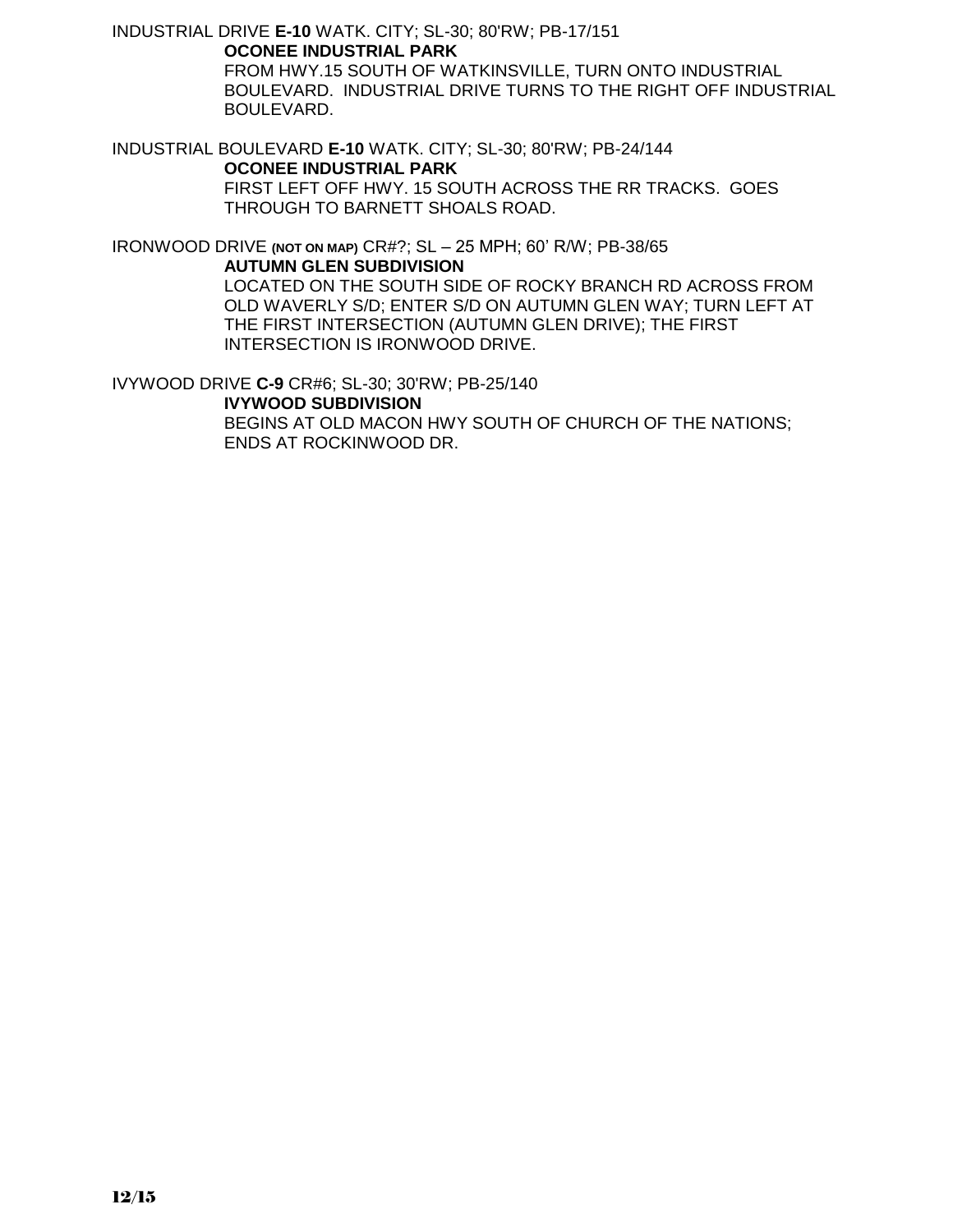INDUSTRIAL DRIVE **E-10** WATK. CITY; SL-30; 80'RW; PB-17/151

**OCONEE INDUSTRIAL PARK**

FROM HWY.15 SOUTH OF WATKINSVILLE, TURN ONTO INDUSTRIAL BOULEVARD. INDUSTRIAL DRIVE TURNS TO THE RIGHT OFF INDUSTRIAL BOULEVARD.

INDUSTRIAL BOULEVARD **E-10** WATK. CITY; SL-30; 80'RW; PB-24/144

**OCONEE INDUSTRIAL PARK**

FIRST LEFT OFF HWY. 15 SOUTH ACROSS THE RR TRACKS. GOES THROUGH TO BARNETT SHOALS ROAD.

IRONWOOD DRIVE **(NOT ON MAP)** CR#?; SL – 25 MPH; 60' R/W; PB-38/65

**AUTUMN GLEN SUBDIVISION**

LOCATED ON THE SOUTH SIDE OF ROCKY BRANCH RD ACROSS FROM OLD WAVERLY S/D; ENTER S/D ON AUTUMN GLEN WAY; TURN LEFT AT THE FIRST INTERSECTION (AUTUMN GLEN DRIVE); THE FIRST INTERSECTION IS IRONWOOD DRIVE.

IVYWOOD DRIVE **C-9** CR#6; SL-30; 30'RW; PB-25/140

**IVYWOOD SUBDIVISION**

BEGINS AT OLD MACON HWY SOUTH OF CHURCH OF THE NATIONS; ENDS AT ROCKINWOOD DR.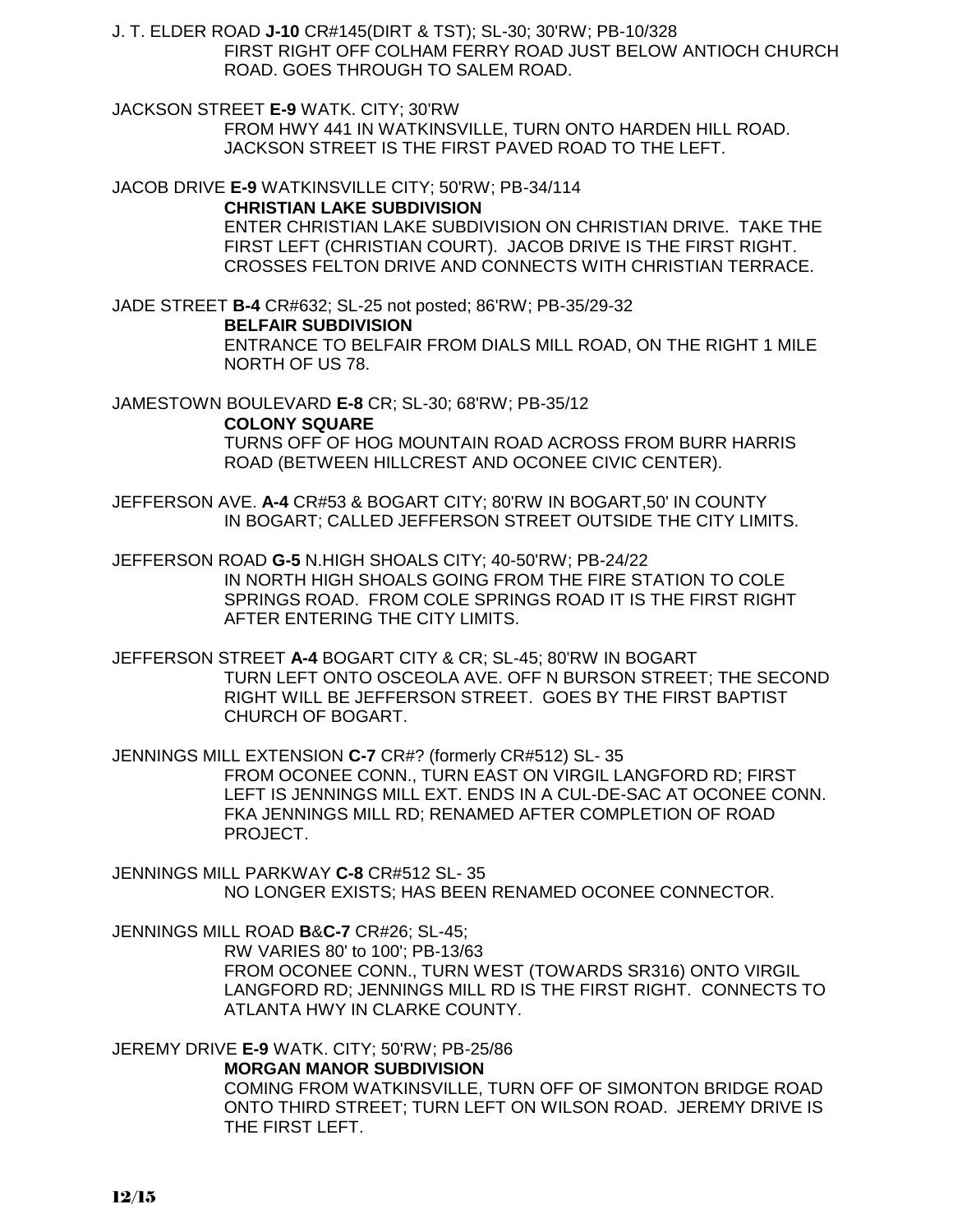J. T. ELDER ROAD **J-10** CR#145(DIRT & TST); SL-30; 30'RW; PB-10/328
FIRST RIGHT OFF COLHAM FERRY ROAD JUST BELOW ANTIOCH CHURCH ROAD. GOES THROUGH TO SALEM ROAD.

JACKSON STREET **E-9** WATK. CITY; 30'RW
FROM HWY 441 IN WATKINSVILLE, TURN ONTO HARDEN HILL ROAD. JACKSON STREET IS THE FIRST PAVED ROAD TO THE LEFT.

JACOB DRIVE **E-9** WATKINSVILLE CITY; 50'RW; PB-34/114
**CHRISTIAN LAKE SUBDIVISION**
ENTER CHRISTIAN LAKE SUBDIVISION ON CHRISTIAN DRIVE. TAKE THE FIRST LEFT (CHRISTIAN COURT). JACOB DRIVE IS THE FIRST RIGHT. CROSSES FELTON DRIVE AND CONNECTS WITH CHRISTIAN TERRACE.

JADE STREET **B-4** CR#632; SL-25 not posted; 86'RW; PB-35/29-32
**BELFAIR SUBDIVISION**
ENTRANCE TO BELFAIR FROM DIALS MILL ROAD, ON THE RIGHT 1 MILE NORTH OF US 78.

JAMESTOWN BOULEVARD **E-8** CR; SL-30; 68'RW; PB-35/12
**COLONY SQUARE**
TURNS OFF OF HOG MOUNTAIN ROAD ACROSS FROM BURR HARRIS ROAD (BETWEEN HILLCREST AND OCONEE CIVIC CENTER).

JEFFERSON AVE. **A-4** CR#53 & BOGART CITY; 80'RW IN BOGART,50' IN COUNTY
IN BOGART; CALLED JEFFERSON STREET OUTSIDE THE CITY LIMITS.

JEFFERSON ROAD **G-5** N.HIGH SHOALS CITY; 40-50'RW; PB-24/22
IN NORTH HIGH SHOALS GOING FROM THE FIRE STATION TO COLE SPRINGS ROAD. FROM COLE SPRINGS ROAD IT IS THE FIRST RIGHT AFTER ENTERING THE CITY LIMITS.

JEFFERSON STREET **A-4** BOGART CITY & CR; SL-45; 80'RW IN BOGART
TURN LEFT ONTO OSCEOLA AVE. OFF N BURSON STREET; THE SECOND RIGHT WILL BE JEFFERSON STREET. GOES BY THE FIRST BAPTIST CHURCH OF BOGART.

JENNINGS MILL EXTENSION **C-7** CR#? (formerly CR#512) SL- 35
FROM OCONEE CONN., TURN EAST ON VIRGIL LANGFORD RD; FIRST LEFT IS JENNINGS MILL EXT. ENDS IN A CUL-DE-SAC AT OCONEE CONN. FKA JENNINGS MILL RD; RENAMED AFTER COMPLETION OF ROAD PROJECT.

JENNINGS MILL PARKWAY **C-8** CR#512 SL- 35
NO LONGER EXISTS; HAS BEEN RENAMED OCONEE CONNECTOR.

JENNINGS MILL ROAD **B**&**C-7** CR#26; SL-45;
RW VARIES 80' to 100'; PB-13/63
FROM OCONEE CONN., TURN WEST (TOWARDS SR316) ONTO VIRGIL LANGFORD RD; JENNINGS MILL RD IS THE FIRST RIGHT. CONNECTS TO ATLANTA HWY IN CLARKE COUNTY.

JEREMY DRIVE **E-9** WATK. CITY; 50'RW; PB-25/86
**MORGAN MANOR SUBDIVISION**
COMING FROM WATKINSVILLE, TURN OFF OF SIMONTON BRIDGE ROAD ONTO THIRD STREET; TURN LEFT ON WILSON ROAD. JEREMY DRIVE IS THE FIRST LEFT.

12/15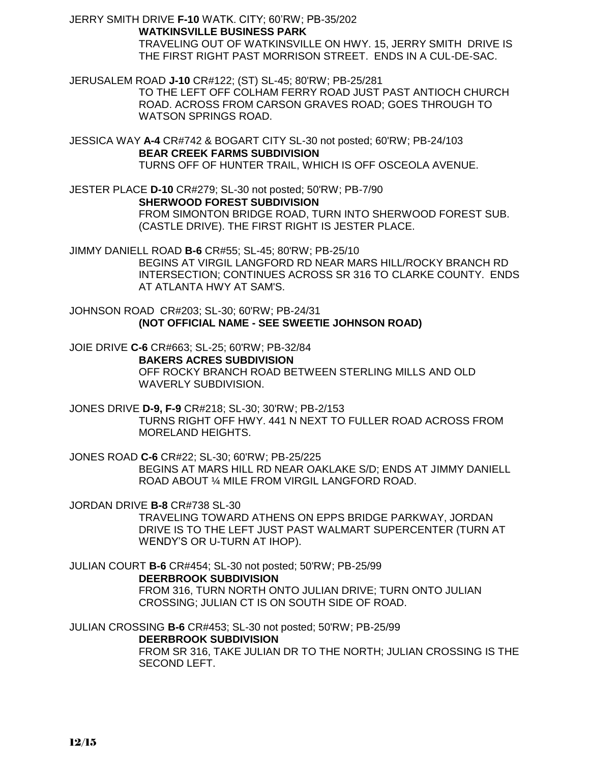JERRY SMITH DRIVE **F-10** WATK. CITY; 60'RW; PB-35/202

**WATKINSVILLE BUSINESS PARK**

TRAVELING OUT OF WATKINSVILLE ON HWY. 15, JERRY SMITH DRIVE IS THE FIRST RIGHT PAST MORRISON STREET. ENDS IN A CUL-DE-SAC.

JERUSALEM ROAD **J-10** CR#122; (ST) SL-45; 80'RW; PB-25/281

TO THE LEFT OFF COLHAM FERRY ROAD JUST PAST ANTIOCH CHURCH ROAD. ACROSS FROM CARSON GRAVES ROAD; GOES THROUGH TO WATSON SPRINGS ROAD.

JESSICA WAY **A-4** CR#742 & BOGART CITY SL-30 not posted; 60'RW; PB-24/103

**BEAR CREEK FARMS SUBDIVISION**

TURNS OFF OF HUNTER TRAIL, WHICH IS OFF OSCEOLA AVENUE.

JESTER PLACE **D-10** CR#279; SL-30 not posted; 50'RW; PB-7/90

**SHERWOOD FOREST SUBDIVISION**

FROM SIMONTON BRIDGE ROAD, TURN INTO SHERWOOD FOREST SUB. (CASTLE DRIVE). THE FIRST RIGHT IS JESTER PLACE.

JIMMY DANIELL ROAD **B-6** CR#55; SL-45; 80'RW; PB-25/10

BEGINS AT VIRGIL LANGFORD RD NEAR MARS HILL/ROCKY BRANCH RD INTERSECTION; CONTINUES ACROSS SR 316 TO CLARKE COUNTY. ENDS AT ATLANTA HWY AT SAM'S.

JOHNSON ROAD CR#203; SL-30; 60'RW; PB-24/31

**(NOT OFFICIAL NAME - SEE SWEETIE JOHNSON ROAD)**

JOIE DRIVE **C-6** CR#663; SL-25; 60'RW; PB-32/84

**BAKERS ACRES SUBDIVISION**

OFF ROCKY BRANCH ROAD BETWEEN STERLING MILLS AND OLD WAVERLY SUBDIVISION.

JONES DRIVE **D-9, F-9** CR#218; SL-30; 30'RW; PB-2/153

TURNS RIGHT OFF HWY. 441 N NEXT TO FULLER ROAD ACROSS FROM MORELAND HEIGHTS.

JONES ROAD **C-6** CR#22; SL-30; 60'RW; PB-25/225

BEGINS AT MARS HILL RD NEAR OAKLAKE S/D; ENDS AT JIMMY DANIELL ROAD ABOUT ¼ MILE FROM VIRGIL LANGFORD ROAD.

JORDAN DRIVE **B-8** CR#738 SL-30

TRAVELING TOWARD ATHENS ON EPPS BRIDGE PARKWAY, JORDAN DRIVE IS TO THE LEFT JUST PAST WALMART SUPERCENTER (TURN AT WENDY'S OR U-TURN AT IHOP).

JULIAN COURT **B-6** CR#454; SL-30 not posted; 50'RW; PB-25/99

**DEERBROOK SUBDIVISION**

FROM 316, TURN NORTH ONTO JULIAN DRIVE; TURN ONTO JULIAN CROSSING; JULIAN CT IS ON SOUTH SIDE OF ROAD.

JULIAN CROSSING **B-6** CR#453; SL-30 not posted; 50'RW; PB-25/99

**DEERBROOK SUBDIVISION**

FROM SR 316, TAKE JULIAN DR TO THE NORTH; JULIAN CROSSING IS THE SECOND LEFT.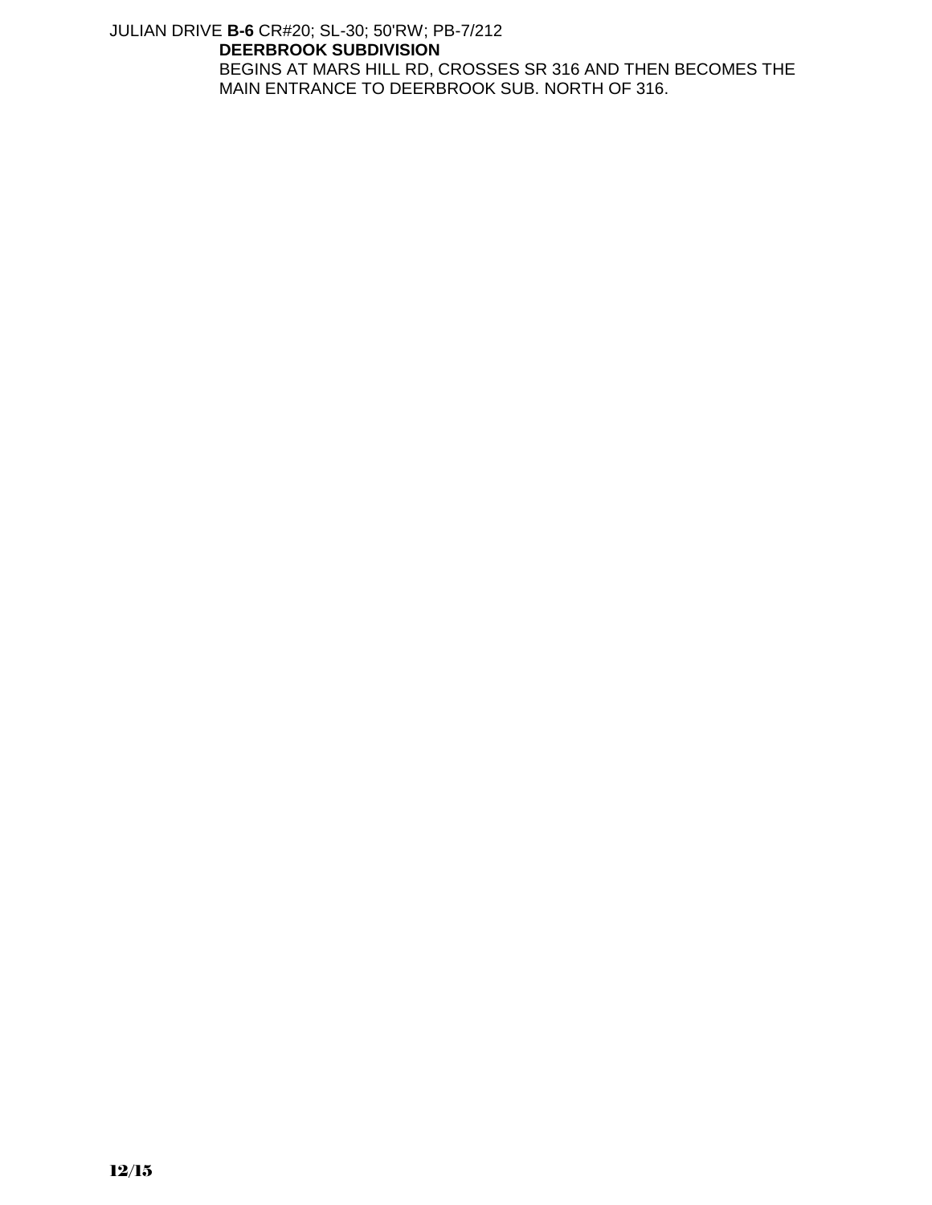JULIAN DRIVE **B-6** CR#20; SL-30; 50'RW; PB-7/212

**DEERBROOK SUBDIVISION**

BEGINS AT MARS HILL RD, CROSSES SR 316 AND THEN BECOMES THE MAIN ENTRANCE TO DEERBROOK SUB. NORTH OF 316.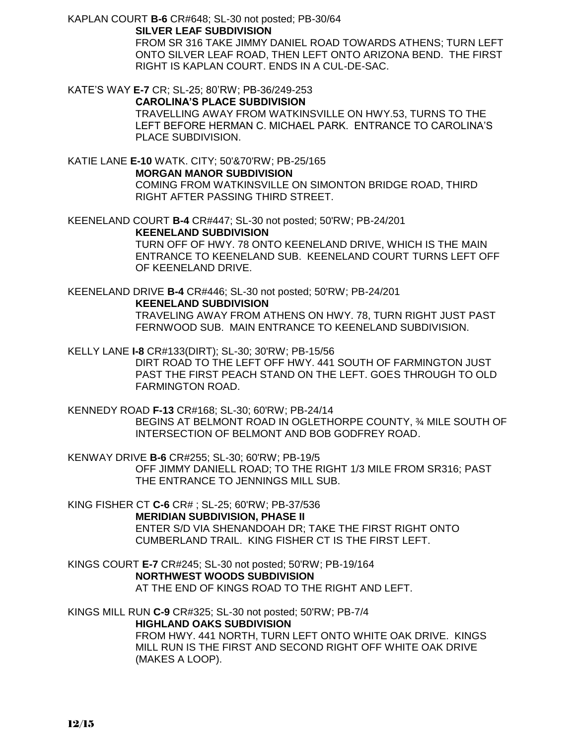KAPLAN COURT **B-6** CR#648; SL-30 not posted; PB-30/64

**SILVER LEAF SUBDIVISION**

FROM SR 316 TAKE JIMMY DANIEL ROAD TOWARDS ATHENS; TURN LEFT ONTO SILVER LEAF ROAD, THEN LEFT ONTO ARIZONA BEND. THE FIRST RIGHT IS KAPLAN COURT. ENDS IN A CUL-DE-SAC.

KATE'S WAY **E-7** CR; SL-25; 80'RW; PB-36/249-253

**CAROLINA'S PLACE SUBDIVISION**

TRAVELLING AWAY FROM WATKINSVILLE ON HWY.53, TURNS TO THE LEFT BEFORE HERMAN C. MICHAEL PARK. ENTRANCE TO CAROLINA'S PLACE SUBDIVISION.

KATIE LANE **E-10** WATK. CITY; 50'&70'RW; PB-25/165

**MORGAN MANOR SUBDIVISION**

COMING FROM WATKINSVILLE ON SIMONTON BRIDGE ROAD, THIRD RIGHT AFTER PASSING THIRD STREET.

KEENELAND COURT **B-4** CR#447; SL-30 not posted; 50'RW; PB-24/201

**KEENELAND SUBDIVISION**

TURN OFF OF HWY. 78 ONTO KEENELAND DRIVE, WHICH IS THE MAIN ENTRANCE TO KEENELAND SUB. KEENELAND COURT TURNS LEFT OFF OF KEENELAND DRIVE.

KEENELAND DRIVE **B-4** CR#446; SL-30 not posted; 50'RW; PB-24/201

**KEENELAND SUBDIVISION**

TRAVELING AWAY FROM ATHENS ON HWY. 78, TURN RIGHT JUST PAST FERNWOOD SUB. MAIN ENTRANCE TO KEENELAND SUBDIVISION.

KELLY LANE **I-8** CR#133(DIRT); SL-30; 30'RW; PB-15/56

DIRT ROAD TO THE LEFT OFF HWY. 441 SOUTH OF FARMINGTON JUST PAST THE FIRST PEACH STAND ON THE LEFT. GOES THROUGH TO OLD FARMINGTON ROAD.

KENNEDY ROAD **F-13** CR#168; SL-30; 60'RW; PB-24/14

BEGINS AT BELMONT ROAD IN OGLETHORPE COUNTY, ¾ MILE SOUTH OF INTERSECTION OF BELMONT AND BOB GODFREY ROAD.

KENWAY DRIVE **B-6** CR#255; SL-30; 60'RW; PB-19/5

OFF JIMMY DANIELL ROAD; TO THE RIGHT 1/3 MILE FROM SR316; PAST THE ENTRANCE TO JENNINGS MILL SUB.

KING FISHER CT **C-6** CR# ; SL-25; 60'RW; PB-37/536

**MERIDIAN SUBDIVISION, PHASE II**

ENTER S/D VIA SHENANDOAH DR; TAKE THE FIRST RIGHT ONTO CUMBERLAND TRAIL. KING FISHER CT IS THE FIRST LEFT.

KINGS COURT **E-7** CR#245; SL-30 not posted; 50'RW; PB-19/164

**NORTHWEST WOODS SUBDIVISION**

AT THE END OF KINGS ROAD TO THE RIGHT AND LEFT.

KINGS MILL RUN **C-9** CR#325; SL-30 not posted; 50'RW; PB-7/4

**HIGHLAND OAKS SUBDIVISION**

FROM HWY. 441 NORTH, TURN LEFT ONTO WHITE OAK DRIVE. KINGS MILL RUN IS THE FIRST AND SECOND RIGHT OFF WHITE OAK DRIVE (MAKES A LOOP).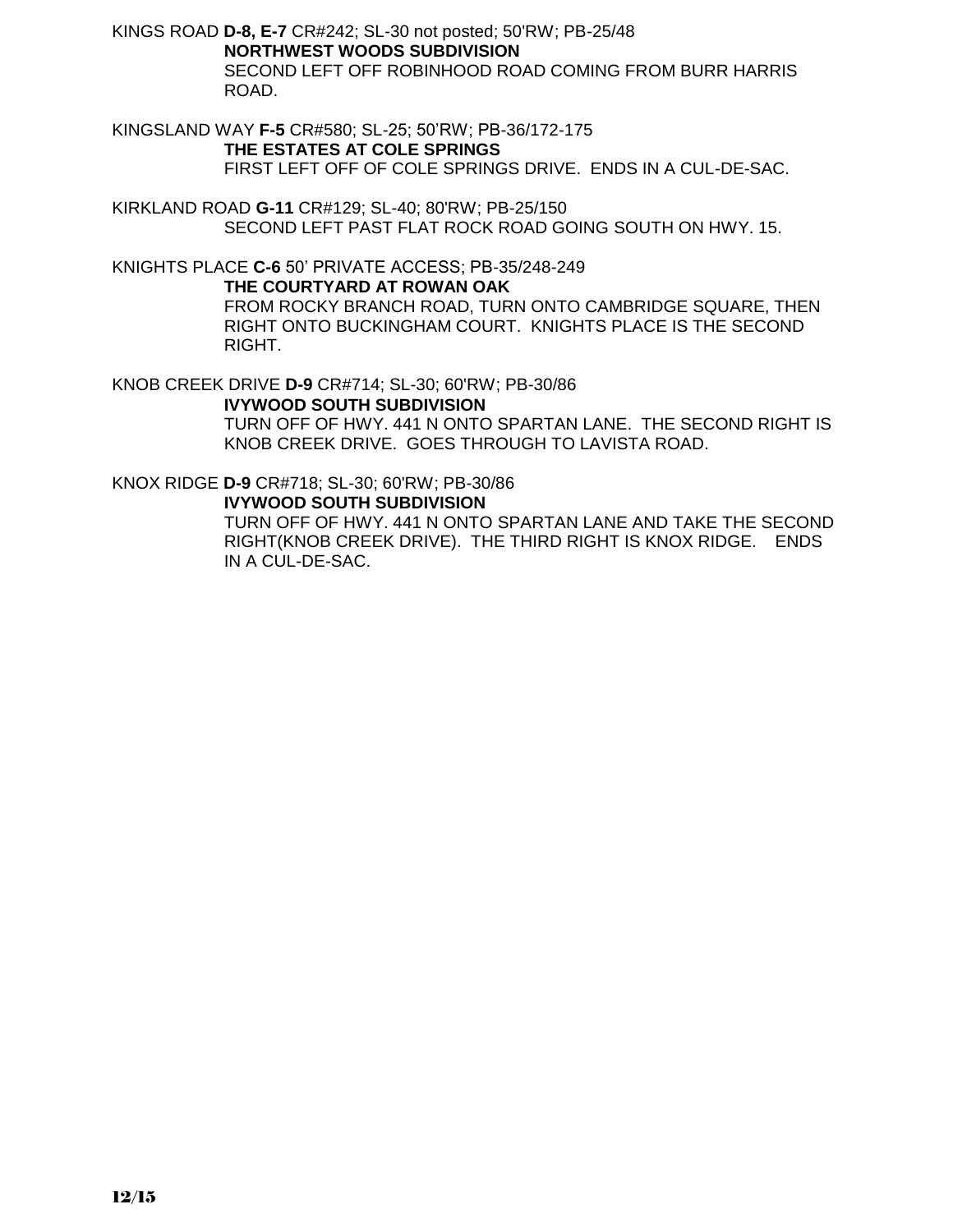KINGS ROAD **D-8, E-7** CR#242; SL-30 not posted; 50'RW; PB-25/48
**NORTHWEST WOODS SUBDIVISION**
SECOND LEFT OFF ROBINHOOD ROAD COMING FROM BURR HARRIS ROAD.

KINGSLAND WAY **F-5** CR#580; SL-25; 50'RW; PB-36/172-175
**THE ESTATES AT COLE SPRINGS**
FIRST LEFT OFF OF COLE SPRINGS DRIVE. ENDS IN A CUL-DE-SAC.

KIRKLAND ROAD **G-11** CR#129; SL-40; 80'RW; PB-25/150
SECOND LEFT PAST FLAT ROCK ROAD GOING SOUTH ON HWY. 15.

KNIGHTS PLACE **C-6** 50' PRIVATE ACCESS; PB-35/248-249
**THE COURTYARD AT ROWAN OAK**
FROM ROCKY BRANCH ROAD, TURN ONTO CAMBRIDGE SQUARE, THEN RIGHT ONTO BUCKINGHAM COURT. KNIGHTS PLACE IS THE SECOND RIGHT.

KNOB CREEK DRIVE **D-9** CR#714; SL-30; 60'RW; PB-30/86
**IVYWOOD SOUTH SUBDIVISION**
TURN OFF OF HWY. 441 N ONTO SPARTAN LANE. THE SECOND RIGHT IS KNOB CREEK DRIVE. GOES THROUGH TO LAVISTA ROAD.

KNOX RIDGE **D-9** CR#718; SL-30; 60'RW; PB-30/86
**IVYWOOD SOUTH SUBDIVISION**
TURN OFF OF HWY. 441 N ONTO SPARTAN LANE AND TAKE THE SECOND RIGHT(KNOB CREEK DRIVE). THE THIRD RIGHT IS KNOX RIDGE. ENDS IN A CUL-DE-SAC.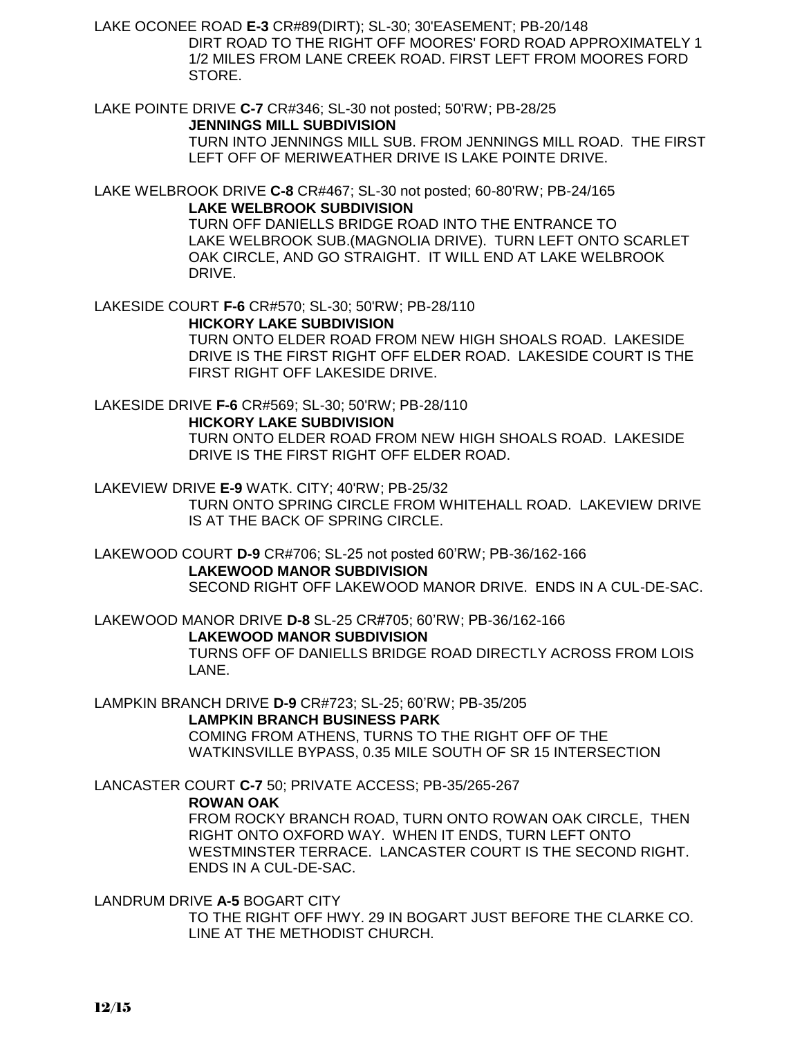LAKE OCONEE ROAD **E-3** CR#89(DIRT); SL-30; 30'EASEMENT; PB-20/148
DIRT ROAD TO THE RIGHT OFF MOORES' FORD ROAD APPROXIMATELY 1 1/2 MILES FROM LANE CREEK ROAD. FIRST LEFT FROM MOORES FORD STORE.

LAKE POINTE DRIVE **C-7** CR#346; SL-30 not posted; 50'RW; PB-28/25
**JENNINGS MILL SUBDIVISION**
TURN INTO JENNINGS MILL SUB. FROM JENNINGS MILL ROAD. THE FIRST LEFT OFF OF MERIWEATHER DRIVE IS LAKE POINTE DRIVE.

LAKE WELBROOK DRIVE **C-8** CR#467; SL-30 not posted; 60-80'RW; PB-24/165
**LAKE WELBROOK SUBDIVISION**
TURN OFF DANIELLS BRIDGE ROAD INTO THE ENTRANCE TO LAKE WELBROOK SUB.(MAGNOLIA DRIVE). TURN LEFT ONTO SCARLET OAK CIRCLE, AND GO STRAIGHT. IT WILL END AT LAKE WELBROOK DRIVE.

LAKESIDE COURT **F-6** CR#570; SL-30; 50'RW; PB-28/110
**HICKORY LAKE SUBDIVISION**
TURN ONTO ELDER ROAD FROM NEW HIGH SHOALS ROAD. LAKESIDE DRIVE IS THE FIRST RIGHT OFF ELDER ROAD. LAKESIDE COURT IS THE FIRST RIGHT OFF LAKESIDE DRIVE.

LAKESIDE DRIVE **F-6** CR#569; SL-30; 50'RW; PB-28/110
**HICKORY LAKE SUBDIVISION**
TURN ONTO ELDER ROAD FROM NEW HIGH SHOALS ROAD. LAKESIDE DRIVE IS THE FIRST RIGHT OFF ELDER ROAD.

LAKEVIEW DRIVE **E-9** WATK. CITY; 40'RW; PB-25/32
TURN ONTO SPRING CIRCLE FROM WHITEHALL ROAD. LAKEVIEW DRIVE IS AT THE BACK OF SPRING CIRCLE.

LAKEWOOD COURT **D-9** CR#706; SL-25 not posted 60'RW; PB-36/162-166
**LAKEWOOD MANOR SUBDIVISION**
SECOND RIGHT OFF LAKEWOOD MANOR DRIVE. ENDS IN A CUL-DE-SAC.

LAKEWOOD MANOR DRIVE **D-8** SL-25 CR#705; 60'RW; PB-36/162-166
**LAKEWOOD MANOR SUBDIVISION**
TURNS OFF OF DANIELLS BRIDGE ROAD DIRECTLY ACROSS FROM LOIS LANE.

LAMPKIN BRANCH DRIVE **D-9** CR#723; SL-25; 60'RW; PB-35/205
**LAMPKIN BRANCH BUSINESS PARK**
COMING FROM ATHENS, TURNS TO THE RIGHT OFF OF THE WATKINSVILLE BYPASS, 0.35 MILE SOUTH OF SR 15 INTERSECTION

LANCASTER COURT **C-7** 50; PRIVATE ACCESS; PB-35/265-267
**ROWAN OAK**
FROM ROCKY BRANCH ROAD, TURN ONTO ROWAN OAK CIRCLE, THEN RIGHT ONTO OXFORD WAY. WHEN IT ENDS, TURN LEFT ONTO WESTMINSTER TERRACE. LANCASTER COURT IS THE SECOND RIGHT. ENDS IN A CUL-DE-SAC.

LANDRUM DRIVE **A-5** BOGART CITY
TO THE RIGHT OFF HWY. 29 IN BOGART JUST BEFORE THE CLARKE CO. LINE AT THE METHODIST CHURCH.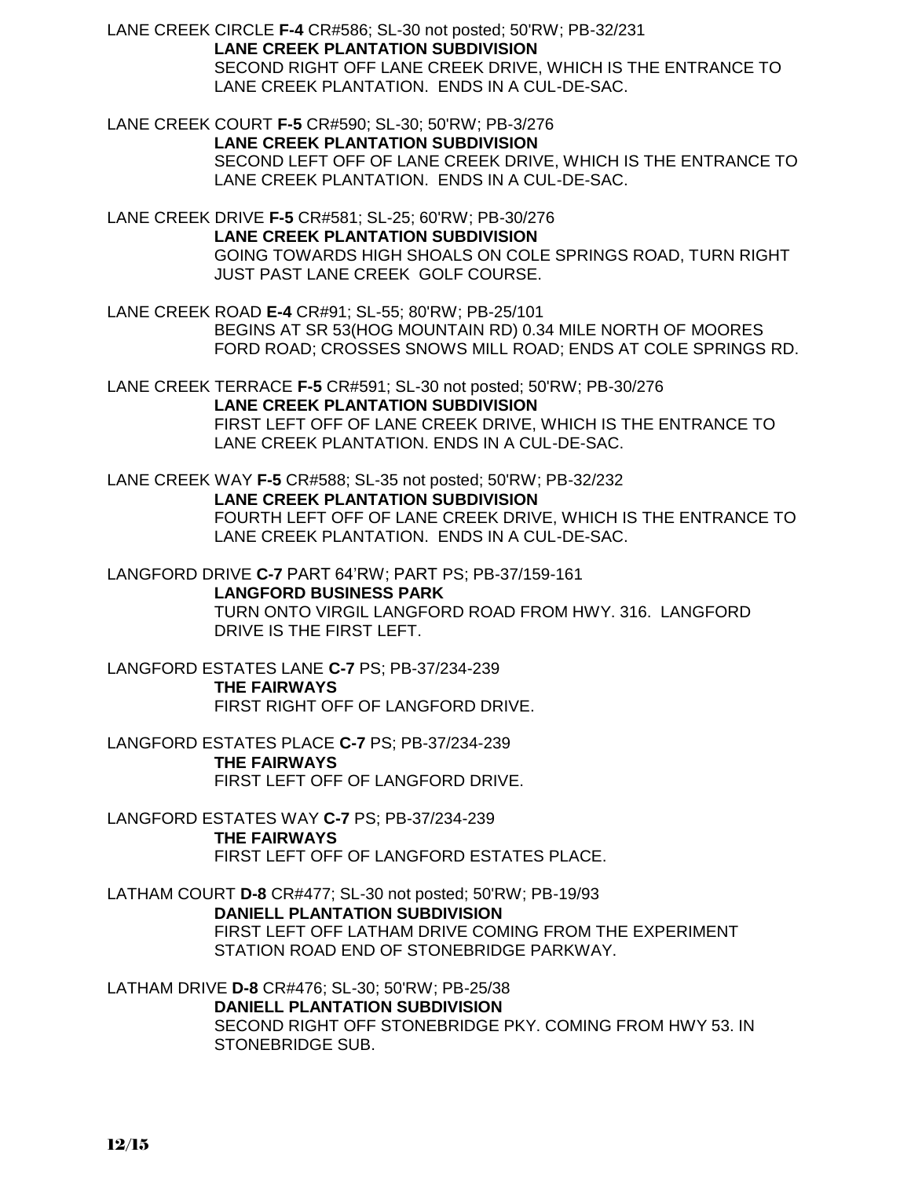LANE CREEK CIRCLE **F-4** CR#586; SL-30 not posted; 50'RW; PB-32/231
**LANE CREEK PLANTATION SUBDIVISION**
SECOND RIGHT OFF LANE CREEK DRIVE, WHICH IS THE ENTRANCE TO LANE CREEK PLANTATION. ENDS IN A CUL-DE-SAC.

LANE CREEK COURT **F-5** CR#590; SL-30; 50'RW; PB-3/276
**LANE CREEK PLANTATION SUBDIVISION**
SECOND LEFT OFF OF LANE CREEK DRIVE, WHICH IS THE ENTRANCE TO LANE CREEK PLANTATION. ENDS IN A CUL-DE-SAC.

LANE CREEK DRIVE **F-5** CR#581; SL-25; 60'RW; PB-30/276
**LANE CREEK PLANTATION SUBDIVISION**
GOING TOWARDS HIGH SHOALS ON COLE SPRINGS ROAD, TURN RIGHT JUST PAST LANE CREEK GOLF COURSE.

LANE CREEK ROAD **E-4** CR#91; SL-55; 80'RW; PB-25/101
BEGINS AT SR 53(HOG MOUNTAIN RD) 0.34 MILE NORTH OF MOORES FORD ROAD; CROSSES SNOWS MILL ROAD; ENDS AT COLE SPRINGS RD.

LANE CREEK TERRACE **F-5** CR#591; SL-30 not posted; 50'RW; PB-30/276
**LANE CREEK PLANTATION SUBDIVISION**
FIRST LEFT OFF OF LANE CREEK DRIVE, WHICH IS THE ENTRANCE TO LANE CREEK PLANTATION. ENDS IN A CUL-DE-SAC.

LANE CREEK WAY **F-5** CR#588; SL-35 not posted; 50'RW; PB-32/232
**LANE CREEK PLANTATION SUBDIVISION**
FOURTH LEFT OFF OF LANE CREEK DRIVE, WHICH IS THE ENTRANCE TO LANE CREEK PLANTATION. ENDS IN A CUL-DE-SAC.

LANGFORD DRIVE **C-7** PART 64'RW; PART PS; PB-37/159-161
**LANGFORD BUSINESS PARK**
TURN ONTO VIRGIL LANGFORD ROAD FROM HWY. 316. LANGFORD DRIVE IS THE FIRST LEFT.

LANGFORD ESTATES LANE **C-7** PS; PB-37/234-239
**THE FAIRWAYS**
FIRST RIGHT OFF OF LANGFORD DRIVE.

LANGFORD ESTATES PLACE **C-7** PS; PB-37/234-239
**THE FAIRWAYS**
FIRST LEFT OFF OF LANGFORD DRIVE.

LANGFORD ESTATES WAY **C-7** PS; PB-37/234-239
**THE FAIRWAYS**
FIRST LEFT OFF OF LANGFORD ESTATES PLACE.

LATHAM COURT **D-8** CR#477; SL-30 not posted; 50'RW; PB-19/93
**DANIELL PLANTATION SUBDIVISION**
FIRST LEFT OFF LATHAM DRIVE COMING FROM THE EXPERIMENT STATION ROAD END OF STONEBRIDGE PARKWAY.

LATHAM DRIVE **D-8** CR#476; SL-30; 50'RW; PB-25/38
**DANIELL PLANTATION SUBDIVISION**
SECOND RIGHT OFF STONEBRIDGE PKY. COMING FROM HWY 53. IN STONEBRIDGE SUB.

12/15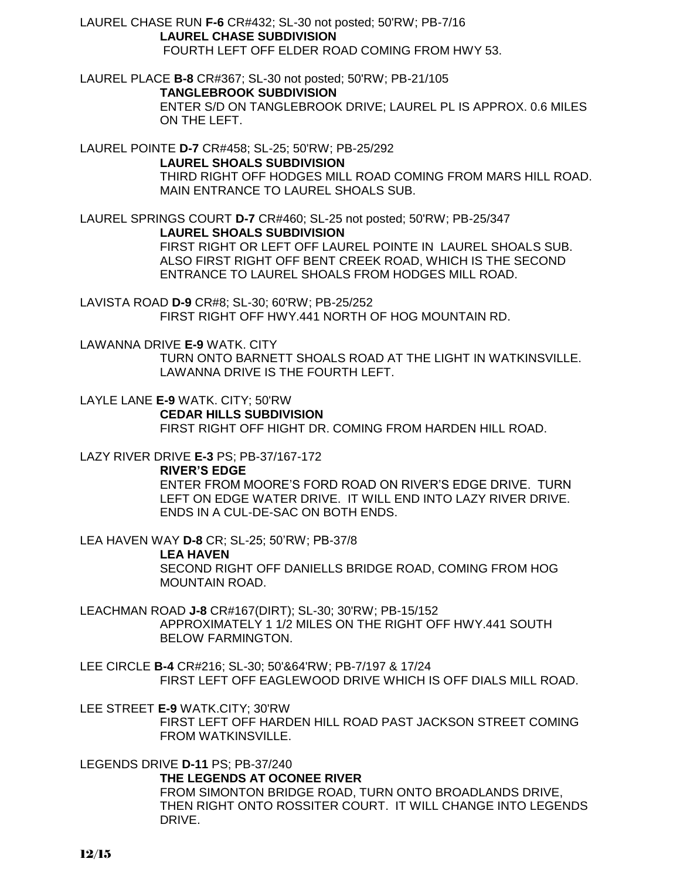LAUREL CHASE RUN **F-6** CR#432; SL-30 not posted; 50'RW; PB-7/16

**LAUREL CHASE SUBDIVISION**

FOURTH LEFT OFF ELDER ROAD COMING FROM HWY 53.

LAUREL PLACE **B-8** CR#367; SL-30 not posted; 50'RW; PB-21/105

**TANGLEBROOK SUBDIVISION**

ENTER S/D ON TANGLEBROOK DRIVE; LAUREL PL IS APPROX. 0.6 MILES ON THE LEFT.

LAUREL POINTE **D-7** CR#458; SL-25; 50'RW; PB-25/292

**LAUREL SHOALS SUBDIVISION**

THIRD RIGHT OFF HODGES MILL ROAD COMING FROM MARS HILL ROAD. MAIN ENTRANCE TO LAUREL SHOALS SUB.

LAUREL SPRINGS COURT **D-7** CR#460; SL-25 not posted; 50'RW; PB-25/347

**LAUREL SHOALS SUBDIVISION**

FIRST RIGHT OR LEFT OFF LAUREL POINTE IN LAUREL SHOALS SUB. ALSO FIRST RIGHT OFF BENT CREEK ROAD, WHICH IS THE SECOND ENTRANCE TO LAUREL SHOALS FROM HODGES MILL ROAD.

LAVISTA ROAD **D-9** CR#8; SL-30; 60'RW; PB-25/252

FIRST RIGHT OFF HWY.441 NORTH OF HOG MOUNTAIN RD.

LAWANNA DRIVE **E-9** WATK. CITY

TURN ONTO BARNETT SHOALS ROAD AT THE LIGHT IN WATKINSVILLE. LAWANNA DRIVE IS THE FOURTH LEFT.

LAYLE LANE **E-9** WATK. CITY; 50'RW

**CEDAR HILLS SUBDIVISION**

FIRST RIGHT OFF HIGHT DR. COMING FROM HARDEN HILL ROAD.

LAZY RIVER DRIVE **E-3** PS; PB-37/167-172

**RIVER'S EDGE**

ENTER FROM MOORE'S FORD ROAD ON RIVER'S EDGE DRIVE. TURN LEFT ON EDGE WATER DRIVE. IT WILL END INTO LAZY RIVER DRIVE. ENDS IN A CUL-DE-SAC ON BOTH ENDS.

LEA HAVEN WAY **D-8** CR; SL-25; 50'RW; PB-37/8

**LEA HAVEN**

SECOND RIGHT OFF DANIELLS BRIDGE ROAD, COMING FROM HOG MOUNTAIN ROAD.

LEACHMAN ROAD **J-8** CR#167(DIRT); SL-30; 30'RW; PB-15/152

APPROXIMATELY 1 1/2 MILES ON THE RIGHT OFF HWY.441 SOUTH BELOW FARMINGTON.

LEE CIRCLE **B-4** CR#216; SL-30; 50'&64'RW; PB-7/197 & 17/24

FIRST LEFT OFF EAGLEWOOD DRIVE WHICH IS OFF DIALS MILL ROAD.

LEE STREET **E-9** WATK.CITY; 30'RW

FIRST LEFT OFF HARDEN HILL ROAD PAST JACKSON STREET COMING FROM WATKINSVILLE.

LEGENDS DRIVE **D-11** PS; PB-37/240

**THE LEGENDS AT OCONEE RIVER**

FROM SIMONTON BRIDGE ROAD, TURN ONTO BROADLANDS DRIVE, THEN RIGHT ONTO ROSSITER COURT. IT WILL CHANGE INTO LEGENDS DRIVE.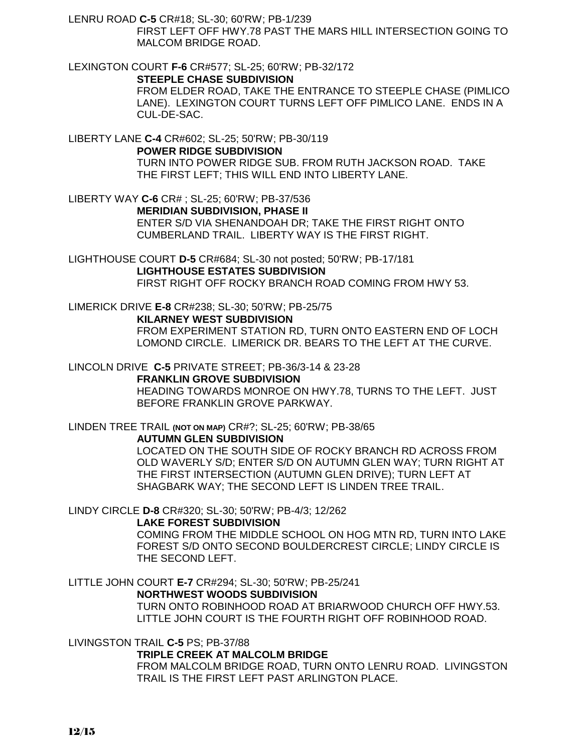LENRU ROAD **C-5** CR#18; SL-30; 60'RW; PB-1/239

FIRST LEFT OFF HWY.78 PAST THE MARS HILL INTERSECTION GOING TO MALCOM BRIDGE ROAD.

LEXINGTON COURT **F-6** CR#577; SL-25; 60'RW; PB-32/172

**STEEPLE CHASE SUBDIVISION**

FROM ELDER ROAD, TAKE THE ENTRANCE TO STEEPLE CHASE (PIMLICO LANE). LEXINGTON COURT TURNS LEFT OFF PIMLICO LANE. ENDS IN A CUL-DE-SAC.

LIBERTY LANE **C-4** CR#602; SL-25; 50'RW; PB-30/119

**POWER RIDGE SUBDIVISION**

TURN INTO POWER RIDGE SUB. FROM RUTH JACKSON ROAD. TAKE THE FIRST LEFT; THIS WILL END INTO LIBERTY LANE.

LIBERTY WAY **C-6** CR# ; SL-25; 60'RW; PB-37/536

**MERIDIAN SUBDIVISION, PHASE II**

ENTER S/D VIA SHENANDOAH DR; TAKE THE FIRST RIGHT ONTO CUMBERLAND TRAIL. LIBERTY WAY IS THE FIRST RIGHT.

LIGHTHOUSE COURT **D-5** CR#684; SL-30 not posted; 50'RW; PB-17/181

**LIGHTHOUSE ESTATES SUBDIVISION**

FIRST RIGHT OFF ROCKY BRANCH ROAD COMING FROM HWY 53.

LIMERICK DRIVE **E-8** CR#238; SL-30; 50'RW; PB-25/75

**KILARNEY WEST SUBDIVISION**

FROM EXPERIMENT STATION RD, TURN ONTO EASTERN END OF LOCH LOMOND CIRCLE. LIMERICK DR. BEARS TO THE LEFT AT THE CURVE.

LINCOLN DRIVE **C-5** PRIVATE STREET; PB-36/3-14 & 23-28

**FRANKLIN GROVE SUBDIVISION**

HEADING TOWARDS MONROE ON HWY.78, TURNS TO THE LEFT. JUST BEFORE FRANKLIN GROVE PARKWAY.

LINDEN TREE TRAIL **(NOT ON MAP)** CR#?; SL-25; 60'RW; PB-38/65

**AUTUMN GLEN SUBDIVISION**

LOCATED ON THE SOUTH SIDE OF ROCKY BRANCH RD ACROSS FROM OLD WAVERLY S/D; ENTER S/D ON AUTUMN GLEN WAY; TURN RIGHT AT THE FIRST INTERSECTION (AUTUMN GLEN DRIVE); TURN LEFT AT SHAGBARK WAY; THE SECOND LEFT IS LINDEN TREE TRAIL.

LINDY CIRCLE **D-8** CR#320; SL-30; 50'RW; PB-4/3; 12/262

**LAKE FOREST SUBDIVISION**

COMING FROM THE MIDDLE SCHOOL ON HOG MTN RD, TURN INTO LAKE FOREST S/D ONTO SECOND BOULDERCREST CIRCLE; LINDY CIRCLE IS THE SECOND LEFT.

LITTLE JOHN COURT **E-7** CR#294; SL-30; 50'RW; PB-25/241

**NORTHWEST WOODS SUBDIVISION**

TURN ONTO ROBINHOOD ROAD AT BRIARWOOD CHURCH OFF HWY.53. LITTLE JOHN COURT IS THE FOURTH RIGHT OFF ROBINHOOD ROAD.

LIVINGSTON TRAIL **C-5** PS; PB-37/88

**TRIPLE CREEK AT MALCOLM BRIDGE**

FROM MALCOLM BRIDGE ROAD, TURN ONTO LENRU ROAD. LIVINGSTON TRAIL IS THE FIRST LEFT PAST ARLINGTON PLACE.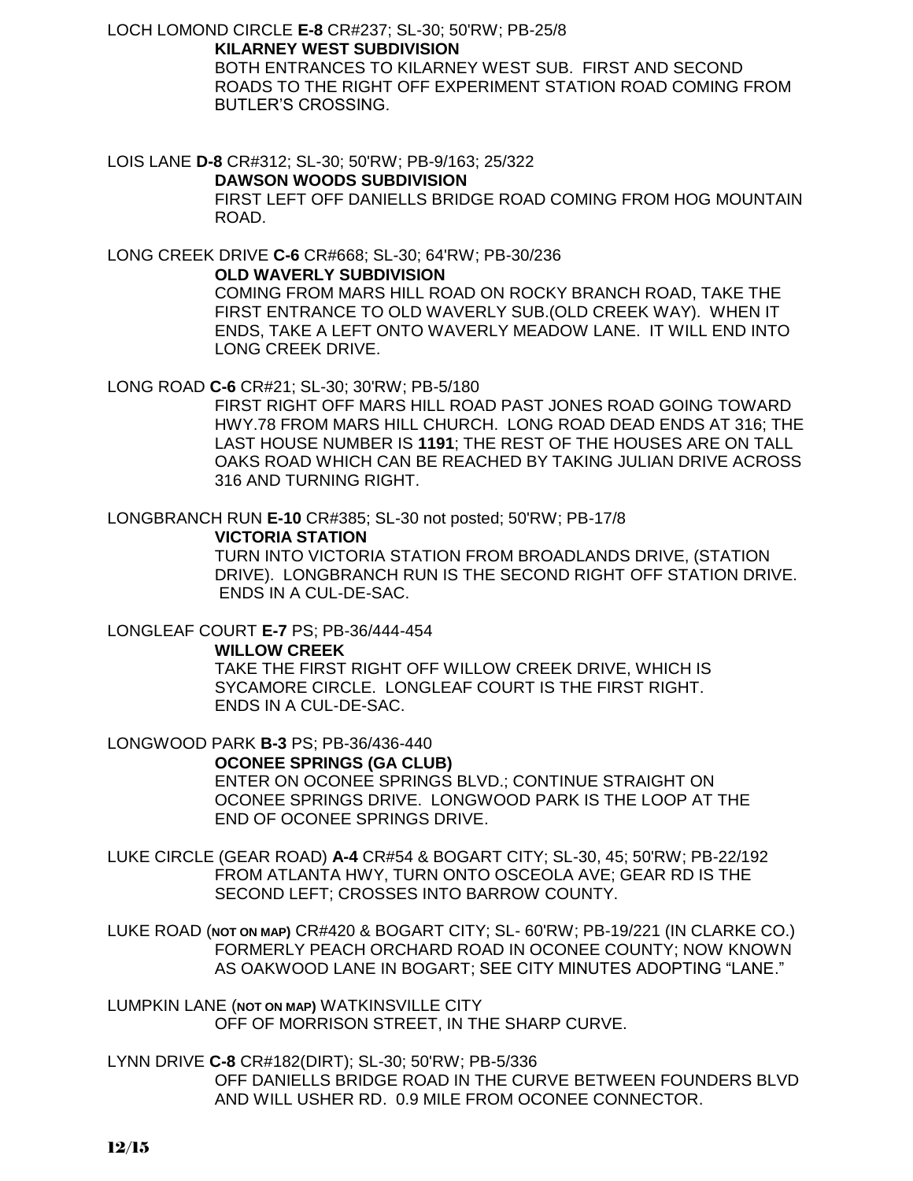LOCH LOMOND CIRCLE **E-8** CR#237; SL-30; 50'RW; PB-25/8

**KILARNEY WEST SUBDIVISION**

BOTH ENTRANCES TO KILARNEY WEST SUB. FIRST AND SECOND ROADS TO THE RIGHT OFF EXPERIMENT STATION ROAD COMING FROM BUTLER'S CROSSING.

LOIS LANE **D-8** CR#312; SL-30; 50'RW; PB-9/163; 25/322

**DAWSON WOODS SUBDIVISION**

FIRST LEFT OFF DANIELLS BRIDGE ROAD COMING FROM HOG MOUNTAIN ROAD.

LONG CREEK DRIVE **C-6** CR#668; SL-30; 64'RW; PB-30/236

**OLD WAVERLY SUBDIVISION**

COMING FROM MARS HILL ROAD ON ROCKY BRANCH ROAD, TAKE THE FIRST ENTRANCE TO OLD WAVERLY SUB.(OLD CREEK WAY). WHEN IT ENDS, TAKE A LEFT ONTO WAVERLY MEADOW LANE. IT WILL END INTO LONG CREEK DRIVE.

LONG ROAD **C-6** CR#21; SL-30; 30'RW; PB-5/180

FIRST RIGHT OFF MARS HILL ROAD PAST JONES ROAD GOING TOWARD HWY.78 FROM MARS HILL CHURCH. LONG ROAD DEAD ENDS AT 316; THE LAST HOUSE NUMBER IS **1191**; THE REST OF THE HOUSES ARE ON TALL OAKS ROAD WHICH CAN BE REACHED BY TAKING JULIAN DRIVE ACROSS 316 AND TURNING RIGHT.

LONGBRANCH RUN **E-10** CR#385; SL-30 not posted; 50'RW; PB-17/8

**VICTORIA STATION**

TURN INTO VICTORIA STATION FROM BROADLANDS DRIVE, (STATION DRIVE). LONGBRANCH RUN IS THE SECOND RIGHT OFF STATION DRIVE. ENDS IN A CUL-DE-SAC.

LONGLEAF COURT **E-7** PS; PB-36/444-454

**WILLOW CREEK**

TAKE THE FIRST RIGHT OFF WILLOW CREEK DRIVE, WHICH IS SYCAMORE CIRCLE. LONGLEAF COURT IS THE FIRST RIGHT. ENDS IN A CUL-DE-SAC.

LONGWOOD PARK **B-3** PS; PB-36/436-440

**OCONEE SPRINGS (GA CLUB)**

ENTER ON OCONEE SPRINGS BLVD.; CONTINUE STRAIGHT ON OCONEE SPRINGS DRIVE. LONGWOOD PARK IS THE LOOP AT THE END OF OCONEE SPRINGS DRIVE.

LUKE CIRCLE (GEAR ROAD) **A-4** CR#54 & BOGART CITY; SL-30, 45; 50'RW; PB-22/192

FROM ATLANTA HWY, TURN ONTO OSCEOLA AVE; GEAR RD IS THE SECOND LEFT; CROSSES INTO BARROW COUNTY.

LUKE ROAD (**NOT ON MAP**) CR#420 & BOGART CITY; SL- 60'RW; PB-19/221 (IN CLARKE CO.)

FORMERLY PEACH ORCHARD ROAD IN OCONEE COUNTY; NOW KNOWN AS OAKWOOD LANE IN BOGART; SEE CITY MINUTES ADOPTING "LANE."

LUMPKIN LANE (**NOT ON MAP**) WATKINSVILLE CITY

OFF OF MORRISON STREET, IN THE SHARP CURVE.

LYNN DRIVE **C-8** CR#182(DIRT); SL-30; 50'RW; PB-5/336

OFF DANIELLS BRIDGE ROAD IN THE CURVE BETWEEN FOUNDERS BLVD AND WILL USHER RD. 0.9 MILE FROM OCONEE CONNECTOR.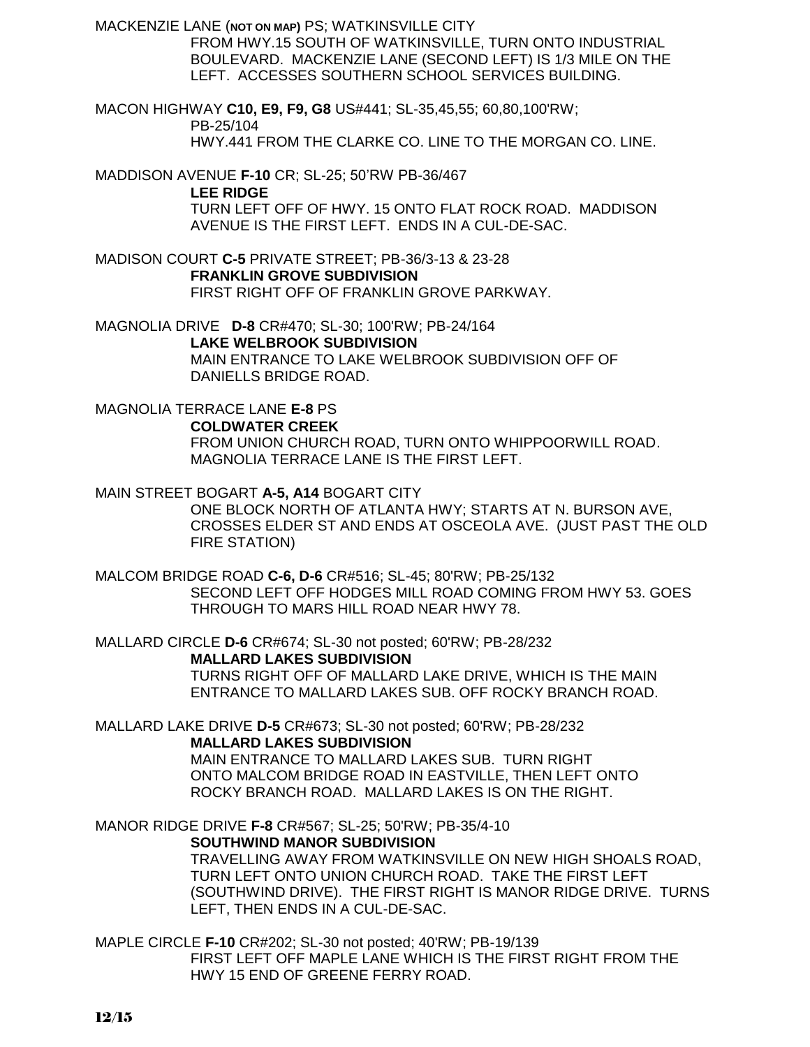MACKENZIE LANE (**NOT ON MAP)** PS; WATKINSVILLE CITY
FROM HWY.15 SOUTH OF WATKINSVILLE, TURN ONTO INDUSTRIAL BOULEVARD. MACKENZIE LANE (SECOND LEFT) IS 1/3 MILE ON THE LEFT. ACCESSES SOUTHERN SCHOOL SERVICES BUILDING.

MACON HIGHWAY **C10, E9, F9, G8** US#441; SL-35,45,55; 60,80,100'RW; PB-25/104
HWY.441 FROM THE CLARKE CO. LINE TO THE MORGAN CO. LINE.

MADDISON AVENUE **F-10** CR; SL-25; 50'RW PB-36/467
**LEE RIDGE**
TURN LEFT OFF OF HWY. 15 ONTO FLAT ROCK ROAD. MADDISON AVENUE IS THE FIRST LEFT. ENDS IN A CUL-DE-SAC.

MADISON COURT **C-5** PRIVATE STREET; PB-36/3-13 & 23-28
**FRANKLIN GROVE SUBDIVISION**
FIRST RIGHT OFF OF FRANKLIN GROVE PARKWAY.

MAGNOLIA DRIVE **D-8** CR#470; SL-30; 100'RW; PB-24/164
**LAKE WELBROOK SUBDIVISION**
MAIN ENTRANCE TO LAKE WELBROOK SUBDIVISION OFF OF DANIELLS BRIDGE ROAD.

MAGNOLIA TERRACE LANE **E-8** PS
**COLDWATER CREEK**
FROM UNION CHURCH ROAD, TURN ONTO WHIPPOORWILL ROAD. MAGNOLIA TERRACE LANE IS THE FIRST LEFT.

MAIN STREET BOGART **A-5, A14** BOGART CITY
ONE BLOCK NORTH OF ATLANTA HWY; STARTS AT N. BURSON AVE, CROSSES ELDER ST AND ENDS AT OSCEOLA AVE. (JUST PAST THE OLD FIRE STATION)

MALCOM BRIDGE ROAD **C-6, D-6** CR#516; SL-45; 80'RW; PB-25/132
SECOND LEFT OFF HODGES MILL ROAD COMING FROM HWY 53. GOES THROUGH TO MARS HILL ROAD NEAR HWY 78.

MALLARD CIRCLE **D-6** CR#674; SL-30 not posted; 60'RW; PB-28/232
**MALLARD LAKES SUBDIVISION**
TURNS RIGHT OFF OF MALLARD LAKE DRIVE, WHICH IS THE MAIN ENTRANCE TO MALLARD LAKES SUB. OFF ROCKY BRANCH ROAD.

MALLARD LAKE DRIVE **D-5** CR#673; SL-30 not posted; 60'RW; PB-28/232
**MALLARD LAKES SUBDIVISION**
MAIN ENTRANCE TO MALLARD LAKES SUB. TURN RIGHT ONTO MALCOM BRIDGE ROAD IN EASTVILLE, THEN LEFT ONTO ROCKY BRANCH ROAD. MALLARD LAKES IS ON THE RIGHT.

MANOR RIDGE DRIVE **F-8** CR#567; SL-25; 50'RW; PB-35/4-10
**SOUTHWIND MANOR SUBDIVISION**
TRAVELLING AWAY FROM WATKINSVILLE ON NEW HIGH SHOALS ROAD, TURN LEFT ONTO UNION CHURCH ROAD. TAKE THE FIRST LEFT (SOUTHWIND DRIVE). THE FIRST RIGHT IS MANOR RIDGE DRIVE. TURNS LEFT, THEN ENDS IN A CUL-DE-SAC.

MAPLE CIRCLE **F-10** CR#202; SL-30 not posted; 40'RW; PB-19/139
FIRST LEFT OFF MAPLE LANE WHICH IS THE FIRST RIGHT FROM THE HWY 15 END OF GREENE FERRY ROAD.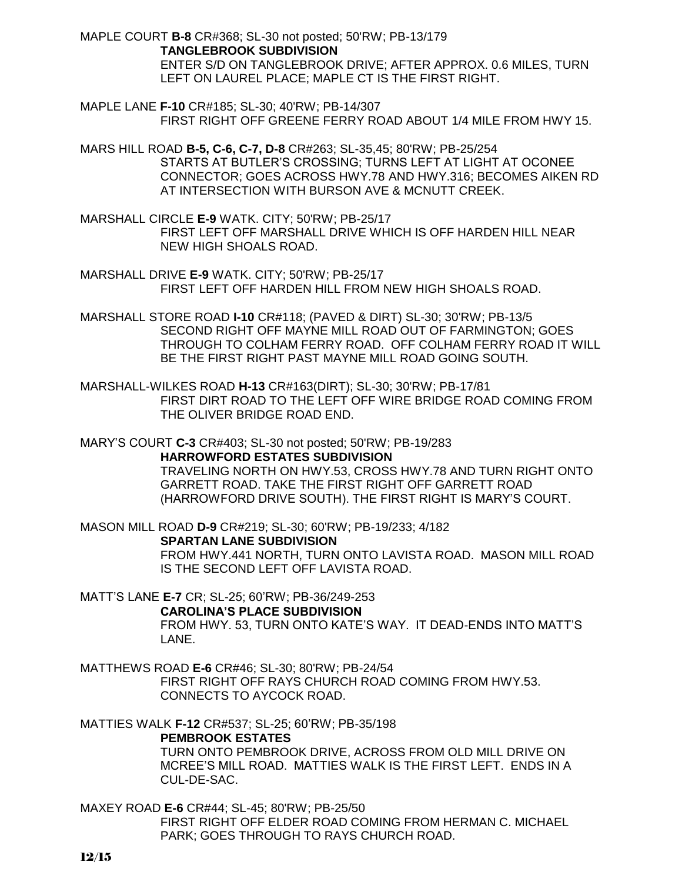MAPLE COURT **B-8** CR#368; SL-30 not posted; 50'RW; PB-13/179

**TANGLEBROOK SUBDIVISION**

ENTER S/D ON TANGLEBROOK DRIVE; AFTER APPROX. 0.6 MILES, TURN LEFT ON LAUREL PLACE; MAPLE CT IS THE FIRST RIGHT.

MAPLE LANE **F-10** CR#185; SL-30; 40'RW; PB-14/307

FIRST RIGHT OFF GREENE FERRY ROAD ABOUT 1/4 MILE FROM HWY 15.

MARS HILL ROAD **B-5, C-6, C-7, D-8** CR#263; SL-35,45; 80'RW; PB-25/254

STARTS AT BUTLER'S CROSSING; TURNS LEFT AT LIGHT AT OCONEE CONNECTOR; GOES ACROSS HWY.78 AND HWY.316; BECOMES AIKEN RD AT INTERSECTION WITH BURSON AVE & MCNUTT CREEK.

MARSHALL CIRCLE **E-9** WATK. CITY; 50'RW; PB-25/17

FIRST LEFT OFF MARSHALL DRIVE WHICH IS OFF HARDEN HILL NEAR NEW HIGH SHOALS ROAD.

MARSHALL DRIVE **E-9** WATK. CITY; 50'RW; PB-25/17

FIRST LEFT OFF HARDEN HILL FROM NEW HIGH SHOALS ROAD.

MARSHALL STORE ROAD **I-10** CR#118; (PAVED & DIRT) SL-30; 30'RW; PB-13/5

SECOND RIGHT OFF MAYNE MILL ROAD OUT OF FARMINGTON; GOES THROUGH TO COLHAM FERRY ROAD. OFF COLHAM FERRY ROAD IT WILL BE THE FIRST RIGHT PAST MAYNE MILL ROAD GOING SOUTH.

MARSHALL-WILKES ROAD **H-13** CR#163(DIRT); SL-30; 30'RW; PB-17/81

FIRST DIRT ROAD TO THE LEFT OFF WIRE BRIDGE ROAD COMING FROM THE OLIVER BRIDGE ROAD END.

MARY'S COURT **C-3** CR#403; SL-30 not posted; 50'RW; PB-19/283

**HARROWFORD ESTATES SUBDIVISION**

TRAVELING NORTH ON HWY.53, CROSS HWY.78 AND TURN RIGHT ONTO GARRETT ROAD. TAKE THE FIRST RIGHT OFF GARRETT ROAD (HARROWFORD DRIVE SOUTH). THE FIRST RIGHT IS MARY'S COURT.

MASON MILL ROAD **D-9** CR#219; SL-30; 60'RW; PB-19/233; 4/182

**SPARTAN LANE SUBDIVISION**

FROM HWY.441 NORTH, TURN ONTO LAVISTA ROAD. MASON MILL ROAD IS THE SECOND LEFT OFF LAVISTA ROAD.

MATT'S LANE **E-7** CR; SL-25; 60'RW; PB-36/249-253

**CAROLINA'S PLACE SUBDIVISION**

FROM HWY. 53, TURN ONTO KATE'S WAY. IT DEAD-ENDS INTO MATT'S LANE.

MATTHEWS ROAD **E-6** CR#46; SL-30; 80'RW; PB-24/54

FIRST RIGHT OFF RAYS CHURCH ROAD COMING FROM HWY.53. CONNECTS TO AYCOCK ROAD.

MATTIES WALK **F-12** CR#537; SL-25; 60'RW; PB-35/198

**PEMBROOK ESTATES**

TURN ONTO PEMBROOK DRIVE, ACROSS FROM OLD MILL DRIVE ON MCREE'S MILL ROAD. MATTIES WALK IS THE FIRST LEFT. ENDS IN A CUL-DE-SAC.

MAXEY ROAD **E-6** CR#44; SL-45; 80'RW; PB-25/50

FIRST RIGHT OFF ELDER ROAD COMING FROM HERMAN C. MICHAEL PARK; GOES THROUGH TO RAYS CHURCH ROAD.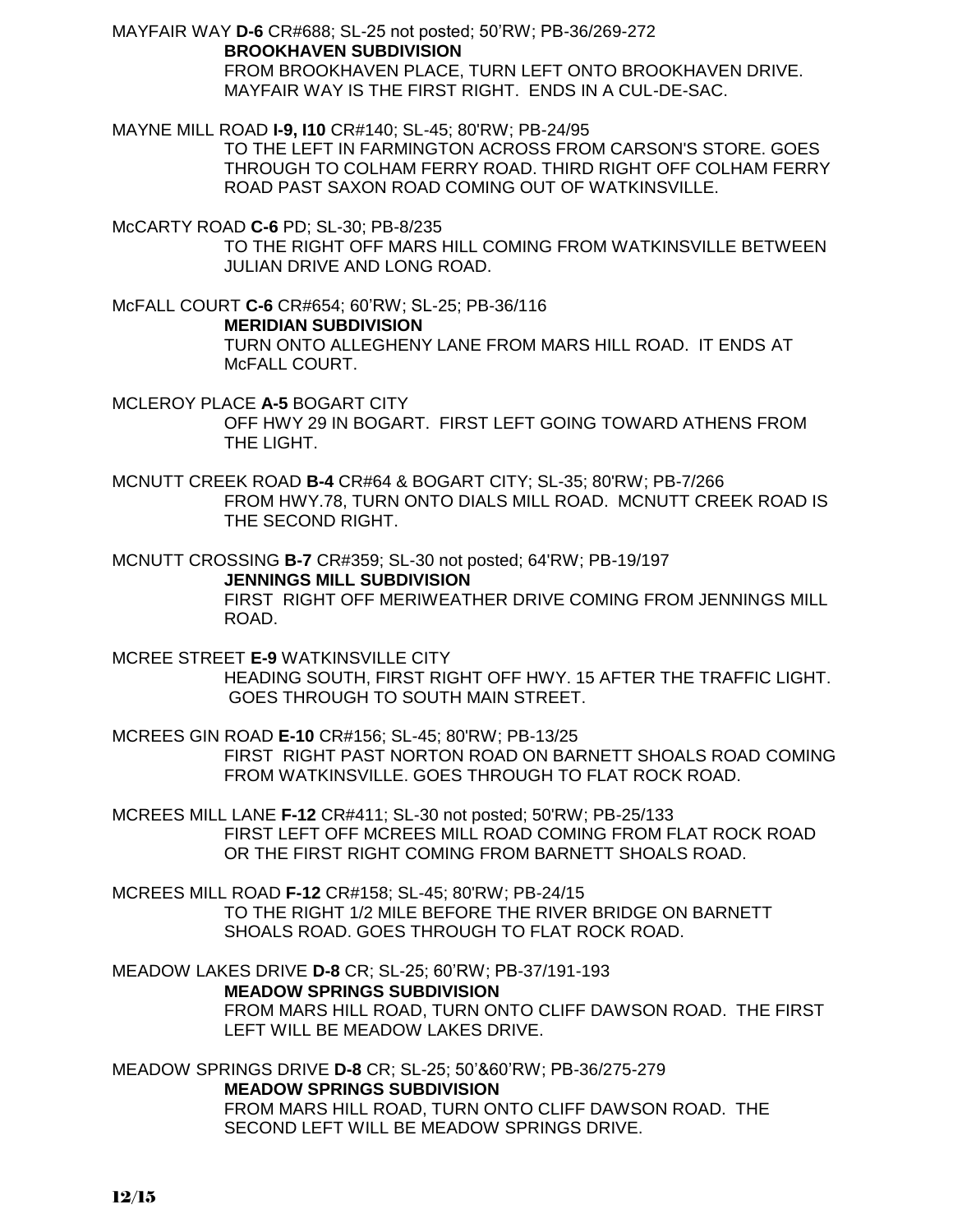MAYFAIR WAY **D-6** CR#688; SL-25 not posted; 50'RW; PB-36/269-272
**BROOKHAVEN SUBDIVISION**
FROM BROOKHAVEN PLACE, TURN LEFT ONTO BROOKHAVEN DRIVE. MAYFAIR WAY IS THE FIRST RIGHT. ENDS IN A CUL-DE-SAC.

MAYNE MILL ROAD **I-9, I10** CR#140; SL-45; 80'RW; PB-24/95
TO THE LEFT IN FARMINGTON ACROSS FROM CARSON'S STORE. GOES THROUGH TO COLHAM FERRY ROAD. THIRD RIGHT OFF COLHAM FERRY ROAD PAST SAXON ROAD COMING OUT OF WATKINSVILLE.

McCARTY ROAD **C-6** PD; SL-30; PB-8/235
TO THE RIGHT OFF MARS HILL COMING FROM WATKINSVILLE BETWEEN JULIAN DRIVE AND LONG ROAD.

McFALL COURT **C-6** CR#654; 60'RW; SL-25; PB-36/116
**MERIDIAN SUBDIVISION**
TURN ONTO ALLEGHENY LANE FROM MARS HILL ROAD. IT ENDS AT McFALL COURT.

MCLEROY PLACE **A-5** BOGART CITY
OFF HWY 29 IN BOGART. FIRST LEFT GOING TOWARD ATHENS FROM THE LIGHT.

MCNUTT CREEK ROAD **B-4** CR#64 & BOGART CITY; SL-35; 80'RW; PB-7/266
FROM HWY.78, TURN ONTO DIALS MILL ROAD. MCNUTT CREEK ROAD IS THE SECOND RIGHT.

MCNUTT CROSSING **B-7** CR#359; SL-30 not posted; 64'RW; PB-19/197
**JENNINGS MILL SUBDIVISION**
FIRST RIGHT OFF MERIWEATHER DRIVE COMING FROM JENNINGS MILL ROAD.

MCREE STREET **E-9** WATKINSVILLE CITY
HEADING SOUTH, FIRST RIGHT OFF HWY. 15 AFTER THE TRAFFIC LIGHT. GOES THROUGH TO SOUTH MAIN STREET.

MCREES GIN ROAD **E-10** CR#156; SL-45; 80'RW; PB-13/25
FIRST RIGHT PAST NORTON ROAD ON BARNETT SHOALS ROAD COMING FROM WATKINSVILLE. GOES THROUGH TO FLAT ROCK ROAD.

MCREES MILL LANE **F-12** CR#411; SL-30 not posted; 50'RW; PB-25/133
FIRST LEFT OFF MCREES MILL ROAD COMING FROM FLAT ROCK ROAD OR THE FIRST RIGHT COMING FROM BARNETT SHOALS ROAD.

MCREES MILL ROAD **F-12** CR#158; SL-45; 80'RW; PB-24/15
TO THE RIGHT 1/2 MILE BEFORE THE RIVER BRIDGE ON BARNETT SHOALS ROAD. GOES THROUGH TO FLAT ROCK ROAD.

MEADOW LAKES DRIVE **D-8** CR; SL-25; 60'RW; PB-37/191-193
**MEADOW SPRINGS SUBDIVISION**
FROM MARS HILL ROAD, TURN ONTO CLIFF DAWSON ROAD. THE FIRST LEFT WILL BE MEADOW LAKES DRIVE.

MEADOW SPRINGS DRIVE **D-8** CR; SL-25; 50'&60'RW; PB-36/275-279
**MEADOW SPRINGS SUBDIVISION**
FROM MARS HILL ROAD, TURN ONTO CLIFF DAWSON ROAD. THE SECOND LEFT WILL BE MEADOW SPRINGS DRIVE.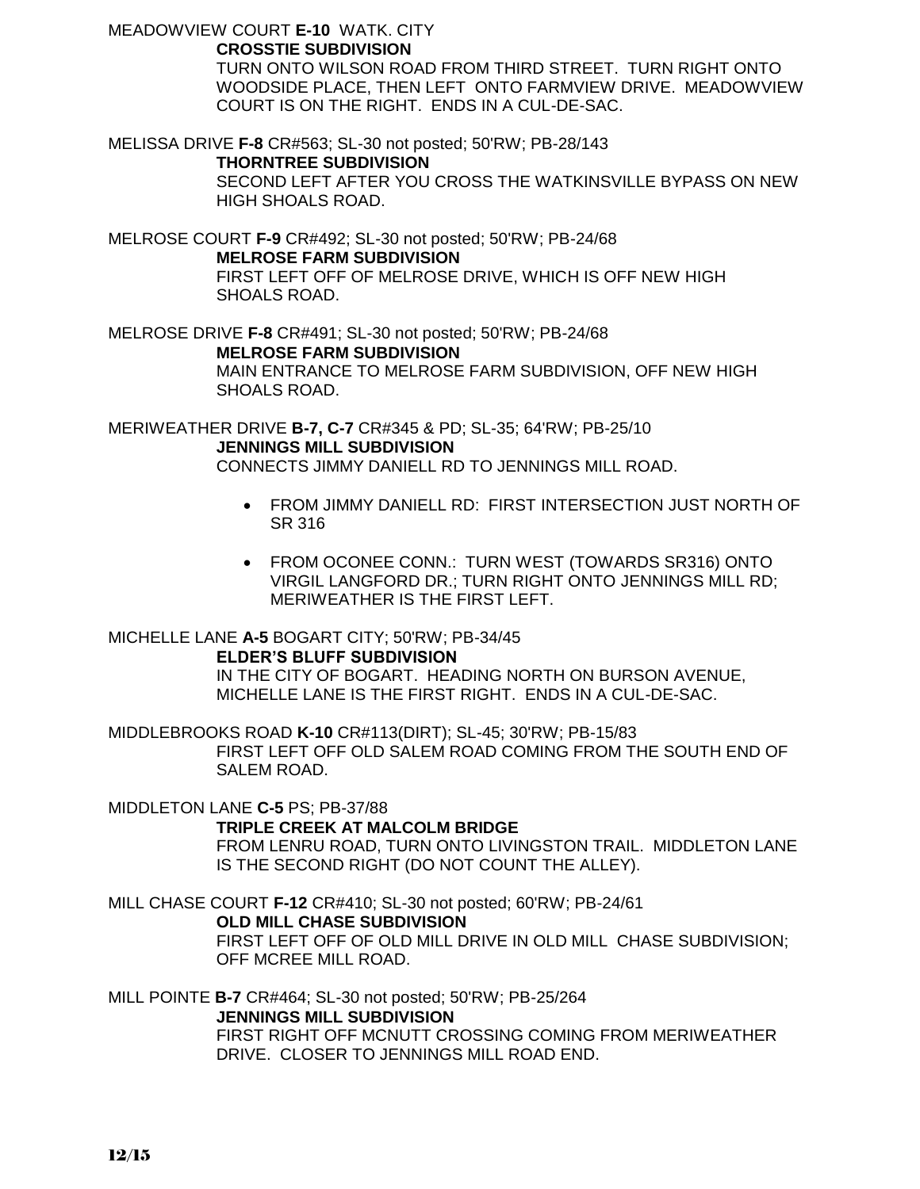MEADOWVIEW COURT **E-10** WATK. CITY

**CROSSTIE SUBDIVISION**

TURN ONTO WILSON ROAD FROM THIRD STREET. TURN RIGHT ONTO WOODSIDE PLACE, THEN LEFT ONTO FARMVIEW DRIVE. MEADOWVIEW COURT IS ON THE RIGHT. ENDS IN A CUL-DE-SAC.

MELISSA DRIVE **F-8** CR#563; SL-30 not posted; 50'RW; PB-28/143

**THORNTREE SUBDIVISION**

SECOND LEFT AFTER YOU CROSS THE WATKINSVILLE BYPASS ON NEW HIGH SHOALS ROAD.

MELROSE COURT **F-9** CR#492; SL-30 not posted; 50'RW; PB-24/68

**MELROSE FARM SUBDIVISION**

FIRST LEFT OFF OF MELROSE DRIVE, WHICH IS OFF NEW HIGH SHOALS ROAD.

MELROSE DRIVE **F-8** CR#491; SL-30 not posted; 50'RW; PB-24/68

**MELROSE FARM SUBDIVISION**

MAIN ENTRANCE TO MELROSE FARM SUBDIVISION, OFF NEW HIGH SHOALS ROAD.

MERIWEATHER DRIVE **B-7, C-7** CR#345 & PD; SL-35; 64'RW; PB-25/10

**JENNINGS MILL SUBDIVISION**

CONNECTS JIMMY DANIELL RD TO JENNINGS MILL ROAD.

- FROM JIMMY DANIELL RD: FIRST INTERSECTION JUST NORTH OF SR 316
- FROM OCONEE CONN.: TURN WEST (TOWARDS SR316) ONTO VIRGIL LANGFORD DR.; TURN RIGHT ONTO JENNINGS MILL RD; MERIWEATHER IS THE FIRST LEFT.

MICHELLE LANE **A-5** BOGART CITY; 50'RW; PB-34/45

**ELDER'S BLUFF SUBDIVISION**

IN THE CITY OF BOGART. HEADING NORTH ON BURSON AVENUE, MICHELLE LANE IS THE FIRST RIGHT. ENDS IN A CUL-DE-SAC.

MIDDLEBROOKS ROAD **K-10** CR#113(DIRT); SL-45; 30'RW; PB-15/83

FIRST LEFT OFF OLD SALEM ROAD COMING FROM THE SOUTH END OF SALEM ROAD.

MIDDLETON LANE **C-5** PS; PB-37/88

**TRIPLE CREEK AT MALCOLM BRIDGE**

FROM LENRU ROAD, TURN ONTO LIVINGSTON TRAIL. MIDDLETON LANE IS THE SECOND RIGHT (DO NOT COUNT THE ALLEY).

MILL CHASE COURT **F-12** CR#410; SL-30 not posted; 60'RW; PB-24/61

**OLD MILL CHASE SUBDIVISION**

FIRST LEFT OFF OF OLD MILL DRIVE IN OLD MILL CHASE SUBDIVISION; OFF MCREE MILL ROAD.

MILL POINTE **B-7** CR#464; SL-30 not posted; 50'RW; PB-25/264

**JENNINGS MILL SUBDIVISION**

FIRST RIGHT OFF MCNUTT CROSSING COMING FROM MERIWEATHER DRIVE. CLOSER TO JENNINGS MILL ROAD END.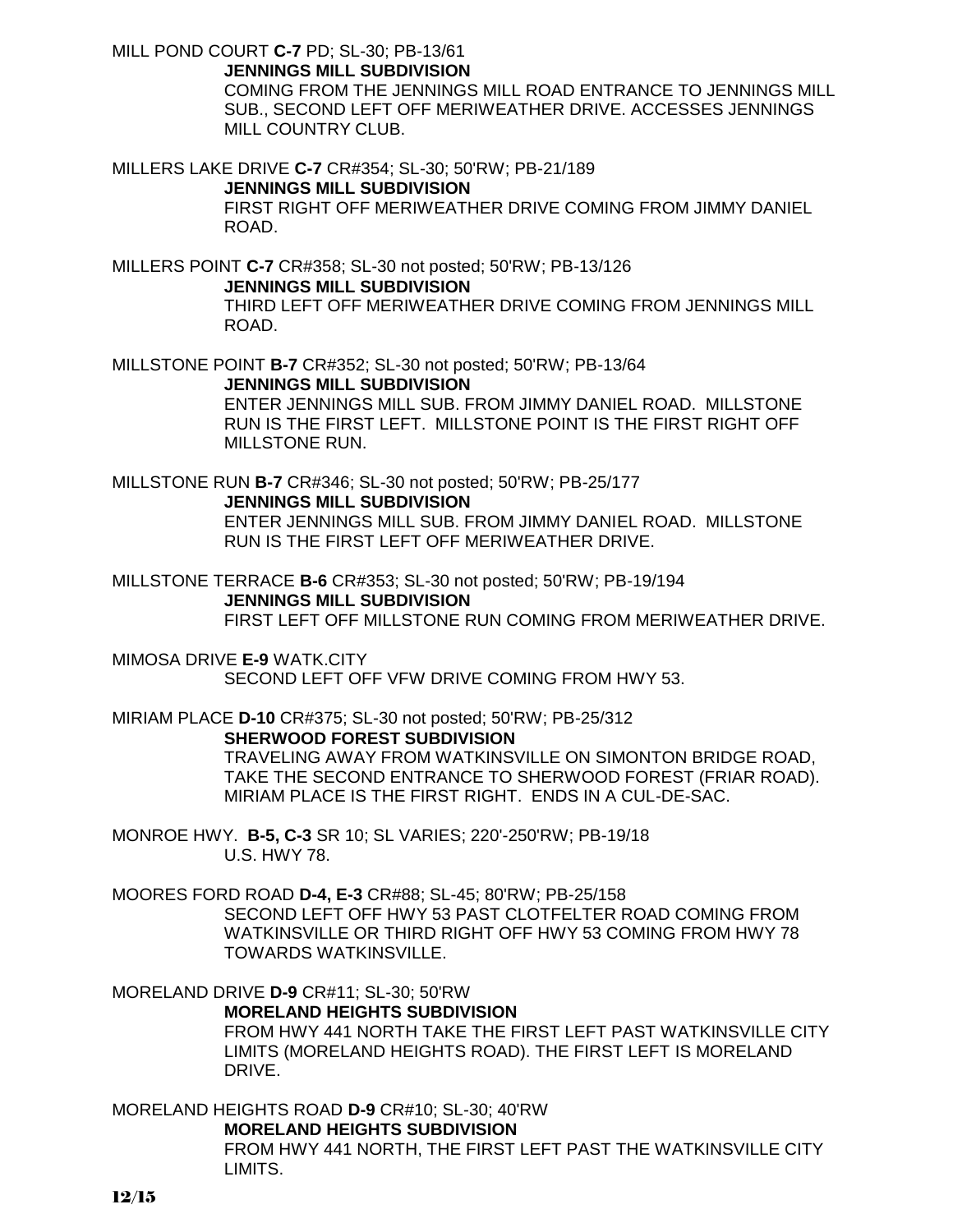MILL POND COURT **C-7** PD; SL-30; PB-13/61

**JENNINGS MILL SUBDIVISION**

COMING FROM THE JENNINGS MILL ROAD ENTRANCE TO JENNINGS MILL SUB., SECOND LEFT OFF MERIWEATHER DRIVE. ACCESSES JENNINGS MILL COUNTRY CLUB.

MILLERS LAKE DRIVE **C-7** CR#354; SL-30; 50'RW; PB-21/189

**JENNINGS MILL SUBDIVISION**

FIRST RIGHT OFF MERIWEATHER DRIVE COMING FROM JIMMY DANIEL ROAD.

MILLERS POINT **C-7** CR#358; SL-30 not posted; 50'RW; PB-13/126

**JENNINGS MILL SUBDIVISION**

THIRD LEFT OFF MERIWEATHER DRIVE COMING FROM JENNINGS MILL ROAD.

MILLSTONE POINT **B-7** CR#352; SL-30 not posted; 50'RW; PB-13/64

**JENNINGS MILL SUBDIVISION**

ENTER JENNINGS MILL SUB. FROM JIMMY DANIEL ROAD. MILLSTONE RUN IS THE FIRST LEFT. MILLSTONE POINT IS THE FIRST RIGHT OFF MILLSTONE RUN.

MILLSTONE RUN **B-7** CR#346; SL-30 not posted; 50'RW; PB-25/177

**JENNINGS MILL SUBDIVISION**

ENTER JENNINGS MILL SUB. FROM JIMMY DANIEL ROAD. MILLSTONE RUN IS THE FIRST LEFT OFF MERIWEATHER DRIVE.

MILLSTONE TERRACE **B-6** CR#353; SL-30 not posted; 50'RW; PB-19/194

**JENNINGS MILL SUBDIVISION**

FIRST LEFT OFF MILLSTONE RUN COMING FROM MERIWEATHER DRIVE.

MIMOSA DRIVE **E-9** WATK.CITY

SECOND LEFT OFF VFW DRIVE COMING FROM HWY 53.

MIRIAM PLACE **D-10** CR#375; SL-30 not posted; 50'RW; PB-25/312

**SHERWOOD FOREST SUBDIVISION**

TRAVELING AWAY FROM WATKINSVILLE ON SIMONTON BRIDGE ROAD, TAKE THE SECOND ENTRANCE TO SHERWOOD FOREST (FRIAR ROAD). MIRIAM PLACE IS THE FIRST RIGHT. ENDS IN A CUL-DE-SAC.

MONROE HWY. **B-5, C-3** SR 10; SL VARIES; 220'-250'RW; PB-19/18

U.S. HWY 78.

MOORES FORD ROAD **D-4, E-3** CR#88; SL-45; 80'RW; PB-25/158

SECOND LEFT OFF HWY 53 PAST CLOTFELTER ROAD COMING FROM WATKINSVILLE OR THIRD RIGHT OFF HWY 53 COMING FROM HWY 78 TOWARDS WATKINSVILLE.

MORELAND DRIVE **D-9** CR#11; SL-30; 50'RW

**MORELAND HEIGHTS SUBDIVISION**

FROM HWY 441 NORTH TAKE THE FIRST LEFT PAST WATKINSVILLE CITY LIMITS (MORELAND HEIGHTS ROAD). THE FIRST LEFT IS MORELAND DRIVE.

MORELAND HEIGHTS ROAD **D-9** CR#10; SL-30; 40'RW

**MORELAND HEIGHTS SUBDIVISION**

FROM HWY 441 NORTH, THE FIRST LEFT PAST THE WATKINSVILLE CITY LIMITS.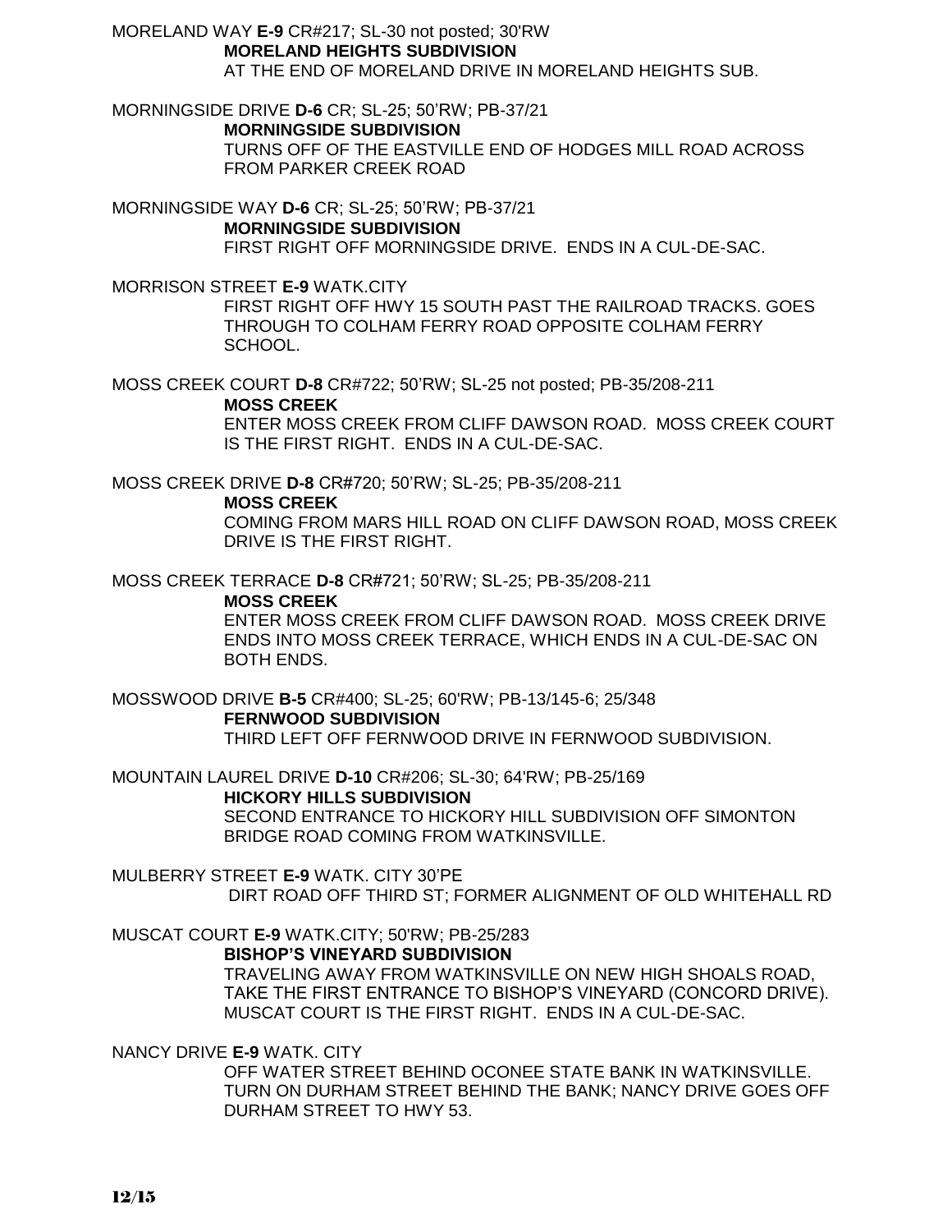MORELAND WAY **E-9** CR#217; SL-30 not posted; 30'RW
**MORELAND HEIGHTS SUBDIVISION**
AT THE END OF MORELAND DRIVE IN MORELAND HEIGHTS SUB.

MORNINGSIDE DRIVE **D-6** CR; SL-25; 50'RW; PB-37/21
**MORNINGSIDE SUBDIVISION**
TURNS OFF OF THE EASTVILLE END OF HODGES MILL ROAD ACROSS FROM PARKER CREEK ROAD

MORNINGSIDE WAY **D-6** CR; SL-25; 50'RW; PB-37/21
**MORNINGSIDE SUBDIVISION**
FIRST RIGHT OFF MORNINGSIDE DRIVE. ENDS IN A CUL-DE-SAC.

MORRISON STREET **E-9** WATK.CITY
FIRST RIGHT OFF HWY 15 SOUTH PAST THE RAILROAD TRACKS. GOES THROUGH TO COLHAM FERRY ROAD OPPOSITE COLHAM FERRY SCHOOL.

MOSS CREEK COURT **D-8** CR#722; 50'RW; SL-25 not posted; PB-35/208-211
**MOSS CREEK**
ENTER MOSS CREEK FROM CLIFF DAWSON ROAD. MOSS CREEK COURT IS THE FIRST RIGHT. ENDS IN A CUL-DE-SAC.

MOSS CREEK DRIVE **D-8** CR#720; 50'RW; SL-25; PB-35/208-211
**MOSS CREEK**
COMING FROM MARS HILL ROAD ON CLIFF DAWSON ROAD, MOSS CREEK DRIVE IS THE FIRST RIGHT.

MOSS CREEK TERRACE **D-8** CR#721; 50'RW; SL-25; PB-35/208-211
**MOSS CREEK**
ENTER MOSS CREEK FROM CLIFF DAWSON ROAD. MOSS CREEK DRIVE ENDS INTO MOSS CREEK TERRACE, WHICH ENDS IN A CUL-DE-SAC ON BOTH ENDS.

MOSSWOOD DRIVE **B-5** CR#400; SL-25; 60'RW; PB-13/145-6; 25/348
**FERNWOOD SUBDIVISION**
THIRD LEFT OFF FERNWOOD DRIVE IN FERNWOOD SUBDIVISION.

MOUNTAIN LAUREL DRIVE **D-10** CR#206; SL-30; 64'RW; PB-25/169
**HICKORY HILLS SUBDIVISION**
SECOND ENTRANCE TO HICKORY HILL SUBDIVISION OFF SIMONTON BRIDGE ROAD COMING FROM WATKINSVILLE.

MULBERRY STREET **E-9** WATK. CITY 30'PE
DIRT ROAD OFF THIRD ST; FORMER ALIGNMENT OF OLD WHITEHALL RD

MUSCAT COURT **E-9** WATK.CITY; 50'RW; PB-25/283
**BISHOP'S VINEYARD SUBDIVISION**
TRAVELING AWAY FROM WATKINSVILLE ON NEW HIGH SHOALS ROAD, TAKE THE FIRST ENTRANCE TO BISHOP'S VINEYARD (CONCORD DRIVE). MUSCAT COURT IS THE FIRST RIGHT. ENDS IN A CUL-DE-SAC.

NANCY DRIVE **E-9** WATK. CITY
OFF WATER STREET BEHIND OCONEE STATE BANK IN WATKINSVILLE. TURN ON DURHAM STREET BEHIND THE BANK; NANCY DRIVE GOES OFF DURHAM STREET TO HWY 53.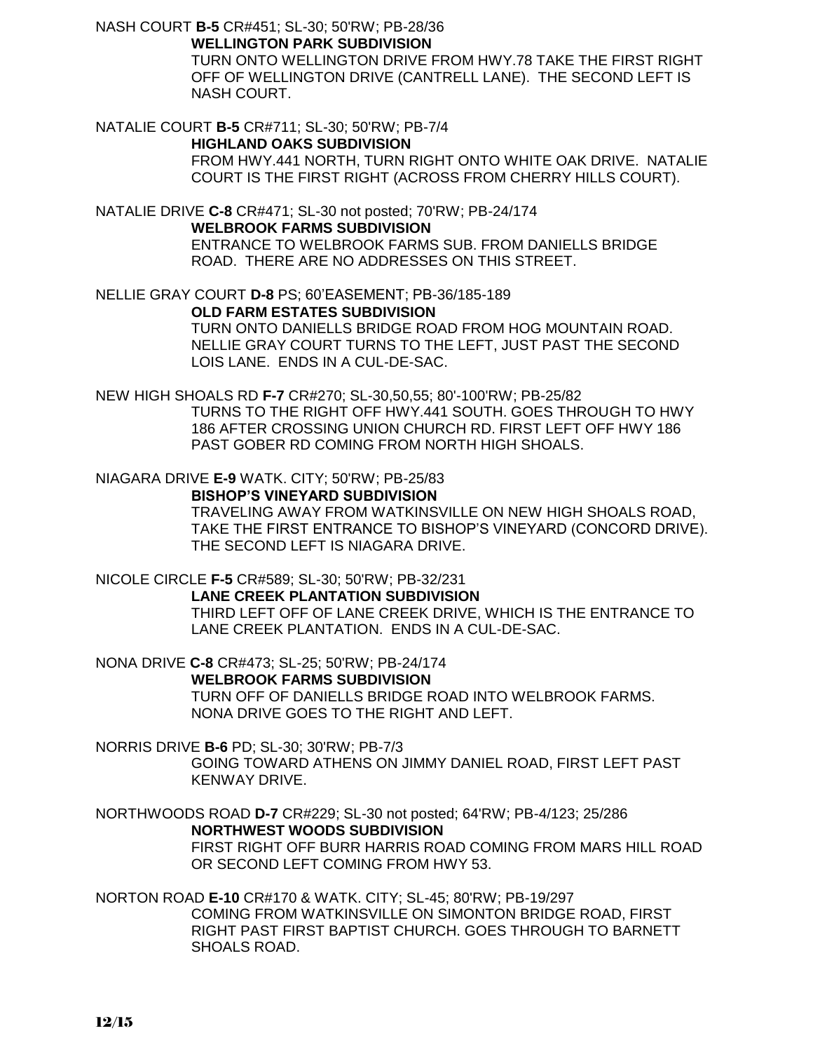NASH COURT **B-5** CR#451; SL-30; 50'RW; PB-28/36
**WELLINGTON PARK SUBDIVISION**
TURN ONTO WELLINGTON DRIVE FROM HWY.78 TAKE THE FIRST RIGHT OFF OF WELLINGTON DRIVE (CANTRELL LANE). THE SECOND LEFT IS NASH COURT.

NATALIE COURT **B-5** CR#711; SL-30; 50'RW; PB-7/4
**HIGHLAND OAKS SUBDIVISION**
FROM HWY.441 NORTH, TURN RIGHT ONTO WHITE OAK DRIVE. NATALIE COURT IS THE FIRST RIGHT (ACROSS FROM CHERRY HILLS COURT).

NATALIE DRIVE **C-8** CR#471; SL-30 not posted; 70'RW; PB-24/174
**WELBROOK FARMS SUBDIVISION**
ENTRANCE TO WELBROOK FARMS SUB. FROM DANIELLS BRIDGE ROAD. THERE ARE NO ADDRESSES ON THIS STREET.

NELLIE GRAY COURT **D-8** PS; 60'EASEMENT; PB-36/185-189
**OLD FARM ESTATES SUBDIVISION**
TURN ONTO DANIELLS BRIDGE ROAD FROM HOG MOUNTAIN ROAD. NELLIE GRAY COURT TURNS TO THE LEFT, JUST PAST THE SECOND LOIS LANE. ENDS IN A CUL-DE-SAC.

NEW HIGH SHOALS RD **F-7** CR#270; SL-30,50,55; 80'-100'RW; PB-25/82
TURNS TO THE RIGHT OFF HWY.441 SOUTH. GOES THROUGH TO HWY 186 AFTER CROSSING UNION CHURCH RD. FIRST LEFT OFF HWY 186 PAST GOBER RD COMING FROM NORTH HIGH SHOALS.

NIAGARA DRIVE **E-9** WATK. CITY; 50'RW; PB-25/83
**BISHOP'S VINEYARD SUBDIVISION**
TRAVELING AWAY FROM WATKINSVILLE ON NEW HIGH SHOALS ROAD, TAKE THE FIRST ENTRANCE TO BISHOP'S VINEYARD (CONCORD DRIVE). THE SECOND LEFT IS NIAGARA DRIVE.

NICOLE CIRCLE **F-5** CR#589; SL-30; 50'RW; PB-32/231
**LANE CREEK PLANTATION SUBDIVISION**
THIRD LEFT OFF OF LANE CREEK DRIVE, WHICH IS THE ENTRANCE TO LANE CREEK PLANTATION. ENDS IN A CUL-DE-SAC.

NONA DRIVE **C-8** CR#473; SL-25; 50'RW; PB-24/174
**WELBROOK FARMS SUBDIVISION**
TURN OFF OF DANIELLS BRIDGE ROAD INTO WELBROOK FARMS. NONA DRIVE GOES TO THE RIGHT AND LEFT.

NORRIS DRIVE **B-6** PD; SL-30; 30'RW; PB-7/3
GOING TOWARD ATHENS ON JIMMY DANIEL ROAD, FIRST LEFT PAST KENWAY DRIVE.

NORTHWOODS ROAD **D-7** CR#229; SL-30 not posted; 64'RW; PB-4/123; 25/286
**NORTHWEST WOODS SUBDIVISION**
FIRST RIGHT OFF BURR HARRIS ROAD COMING FROM MARS HILL ROAD OR SECOND LEFT COMING FROM HWY 53.

NORTON ROAD **E-10** CR#170 & WATK. CITY; SL-45; 80'RW; PB-19/297
COMING FROM WATKINSVILLE ON SIMONTON BRIDGE ROAD, FIRST RIGHT PAST FIRST BAPTIST CHURCH. GOES THROUGH TO BARNETT SHOALS ROAD.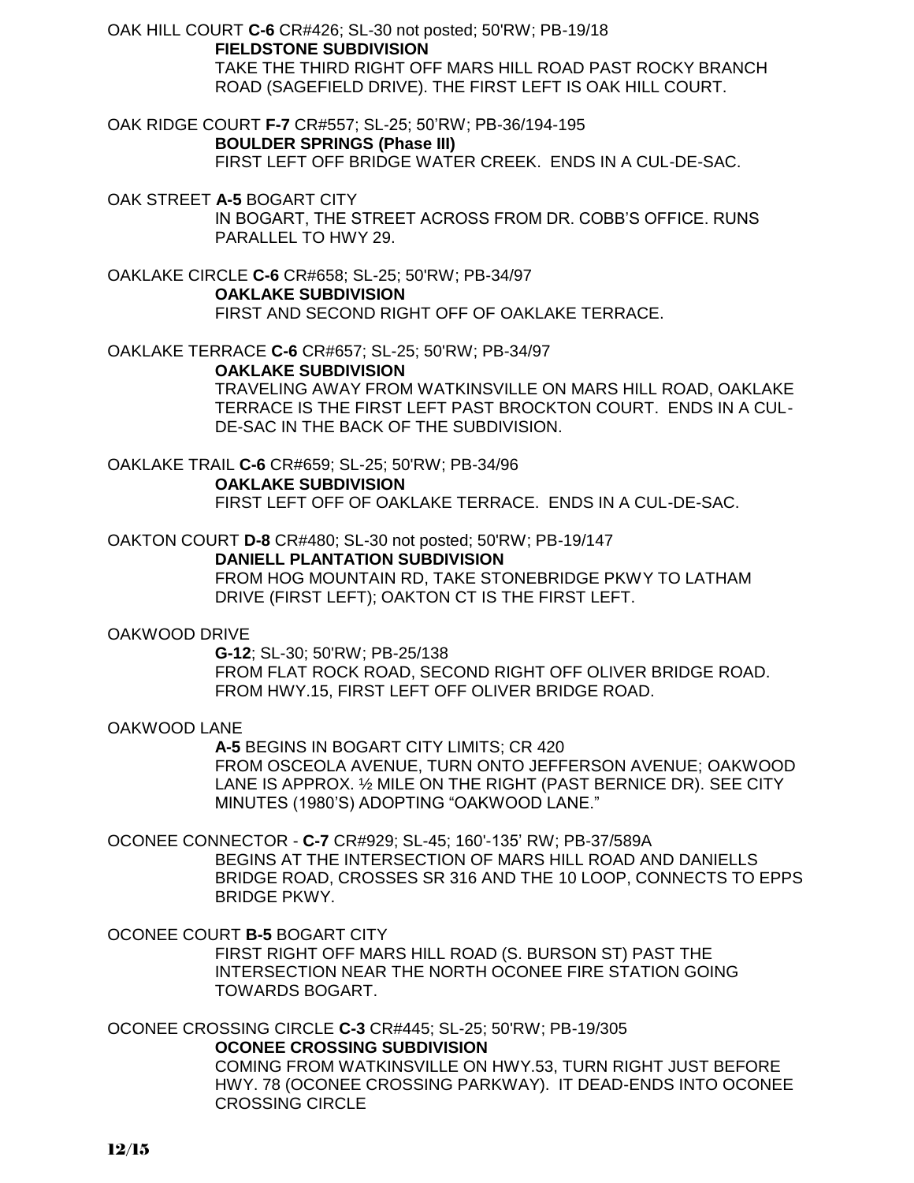OAK HILL COURT **C-6** CR#426; SL-30 not posted; 50'RW; PB-19/18

**FIELDSTONE SUBDIVISION**

TAKE THE THIRD RIGHT OFF MARS HILL ROAD PAST ROCKY BRANCH ROAD (SAGEFIELD DRIVE). THE FIRST LEFT IS OAK HILL COURT.

OAK RIDGE COURT **F-7** CR#557; SL-25; 50'RW; PB-36/194-195

**BOULDER SPRINGS (Phase III)**

FIRST LEFT OFF BRIDGE WATER CREEK. ENDS IN A CUL-DE-SAC.

OAK STREET **A-5** BOGART CITY

IN BOGART, THE STREET ACROSS FROM DR. COBB'S OFFICE. RUNS PARALLEL TO HWY 29.

OAKLAKE CIRCLE **C-6** CR#658; SL-25; 50'RW; PB-34/97

**OAKLAKE SUBDIVISION**

FIRST AND SECOND RIGHT OFF OF OAKLAKE TERRACE.

OAKLAKE TERRACE **C-6** CR#657; SL-25; 50'RW; PB-34/97

**OAKLAKE SUBDIVISION**

TRAVELING AWAY FROM WATKINSVILLE ON MARS HILL ROAD, OAKLAKE TERRACE IS THE FIRST LEFT PAST BROCKTON COURT. ENDS IN A CUL-DE-SAC IN THE BACK OF THE SUBDIVISION.

OAKLAKE TRAIL **C-6** CR#659; SL-25; 50'RW; PB-34/96

**OAKLAKE SUBDIVISION**

FIRST LEFT OFF OF OAKLAKE TERRACE. ENDS IN A CUL-DE-SAC.

OAKTON COURT **D-8** CR#480; SL-30 not posted; 50'RW; PB-19/147

**DANIELL PLANTATION SUBDIVISION**

FROM HOG MOUNTAIN RD, TAKE STONEBRIDGE PKWY TO LATHAM DRIVE (FIRST LEFT); OAKTON CT IS THE FIRST LEFT.

OAKWOOD DRIVE

**G-12**; SL-30; 50'RW; PB-25/138

FROM FLAT ROCK ROAD, SECOND RIGHT OFF OLIVER BRIDGE ROAD. FROM HWY.15, FIRST LEFT OFF OLIVER BRIDGE ROAD.

OAKWOOD LANE

**A-5** BEGINS IN BOGART CITY LIMITS; CR 420

FROM OSCEOLA AVENUE, TURN ONTO JEFFERSON AVENUE; OAKWOOD LANE IS APPROX. ½ MILE ON THE RIGHT (PAST BERNICE DR). SEE CITY MINUTES (1980'S) ADOPTING "OAKWOOD LANE."

OCONEE CONNECTOR - **C-7** CR#929; SL-45; 160'-135' RW; PB-37/589A

BEGINS AT THE INTERSECTION OF MARS HILL ROAD AND DANIELLS BRIDGE ROAD, CROSSES SR 316 AND THE 10 LOOP, CONNECTS TO EPPS BRIDGE PKWY.

OCONEE COURT **B-5** BOGART CITY

FIRST RIGHT OFF MARS HILL ROAD (S. BURSON ST) PAST THE INTERSECTION NEAR THE NORTH OCONEE FIRE STATION GOING TOWARDS BOGART.

OCONEE CROSSING CIRCLE **C-3** CR#445; SL-25; 50'RW; PB-19/305

**OCONEE CROSSING SUBDIVISION**

COMING FROM WATKINSVILLE ON HWY.53, TURN RIGHT JUST BEFORE HWY. 78 (OCONEE CROSSING PARKWAY). IT DEAD-ENDS INTO OCONEE CROSSING CIRCLE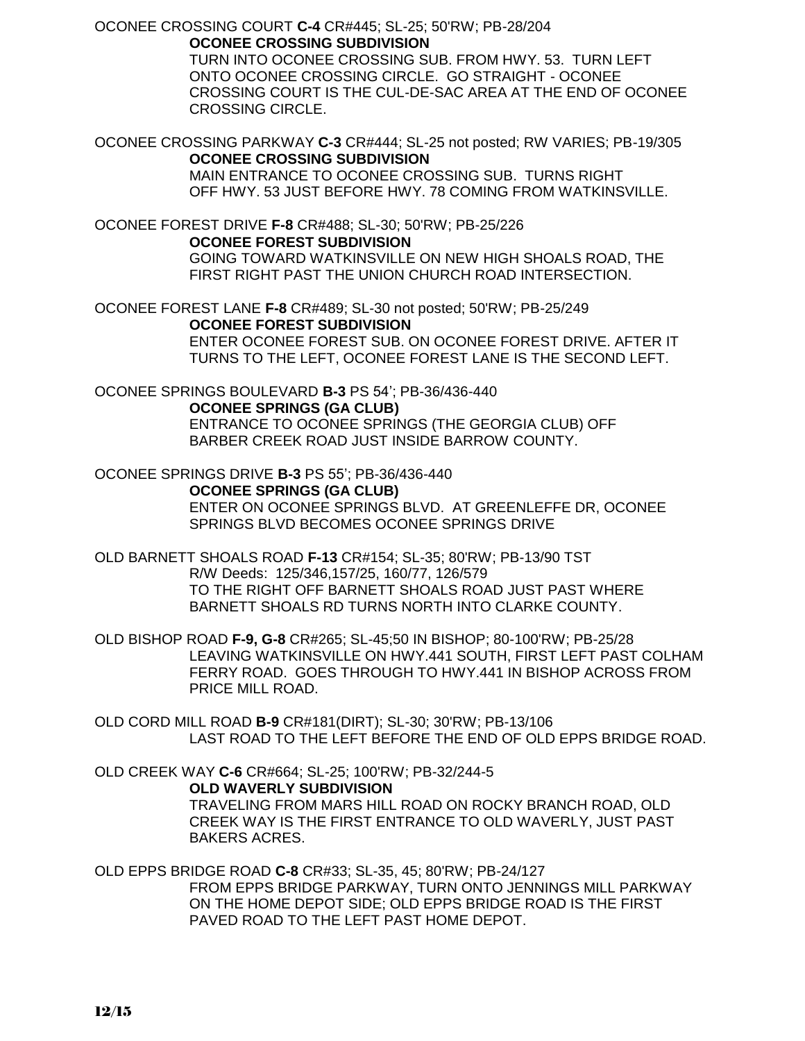OCONEE CROSSING COURT **C-4** CR#445; SL-25; 50'RW; PB-28/204
**OCONEE CROSSING SUBDIVISION**
TURN INTO OCONEE CROSSING SUB. FROM HWY. 53. TURN LEFT ONTO OCONEE CROSSING CIRCLE. GO STRAIGHT - OCONEE CROSSING COURT IS THE CUL-DE-SAC AREA AT THE END OF OCONEE CROSSING CIRCLE.

OCONEE CROSSING PARKWAY **C-3** CR#444; SL-25 not posted; RW VARIES; PB-19/305
**OCONEE CROSSING SUBDIVISION**
MAIN ENTRANCE TO OCONEE CROSSING SUB. TURNS RIGHT OFF HWY. 53 JUST BEFORE HWY. 78 COMING FROM WATKINSVILLE.

OCONEE FOREST DRIVE **F-8** CR#488; SL-30; 50'RW; PB-25/226
**OCONEE FOREST SUBDIVISION**
GOING TOWARD WATKINSVILLE ON NEW HIGH SHOALS ROAD, THE FIRST RIGHT PAST THE UNION CHURCH ROAD INTERSECTION.

OCONEE FOREST LANE **F-8** CR#489; SL-30 not posted; 50'RW; PB-25/249
**OCONEE FOREST SUBDIVISION**
ENTER OCONEE FOREST SUB. ON OCONEE FOREST DRIVE. AFTER IT TURNS TO THE LEFT, OCONEE FOREST LANE IS THE SECOND LEFT.

OCONEE SPRINGS BOULEVARD **B-3** PS 54'; PB-36/436-440
**OCONEE SPRINGS (GA CLUB)**
ENTRANCE TO OCONEE SPRINGS (THE GEORGIA CLUB) OFF BARBER CREEK ROAD JUST INSIDE BARROW COUNTY.

OCONEE SPRINGS DRIVE **B-3** PS 55'; PB-36/436-440
**OCONEE SPRINGS (GA CLUB)**
ENTER ON OCONEE SPRINGS BLVD. AT GREENLEFFE DR, OCONEE SPRINGS BLVD BECOMES OCONEE SPRINGS DRIVE

OLD BARNETT SHOALS ROAD **F-13** CR#154; SL-35; 80'RW; PB-13/90 TST
R/W Deeds: 125/346,157/25, 160/77, 126/579
TO THE RIGHT OFF BARNETT SHOALS ROAD JUST PAST WHERE BARNETT SHOALS RD TURNS NORTH INTO CLARKE COUNTY.

OLD BISHOP ROAD **F-9, G-8** CR#265; SL-45;50 IN BISHOP; 80-100'RW; PB-25/28
LEAVING WATKINSVILLE ON HWY.441 SOUTH, FIRST LEFT PAST COLHAM FERRY ROAD. GOES THROUGH TO HWY.441 IN BISHOP ACROSS FROM PRICE MILL ROAD.

OLD CORD MILL ROAD **B-9** CR#181(DIRT); SL-30; 30'RW; PB-13/106
LAST ROAD TO THE LEFT BEFORE THE END OF OLD EPPS BRIDGE ROAD.

OLD CREEK WAY **C-6** CR#664; SL-25; 100'RW; PB-32/244-5
**OLD WAVERLY SUBDIVISION**
TRAVELING FROM MARS HILL ROAD ON ROCKY BRANCH ROAD, OLD CREEK WAY IS THE FIRST ENTRANCE TO OLD WAVERLY, JUST PAST BAKERS ACRES.

OLD EPPS BRIDGE ROAD **C-8** CR#33; SL-35, 45; 80'RW; PB-24/127
FROM EPPS BRIDGE PARKWAY, TURN ONTO JENNINGS MILL PARKWAY ON THE HOME DEPOT SIDE; OLD EPPS BRIDGE ROAD IS THE FIRST PAVED ROAD TO THE LEFT PAST HOME DEPOT.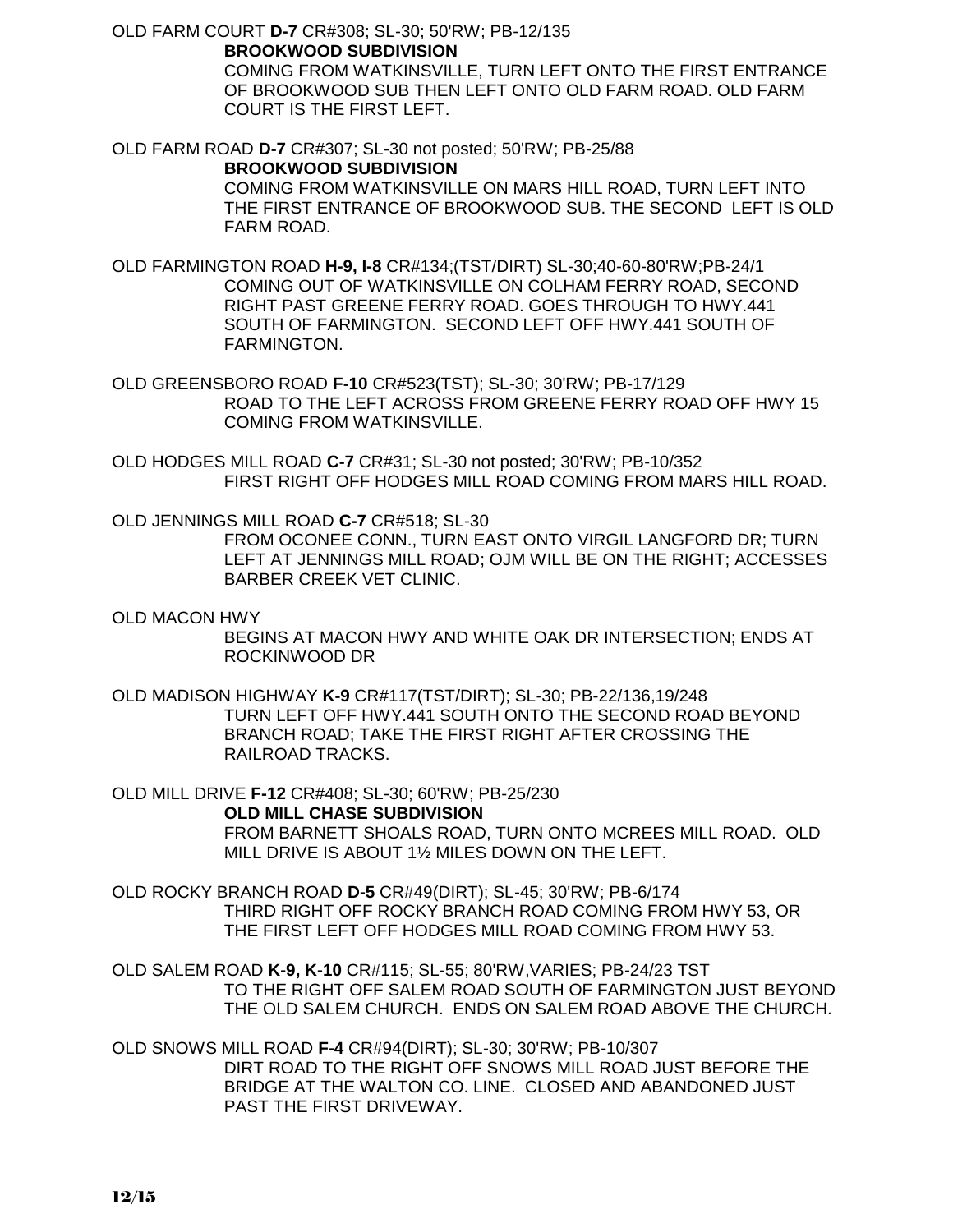OLD FARM COURT **D-7** CR#308; SL-30; 50'RW; PB-12/135

**BROOKWOOD SUBDIVISION**

COMING FROM WATKINSVILLE, TURN LEFT ONTO THE FIRST ENTRANCE OF BROOKWOOD SUB THEN LEFT ONTO OLD FARM ROAD. OLD FARM COURT IS THE FIRST LEFT.

OLD FARM ROAD **D-7** CR#307; SL-30 not posted; 50'RW; PB-25/88

**BROOKWOOD SUBDIVISION**

COMING FROM WATKINSVILLE ON MARS HILL ROAD, TURN LEFT INTO THE FIRST ENTRANCE OF BROOKWOOD SUB. THE SECOND LEFT IS OLD FARM ROAD.

OLD FARMINGTON ROAD **H-9, I-8** CR#134;(TST/DIRT) SL-30;40-60-80'RW;PB-24/1

COMING OUT OF WATKINSVILLE ON COLHAM FERRY ROAD, SECOND RIGHT PAST GREENE FERRY ROAD. GOES THROUGH TO HWY.441 SOUTH OF FARMINGTON. SECOND LEFT OFF HWY.441 SOUTH OF FARMINGTON.

OLD GREENSBORO ROAD **F-10** CR#523(TST); SL-30; 30'RW; PB-17/129

ROAD TO THE LEFT ACROSS FROM GREENE FERRY ROAD OFF HWY 15 COMING FROM WATKINSVILLE.

OLD HODGES MILL ROAD **C-7** CR#31; SL-30 not posted; 30'RW; PB-10/352

FIRST RIGHT OFF HODGES MILL ROAD COMING FROM MARS HILL ROAD.

OLD JENNINGS MILL ROAD **C-7** CR#518; SL-30

FROM OCONEE CONN., TURN EAST ONTO VIRGIL LANGFORD DR; TURN LEFT AT JENNINGS MILL ROAD; OJM WILL BE ON THE RIGHT; ACCESSES BARBER CREEK VET CLINIC.

OLD MACON HWY

BEGINS AT MACON HWY AND WHITE OAK DR INTERSECTION; ENDS AT ROCKINWOOD DR

OLD MADISON HIGHWAY **K-9** CR#117(TST/DIRT); SL-30; PB-22/136,19/248

TURN LEFT OFF HWY.441 SOUTH ONTO THE SECOND ROAD BEYOND BRANCH ROAD; TAKE THE FIRST RIGHT AFTER CROSSING THE RAILROAD TRACKS.

OLD MILL DRIVE **F-12** CR#408; SL-30; 60'RW; PB-25/230

**OLD MILL CHASE SUBDIVISION**

FROM BARNETT SHOALS ROAD, TURN ONTO MCREES MILL ROAD. OLD MILL DRIVE IS ABOUT 1½ MILES DOWN ON THE LEFT.

OLD ROCKY BRANCH ROAD **D-5** CR#49(DIRT); SL-45; 30'RW; PB-6/174

THIRD RIGHT OFF ROCKY BRANCH ROAD COMING FROM HWY 53, OR THE FIRST LEFT OFF HODGES MILL ROAD COMING FROM HWY 53.

OLD SALEM ROAD **K-9, K-10** CR#115; SL-55; 80'RW,VARIES; PB-24/23 TST

TO THE RIGHT OFF SALEM ROAD SOUTH OF FARMINGTON JUST BEYOND THE OLD SALEM CHURCH. ENDS ON SALEM ROAD ABOVE THE CHURCH.

OLD SNOWS MILL ROAD **F-4** CR#94(DIRT); SL-30; 30'RW; PB-10/307

DIRT ROAD TO THE RIGHT OFF SNOWS MILL ROAD JUST BEFORE THE BRIDGE AT THE WALTON CO. LINE. CLOSED AND ABANDONED JUST PAST THE FIRST DRIVEWAY.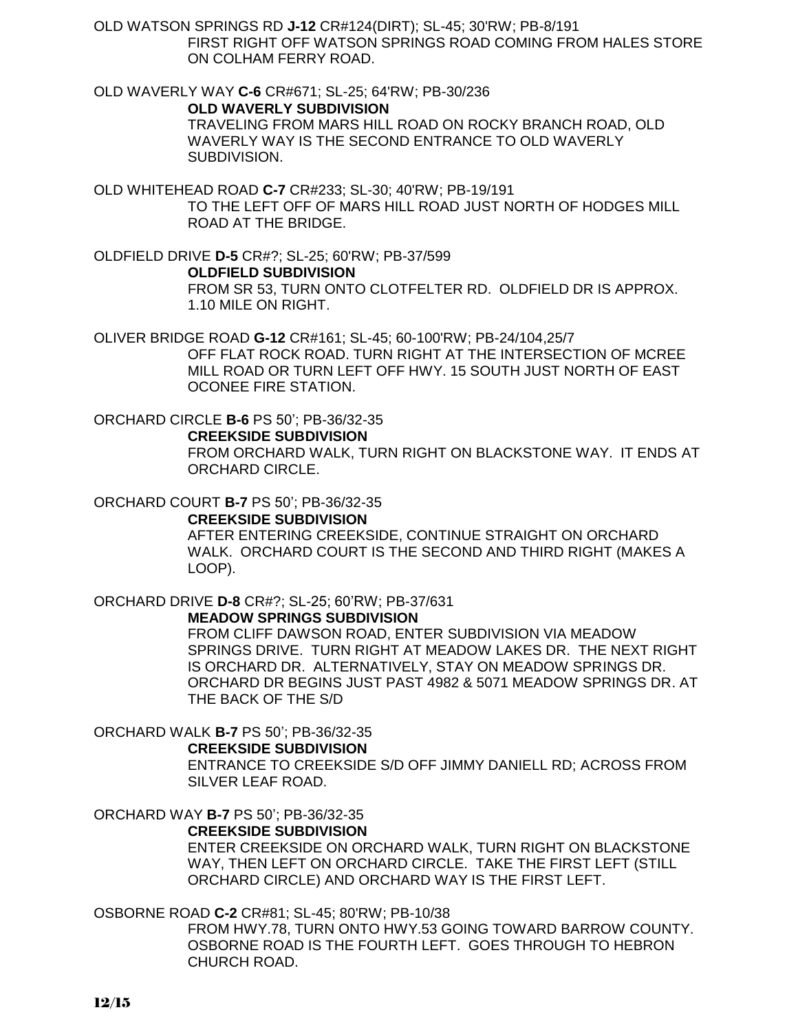OLD WATSON SPRINGS RD **J-12** CR#124(DIRT); SL-45; 30'RW; PB-8/191

FIRST RIGHT OFF WATSON SPRINGS ROAD COMING FROM HALES STORE ON COLHAM FERRY ROAD.

OLD WAVERLY WAY **C-6** CR#671; SL-25; 64'RW; PB-30/236

**OLD WAVERLY SUBDIVISION**

TRAVELING FROM MARS HILL ROAD ON ROCKY BRANCH ROAD, OLD WAVERLY WAY IS THE SECOND ENTRANCE TO OLD WAVERLY SUBDIVISION.

OLD WHITEHEAD ROAD **C-7** CR#233; SL-30; 40'RW; PB-19/191

TO THE LEFT OFF OF MARS HILL ROAD JUST NORTH OF HODGES MILL ROAD AT THE BRIDGE.

OLDFIELD DRIVE **D-5** CR#?; SL-25; 60'RW; PB-37/599

**OLDFIELD SUBDIVISION**

FROM SR 53, TURN ONTO CLOTFELTER RD. OLDFIELD DR IS APPROX. 1.10 MILE ON RIGHT.

OLIVER BRIDGE ROAD **G-12** CR#161; SL-45; 60-100'RW; PB-24/104,25/7

OFF FLAT ROCK ROAD. TURN RIGHT AT THE INTERSECTION OF MCREE MILL ROAD OR TURN LEFT OFF HWY. 15 SOUTH JUST NORTH OF EAST OCONEE FIRE STATION.

ORCHARD CIRCLE **B-6** PS 50'; PB-36/32-35

**CREEKSIDE SUBDIVISION**

FROM ORCHARD WALK, TURN RIGHT ON BLACKSTONE WAY. IT ENDS AT ORCHARD CIRCLE.

ORCHARD COURT **B-7** PS 50'; PB-36/32-35

**CREEKSIDE SUBDIVISION**

AFTER ENTERING CREEKSIDE, CONTINUE STRAIGHT ON ORCHARD WALK. ORCHARD COURT IS THE SECOND AND THIRD RIGHT (MAKES A LOOP).

ORCHARD DRIVE **D-8** CR#?; SL-25; 60'RW; PB-37/631

**MEADOW SPRINGS SUBDIVISION**

FROM CLIFF DAWSON ROAD, ENTER SUBDIVISION VIA MEADOW SPRINGS DRIVE. TURN RIGHT AT MEADOW LAKES DR. THE NEXT RIGHT IS ORCHARD DR. ALTERNATIVELY, STAY ON MEADOW SPRINGS DR. ORCHARD DR BEGINS JUST PAST 4982 & 5071 MEADOW SPRINGS DR. AT THE BACK OF THE S/D

ORCHARD WALK **B-7** PS 50'; PB-36/32-35

**CREEKSIDE SUBDIVISION**

ENTRANCE TO CREEKSIDE S/D OFF JIMMY DANIELL RD; ACROSS FROM SILVER LEAF ROAD.

ORCHARD WAY **B-7** PS 50'; PB-36/32-35

**CREEKSIDE SUBDIVISION**

ENTER CREEKSIDE ON ORCHARD WALK, TURN RIGHT ON BLACKSTONE WAY, THEN LEFT ON ORCHARD CIRCLE. TAKE THE FIRST LEFT (STILL ORCHARD CIRCLE) AND ORCHARD WAY IS THE FIRST LEFT.

OSBORNE ROAD **C-2** CR#81; SL-45; 80'RW; PB-10/38

FROM HWY.78, TURN ONTO HWY.53 GOING TOWARD BARROW COUNTY. OSBORNE ROAD IS THE FOURTH LEFT. GOES THROUGH TO HEBRON CHURCH ROAD.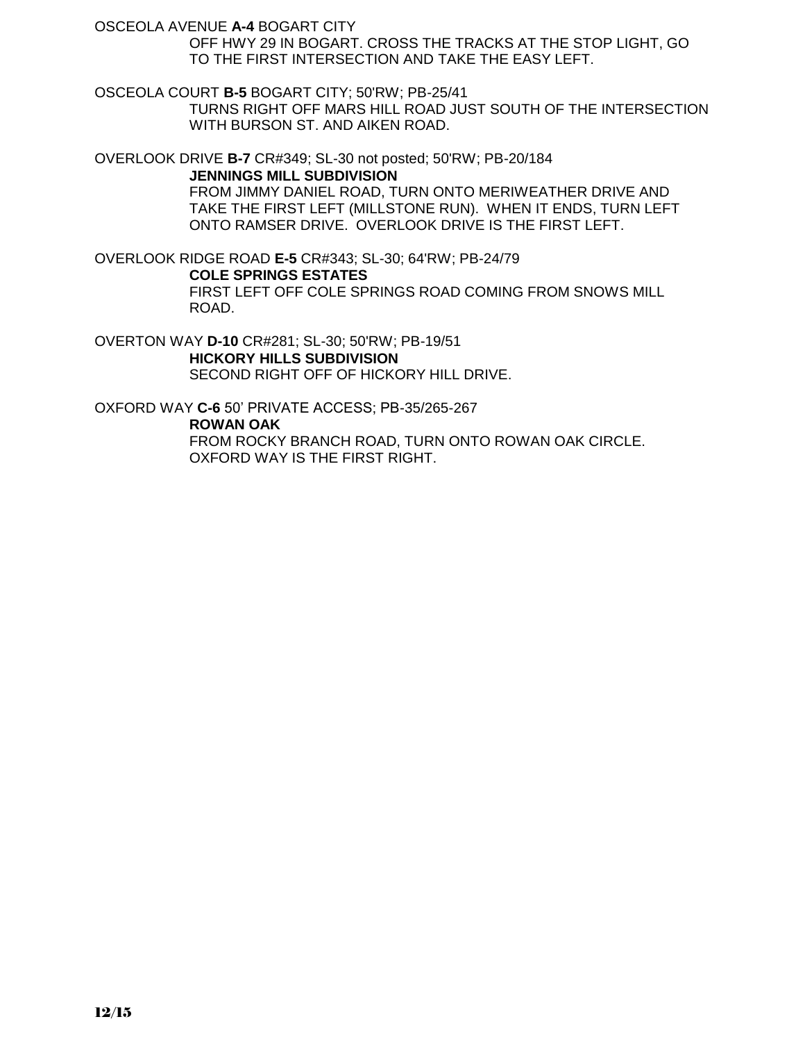OSCEOLA AVENUE **A-4** BOGART CITY

OFF HWY 29 IN BOGART. CROSS THE TRACKS AT THE STOP LIGHT, GO TO THE FIRST INTERSECTION AND TAKE THE EASY LEFT.

OSCEOLA COURT **B-5** BOGART CITY; 50'RW; PB-25/41

TURNS RIGHT OFF MARS HILL ROAD JUST SOUTH OF THE INTERSECTION WITH BURSON ST. AND AIKEN ROAD.

OVERLOOK DRIVE **B-7** CR#349; SL-30 not posted; 50'RW; PB-20/184

**JENNINGS MILL SUBDIVISION**

FROM JIMMY DANIEL ROAD, TURN ONTO MERIWEATHER DRIVE AND TAKE THE FIRST LEFT (MILLSTONE RUN). WHEN IT ENDS, TURN LEFT ONTO RAMSER DRIVE. OVERLOOK DRIVE IS THE FIRST LEFT.

OVERLOOK RIDGE ROAD **E-5** CR#343; SL-30; 64'RW; PB-24/79

**COLE SPRINGS ESTATES**

FIRST LEFT OFF COLE SPRINGS ROAD COMING FROM SNOWS MILL ROAD.

OVERTON WAY **D-10** CR#281; SL-30; 50'RW; PB-19/51

**HICKORY HILLS SUBDIVISION**

SECOND RIGHT OFF OF HICKORY HILL DRIVE.

OXFORD WAY **C-6** 50' PRIVATE ACCESS; PB-35/265-267

**ROWAN OAK**

FROM ROCKY BRANCH ROAD, TURN ONTO ROWAN OAK CIRCLE. OXFORD WAY IS THE FIRST RIGHT.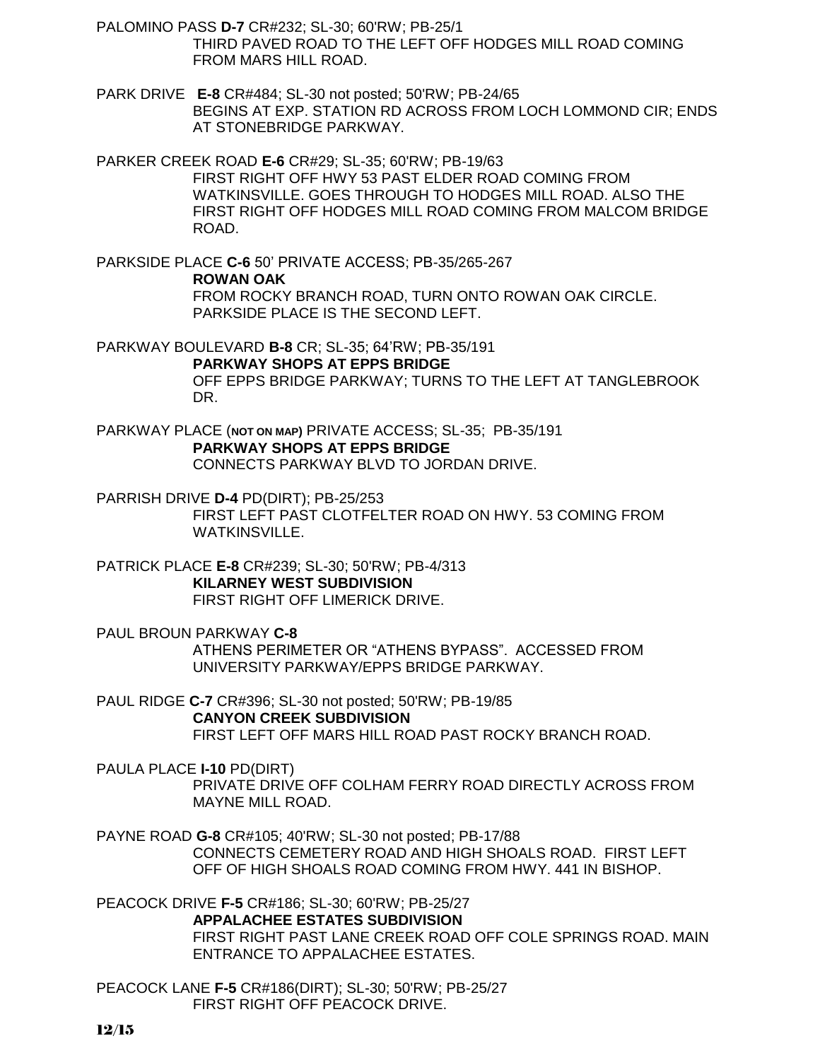PALOMINO PASS **D-7** CR#232; SL-30; 60'RW; PB-25/1

THIRD PAVED ROAD TO THE LEFT OFF HODGES MILL ROAD COMING FROM MARS HILL ROAD.

PARK DRIVE **E-8** CR#484; SL-30 not posted; 50'RW; PB-24/65

BEGINS AT EXP. STATION RD ACROSS FROM LOCH LOMMOND CIR; ENDS AT STONEBRIDGE PARKWAY.

PARKER CREEK ROAD **E-6** CR#29; SL-35; 60'RW; PB-19/63

FIRST RIGHT OFF HWY 53 PAST ELDER ROAD COMING FROM WATKINSVILLE. GOES THROUGH TO HODGES MILL ROAD. ALSO THE FIRST RIGHT OFF HODGES MILL ROAD COMING FROM MALCOM BRIDGE ROAD.

PARKSIDE PLACE **C-6** 50' PRIVATE ACCESS; PB-35/265-267

**ROWAN OAK**

FROM ROCKY BRANCH ROAD, TURN ONTO ROWAN OAK CIRCLE. PARKSIDE PLACE IS THE SECOND LEFT.

PARKWAY BOULEVARD **B-8** CR; SL-35; 64'RW; PB-35/191

**PARKWAY SHOPS AT EPPS BRIDGE**

OFF EPPS BRIDGE PARKWAY; TURNS TO THE LEFT AT TANGLEBROOK DR.

PARKWAY PLACE (**NOT ON MAP**) PRIVATE ACCESS; SL-35; PB-35/191

**PARKWAY SHOPS AT EPPS BRIDGE**

CONNECTS PARKWAY BLVD TO JORDAN DRIVE.

PARRISH DRIVE **D-4** PD(DIRT); PB-25/253

FIRST LEFT PAST CLOTFELTER ROAD ON HWY. 53 COMING FROM WATKINSVILLE.

PATRICK PLACE **E-8** CR#239; SL-30; 50'RW; PB-4/313

**KILARNEY WEST SUBDIVISION**

FIRST RIGHT OFF LIMERICK DRIVE.

PAUL BROUN PARKWAY **C-8**

ATHENS PERIMETER OR "ATHENS BYPASS". ACCESSED FROM UNIVERSITY PARKWAY/EPPS BRIDGE PARKWAY.

PAUL RIDGE **C-7** CR#396; SL-30 not posted; 50'RW; PB-19/85

**CANYON CREEK SUBDIVISION**

FIRST LEFT OFF MARS HILL ROAD PAST ROCKY BRANCH ROAD.

PAULA PLACE **I-10** PD(DIRT)

PRIVATE DRIVE OFF COLHAM FERRY ROAD DIRECTLY ACROSS FROM MAYNE MILL ROAD.

PAYNE ROAD **G-8** CR#105; 40'RW; SL-30 not posted; PB-17/88

CONNECTS CEMETERY ROAD AND HIGH SHOALS ROAD. FIRST LEFT OFF OF HIGH SHOALS ROAD COMING FROM HWY. 441 IN BISHOP.

PEACOCK DRIVE **F-5** CR#186; SL-30; 60'RW; PB-25/27

**APPALACHEE ESTATES SUBDIVISION**

FIRST RIGHT PAST LANE CREEK ROAD OFF COLE SPRINGS ROAD. MAIN ENTRANCE TO APPALACHEE ESTATES.

PEACOCK LANE **F-5** CR#186(DIRT); SL-30; 50'RW; PB-25/27

FIRST RIGHT OFF PEACOCK DRIVE.

12/15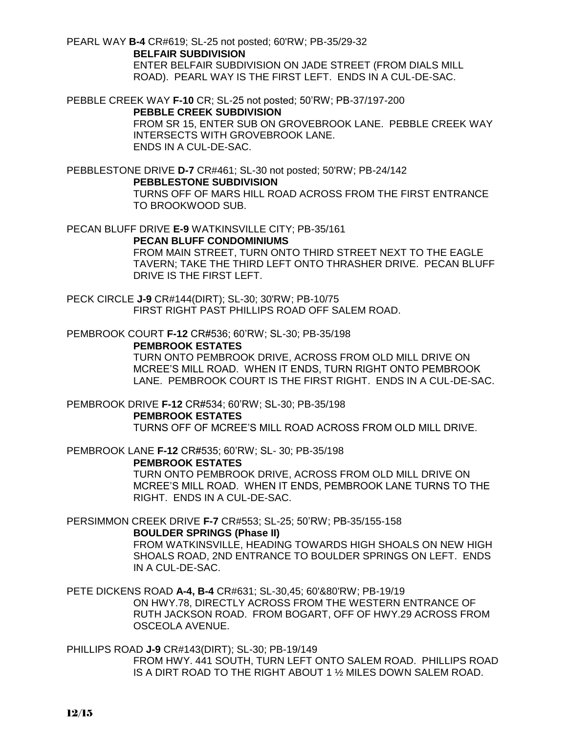PEARL WAY **B-4** CR#619; SL-25 not posted; 60'RW; PB-35/29-32

**BELFAIR SUBDIVISION**

ENTER BELFAIR SUBDIVISION ON JADE STREET (FROM DIALS MILL ROAD). PEARL WAY IS THE FIRST LEFT. ENDS IN A CUL-DE-SAC.

PEBBLE CREEK WAY **F-10** CR; SL-25 not posted; 50'RW; PB-37/197-200

**PEBBLE CREEK SUBDIVISION**

FROM SR 15, ENTER SUB ON GROVEBROOK LANE. PEBBLE CREEK WAY INTERSECTS WITH GROVEBROOK LANE.
ENDS IN A CUL-DE-SAC.

PEBBLESTONE DRIVE **D-7** CR#461; SL-30 not posted; 50'RW; PB-24/142

**PEBBLESTONE SUBDIVISION**

TURNS OFF OF MARS HILL ROAD ACROSS FROM THE FIRST ENTRANCE TO BROOKWOOD SUB.

PECAN BLUFF DRIVE **E-9** WATKINSVILLE CITY; PB-35/161

**PECAN BLUFF CONDOMINIUMS**

FROM MAIN STREET, TURN ONTO THIRD STREET NEXT TO THE EAGLE TAVERN; TAKE THE THIRD LEFT ONTO THRASHER DRIVE. PECAN BLUFF DRIVE IS THE FIRST LEFT.

PECK CIRCLE **J-9** CR#144(DIRT); SL-30; 30'RW; PB-10/75

FIRST RIGHT PAST PHILLIPS ROAD OFF SALEM ROAD.

PEMBROOK COURT **F-12** CR#536; 60'RW; SL-30; PB-35/198

**PEMBROOK ESTATES**

TURN ONTO PEMBROOK DRIVE, ACROSS FROM OLD MILL DRIVE ON MCREE'S MILL ROAD. WHEN IT ENDS, TURN RIGHT ONTO PEMBROOK LANE. PEMBROOK COURT IS THE FIRST RIGHT. ENDS IN A CUL-DE-SAC.

PEMBROOK DRIVE **F-12** CR#534; 60'RW; SL-30; PB-35/198

**PEMBROOK ESTATES**

TURNS OFF OF MCREE'S MILL ROAD ACROSS FROM OLD MILL DRIVE.

PEMBROOK LANE **F-12** CR#535; 60'RW; SL- 30; PB-35/198

**PEMBROOK ESTATES**

TURN ONTO PEMBROOK DRIVE, ACROSS FROM OLD MILL DRIVE ON MCREE'S MILL ROAD. WHEN IT ENDS, PEMBROOK LANE TURNS TO THE RIGHT. ENDS IN A CUL-DE-SAC.

PERSIMMON CREEK DRIVE **F-7** CR#553; SL-25; 50'RW; PB-35/155-158

**BOULDER SPRINGS (Phase II)**

FROM WATKINSVILLE, HEADING TOWARDS HIGH SHOALS ON NEW HIGH SHOALS ROAD, 2ND ENTRANCE TO BOULDER SPRINGS ON LEFT. ENDS IN A CUL-DE-SAC.

PETE DICKENS ROAD **A-4, B-4** CR#631; SL-30,45; 60'&80'RW; PB-19/19

ON HWY.78, DIRECTLY ACROSS FROM THE WESTERN ENTRANCE OF RUTH JACKSON ROAD. FROM BOGART, OFF OF HWY.29 ACROSS FROM OSCEOLA AVENUE.

PHILLIPS ROAD **J-9** CR#143(DIRT); SL-30; PB-19/149

FROM HWY. 441 SOUTH, TURN LEFT ONTO SALEM ROAD. PHILLIPS ROAD IS A DIRT ROAD TO THE RIGHT ABOUT 1 ½ MILES DOWN SALEM ROAD.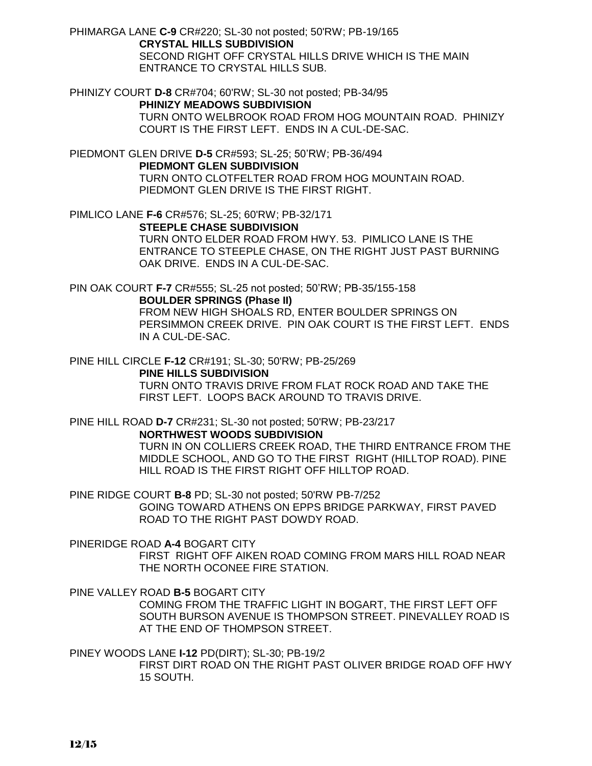PHIMARGA LANE **C-9** CR#220; SL-30 not posted; 50'RW; PB-19/165

**CRYSTAL HILLS SUBDIVISION**

SECOND RIGHT OFF CRYSTAL HILLS DRIVE WHICH IS THE MAIN ENTRANCE TO CRYSTAL HILLS SUB.

PHINIZY COURT **D-8** CR#704; 60'RW; SL-30 not posted; PB-34/95

**PHINIZY MEADOWS SUBDIVISION**

TURN ONTO WELBROOK ROAD FROM HOG MOUNTAIN ROAD. PHINIZY COURT IS THE FIRST LEFT. ENDS IN A CUL-DE-SAC.

PIEDMONT GLEN DRIVE **D-5** CR#593; SL-25; 50'RW; PB-36/494

**PIEDMONT GLEN SUBDIVISION**

TURN ONTO CLOTFELTER ROAD FROM HOG MOUNTAIN ROAD. PIEDMONT GLEN DRIVE IS THE FIRST RIGHT.

PIMLICO LANE **F-6** CR#576; SL-25; 60'RW; PB-32/171

**STEEPLE CHASE SUBDIVISION**

TURN ONTO ELDER ROAD FROM HWY. 53. PIMLICO LANE IS THE ENTRANCE TO STEEPLE CHASE, ON THE RIGHT JUST PAST BURNING OAK DRIVE. ENDS IN A CUL-DE-SAC.

PIN OAK COURT **F-7** CR#555; SL-25 not posted; 50'RW; PB-35/155-158

**BOULDER SPRINGS (Phase II)**

FROM NEW HIGH SHOALS RD, ENTER BOULDER SPRINGS ON PERSIMMON CREEK DRIVE. PIN OAK COURT IS THE FIRST LEFT. ENDS IN A CUL-DE-SAC.

PINE HILL CIRCLE **F-12** CR#191; SL-30; 50'RW; PB-25/269

**PINE HILLS SUBDIVISION**

TURN ONTO TRAVIS DRIVE FROM FLAT ROCK ROAD AND TAKE THE FIRST LEFT. LOOPS BACK AROUND TO TRAVIS DRIVE.

PINE HILL ROAD **D-7** CR#231; SL-30 not posted; 50'RW; PB-23/217

**NORTHWEST WOODS SUBDIVISION**

TURN IN ON COLLIERS CREEK ROAD, THE THIRD ENTRANCE FROM THE MIDDLE SCHOOL, AND GO TO THE FIRST RIGHT (HILLTOP ROAD). PINE HILL ROAD IS THE FIRST RIGHT OFF HILLTOP ROAD.

PINE RIDGE COURT **B-8** PD; SL-30 not posted; 50'RW PB-7/252

GOING TOWARD ATHENS ON EPPS BRIDGE PARKWAY, FIRST PAVED ROAD TO THE RIGHT PAST DOWDY ROAD.

PINERIDGE ROAD **A-4** BOGART CITY

FIRST RIGHT OFF AIKEN ROAD COMING FROM MARS HILL ROAD NEAR THE NORTH OCONEE FIRE STATION.

PINE VALLEY ROAD **B-5** BOGART CITY

COMING FROM THE TRAFFIC LIGHT IN BOGART, THE FIRST LEFT OFF SOUTH BURSON AVENUE IS THOMPSON STREET. PINEVALLEY ROAD IS AT THE END OF THOMPSON STREET.

PINEY WOODS LANE **I-12** PD(DIRT); SL-30; PB-19/2

FIRST DIRT ROAD ON THE RIGHT PAST OLIVER BRIDGE ROAD OFF HWY 15 SOUTH.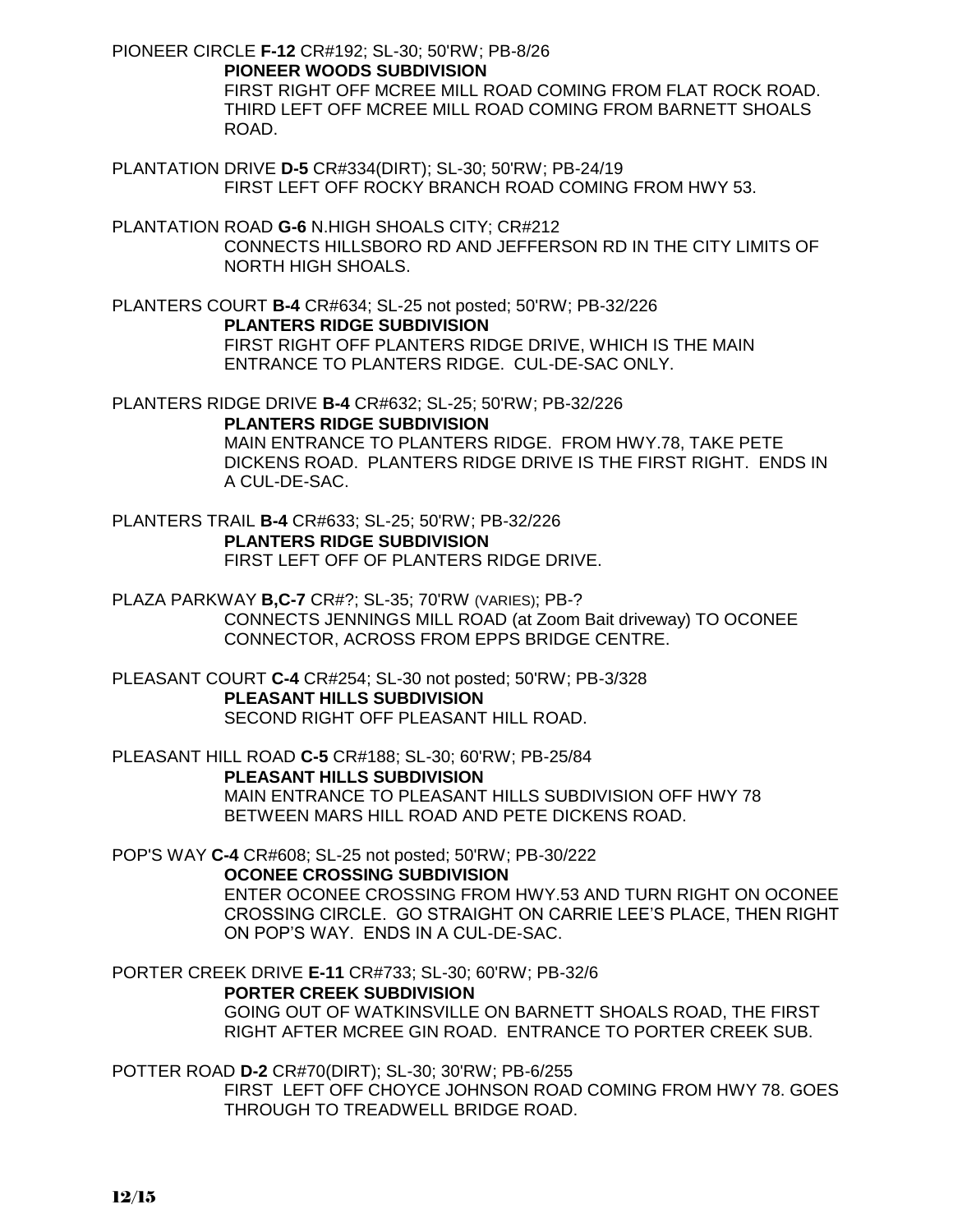PIONEER CIRCLE **F-12** CR#192; SL-30; 50'RW; PB-8/26
**PIONEER WOODS SUBDIVISION**
FIRST RIGHT OFF MCREE MILL ROAD COMING FROM FLAT ROCK ROAD. THIRD LEFT OFF MCREE MILL ROAD COMING FROM BARNETT SHOALS ROAD.

PLANTATION DRIVE **D-5** CR#334(DIRT); SL-30; 50'RW; PB-24/19
FIRST LEFT OFF ROCKY BRANCH ROAD COMING FROM HWY 53.

PLANTATION ROAD **G-6** N.HIGH SHOALS CITY; CR#212
CONNECTS HILLSBORO RD AND JEFFERSON RD IN THE CITY LIMITS OF NORTH HIGH SHOALS.

PLANTERS COURT **B-4** CR#634; SL-25 not posted; 50'RW; PB-32/226
**PLANTERS RIDGE SUBDIVISION**
FIRST RIGHT OFF PLANTERS RIDGE DRIVE, WHICH IS THE MAIN ENTRANCE TO PLANTERS RIDGE. CUL-DE-SAC ONLY.

PLANTERS RIDGE DRIVE **B-4** CR#632; SL-25; 50'RW; PB-32/226
**PLANTERS RIDGE SUBDIVISION**
MAIN ENTRANCE TO PLANTERS RIDGE. FROM HWY.78, TAKE PETE DICKENS ROAD. PLANTERS RIDGE DRIVE IS THE FIRST RIGHT. ENDS IN A CUL-DE-SAC.

PLANTERS TRAIL **B-4** CR#633; SL-25; 50'RW; PB-32/226
**PLANTERS RIDGE SUBDIVISION**
FIRST LEFT OFF OF PLANTERS RIDGE DRIVE.

PLAZA PARKWAY **B,C-7** CR#?; SL-35; 70'RW (VARIES); PB-?
CONNECTS JENNINGS MILL ROAD (at Zoom Bait driveway) TO OCONEE CONNECTOR, ACROSS FROM EPPS BRIDGE CENTRE.

PLEASANT COURT **C-4** CR#254; SL-30 not posted; 50'RW; PB-3/328
**PLEASANT HILLS SUBDIVISION**
SECOND RIGHT OFF PLEASANT HILL ROAD.

PLEASANT HILL ROAD **C-5** CR#188; SL-30; 60'RW; PB-25/84
**PLEASANT HILLS SUBDIVISION**
MAIN ENTRANCE TO PLEASANT HILLS SUBDIVISION OFF HWY 78 BETWEEN MARS HILL ROAD AND PETE DICKENS ROAD.

POP'S WAY **C-4** CR#608; SL-25 not posted; 50'RW; PB-30/222
**OCONEE CROSSING SUBDIVISION**
ENTER OCONEE CROSSING FROM HWY.53 AND TURN RIGHT ON OCONEE CROSSING CIRCLE. GO STRAIGHT ON CARRIE LEE'S PLACE, THEN RIGHT ON POP'S WAY. ENDS IN A CUL-DE-SAC.

PORTER CREEK DRIVE **E-11** CR#733; SL-30; 60'RW; PB-32/6
**PORTER CREEK SUBDIVISION**
GOING OUT OF WATKINSVILLE ON BARNETT SHOALS ROAD, THE FIRST RIGHT AFTER MCREE GIN ROAD. ENTRANCE TO PORTER CREEK SUB.

POTTER ROAD **D-2** CR#70(DIRT); SL-30; 30'RW; PB-6/255
FIRST LEFT OFF CHOYCE JOHNSON ROAD COMING FROM HWY 78. GOES THROUGH TO TREADWELL BRIDGE ROAD.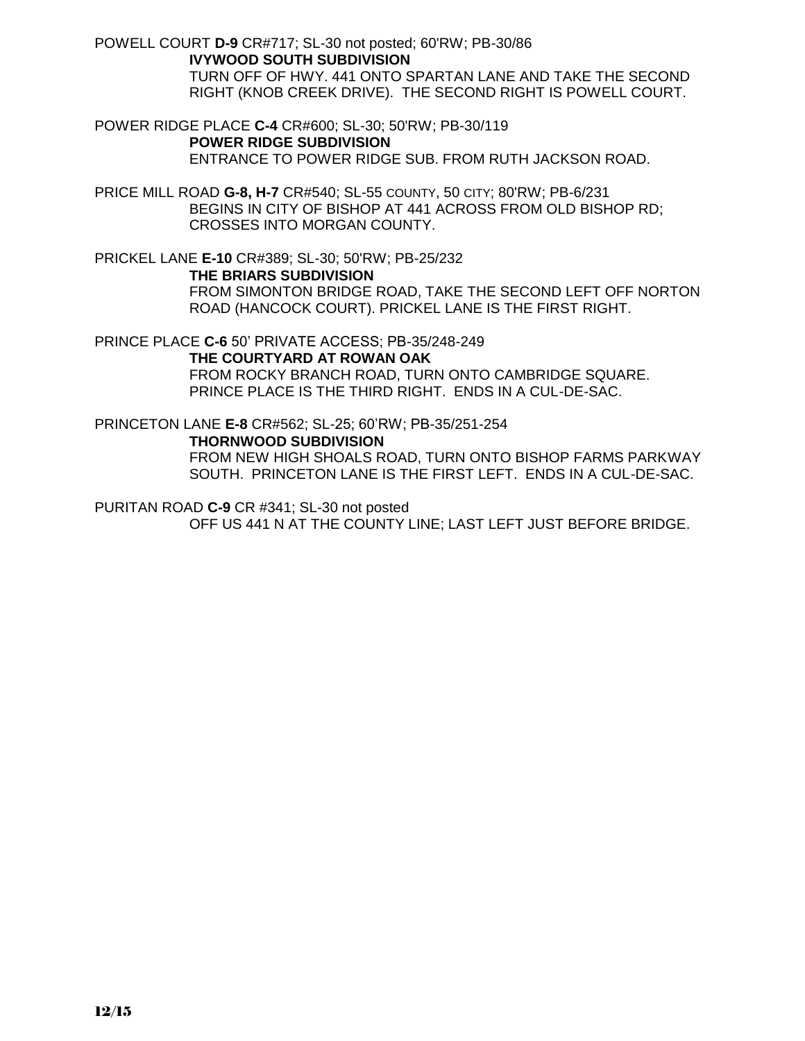POWELL COURT **D-9** CR#717; SL-30 not posted; 60'RW; PB-30/86

**IVYWOOD SOUTH SUBDIVISION**

TURN OFF OF HWY. 441 ONTO SPARTAN LANE AND TAKE THE SECOND RIGHT (KNOB CREEK DRIVE). THE SECOND RIGHT IS POWELL COURT.

POWER RIDGE PLACE **C-4** CR#600; SL-30; 50'RW; PB-30/119

**POWER RIDGE SUBDIVISION**

ENTRANCE TO POWER RIDGE SUB. FROM RUTH JACKSON ROAD.

PRICE MILL ROAD **G-8, H-7** CR#540; SL-55 COUNTY, 50 CITY; 80'RW; PB-6/231

BEGINS IN CITY OF BISHOP AT 441 ACROSS FROM OLD BISHOP RD; CROSSES INTO MORGAN COUNTY.

PRICKEL LANE **E-10** CR#389; SL-30; 50'RW; PB-25/232

**THE BRIARS SUBDIVISION**

FROM SIMONTON BRIDGE ROAD, TAKE THE SECOND LEFT OFF NORTON ROAD (HANCOCK COURT). PRICKEL LANE IS THE FIRST RIGHT.

PRINCE PLACE **C-6** 50' PRIVATE ACCESS; PB-35/248-249

**THE COURTYARD AT ROWAN OAK**

FROM ROCKY BRANCH ROAD, TURN ONTO CAMBRIDGE SQUARE. PRINCE PLACE IS THE THIRD RIGHT. ENDS IN A CUL-DE-SAC.

PRINCETON LANE **E-8** CR#562; SL-25; 60'RW; PB-35/251-254

**THORNWOOD SUBDIVISION**

FROM NEW HIGH SHOALS ROAD, TURN ONTO BISHOP FARMS PARKWAY SOUTH. PRINCETON LANE IS THE FIRST LEFT. ENDS IN A CUL-DE-SAC.

PURITAN ROAD **C-9** CR #341; SL-30 not posted

OFF US 441 N AT THE COUNTY LINE; LAST LEFT JUST BEFORE BRIDGE.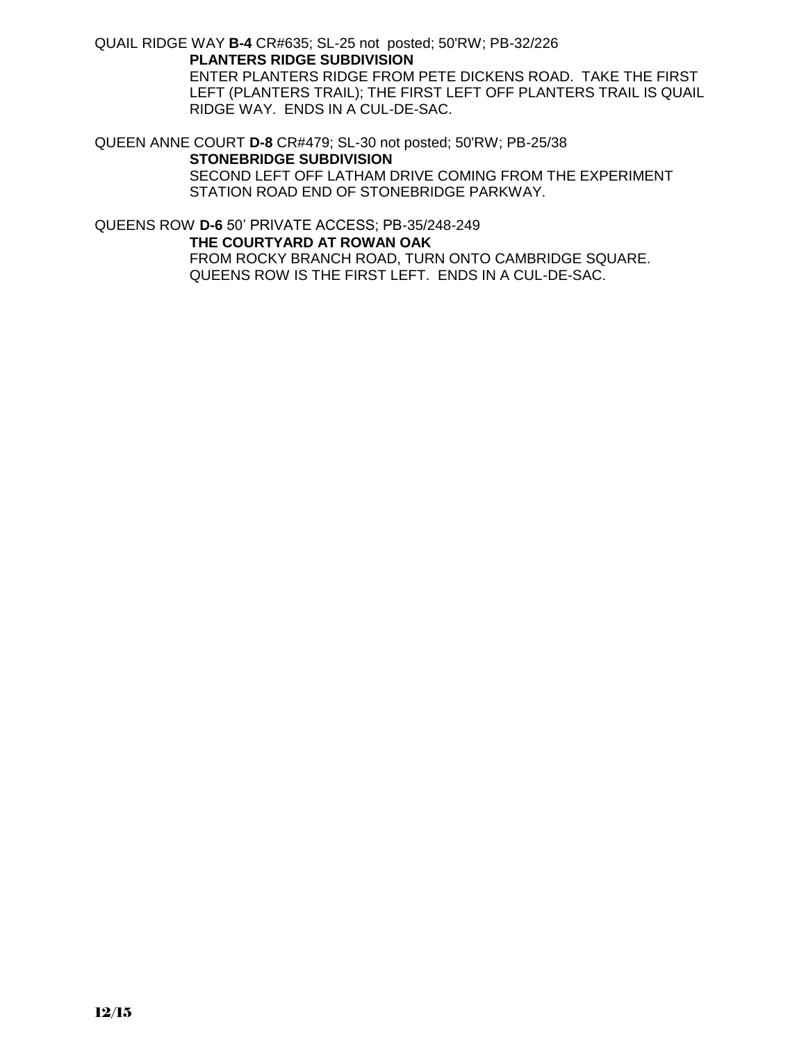QUAIL RIDGE WAY **B-4** CR#635; SL-25 not posted; 50'RW; PB-32/226

**PLANTERS RIDGE SUBDIVISION**

ENTER PLANTERS RIDGE FROM PETE DICKENS ROAD. TAKE THE FIRST LEFT (PLANTERS TRAIL); THE FIRST LEFT OFF PLANTERS TRAIL IS QUAIL RIDGE WAY. ENDS IN A CUL-DE-SAC.

QUEEN ANNE COURT **D-8** CR#479; SL-30 not posted; 50'RW; PB-25/38

**STONEBRIDGE SUBDIVISION**

SECOND LEFT OFF LATHAM DRIVE COMING FROM THE EXPERIMENT STATION ROAD END OF STONEBRIDGE PARKWAY.

QUEENS ROW **D-6** 50' PRIVATE ACCESS; PB-35/248-249

**THE COURTYARD AT ROWAN OAK**

FROM ROCKY BRANCH ROAD, TURN ONTO CAMBRIDGE SQUARE. QUEENS ROW IS THE FIRST LEFT. ENDS IN A CUL-DE-SAC.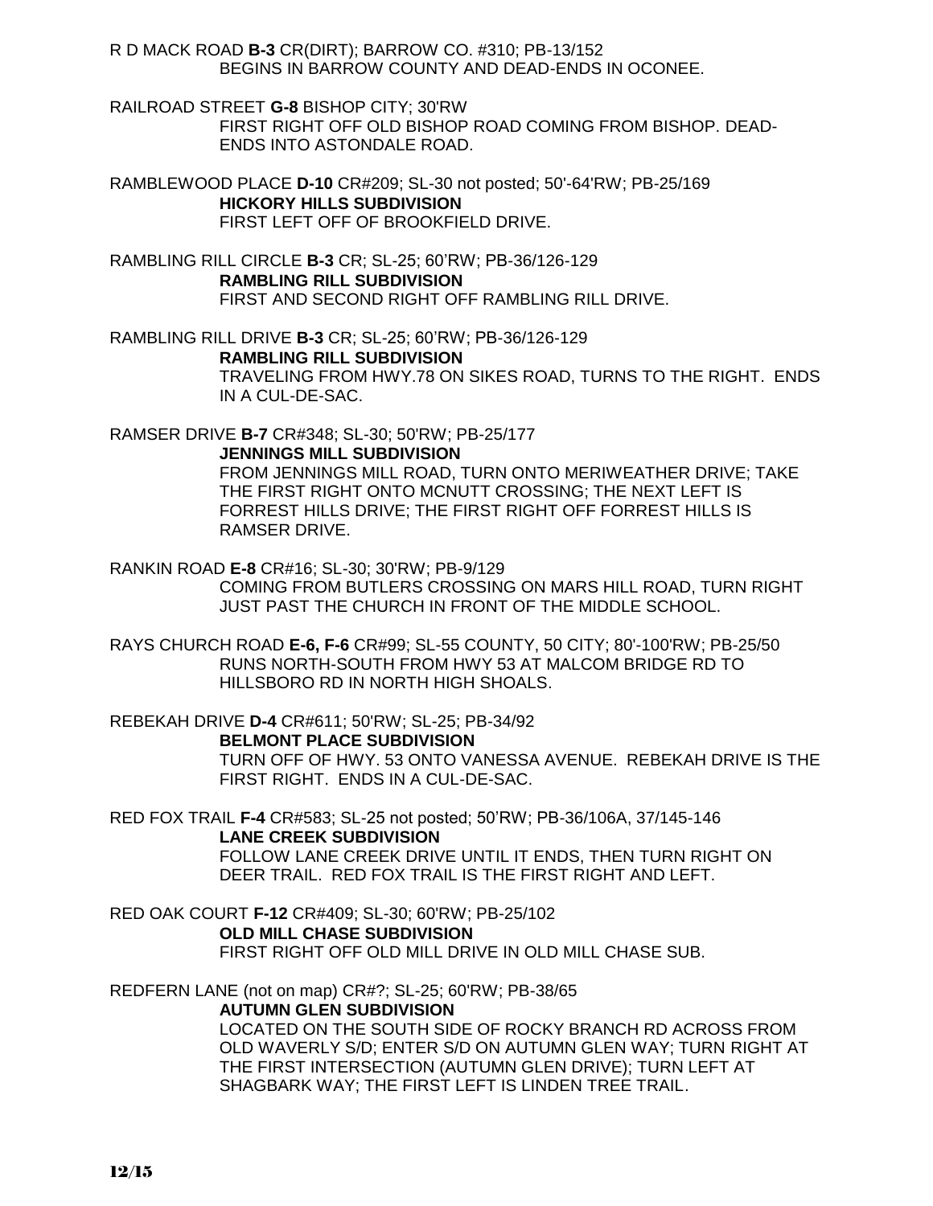R D MACK ROAD **B-3** CR(DIRT); BARROW CO. #310; PB-13/152
BEGINS IN BARROW COUNTY AND DEAD-ENDS IN OCONEE.

RAILROAD STREET **G-8** BISHOP CITY; 30'RW
FIRST RIGHT OFF OLD BISHOP ROAD COMING FROM BISHOP. DEAD-ENDS INTO ASTONDALE ROAD.

RAMBLEWOOD PLACE **D-10** CR#209; SL-30 not posted; 50'-64'RW; PB-25/169
**HICKORY HILLS SUBDIVISION**
FIRST LEFT OFF OF BROOKFIELD DRIVE.

RAMBLING RILL CIRCLE **B-3** CR; SL-25; 60'RW; PB-36/126-129
**RAMBLING RILL SUBDIVISION**
FIRST AND SECOND RIGHT OFF RAMBLING RILL DRIVE.

RAMBLING RILL DRIVE **B-3** CR; SL-25; 60'RW; PB-36/126-129
**RAMBLING RILL SUBDIVISION**
TRAVELING FROM HWY.78 ON SIKES ROAD, TURNS TO THE RIGHT. ENDS IN A CUL-DE-SAC.

RAMSER DRIVE **B-7** CR#348; SL-30; 50'RW; PB-25/177
**JENNINGS MILL SUBDIVISION**
FROM JENNINGS MILL ROAD, TURN ONTO MERIWEATHER DRIVE; TAKE THE FIRST RIGHT ONTO MCNUTT CROSSING; THE NEXT LEFT IS FORREST HILLS DRIVE; THE FIRST RIGHT OFF FORREST HILLS IS RAMSER DRIVE.

RANKIN ROAD **E-8** CR#16; SL-30; 30'RW; PB-9/129
COMING FROM BUTLERS CROSSING ON MARS HILL ROAD, TURN RIGHT JUST PAST THE CHURCH IN FRONT OF THE MIDDLE SCHOOL.

RAYS CHURCH ROAD **E-6, F-6** CR#99; SL-55 COUNTY, 50 CITY; 80'-100'RW; PB-25/50
RUNS NORTH-SOUTH FROM HWY 53 AT MALCOM BRIDGE RD TO HILLSBORO RD IN NORTH HIGH SHOALS.

REBEKAH DRIVE **D-4** CR#611; 50'RW; SL-25; PB-34/92
**BELMONT PLACE SUBDIVISION**
TURN OFF OF HWY. 53 ONTO VANESSA AVENUE. REBEKAH DRIVE IS THE FIRST RIGHT. ENDS IN A CUL-DE-SAC.

RED FOX TRAIL **F-4** CR#583; SL-25 not posted; 50'RW; PB-36/106A, 37/145-146
**LANE CREEK SUBDIVISION**
FOLLOW LANE CREEK DRIVE UNTIL IT ENDS, THEN TURN RIGHT ON DEER TRAIL. RED FOX TRAIL IS THE FIRST RIGHT AND LEFT.

RED OAK COURT **F-12** CR#409; SL-30; 60'RW; PB-25/102
**OLD MILL CHASE SUBDIVISION**
FIRST RIGHT OFF OLD MILL DRIVE IN OLD MILL CHASE SUB.

REDFERN LANE (not on map) CR#?; SL-25; 60'RW; PB-38/65
**AUTUMN GLEN SUBDIVISION**
LOCATED ON THE SOUTH SIDE OF ROCKY BRANCH RD ACROSS FROM OLD WAVERLY S/D; ENTER S/D ON AUTUMN GLEN WAY; TURN RIGHT AT THE FIRST INTERSECTION (AUTUMN GLEN DRIVE); TURN LEFT AT SHAGBARK WAY; THE FIRST LEFT IS LINDEN TREE TRAIL.

12/15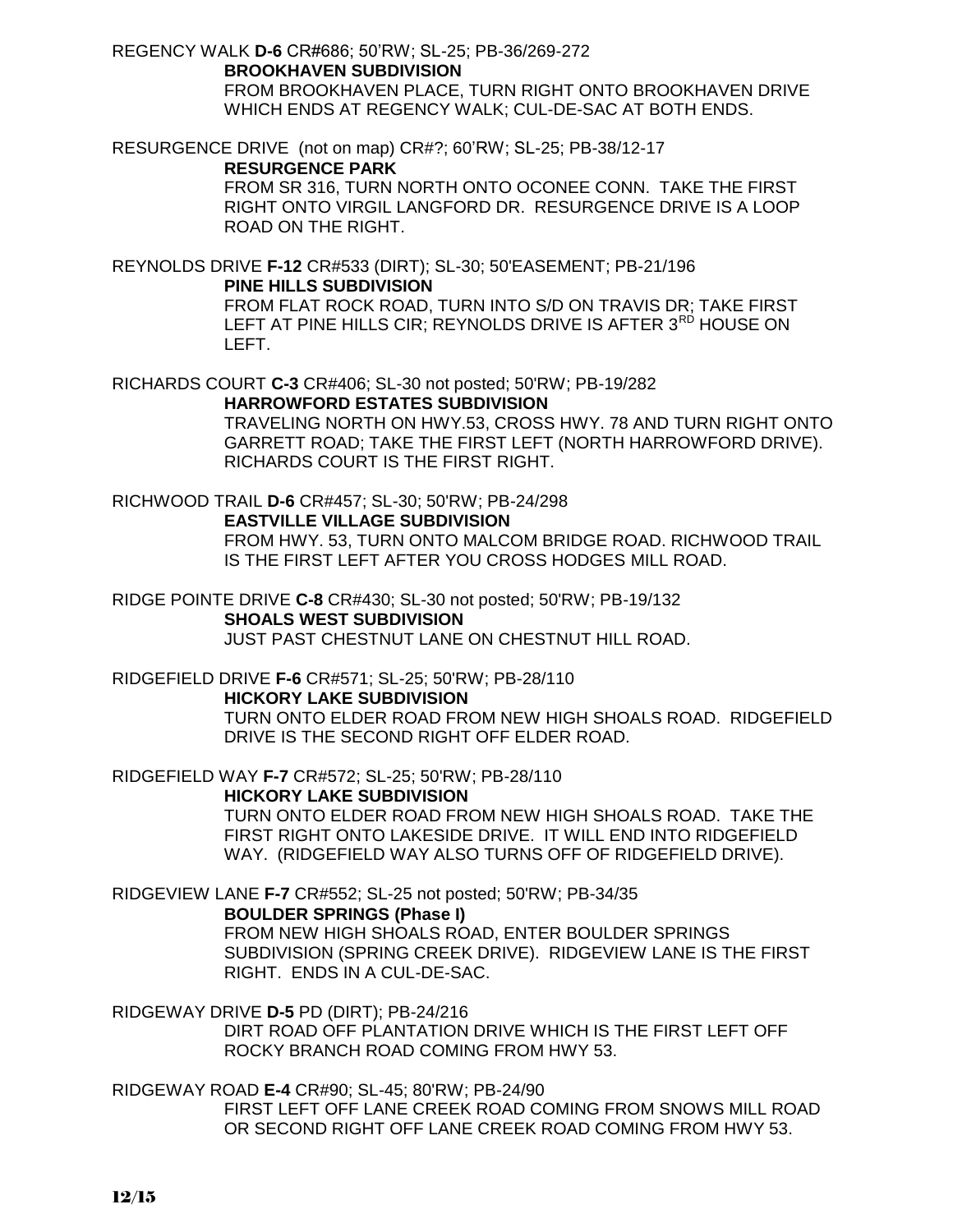REGENCY WALK **D-6** CR#686; 50'RW; SL-25; PB-36/269-272

**BROOKHAVEN SUBDIVISION**

FROM BROOKHAVEN PLACE, TURN RIGHT ONTO BROOKHAVEN DRIVE WHICH ENDS AT REGENCY WALK; CUL-DE-SAC AT BOTH ENDS.

RESURGENCE DRIVE (not on map) CR#?; 60'RW; SL-25; PB-38/12-17

**RESURGENCE PARK**

FROM SR 316, TURN NORTH ONTO OCONEE CONN. TAKE THE FIRST RIGHT ONTO VIRGIL LANGFORD DR. RESURGENCE DRIVE IS A LOOP ROAD ON THE RIGHT.

REYNOLDS DRIVE **F-12** CR#533 (DIRT); SL-30; 50'EASEMENT; PB-21/196

**PINE HILLS SUBDIVISION**

FROM FLAT ROCK ROAD, TURN INTO S/D ON TRAVIS DR; TAKE FIRST LEFT AT PINE HILLS CIR; REYNOLDS DRIVE IS AFTER 3RD HOUSE ON LEFT.

RICHARDS COURT **C-3** CR#406; SL-30 not posted; 50'RW; PB-19/282

**HARROWFORD ESTATES SUBDIVISION**

TRAVELING NORTH ON HWY.53, CROSS HWY. 78 AND TURN RIGHT ONTO GARRETT ROAD; TAKE THE FIRST LEFT (NORTH HARROWFORD DRIVE). RICHARDS COURT IS THE FIRST RIGHT.

RICHWOOD TRAIL **D-6** CR#457; SL-30; 50'RW; PB-24/298

**EASTVILLE VILLAGE SUBDIVISION**

FROM HWY. 53, TURN ONTO MALCOM BRIDGE ROAD. RICHWOOD TRAIL IS THE FIRST LEFT AFTER YOU CROSS HODGES MILL ROAD.

RIDGE POINTE DRIVE **C-8** CR#430; SL-30 not posted; 50'RW; PB-19/132

**SHOALS WEST SUBDIVISION**

JUST PAST CHESTNUT LANE ON CHESTNUT HILL ROAD.

RIDGEFIELD DRIVE **F-6** CR#571; SL-25; 50'RW; PB-28/110

**HICKORY LAKE SUBDIVISION**

TURN ONTO ELDER ROAD FROM NEW HIGH SHOALS ROAD. RIDGEFIELD DRIVE IS THE SECOND RIGHT OFF ELDER ROAD.

RIDGEFIELD WAY **F-7** CR#572; SL-25; 50'RW; PB-28/110

**HICKORY LAKE SUBDIVISION**

TURN ONTO ELDER ROAD FROM NEW HIGH SHOALS ROAD. TAKE THE FIRST RIGHT ONTO LAKESIDE DRIVE. IT WILL END INTO RIDGEFIELD WAY. (RIDGEFIELD WAY ALSO TURNS OFF OF RIDGEFIELD DRIVE).

RIDGEVIEW LANE **F-7** CR#552; SL-25 not posted; 50'RW; PB-34/35

**BOULDER SPRINGS (Phase I)**

FROM NEW HIGH SHOALS ROAD, ENTER BOULDER SPRINGS SUBDIVISION (SPRING CREEK DRIVE). RIDGEVIEW LANE IS THE FIRST RIGHT. ENDS IN A CUL-DE-SAC.

RIDGEWAY DRIVE **D-5** PD (DIRT); PB-24/216

DIRT ROAD OFF PLANTATION DRIVE WHICH IS THE FIRST LEFT OFF ROCKY BRANCH ROAD COMING FROM HWY 53.

RIDGEWAY ROAD **E-4** CR#90; SL-45; 80'RW; PB-24/90

FIRST LEFT OFF LANE CREEK ROAD COMING FROM SNOWS MILL ROAD OR SECOND RIGHT OFF LANE CREEK ROAD COMING FROM HWY 53.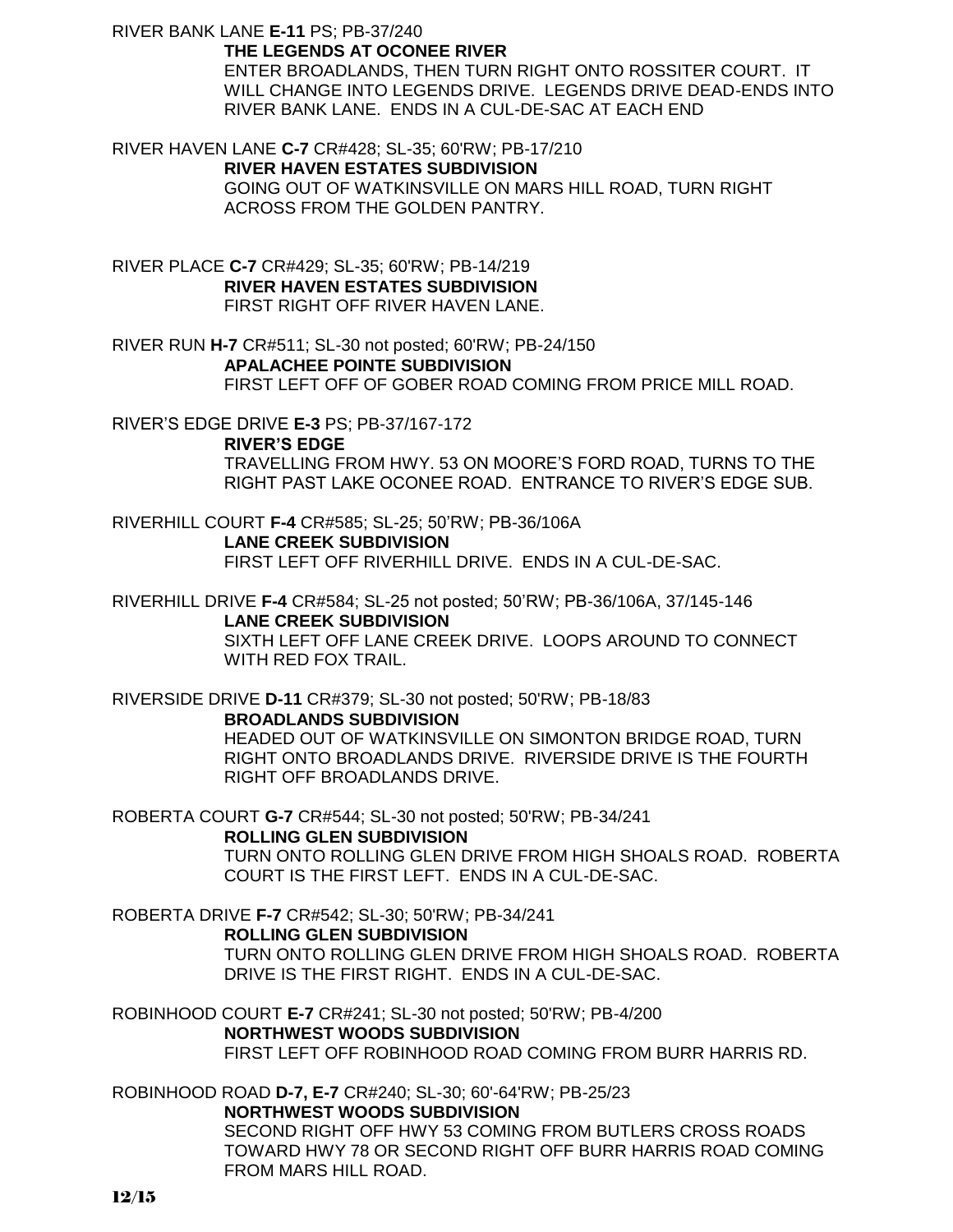RIVER BANK LANE **E-11** PS; PB-37/240

**THE LEGENDS AT OCONEE RIVER**

ENTER BROADLANDS, THEN TURN RIGHT ONTO ROSSITER COURT. IT WILL CHANGE INTO LEGENDS DRIVE. LEGENDS DRIVE DEAD-ENDS INTO RIVER BANK LANE. ENDS IN A CUL-DE-SAC AT EACH END

RIVER HAVEN LANE **C-7** CR#428; SL-35; 60'RW; PB-17/210

**RIVER HAVEN ESTATES SUBDIVISION**

GOING OUT OF WATKINSVILLE ON MARS HILL ROAD, TURN RIGHT ACROSS FROM THE GOLDEN PANTRY.

RIVER PLACE **C-7** CR#429; SL-35; 60'RW; PB-14/219

**RIVER HAVEN ESTATES SUBDIVISION**

FIRST RIGHT OFF RIVER HAVEN LANE.

RIVER RUN **H-7** CR#511; SL-30 not posted; 60'RW; PB-24/150

**APALACHEE POINTE SUBDIVISION**

FIRST LEFT OFF OF GOBER ROAD COMING FROM PRICE MILL ROAD.

RIVER'S EDGE DRIVE **E-3** PS; PB-37/167-172

**RIVER'S EDGE**

TRAVELLING FROM HWY. 53 ON MOORE'S FORD ROAD, TURNS TO THE RIGHT PAST LAKE OCONEE ROAD. ENTRANCE TO RIVER'S EDGE SUB.

RIVERHILL COURT **F-4** CR#585; SL-25; 50'RW; PB-36/106A

**LANE CREEK SUBDIVISION**

FIRST LEFT OFF RIVERHILL DRIVE. ENDS IN A CUL-DE-SAC.

RIVERHILL DRIVE **F-4** CR#584; SL-25 not posted; 50'RW; PB-36/106A, 37/145-146

**LANE CREEK SUBDIVISION**

SIXTH LEFT OFF LANE CREEK DRIVE. LOOPS AROUND TO CONNECT WITH RED FOX TRAIL.

RIVERSIDE DRIVE **D-11** CR#379; SL-30 not posted; 50'RW; PB-18/83

**BROADLANDS SUBDIVISION**

HEADED OUT OF WATKINSVILLE ON SIMONTON BRIDGE ROAD, TURN RIGHT ONTO BROADLANDS DRIVE. RIVERSIDE DRIVE IS THE FOURTH RIGHT OFF BROADLANDS DRIVE.

ROBERTA COURT **G-7** CR#544; SL-30 not posted; 50'RW; PB-34/241

**ROLLING GLEN SUBDIVISION**

TURN ONTO ROLLING GLEN DRIVE FROM HIGH SHOALS ROAD. ROBERTA COURT IS THE FIRST LEFT. ENDS IN A CUL-DE-SAC.

ROBERTA DRIVE **F-7** CR#542; SL-30; 50'RW; PB-34/241

**ROLLING GLEN SUBDIVISION**

TURN ONTO ROLLING GLEN DRIVE FROM HIGH SHOALS ROAD. ROBERTA DRIVE IS THE FIRST RIGHT. ENDS IN A CUL-DE-SAC.

ROBINHOOD COURT **E-7** CR#241; SL-30 not posted; 50'RW; PB-4/200

**NORTHWEST WOODS SUBDIVISION**

FIRST LEFT OFF ROBINHOOD ROAD COMING FROM BURR HARRIS RD.

ROBINHOOD ROAD **D-7, E-7** CR#240; SL-30; 60'-64'RW; PB-25/23

**NORTHWEST WOODS SUBDIVISION**

SECOND RIGHT OFF HWY 53 COMING FROM BUTLERS CROSS ROADS TOWARD HWY 78 OR SECOND RIGHT OFF BURR HARRIS ROAD COMING FROM MARS HILL ROAD.

12/15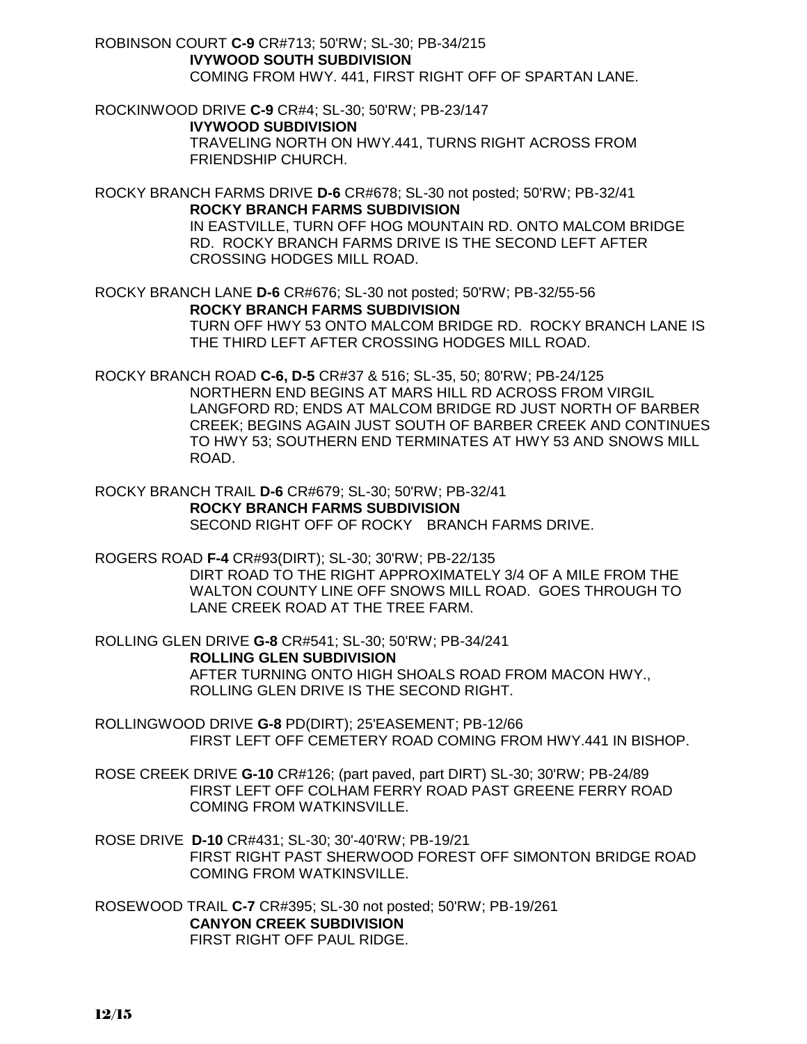ROBINSON COURT **C-9** CR#713; 50'RW; SL-30; PB-34/215

**IVYWOOD SOUTH SUBDIVISION**

COMING FROM HWY. 441, FIRST RIGHT OFF OF SPARTAN LANE.

ROCKINWOOD DRIVE **C-9** CR#4; SL-30; 50'RW; PB-23/147

**IVYWOOD SUBDIVISION**

TRAVELING NORTH ON HWY.441, TURNS RIGHT ACROSS FROM FRIENDSHIP CHURCH.

ROCKY BRANCH FARMS DRIVE **D-6** CR#678; SL-30 not posted; 50'RW; PB-32/41

**ROCKY BRANCH FARMS SUBDIVISION**

IN EASTVILLE, TURN OFF HOG MOUNTAIN RD. ONTO MALCOM BRIDGE RD. ROCKY BRANCH FARMS DRIVE IS THE SECOND LEFT AFTER CROSSING HODGES MILL ROAD.

ROCKY BRANCH LANE **D-6** CR#676; SL-30 not posted; 50'RW; PB-32/55-56

**ROCKY BRANCH FARMS SUBDIVISION**

TURN OFF HWY 53 ONTO MALCOM BRIDGE RD. ROCKY BRANCH LANE IS THE THIRD LEFT AFTER CROSSING HODGES MILL ROAD.

ROCKY BRANCH ROAD **C-6, D-5** CR#37 & 516; SL-35, 50; 80'RW; PB-24/125

NORTHERN END BEGINS AT MARS HILL RD ACROSS FROM VIRGIL LANGFORD RD; ENDS AT MALCOM BRIDGE RD JUST NORTH OF BARBER CREEK; BEGINS AGAIN JUST SOUTH OF BARBER CREEK AND CONTINUES TO HWY 53; SOUTHERN END TERMINATES AT HWY 53 AND SNOWS MILL ROAD.

ROCKY BRANCH TRAIL **D-6** CR#679; SL-30; 50'RW; PB-32/41

**ROCKY BRANCH FARMS SUBDIVISION**

SECOND RIGHT OFF OF ROCKY BRANCH FARMS DRIVE.

ROGERS ROAD **F-4** CR#93(DIRT); SL-30; 30'RW; PB-22/135

DIRT ROAD TO THE RIGHT APPROXIMATELY 3/4 OF A MILE FROM THE WALTON COUNTY LINE OFF SNOWS MILL ROAD. GOES THROUGH TO LANE CREEK ROAD AT THE TREE FARM.

ROLLING GLEN DRIVE **G-8** CR#541; SL-30; 50'RW; PB-34/241

**ROLLING GLEN SUBDIVISION**

AFTER TURNING ONTO HIGH SHOALS ROAD FROM MACON HWY., ROLLING GLEN DRIVE IS THE SECOND RIGHT.

ROLLINGWOOD DRIVE **G-8** PD(DIRT); 25'EASEMENT; PB-12/66

FIRST LEFT OFF CEMETERY ROAD COMING FROM HWY.441 IN BISHOP.

ROSE CREEK DRIVE **G-10** CR#126; (part paved, part DIRT) SL-30; 30'RW; PB-24/89

FIRST LEFT OFF COLHAM FERRY ROAD PAST GREENE FERRY ROAD COMING FROM WATKINSVILLE.

ROSE DRIVE **D-10** CR#431; SL-30; 30'-40'RW; PB-19/21

FIRST RIGHT PAST SHERWOOD FOREST OFF SIMONTON BRIDGE ROAD COMING FROM WATKINSVILLE.

ROSEWOOD TRAIL **C-7** CR#395; SL-30 not posted; 50'RW; PB-19/261

**CANYON CREEK SUBDIVISION**

FIRST RIGHT OFF PAUL RIDGE.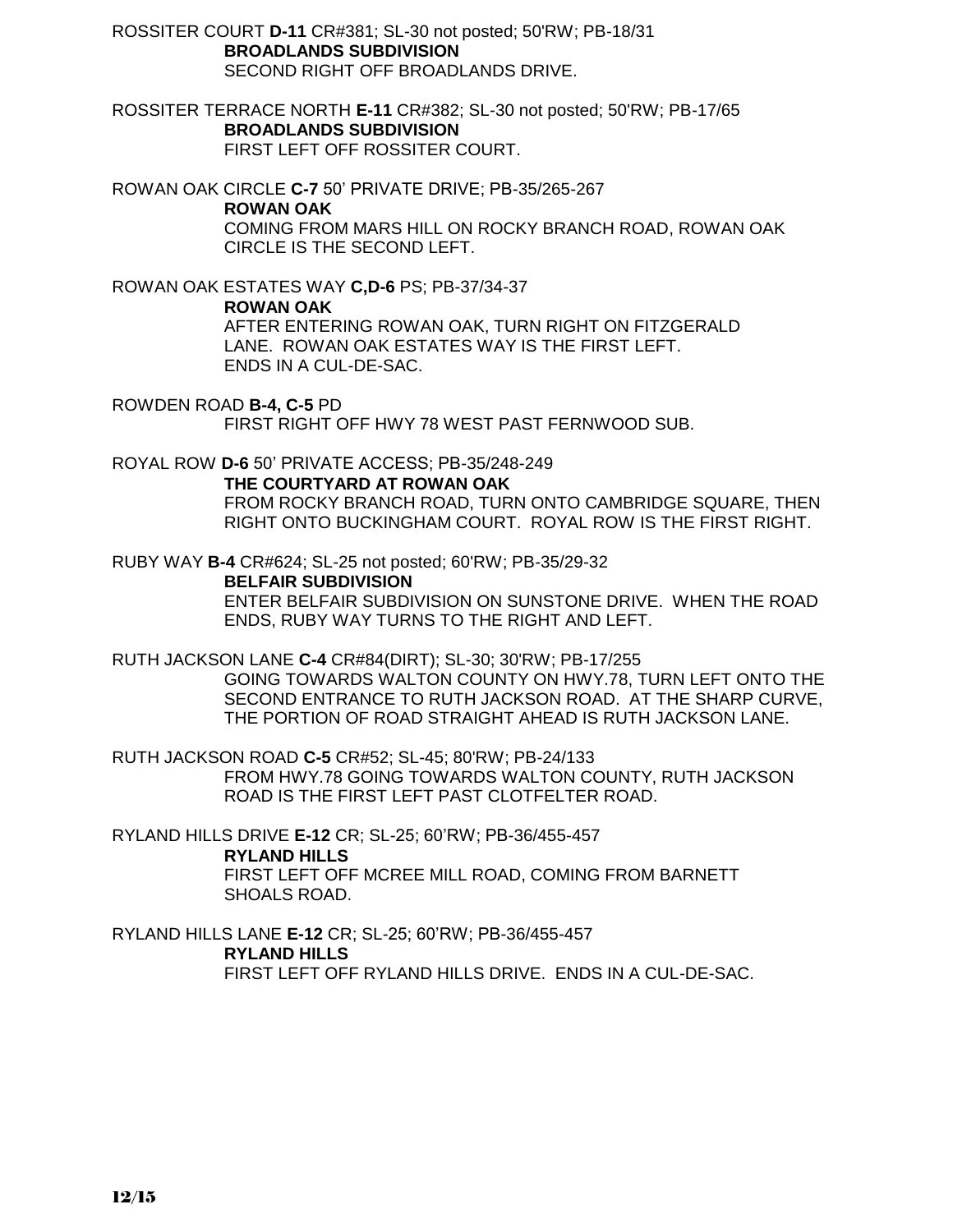ROSSITER COURT **D-11** CR#381; SL-30 not posted; 50'RW; PB-18/31
**BROADLANDS SUBDIVISION**
SECOND RIGHT OFF BROADLANDS DRIVE.

ROSSITER TERRACE NORTH **E-11** CR#382; SL-30 not posted; 50'RW; PB-17/65
**BROADLANDS SUBDIVISION**
FIRST LEFT OFF ROSSITER COURT.

ROWAN OAK CIRCLE **C-7** 50' PRIVATE DRIVE; PB-35/265-267
**ROWAN OAK**
COMING FROM MARS HILL ON ROCKY BRANCH ROAD, ROWAN OAK CIRCLE IS THE SECOND LEFT.

ROWAN OAK ESTATES WAY **C,D-6** PS; PB-37/34-37
**ROWAN OAK**
AFTER ENTERING ROWAN OAK, TURN RIGHT ON FITZGERALD LANE. ROWAN OAK ESTATES WAY IS THE FIRST LEFT. ENDS IN A CUL-DE-SAC.

ROWDEN ROAD **B-4, C-5** PD
FIRST RIGHT OFF HWY 78 WEST PAST FERNWOOD SUB.

ROYAL ROW **D-6** 50' PRIVATE ACCESS; PB-35/248-249
**THE COURTYARD AT ROWAN OAK**
FROM ROCKY BRANCH ROAD, TURN ONTO CAMBRIDGE SQUARE, THEN RIGHT ONTO BUCKINGHAM COURT. ROYAL ROW IS THE FIRST RIGHT.

RUBY WAY **B-4** CR#624; SL-25 not posted; 60'RW; PB-35/29-32
**BELFAIR SUBDIVISION**
ENTER BELFAIR SUBDIVISION ON SUNSTONE DRIVE. WHEN THE ROAD ENDS, RUBY WAY TURNS TO THE RIGHT AND LEFT.

RUTH JACKSON LANE **C-4** CR#84(DIRT); SL-30; 30'RW; PB-17/255
GOING TOWARDS WALTON COUNTY ON HWY.78, TURN LEFT ONTO THE SECOND ENTRANCE TO RUTH JACKSON ROAD. AT THE SHARP CURVE, THE PORTION OF ROAD STRAIGHT AHEAD IS RUTH JACKSON LANE.

RUTH JACKSON ROAD **C-5** CR#52; SL-45; 80'RW; PB-24/133
FROM HWY.78 GOING TOWARDS WALTON COUNTY, RUTH JACKSON ROAD IS THE FIRST LEFT PAST CLOTFELTER ROAD.

RYLAND HILLS DRIVE **E-12** CR; SL-25; 60'RW; PB-36/455-457
**RYLAND HILLS**
FIRST LEFT OFF MCREE MILL ROAD, COMING FROM BARNETT SHOALS ROAD.

RYLAND HILLS LANE **E-12** CR; SL-25; 60'RW; PB-36/455-457
**RYLAND HILLS**
FIRST LEFT OFF RYLAND HILLS DRIVE. ENDS IN A CUL-DE-SAC.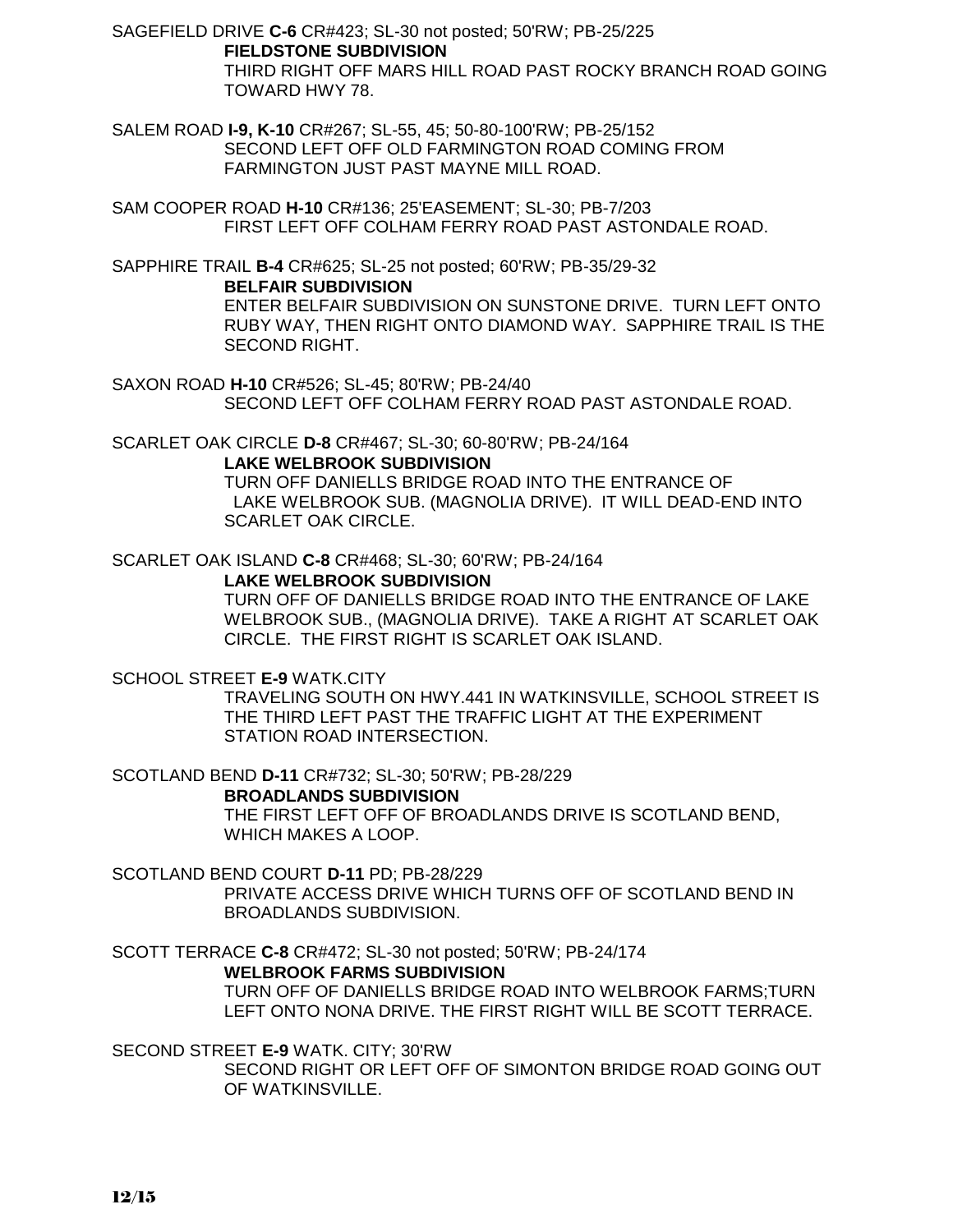SAGEFIELD DRIVE **C-6** CR#423; SL-30 not posted; 50'RW; PB-25/225
**FIELDSTONE SUBDIVISION**
THIRD RIGHT OFF MARS HILL ROAD PAST ROCKY BRANCH ROAD GOING TOWARD HWY 78.

SALEM ROAD **I-9, K-10** CR#267; SL-55, 45; 50-80-100'RW; PB-25/152
SECOND LEFT OFF OLD FARMINGTON ROAD COMING FROM FARMINGTON JUST PAST MAYNE MILL ROAD.

SAM COOPER ROAD **H-10** CR#136; 25'EASEMENT; SL-30; PB-7/203
FIRST LEFT OFF COLHAM FERRY ROAD PAST ASTONDALE ROAD.

SAPPHIRE TRAIL **B-4** CR#625; SL-25 not posted; 60'RW; PB-35/29-32
**BELFAIR SUBDIVISION**
ENTER BELFAIR SUBDIVISION ON SUNSTONE DRIVE. TURN LEFT ONTO RUBY WAY, THEN RIGHT ONTO DIAMOND WAY. SAPPHIRE TRAIL IS THE SECOND RIGHT.

SAXON ROAD **H-10** CR#526; SL-45; 80'RW; PB-24/40
SECOND LEFT OFF COLHAM FERRY ROAD PAST ASTONDALE ROAD.

SCARLET OAK CIRCLE **D-8** CR#467; SL-30; 60-80'RW; PB-24/164
**LAKE WELBROOK SUBDIVISION**
TURN OFF DANIELLS BRIDGE ROAD INTO THE ENTRANCE OF LAKE WELBROOK SUB. (MAGNOLIA DRIVE). IT WILL DEAD-END INTO SCARLET OAK CIRCLE.

SCARLET OAK ISLAND **C-8** CR#468; SL-30; 60'RW; PB-24/164
**LAKE WELBROOK SUBDIVISION**
TURN OFF OF DANIELLS BRIDGE ROAD INTO THE ENTRANCE OF LAKE WELBROOK SUB., (MAGNOLIA DRIVE). TAKE A RIGHT AT SCARLET OAK CIRCLE. THE FIRST RIGHT IS SCARLET OAK ISLAND.

SCHOOL STREET **E-9** WATK.CITY
TRAVELING SOUTH ON HWY.441 IN WATKINSVILLE, SCHOOL STREET IS THE THIRD LEFT PAST THE TRAFFIC LIGHT AT THE EXPERIMENT STATION ROAD INTERSECTION.

SCOTLAND BEND **D-11** CR#732; SL-30; 50'RW; PB-28/229
**BROADLANDS SUBDIVISION**
THE FIRST LEFT OFF OF BROADLANDS DRIVE IS SCOTLAND BEND, WHICH MAKES A LOOP.

SCOTLAND BEND COURT **D-11** PD; PB-28/229
PRIVATE ACCESS DRIVE WHICH TURNS OFF OF SCOTLAND BEND IN BROADLANDS SUBDIVISION.

SCOTT TERRACE **C-8** CR#472; SL-30 not posted; 50'RW; PB-24/174
**WELBROOK FARMS SUBDIVISION**
TURN OFF OF DANIELLS BRIDGE ROAD INTO WELBROOK FARMS;TURN LEFT ONTO NONA DRIVE. THE FIRST RIGHT WILL BE SCOTT TERRACE.

SECOND STREET **E-9** WATK. CITY; 30'RW
SECOND RIGHT OR LEFT OFF OF SIMONTON BRIDGE ROAD GOING OUT OF WATKINSVILLE.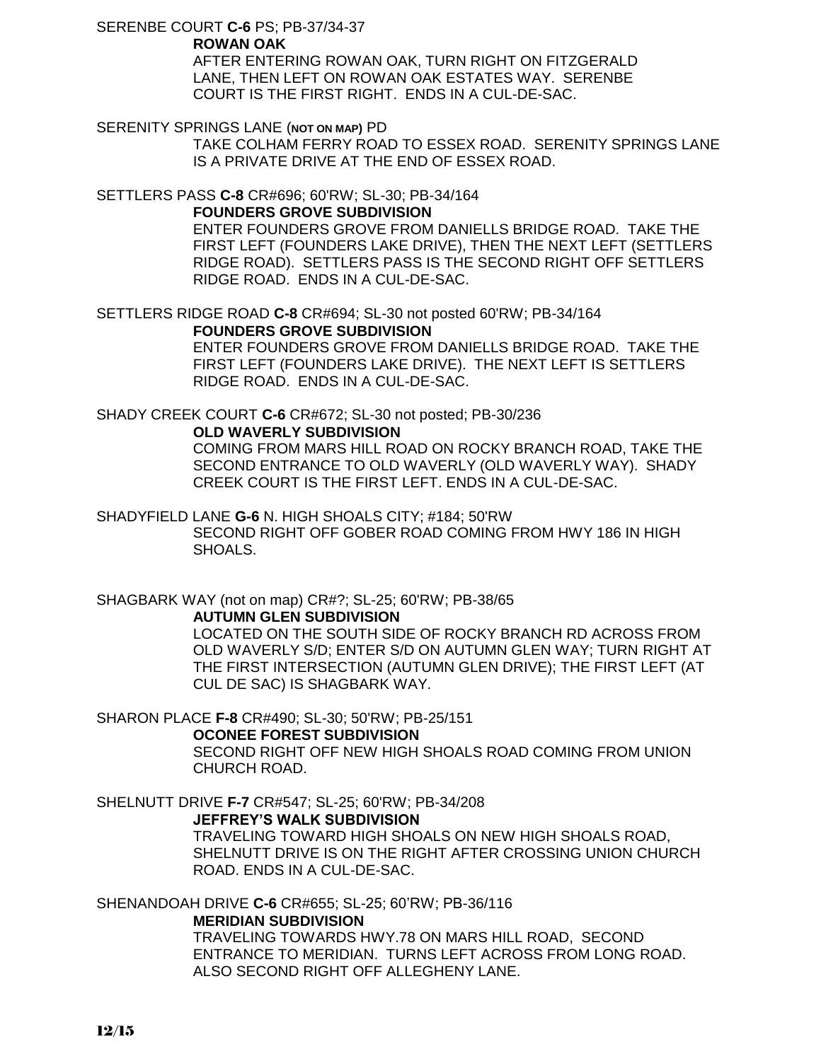SERENBE COURT **C-6** PS; PB-37/34-37

**ROWAN OAK**

AFTER ENTERING ROWAN OAK, TURN RIGHT ON FITZGERALD LANE, THEN LEFT ON ROWAN OAK ESTATES WAY. SERENBE COURT IS THE FIRST RIGHT. ENDS IN A CUL-DE-SAC.

SERENITY SPRINGS LANE (**NOT ON MAP)** PD

TAKE COLHAM FERRY ROAD TO ESSEX ROAD. SERENITY SPRINGS LANE IS A PRIVATE DRIVE AT THE END OF ESSEX ROAD.

SETTLERS PASS **C-8** CR#696; 60'RW; SL-30; PB-34/164

**FOUNDERS GROVE SUBDIVISION**

ENTER FOUNDERS GROVE FROM DANIELLS BRIDGE ROAD. TAKE THE FIRST LEFT (FOUNDERS LAKE DRIVE), THEN THE NEXT LEFT (SETTLERS RIDGE ROAD). SETTLERS PASS IS THE SECOND RIGHT OFF SETTLERS RIDGE ROAD. ENDS IN A CUL-DE-SAC.

SETTLERS RIDGE ROAD **C-8** CR#694; SL-30 not posted 60'RW; PB-34/164

**FOUNDERS GROVE SUBDIVISION**

ENTER FOUNDERS GROVE FROM DANIELLS BRIDGE ROAD. TAKE THE FIRST LEFT (FOUNDERS LAKE DRIVE). THE NEXT LEFT IS SETTLERS RIDGE ROAD. ENDS IN A CUL-DE-SAC.

SHADY CREEK COURT **C-6** CR#672; SL-30 not posted; PB-30/236

**OLD WAVERLY SUBDIVISION**

COMING FROM MARS HILL ROAD ON ROCKY BRANCH ROAD, TAKE THE SECOND ENTRANCE TO OLD WAVERLY (OLD WAVERLY WAY). SHADY CREEK COURT IS THE FIRST LEFT. ENDS IN A CUL-DE-SAC.

SHADYFIELD LANE **G-6** N. HIGH SHOALS CITY; #184; 50'RW

SECOND RIGHT OFF GOBER ROAD COMING FROM HWY 186 IN HIGH SHOALS.

SHAGBARK WAY (not on map) CR#?; SL-25; 60'RW; PB-38/65

**AUTUMN GLEN SUBDIVISION**

LOCATED ON THE SOUTH SIDE OF ROCKY BRANCH RD ACROSS FROM OLD WAVERLY S/D; ENTER S/D ON AUTUMN GLEN WAY; TURN RIGHT AT THE FIRST INTERSECTION (AUTUMN GLEN DRIVE); THE FIRST LEFT (AT CUL DE SAC) IS SHAGBARK WAY.

SHARON PLACE **F-8** CR#490; SL-30; 50'RW; PB-25/151

**OCONEE FOREST SUBDIVISION**

SECOND RIGHT OFF NEW HIGH SHOALS ROAD COMING FROM UNION CHURCH ROAD.

SHELNUTT DRIVE **F-7** CR#547; SL-25; 60'RW; PB-34/208

**JEFFREY'S WALK SUBDIVISION**

TRAVELING TOWARD HIGH SHOALS ON NEW HIGH SHOALS ROAD, SHELNUTT DRIVE IS ON THE RIGHT AFTER CROSSING UNION CHURCH ROAD. ENDS IN A CUL-DE-SAC.

SHENANDOAH DRIVE **C-6** CR#655; SL-25; 60'RW; PB-36/116

**MERIDIAN SUBDIVISION**

TRAVELING TOWARDS HWY.78 ON MARS HILL ROAD, SECOND ENTRANCE TO MERIDIAN. TURNS LEFT ACROSS FROM LONG ROAD. ALSO SECOND RIGHT OFF ALLEGHENY LANE.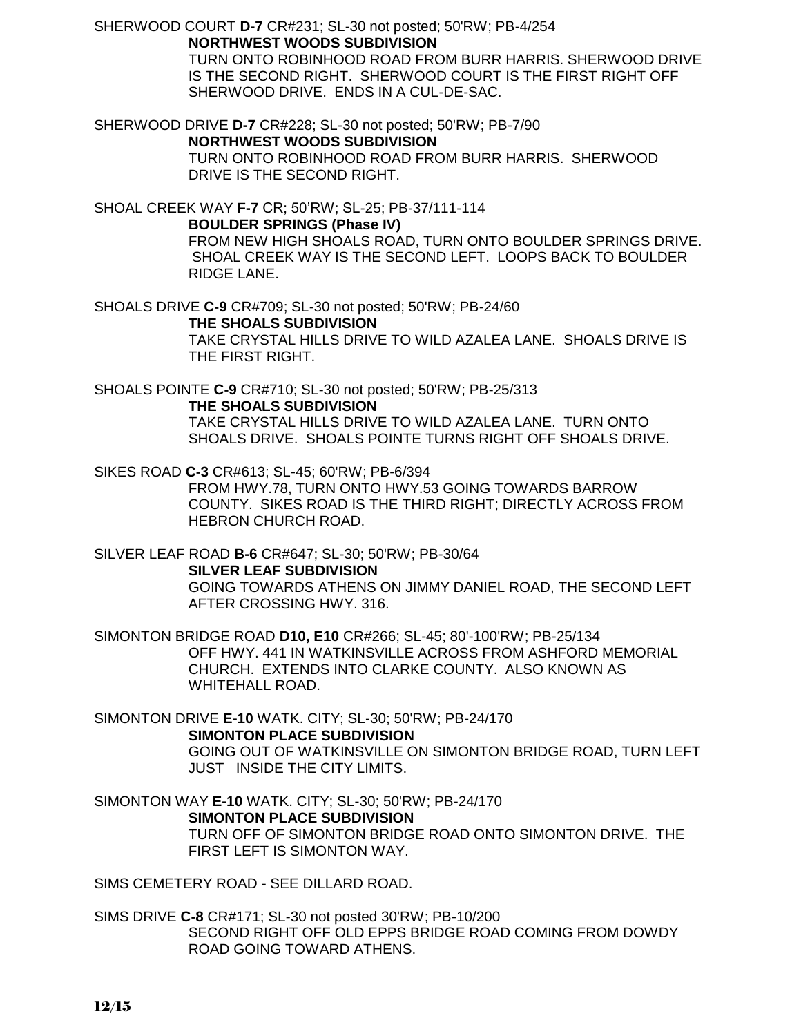SHERWOOD COURT **D-7** CR#231; SL-30 not posted; 50'RW; PB-4/254

**NORTHWEST WOODS SUBDIVISION**

TURN ONTO ROBINHOOD ROAD FROM BURR HARRIS. SHERWOOD DRIVE IS THE SECOND RIGHT. SHERWOOD COURT IS THE FIRST RIGHT OFF SHERWOOD DRIVE. ENDS IN A CUL-DE-SAC.

SHERWOOD DRIVE **D-7** CR#228; SL-30 not posted; 50'RW; PB-7/90

**NORTHWEST WOODS SUBDIVISION**

TURN ONTO ROBINHOOD ROAD FROM BURR HARRIS. SHERWOOD DRIVE IS THE SECOND RIGHT.

SHOAL CREEK WAY **F-7** CR; 50'RW; SL-25; PB-37/111-114

**BOULDER SPRINGS (Phase IV)**

FROM NEW HIGH SHOALS ROAD, TURN ONTO BOULDER SPRINGS DRIVE. SHOAL CREEK WAY IS THE SECOND LEFT. LOOPS BACK TO BOULDER RIDGE LANE.

SHOALS DRIVE **C-9** CR#709; SL-30 not posted; 50'RW; PB-24/60

**THE SHOALS SUBDIVISION**

TAKE CRYSTAL HILLS DRIVE TO WILD AZALEA LANE. SHOALS DRIVE IS THE FIRST RIGHT.

SHOALS POINTE **C-9** CR#710; SL-30 not posted; 50'RW; PB-25/313

**THE SHOALS SUBDIVISION**

TAKE CRYSTAL HILLS DRIVE TO WILD AZALEA LANE. TURN ONTO SHOALS DRIVE. SHOALS POINTE TURNS RIGHT OFF SHOALS DRIVE.

SIKES ROAD **C-3** CR#613; SL-45; 60'RW; PB-6/394

FROM HWY.78, TURN ONTO HWY.53 GOING TOWARDS BARROW COUNTY. SIKES ROAD IS THE THIRD RIGHT; DIRECTLY ACROSS FROM HEBRON CHURCH ROAD.

SILVER LEAF ROAD **B-6** CR#647; SL-30; 50'RW; PB-30/64

**SILVER LEAF SUBDIVISION**

GOING TOWARDS ATHENS ON JIMMY DANIEL ROAD, THE SECOND LEFT AFTER CROSSING HWY. 316.

SIMONTON BRIDGE ROAD **D10, E10** CR#266; SL-45; 80'-100'RW; PB-25/134

OFF HWY. 441 IN WATKINSVILLE ACROSS FROM ASHFORD MEMORIAL CHURCH. EXTENDS INTO CLARKE COUNTY. ALSO KNOWN AS WHITEHALL ROAD.

SIMONTON DRIVE **E-10** WATK. CITY; SL-30; 50'RW; PB-24/170

**SIMONTON PLACE SUBDIVISION**

GOING OUT OF WATKINSVILLE ON SIMONTON BRIDGE ROAD, TURN LEFT JUST INSIDE THE CITY LIMITS.

SIMONTON WAY **E-10** WATK. CITY; SL-30; 50'RW; PB-24/170

**SIMONTON PLACE SUBDIVISION**

TURN OFF OF SIMONTON BRIDGE ROAD ONTO SIMONTON DRIVE. THE FIRST LEFT IS SIMONTON WAY.

SIMS CEMETERY ROAD - SEE DILLARD ROAD.

SIMS DRIVE **C-8** CR#171; SL-30 not posted 30'RW; PB-10/200

SECOND RIGHT OFF OLD EPPS BRIDGE ROAD COMING FROM DOWDY ROAD GOING TOWARD ATHENS.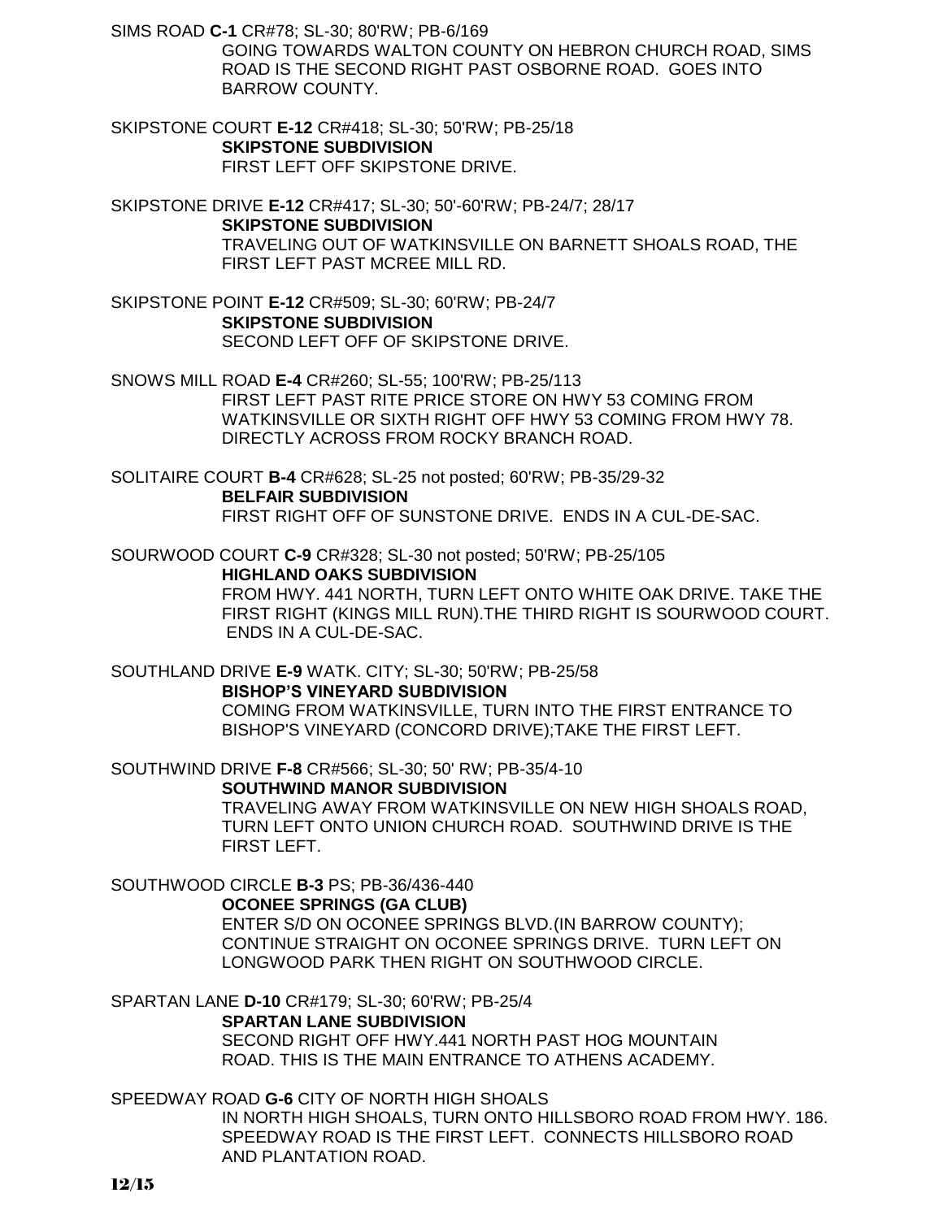SIMS ROAD **C-1** CR#78; SL-30; 80'RW; PB-6/169
GOING TOWARDS WALTON COUNTY ON HEBRON CHURCH ROAD, SIMS ROAD IS THE SECOND RIGHT PAST OSBORNE ROAD. GOES INTO BARROW COUNTY.

SKIPSTONE COURT **E-12** CR#418; SL-30; 50'RW; PB-25/18
**SKIPSTONE SUBDIVISION**
FIRST LEFT OFF SKIPSTONE DRIVE.

SKIPSTONE DRIVE **E-12** CR#417; SL-30; 50'-60'RW; PB-24/7; 28/17
**SKIPSTONE SUBDIVISION**
TRAVELING OUT OF WATKINSVILLE ON BARNETT SHOALS ROAD, THE FIRST LEFT PAST MCREE MILL RD.

SKIPSTONE POINT **E-12** CR#509; SL-30; 60'RW; PB-24/7
**SKIPSTONE SUBDIVISION**
SECOND LEFT OFF OF SKIPSTONE DRIVE.

SNOWS MILL ROAD **E-4** CR#260; SL-55; 100'RW; PB-25/113
FIRST LEFT PAST RITE PRICE STORE ON HWY 53 COMING FROM WATKINSVILLE OR SIXTH RIGHT OFF HWY 53 COMING FROM HWY 78. DIRECTLY ACROSS FROM ROCKY BRANCH ROAD.

SOLITAIRE COURT **B-4** CR#628; SL-25 not posted; 60'RW; PB-35/29-32
**BELFAIR SUBDIVISION**
FIRST RIGHT OFF OF SUNSTONE DRIVE. ENDS IN A CUL-DE-SAC.

SOURWOOD COURT **C-9** CR#328; SL-30 not posted; 50'RW; PB-25/105
**HIGHLAND OAKS SUBDIVISION**
FROM HWY. 441 NORTH, TURN LEFT ONTO WHITE OAK DRIVE. TAKE THE FIRST RIGHT (KINGS MILL RUN).THE THIRD RIGHT IS SOURWOOD COURT. ENDS IN A CUL-DE-SAC.

SOUTHLAND DRIVE **E-9** WATK. CITY; SL-30; 50'RW; PB-25/58
**BISHOP'S VINEYARD SUBDIVISION**
COMING FROM WATKINSVILLE, TURN INTO THE FIRST ENTRANCE TO BISHOP'S VINEYARD (CONCORD DRIVE);TAKE THE FIRST LEFT.

SOUTHWIND DRIVE **F-8** CR#566; SL-30; 50' RW; PB-35/4-10
**SOUTHWIND MANOR SUBDIVISION**
TRAVELING AWAY FROM WATKINSVILLE ON NEW HIGH SHOALS ROAD, TURN LEFT ONTO UNION CHURCH ROAD. SOUTHWIND DRIVE IS THE FIRST LEFT.

SOUTHWOOD CIRCLE **B-3** PS; PB-36/436-440
**OCONEE SPRINGS (GA CLUB)**
ENTER S/D ON OCONEE SPRINGS BLVD.(IN BARROW COUNTY); CONTINUE STRAIGHT ON OCONEE SPRINGS DRIVE. TURN LEFT ON LONGWOOD PARK THEN RIGHT ON SOUTHWOOD CIRCLE.

SPARTAN LANE **D-10** CR#179; SL-30; 60'RW; PB-25/4
**SPARTAN LANE SUBDIVISION**
SECOND RIGHT OFF HWY.441 NORTH PAST HOG MOUNTAIN ROAD. THIS IS THE MAIN ENTRANCE TO ATHENS ACADEMY.

SPEEDWAY ROAD **G-6** CITY OF NORTH HIGH SHOALS
IN NORTH HIGH SHOALS, TURN ONTO HILLSBORO ROAD FROM HWY. 186. SPEEDWAY ROAD IS THE FIRST LEFT. CONNECTS HILLSBORO ROAD AND PLANTATION ROAD.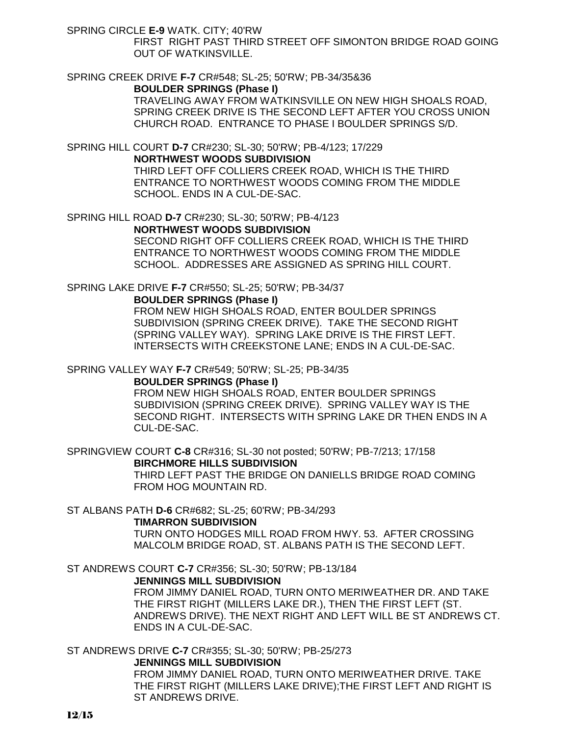SPRING CIRCLE **E-9** WATK. CITY; 40'RW

FIRST RIGHT PAST THIRD STREET OFF SIMONTON BRIDGE ROAD GOING OUT OF WATKINSVILLE.

SPRING CREEK DRIVE **F-7** CR#548; SL-25; 50'RW; PB-34/35&36

**BOULDER SPRINGS (Phase I)**

TRAVELING AWAY FROM WATKINSVILLE ON NEW HIGH SHOALS ROAD, SPRING CREEK DRIVE IS THE SECOND LEFT AFTER YOU CROSS UNION CHURCH ROAD. ENTRANCE TO PHASE I BOULDER SPRINGS S/D.

SPRING HILL COURT **D-7** CR#230; SL-30; 50'RW; PB-4/123; 17/229

**NORTHWEST WOODS SUBDIVISION**

THIRD LEFT OFF COLLIERS CREEK ROAD, WHICH IS THE THIRD ENTRANCE TO NORTHWEST WOODS COMING FROM THE MIDDLE SCHOOL. ENDS IN A CUL-DE-SAC.

SPRING HILL ROAD **D-7** CR#230; SL-30; 50'RW; PB-4/123

**NORTHWEST WOODS SUBDIVISION**

SECOND RIGHT OFF COLLIERS CREEK ROAD, WHICH IS THE THIRD ENTRANCE TO NORTHWEST WOODS COMING FROM THE MIDDLE SCHOOL. ADDRESSES ARE ASSIGNED AS SPRING HILL COURT.

SPRING LAKE DRIVE **F-7** CR#550; SL-25; 50'RW; PB-34/37

**BOULDER SPRINGS (Phase I)**

FROM NEW HIGH SHOALS ROAD, ENTER BOULDER SPRINGS SUBDIVISION (SPRING CREEK DRIVE). TAKE THE SECOND RIGHT (SPRING VALLEY WAY). SPRING LAKE DRIVE IS THE FIRST LEFT. INTERSECTS WITH CREEKSTONE LANE; ENDS IN A CUL-DE-SAC.

SPRING VALLEY WAY **F-7** CR#549; 50'RW; SL-25; PB-34/35

**BOULDER SPRINGS (Phase I)**

FROM NEW HIGH SHOALS ROAD, ENTER BOULDER SPRINGS SUBDIVISION (SPRING CREEK DRIVE). SPRING VALLEY WAY IS THE SECOND RIGHT. INTERSECTS WITH SPRING LAKE DR THEN ENDS IN A CUL-DE-SAC.

SPRINGVIEW COURT **C-8** CR#316; SL-30 not posted; 50'RW; PB-7/213; 17/158

**BIRCHMORE HILLS SUBDIVISION**

THIRD LEFT PAST THE BRIDGE ON DANIELLS BRIDGE ROAD COMING FROM HOG MOUNTAIN RD.

ST ALBANS PATH **D-6** CR#682; SL-25; 60'RW; PB-34/293

**TIMARRON SUBDIVISION**

TURN ONTO HODGES MILL ROAD FROM HWY. 53. AFTER CROSSING MALCOLM BRIDGE ROAD, ST. ALBANS PATH IS THE SECOND LEFT.

ST ANDREWS COURT **C-7** CR#356; SL-30; 50'RW; PB-13/184

**JENNINGS MILL SUBDIVISION**

FROM JIMMY DANIEL ROAD, TURN ONTO MERIWEATHER DR. AND TAKE THE FIRST RIGHT (MILLERS LAKE DR.), THEN THE FIRST LEFT (ST. ANDREWS DRIVE). THE NEXT RIGHT AND LEFT WILL BE ST ANDREWS CT. ENDS IN A CUL-DE-SAC.

ST ANDREWS DRIVE **C-7** CR#355; SL-30; 50'RW; PB-25/273

**JENNINGS MILL SUBDIVISION**

FROM JIMMY DANIEL ROAD, TURN ONTO MERIWEATHER DRIVE. TAKE THE FIRST RIGHT (MILLERS LAKE DRIVE);THE FIRST LEFT AND RIGHT IS ST ANDREWS DRIVE.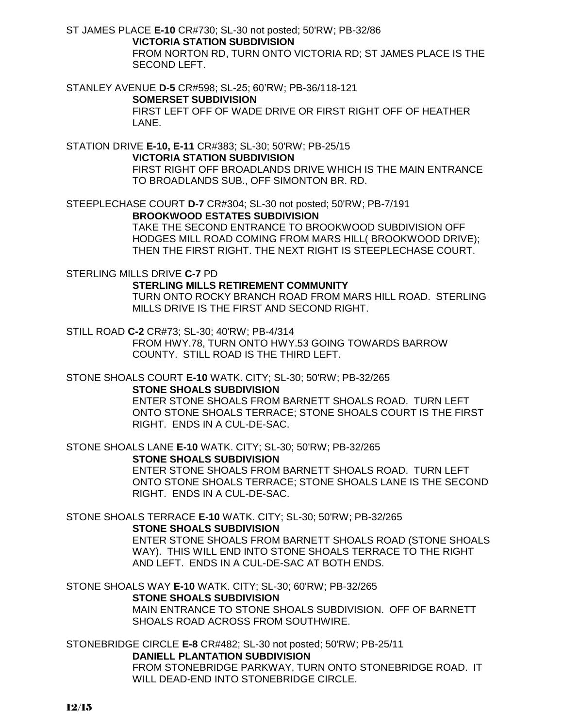ST JAMES PLACE **E-10** CR#730; SL-30 not posted; 50'RW; PB-32/86

**VICTORIA STATION SUBDIVISION**

FROM NORTON RD, TURN ONTO VICTORIA RD; ST JAMES PLACE IS THE SECOND LEFT.

STANLEY AVENUE **D-5** CR#598; SL-25; 60'RW; PB-36/118-121

**SOMERSET SUBDIVISION**

FIRST LEFT OFF OF WADE DRIVE OR FIRST RIGHT OFF OF HEATHER LANE.

STATION DRIVE **E-10, E-11** CR#383; SL-30; 50'RW; PB-25/15

**VICTORIA STATION SUBDIVISION**

FIRST RIGHT OFF BROADLANDS DRIVE WHICH IS THE MAIN ENTRANCE TO BROADLANDS SUB., OFF SIMONTON BR. RD.

STEEPLECHASE COURT **D-7** CR#304; SL-30 not posted; 50'RW; PB-7/191

**BROOKWOOD ESTATES SUBDIVISION**

TAKE THE SECOND ENTRANCE TO BROOKWOOD SUBDIVISION OFF HODGES MILL ROAD COMING FROM MARS HILL( BROOKWOOD DRIVE); THEN THE FIRST RIGHT. THE NEXT RIGHT IS STEEPLECHASE COURT.

STERLING MILLS DRIVE **C-7** PD

**STERLING MILLS RETIREMENT COMMUNITY**

TURN ONTO ROCKY BRANCH ROAD FROM MARS HILL ROAD. STERLING MILLS DRIVE IS THE FIRST AND SECOND RIGHT.

STILL ROAD **C-2** CR#73; SL-30; 40'RW; PB-4/314

FROM HWY.78, TURN ONTO HWY.53 GOING TOWARDS BARROW COUNTY. STILL ROAD IS THE THIRD LEFT.

STONE SHOALS COURT **E-10** WATK. CITY; SL-30; 50'RW; PB-32/265

**STONE SHOALS SUBDIVISION**

ENTER STONE SHOALS FROM BARNETT SHOALS ROAD. TURN LEFT ONTO STONE SHOALS TERRACE; STONE SHOALS COURT IS THE FIRST RIGHT. ENDS IN A CUL-DE-SAC.

STONE SHOALS LANE **E-10** WATK. CITY; SL-30; 50'RW; PB-32/265

**STONE SHOALS SUBDIVISION**

ENTER STONE SHOALS FROM BARNETT SHOALS ROAD. TURN LEFT ONTO STONE SHOALS TERRACE; STONE SHOALS LANE IS THE SECOND RIGHT. ENDS IN A CUL-DE-SAC.

STONE SHOALS TERRACE **E-10** WATK. CITY; SL-30; 50'RW; PB-32/265

**STONE SHOALS SUBDIVISION**

ENTER STONE SHOALS FROM BARNETT SHOALS ROAD (STONE SHOALS WAY). THIS WILL END INTO STONE SHOALS TERRACE TO THE RIGHT AND LEFT. ENDS IN A CUL-DE-SAC AT BOTH ENDS.

STONE SHOALS WAY **E-10** WATK. CITY; SL-30; 60'RW; PB-32/265

**STONE SHOALS SUBDIVISION**

MAIN ENTRANCE TO STONE SHOALS SUBDIVISION. OFF OF BARNETT SHOALS ROAD ACROSS FROM SOUTHWIRE.

STONEBRIDGE CIRCLE **E-8** CR#482; SL-30 not posted; 50'RW; PB-25/11

**DANIELL PLANTATION SUBDIVISION**

FROM STONEBRIDGE PARKWAY, TURN ONTO STONEBRIDGE ROAD. IT WILL DEAD-END INTO STONEBRIDGE CIRCLE.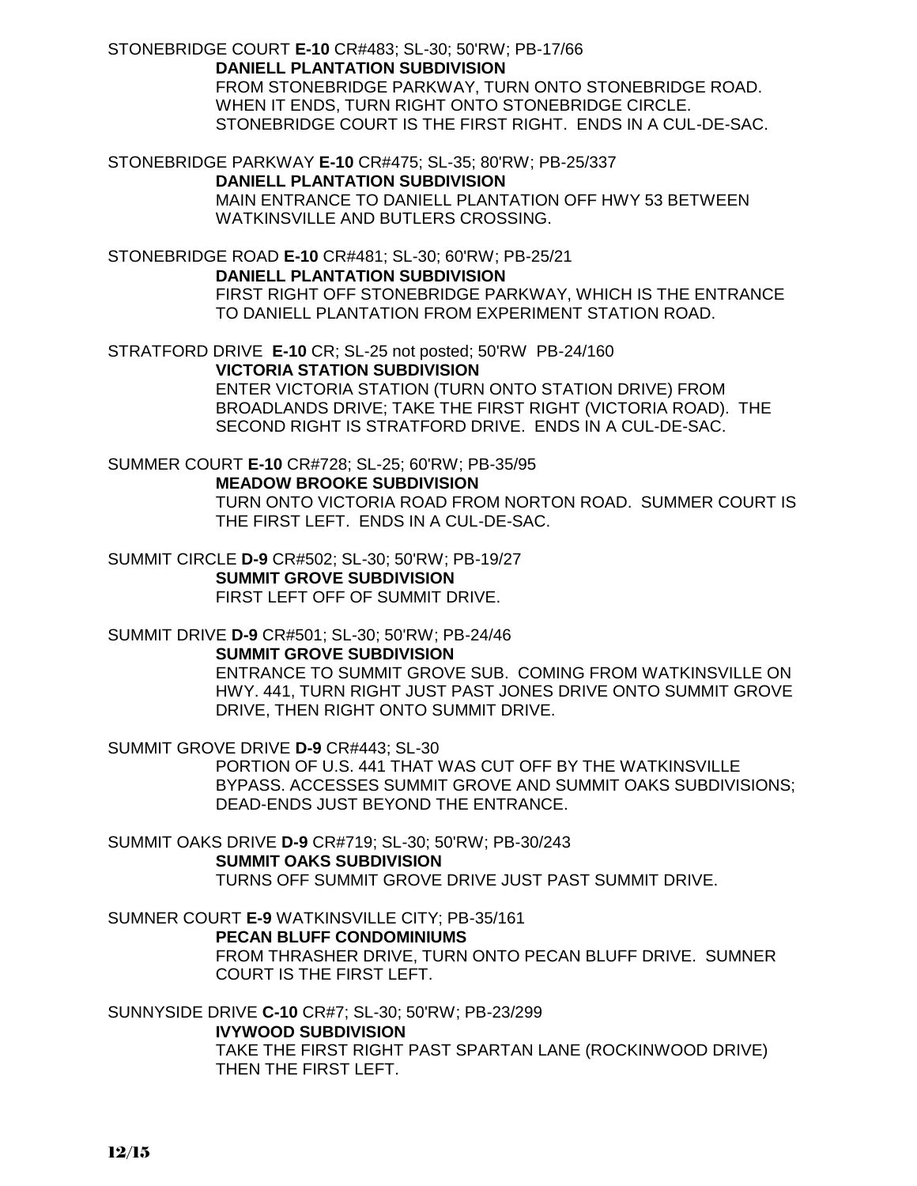STONEBRIDGE COURT **E-10** CR#483; SL-30; 50'RW; PB-17/66

**DANIELL PLANTATION SUBDIVISION**

FROM STONEBRIDGE PARKWAY, TURN ONTO STONEBRIDGE ROAD. WHEN IT ENDS, TURN RIGHT ONTO STONEBRIDGE CIRCLE. STONEBRIDGE COURT IS THE FIRST RIGHT. ENDS IN A CUL-DE-SAC.

STONEBRIDGE PARKWAY **E-10** CR#475; SL-35; 80'RW; PB-25/337

**DANIELL PLANTATION SUBDIVISION**

MAIN ENTRANCE TO DANIELL PLANTATION OFF HWY 53 BETWEEN WATKINSVILLE AND BUTLERS CROSSING.

STONEBRIDGE ROAD **E-10** CR#481; SL-30; 60'RW; PB-25/21

**DANIELL PLANTATION SUBDIVISION**

FIRST RIGHT OFF STONEBRIDGE PARKWAY, WHICH IS THE ENTRANCE TO DANIELL PLANTATION FROM EXPERIMENT STATION ROAD.

STRATFORD DRIVE **E-10** CR; SL-25 not posted; 50'RW PB-24/160

**VICTORIA STATION SUBDIVISION**

ENTER VICTORIA STATION (TURN ONTO STATION DRIVE) FROM BROADLANDS DRIVE; TAKE THE FIRST RIGHT (VICTORIA ROAD). THE SECOND RIGHT IS STRATFORD DRIVE. ENDS IN A CUL-DE-SAC.

SUMMER COURT **E-10** CR#728; SL-25; 60'RW; PB-35/95

**MEADOW BROOKE SUBDIVISION**

TURN ONTO VICTORIA ROAD FROM NORTON ROAD. SUMMER COURT IS THE FIRST LEFT. ENDS IN A CUL-DE-SAC.

SUMMIT CIRCLE **D-9** CR#502; SL-30; 50'RW; PB-19/27

**SUMMIT GROVE SUBDIVISION**

FIRST LEFT OFF OF SUMMIT DRIVE.

SUMMIT DRIVE **D-9** CR#501; SL-30; 50'RW; PB-24/46

**SUMMIT GROVE SUBDIVISION**

ENTRANCE TO SUMMIT GROVE SUB. COMING FROM WATKINSVILLE ON HWY. 441, TURN RIGHT JUST PAST JONES DRIVE ONTO SUMMIT GROVE DRIVE, THEN RIGHT ONTO SUMMIT DRIVE.

SUMMIT GROVE DRIVE **D-9** CR#443; SL-30

PORTION OF U.S. 441 THAT WAS CUT OFF BY THE WATKINSVILLE BYPASS. ACCESSES SUMMIT GROVE AND SUMMIT OAKS SUBDIVISIONS; DEAD-ENDS JUST BEYOND THE ENTRANCE.

SUMMIT OAKS DRIVE **D-9** CR#719; SL-30; 50'RW; PB-30/243

**SUMMIT OAKS SUBDIVISION**

TURNS OFF SUMMIT GROVE DRIVE JUST PAST SUMMIT DRIVE.

SUMNER COURT **E-9** WATKINSVILLE CITY; PB-35/161

**PECAN BLUFF CONDOMINIUMS**

FROM THRASHER DRIVE, TURN ONTO PECAN BLUFF DRIVE. SUMNER COURT IS THE FIRST LEFT.

SUNNYSIDE DRIVE **C-10** CR#7; SL-30; 50'RW; PB-23/299

**IVYWOOD SUBDIVISION**

TAKE THE FIRST RIGHT PAST SPARTAN LANE (ROCKINWOOD DRIVE) THEN THE FIRST LEFT.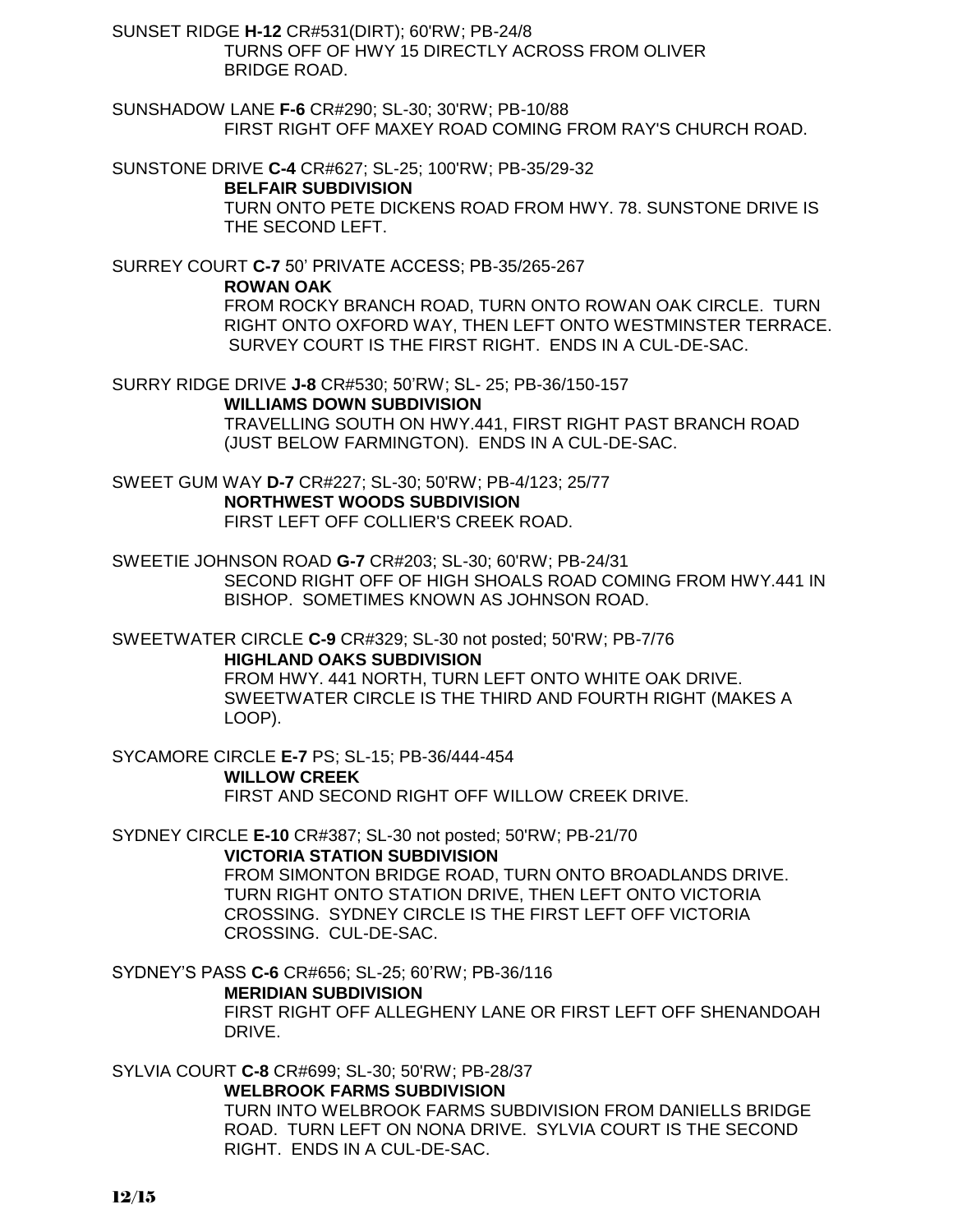SUNSET RIDGE **H-12** CR#531(DIRT); 60'RW; PB-24/8
TURNS OFF OF HWY 15 DIRECTLY ACROSS FROM OLIVER BRIDGE ROAD.

SUNSHADOW LANE **F-6** CR#290; SL-30; 30'RW; PB-10/88
FIRST RIGHT OFF MAXEY ROAD COMING FROM RAY'S CHURCH ROAD.

SUNSTONE DRIVE **C-4** CR#627; SL-25; 100'RW; PB-35/29-32
**BELFAIR SUBDIVISION**
TURN ONTO PETE DICKENS ROAD FROM HWY. 78. SUNSTONE DRIVE IS THE SECOND LEFT.

SURREY COURT **C-7** 50' PRIVATE ACCESS; PB-35/265-267
**ROWAN OAK**
FROM ROCKY BRANCH ROAD, TURN ONTO ROWAN OAK CIRCLE. TURN RIGHT ONTO OXFORD WAY, THEN LEFT ONTO WESTMINSTER TERRACE. SURVEY COURT IS THE FIRST RIGHT. ENDS IN A CUL-DE-SAC.

SURRY RIDGE DRIVE **J-8** CR#530; 50'RW; SL- 25; PB-36/150-157
**WILLIAMS DOWN SUBDIVISION**
TRAVELLING SOUTH ON HWY.441, FIRST RIGHT PAST BRANCH ROAD (JUST BELOW FARMINGTON). ENDS IN A CUL-DE-SAC.

SWEET GUM WAY **D-7** CR#227; SL-30; 50'RW; PB-4/123; 25/77
**NORTHWEST WOODS SUBDIVISION**
FIRST LEFT OFF COLLIER'S CREEK ROAD.

SWEETIE JOHNSON ROAD **G-7** CR#203; SL-30; 60'RW; PB-24/31
SECOND RIGHT OFF OF HIGH SHOALS ROAD COMING FROM HWY.441 IN BISHOP. SOMETIMES KNOWN AS JOHNSON ROAD.

SWEETWATER CIRCLE **C-9** CR#329; SL-30 not posted; 50'RW; PB-7/76
**HIGHLAND OAKS SUBDIVISION**
FROM HWY. 441 NORTH, TURN LEFT ONTO WHITE OAK DRIVE. SWEETWATER CIRCLE IS THE THIRD AND FOURTH RIGHT (MAKES A LOOP).

SYCAMORE CIRCLE **E-7** PS; SL-15; PB-36/444-454
**WILLOW CREEK**
FIRST AND SECOND RIGHT OFF WILLOW CREEK DRIVE.

SYDNEY CIRCLE **E-10** CR#387; SL-30 not posted; 50'RW; PB-21/70
**VICTORIA STATION SUBDIVISION**
FROM SIMONTON BRIDGE ROAD, TURN ONTO BROADLANDS DRIVE. TURN RIGHT ONTO STATION DRIVE, THEN LEFT ONTO VICTORIA CROSSING. SYDNEY CIRCLE IS THE FIRST LEFT OFF VICTORIA CROSSING. CUL-DE-SAC.

SYDNEY'S PASS **C-6** CR#656; SL-25; 60'RW; PB-36/116
**MERIDIAN SUBDIVISION**
FIRST RIGHT OFF ALLEGHENY LANE OR FIRST LEFT OFF SHENANDOAH DRIVE.

SYLVIA COURT **C-8** CR#699; SL-30; 50'RW; PB-28/37
**WELBROOK FARMS SUBDIVISION**
TURN INTO WELBROOK FARMS SUBDIVISION FROM DANIELLS BRIDGE ROAD. TURN LEFT ON NONA DRIVE. SYLVIA COURT IS THE SECOND RIGHT. ENDS IN A CUL-DE-SAC.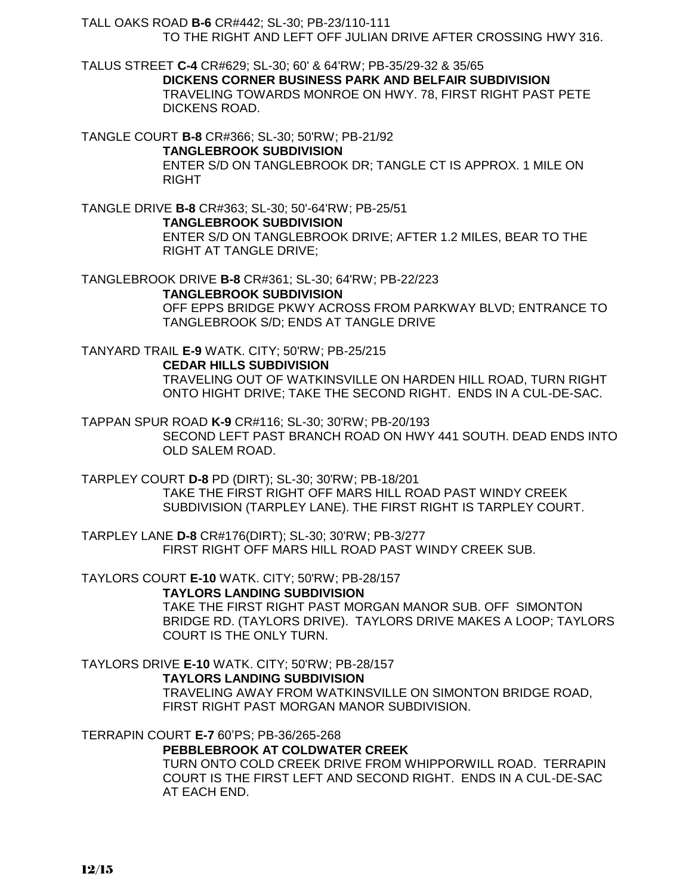TALL OAKS ROAD **B-6** CR#442; SL-30; PB-23/110-111
TO THE RIGHT AND LEFT OFF JULIAN DRIVE AFTER CROSSING HWY 316.

TALUS STREET **C-4** CR#629; SL-30; 60' & 64'RW; PB-35/29-32 & 35/65
**DICKENS CORNER BUSINESS PARK AND BELFAIR SUBDIVISION**
TRAVELING TOWARDS MONROE ON HWY. 78, FIRST RIGHT PAST PETE DICKENS ROAD.

TANGLE COURT **B-8** CR#366; SL-30; 50'RW; PB-21/92
**TANGLEBROOK SUBDIVISION**
ENTER S/D ON TANGLEBROOK DR; TANGLE CT IS APPROX. 1 MILE ON RIGHT

TANGLE DRIVE **B-8** CR#363; SL-30; 50'-64'RW; PB-25/51
**TANGLEBROOK SUBDIVISION**
ENTER S/D ON TANGLEBROOK DRIVE; AFTER 1.2 MILES, BEAR TO THE RIGHT AT TANGLE DRIVE;

TANGLEBROOK DRIVE **B-8** CR#361; SL-30; 64'RW; PB-22/223
**TANGLEBROOK SUBDIVISION**
OFF EPPS BRIDGE PKWY ACROSS FROM PARKWAY BLVD; ENTRANCE TO TANGLEBROOK S/D; ENDS AT TANGLE DRIVE

TANYARD TRAIL **E-9** WATK. CITY; 50'RW; PB-25/215
**CEDAR HILLS SUBDIVISION**
TRAVELING OUT OF WATKINSVILLE ON HARDEN HILL ROAD, TURN RIGHT ONTO HIGHT DRIVE; TAKE THE SECOND RIGHT. ENDS IN A CUL-DE-SAC.

TAPPAN SPUR ROAD **K-9** CR#116; SL-30; 30'RW; PB-20/193
SECOND LEFT PAST BRANCH ROAD ON HWY 441 SOUTH. DEAD ENDS INTO OLD SALEM ROAD.

TARPLEY COURT **D-8** PD (DIRT); SL-30; 30'RW; PB-18/201
TAKE THE FIRST RIGHT OFF MARS HILL ROAD PAST WINDY CREEK SUBDIVISION (TARPLEY LANE). THE FIRST RIGHT IS TARPLEY COURT.

TARPLEY LANE **D-8** CR#176(DIRT); SL-30; 30'RW; PB-3/277
FIRST RIGHT OFF MARS HILL ROAD PAST WINDY CREEK SUB.

TAYLORS COURT **E-10** WATK. CITY; 50'RW; PB-28/157
**TAYLORS LANDING SUBDIVISION**
TAKE THE FIRST RIGHT PAST MORGAN MANOR SUB. OFF SIMONTON BRIDGE RD. (TAYLORS DRIVE). TAYLORS DRIVE MAKES A LOOP; TAYLORS COURT IS THE ONLY TURN.

TAYLORS DRIVE **E-10** WATK. CITY; 50'RW; PB-28/157
**TAYLORS LANDING SUBDIVISION**
TRAVELING AWAY FROM WATKINSVILLE ON SIMONTON BRIDGE ROAD, FIRST RIGHT PAST MORGAN MANOR SUBDIVISION.

TERRAPIN COURT **E-7** 60'PS; PB-36/265-268
**PEBBLEBROOK AT COLDWATER CREEK**
TURN ONTO COLD CREEK DRIVE FROM WHIPPORWILL ROAD. TERRAPIN COURT IS THE FIRST LEFT AND SECOND RIGHT. ENDS IN A CUL-DE-SAC AT EACH END.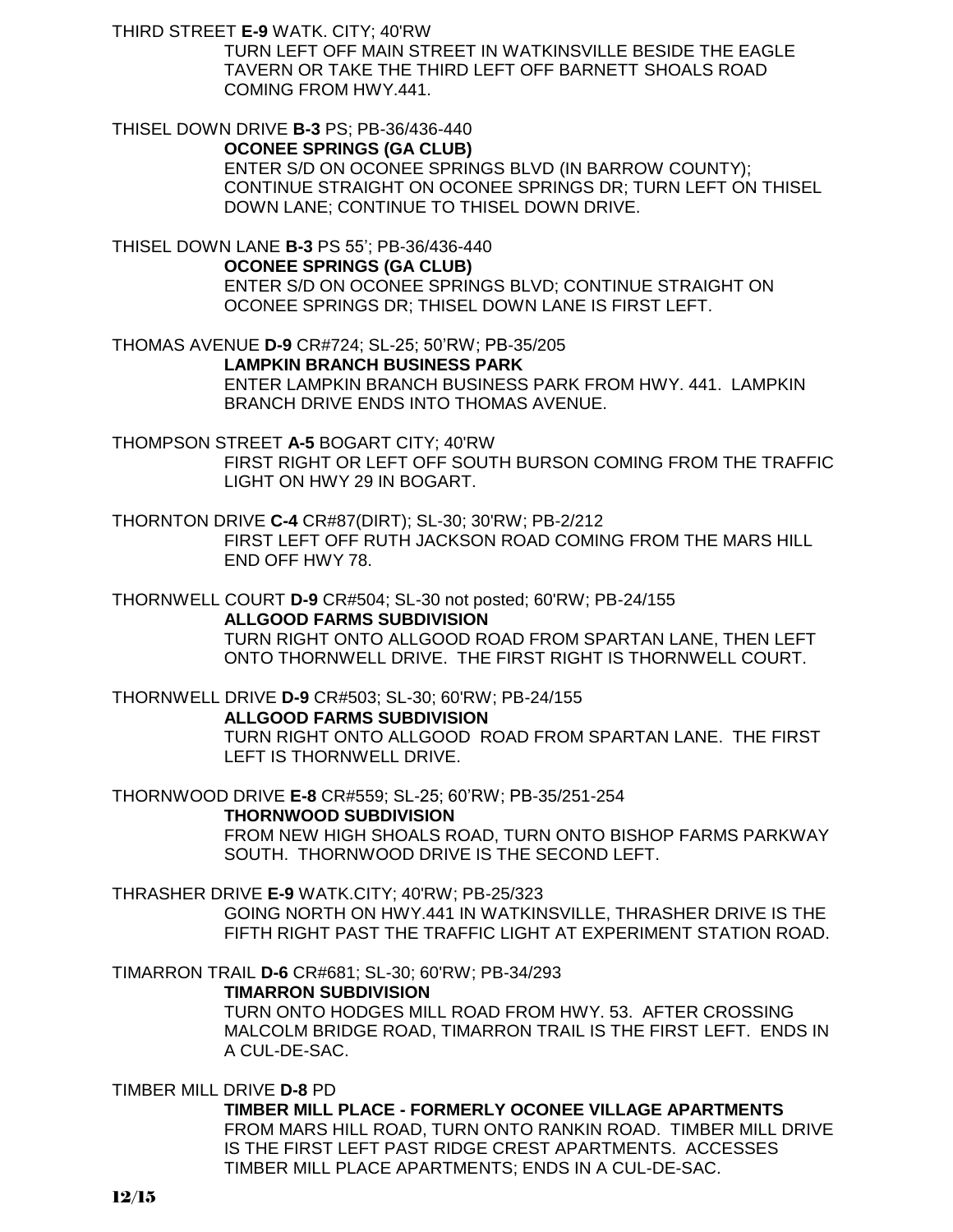THIRD STREET **E-9** WATK. CITY; 40'RW

TURN LEFT OFF MAIN STREET IN WATKINSVILLE BESIDE THE EAGLE TAVERN OR TAKE THE THIRD LEFT OFF BARNETT SHOALS ROAD COMING FROM HWY.441.

THISEL DOWN DRIVE **B-3** PS; PB-36/436-440

**OCONEE SPRINGS (GA CLUB)**

ENTER S/D ON OCONEE SPRINGS BLVD (IN BARROW COUNTY); CONTINUE STRAIGHT ON OCONEE SPRINGS DR; TURN LEFT ON THISEL DOWN LANE; CONTINUE TO THISEL DOWN DRIVE.

THISEL DOWN LANE **B-3** PS 55'; PB-36/436-440

**OCONEE SPRINGS (GA CLUB)**

ENTER S/D ON OCONEE SPRINGS BLVD; CONTINUE STRAIGHT ON OCONEE SPRINGS DR; THISEL DOWN LANE IS FIRST LEFT.

THOMAS AVENUE **D-9** CR#724; SL-25; 50'RW; PB-35/205

**LAMPKIN BRANCH BUSINESS PARK**

ENTER LAMPKIN BRANCH BUSINESS PARK FROM HWY. 441. LAMPKIN BRANCH DRIVE ENDS INTO THOMAS AVENUE.

THOMPSON STREET **A-5** BOGART CITY; 40'RW

FIRST RIGHT OR LEFT OFF SOUTH BURSON COMING FROM THE TRAFFIC LIGHT ON HWY 29 IN BOGART.

THORNTON DRIVE **C-4** CR#87(DIRT); SL-30; 30'RW; PB-2/212

FIRST LEFT OFF RUTH JACKSON ROAD COMING FROM THE MARS HILL END OFF HWY 78.

THORNWELL COURT **D-9** CR#504; SL-30 not posted; 60'RW; PB-24/155

**ALLGOOD FARMS SUBDIVISION**

TURN RIGHT ONTO ALLGOOD ROAD FROM SPARTAN LANE, THEN LEFT ONTO THORNWELL DRIVE. THE FIRST RIGHT IS THORNWELL COURT.

THORNWELL DRIVE **D-9** CR#503; SL-30; 60'RW; PB-24/155

**ALLGOOD FARMS SUBDIVISION**

TURN RIGHT ONTO ALLGOOD ROAD FROM SPARTAN LANE. THE FIRST LEFT IS THORNWELL DRIVE.

THORNWOOD DRIVE **E-8** CR#559; SL-25; 60'RW; PB-35/251-254

**THORNWOOD SUBDIVISION**

FROM NEW HIGH SHOALS ROAD, TURN ONTO BISHOP FARMS PARKWAY SOUTH. THORNWOOD DRIVE IS THE SECOND LEFT.

THRASHER DRIVE **E-9** WATK.CITY; 40'RW; PB-25/323

GOING NORTH ON HWY.441 IN WATKINSVILLE, THRASHER DRIVE IS THE FIFTH RIGHT PAST THE TRAFFIC LIGHT AT EXPERIMENT STATION ROAD.

TIMARRON TRAIL **D-6** CR#681; SL-30; 60'RW; PB-34/293

**TIMARRON SUBDIVISION**

TURN ONTO HODGES MILL ROAD FROM HWY. 53. AFTER CROSSING MALCOLM BRIDGE ROAD, TIMARRON TRAIL IS THE FIRST LEFT. ENDS IN A CUL-DE-SAC.

TIMBER MILL DRIVE **D-8** PD

**TIMBER MILL PLACE - FORMERLY OCONEE VILLAGE APARTMENTS**

FROM MARS HILL ROAD, TURN ONTO RANKIN ROAD. TIMBER MILL DRIVE IS THE FIRST LEFT PAST RIDGE CREST APARTMENTS. ACCESSES TIMBER MILL PLACE APARTMENTS; ENDS IN A CUL-DE-SAC.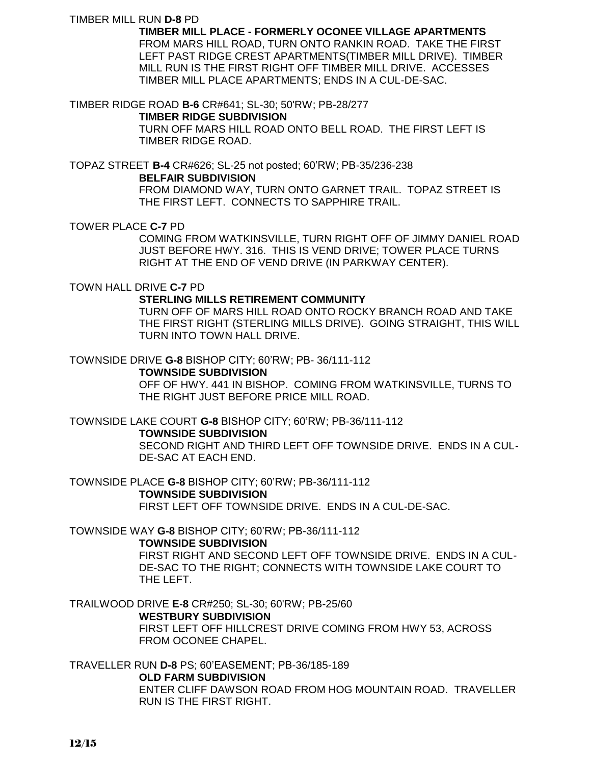TIMBER MILL RUN **D-8** PD

**TIMBER MILL PLACE - FORMERLY OCONEE VILLAGE APARTMENTS**

FROM MARS HILL ROAD, TURN ONTO RANKIN ROAD. TAKE THE FIRST LEFT PAST RIDGE CREST APARTMENTS(TIMBER MILL DRIVE). TIMBER MILL RUN IS THE FIRST RIGHT OFF TIMBER MILL DRIVE. ACCESSES TIMBER MILL PLACE APARTMENTS; ENDS IN A CUL-DE-SAC.

TIMBER RIDGE ROAD **B-6** CR#641; SL-30; 50'RW; PB-28/277

**TIMBER RIDGE SUBDIVISION**

TURN OFF MARS HILL ROAD ONTO BELL ROAD. THE FIRST LEFT IS TIMBER RIDGE ROAD.

TOPAZ STREET **B-4** CR#626; SL-25 not posted; 60'RW; PB-35/236-238

**BELFAIR SUBDIVISION**

FROM DIAMOND WAY, TURN ONTO GARNET TRAIL. TOPAZ STREET IS THE FIRST LEFT. CONNECTS TO SAPPHIRE TRAIL.

TOWER PLACE **C-7** PD

COMING FROM WATKINSVILLE, TURN RIGHT OFF OF JIMMY DANIEL ROAD JUST BEFORE HWY. 316. THIS IS VEND DRIVE; TOWER PLACE TURNS RIGHT AT THE END OF VEND DRIVE (IN PARKWAY CENTER).

TOWN HALL DRIVE **C-7** PD

**STERLING MILLS RETIREMENT COMMUNITY**

TURN OFF OF MARS HILL ROAD ONTO ROCKY BRANCH ROAD AND TAKE THE FIRST RIGHT (STERLING MILLS DRIVE). GOING STRAIGHT, THIS WILL TURN INTO TOWN HALL DRIVE.

TOWNSIDE DRIVE **G-8** BISHOP CITY; 60'RW; PB- 36/111-112

**TOWNSIDE SUBDIVISION**

OFF OF HWY. 441 IN BISHOP. COMING FROM WATKINSVILLE, TURNS TO THE RIGHT JUST BEFORE PRICE MILL ROAD.

TOWNSIDE LAKE COURT **G-8** BISHOP CITY; 60'RW; PB-36/111-112

**TOWNSIDE SUBDIVISION**

SECOND RIGHT AND THIRD LEFT OFF TOWNSIDE DRIVE. ENDS IN A CUL-DE-SAC AT EACH END.

TOWNSIDE PLACE **G-8** BISHOP CITY; 60'RW; PB-36/111-112

**TOWNSIDE SUBDIVISION**

FIRST LEFT OFF TOWNSIDE DRIVE. ENDS IN A CUL-DE-SAC.

TOWNSIDE WAY **G-8** BISHOP CITY; 60'RW; PB-36/111-112

**TOWNSIDE SUBDIVISION**

FIRST RIGHT AND SECOND LEFT OFF TOWNSIDE DRIVE. ENDS IN A CUL-DE-SAC TO THE RIGHT; CONNECTS WITH TOWNSIDE LAKE COURT TO THE LEFT.

TRAILWOOD DRIVE **E-8** CR#250; SL-30; 60'RW; PB-25/60

**WESTBURY SUBDIVISION**

FIRST LEFT OFF HILLCREST DRIVE COMING FROM HWY 53, ACROSS FROM OCONEE CHAPEL.

TRAVELLER RUN **D-8** PS; 60'EASEMENT; PB-36/185-189

**OLD FARM SUBDIVISION**

ENTER CLIFF DAWSON ROAD FROM HOG MOUNTAIN ROAD. TRAVELLER RUN IS THE FIRST RIGHT.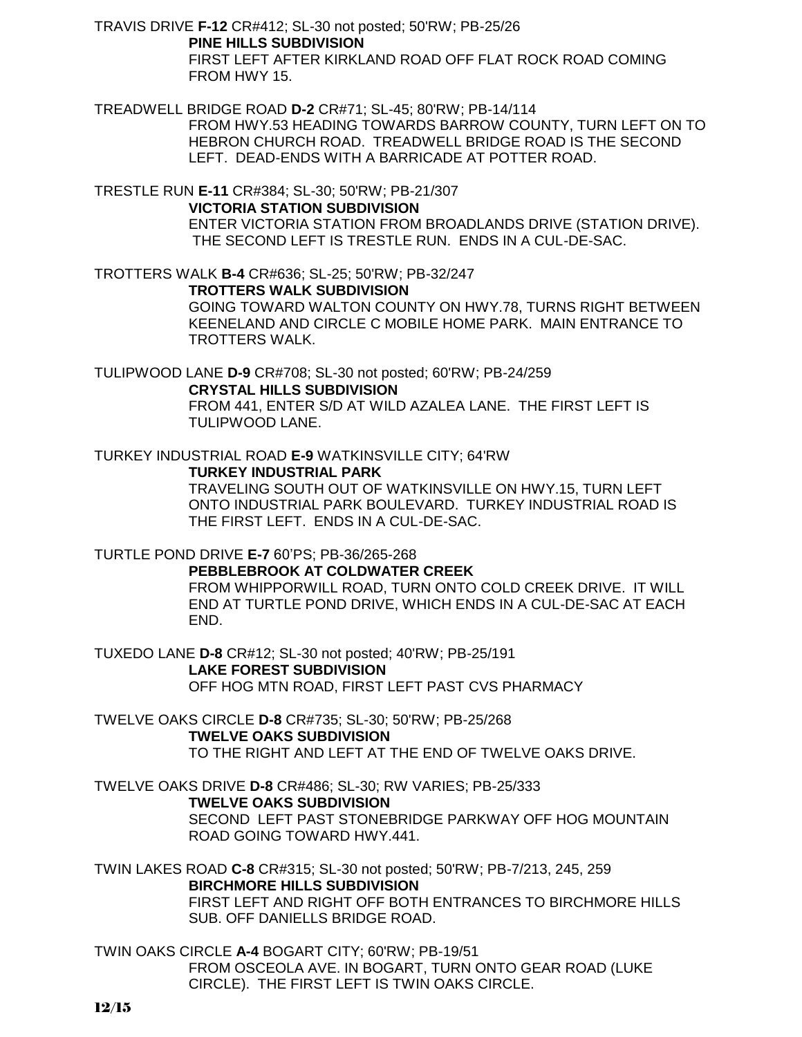TRAVIS DRIVE **F-12** CR#412; SL-30 not posted; 50'RW; PB-25/26

**PINE HILLS SUBDIVISION**

FIRST LEFT AFTER KIRKLAND ROAD OFF FLAT ROCK ROAD COMING FROM HWY 15.

TREADWELL BRIDGE ROAD **D-2** CR#71; SL-45; 80'RW; PB-14/114

FROM HWY.53 HEADING TOWARDS BARROW COUNTY, TURN LEFT ON TO HEBRON CHURCH ROAD. TREADWELL BRIDGE ROAD IS THE SECOND LEFT. DEAD-ENDS WITH A BARRICADE AT POTTER ROAD.

TRESTLE RUN **E-11** CR#384; SL-30; 50'RW; PB-21/307

**VICTORIA STATION SUBDIVISION**

ENTER VICTORIA STATION FROM BROADLANDS DRIVE (STATION DRIVE). THE SECOND LEFT IS TRESTLE RUN. ENDS IN A CUL-DE-SAC.

TROTTERS WALK **B-4** CR#636; SL-25; 50'RW; PB-32/247

**TROTTERS WALK SUBDIVISION**

GOING TOWARD WALTON COUNTY ON HWY.78, TURNS RIGHT BETWEEN KEENELAND AND CIRCLE C MOBILE HOME PARK. MAIN ENTRANCE TO TROTTERS WALK.

TULIPWOOD LANE **D-9** CR#708; SL-30 not posted; 60'RW; PB-24/259

**CRYSTAL HILLS SUBDIVISION**

FROM 441, ENTER S/D AT WILD AZALEA LANE. THE FIRST LEFT IS TULIPWOOD LANE.

TURKEY INDUSTRIAL ROAD **E-9** WATKINSVILLE CITY; 64'RW

**TURKEY INDUSTRIAL PARK**

TRAVELING SOUTH OUT OF WATKINSVILLE ON HWY.15, TURN LEFT ONTO INDUSTRIAL PARK BOULEVARD. TURKEY INDUSTRIAL ROAD IS THE FIRST LEFT. ENDS IN A CUL-DE-SAC.

TURTLE POND DRIVE **E-7** 60'PS; PB-36/265-268

**PEBBLEBROOK AT COLDWATER CREEK**

FROM WHIPPORWILL ROAD, TURN ONTO COLD CREEK DRIVE. IT WILL END AT TURTLE POND DRIVE, WHICH ENDS IN A CUL-DE-SAC AT EACH END.

TUXEDO LANE **D-8** CR#12; SL-30 not posted; 40'RW; PB-25/191

**LAKE FOREST SUBDIVISION**

OFF HOG MTN ROAD, FIRST LEFT PAST CVS PHARMACY

TWELVE OAKS CIRCLE **D-8** CR#735; SL-30; 50'RW; PB-25/268

**TWELVE OAKS SUBDIVISION**

TO THE RIGHT AND LEFT AT THE END OF TWELVE OAKS DRIVE.

TWELVE OAKS DRIVE **D-8** CR#486; SL-30; RW VARIES; PB-25/333

**TWELVE OAKS SUBDIVISION**

SECOND LEFT PAST STONEBRIDGE PARKWAY OFF HOG MOUNTAIN ROAD GOING TOWARD HWY.441.

TWIN LAKES ROAD **C-8** CR#315; SL-30 not posted; 50'RW; PB-7/213, 245, 259

**BIRCHMORE HILLS SUBDIVISION**

FIRST LEFT AND RIGHT OFF BOTH ENTRANCES TO BIRCHMORE HILLS SUB. OFF DANIELLS BRIDGE ROAD.

TWIN OAKS CIRCLE **A-4** BOGART CITY; 60'RW; PB-19/51

FROM OSCEOLA AVE. IN BOGART, TURN ONTO GEAR ROAD (LUKE CIRCLE). THE FIRST LEFT IS TWIN OAKS CIRCLE.

12/15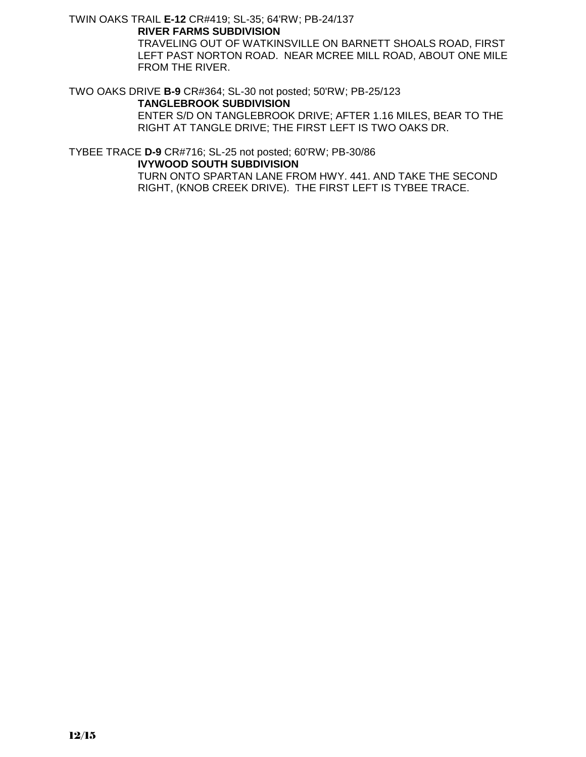TWIN OAKS TRAIL **E-12** CR#419; SL-35; 64'RW; PB-24/137

**RIVER FARMS SUBDIVISION**

TRAVELING OUT OF WATKINSVILLE ON BARNETT SHOALS ROAD, FIRST LEFT PAST NORTON ROAD. NEAR MCREE MILL ROAD, ABOUT ONE MILE FROM THE RIVER.

TWO OAKS DRIVE **B-9** CR#364; SL-30 not posted; 50'RW; PB-25/123

**TANGLEBROOK SUBDIVISION**

ENTER S/D ON TANGLEBROOK DRIVE; AFTER 1.16 MILES, BEAR TO THE RIGHT AT TANGLE DRIVE; THE FIRST LEFT IS TWO OAKS DR.

TYBEE TRACE **D-9** CR#716; SL-25 not posted; 60'RW; PB-30/86

**IVYWOOD SOUTH SUBDIVISION**

TURN ONTO SPARTAN LANE FROM HWY. 441. AND TAKE THE SECOND RIGHT, (KNOB CREEK DRIVE). THE FIRST LEFT IS TYBEE TRACE.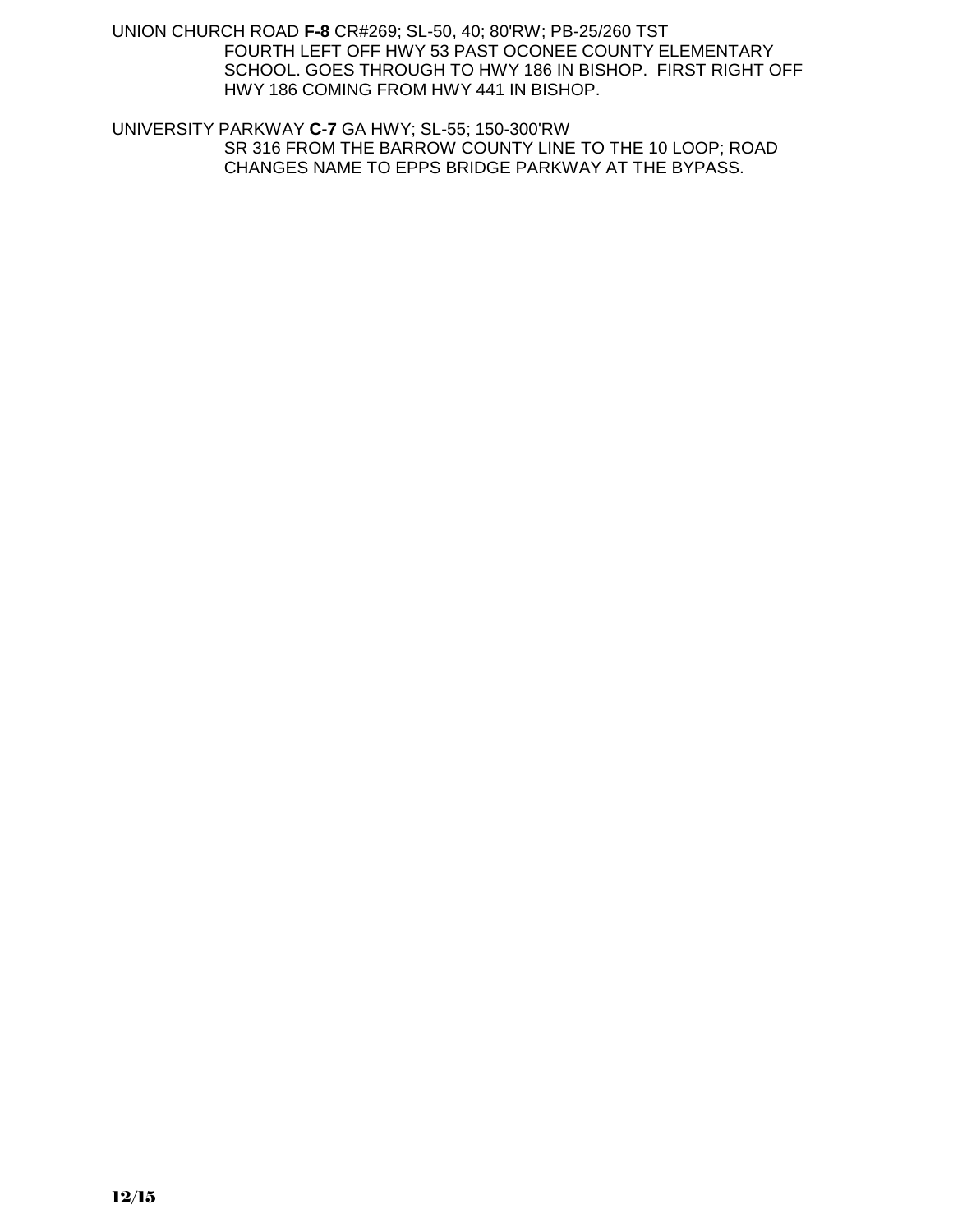UNION CHURCH ROAD **F-8** CR#269; SL-50, 40; 80'RW; PB-25/260 TST

FOURTH LEFT OFF HWY 53 PAST OCONEE COUNTY ELEMENTARY SCHOOL. GOES THROUGH TO HWY 186 IN BISHOP. FIRST RIGHT OFF HWY 186 COMING FROM HWY 441 IN BISHOP.

UNIVERSITY PARKWAY **C-7** GA HWY; SL-55; 150-300'RW

SR 316 FROM THE BARROW COUNTY LINE TO THE 10 LOOP; ROAD CHANGES NAME TO EPPS BRIDGE PARKWAY AT THE BYPASS.

**12/15**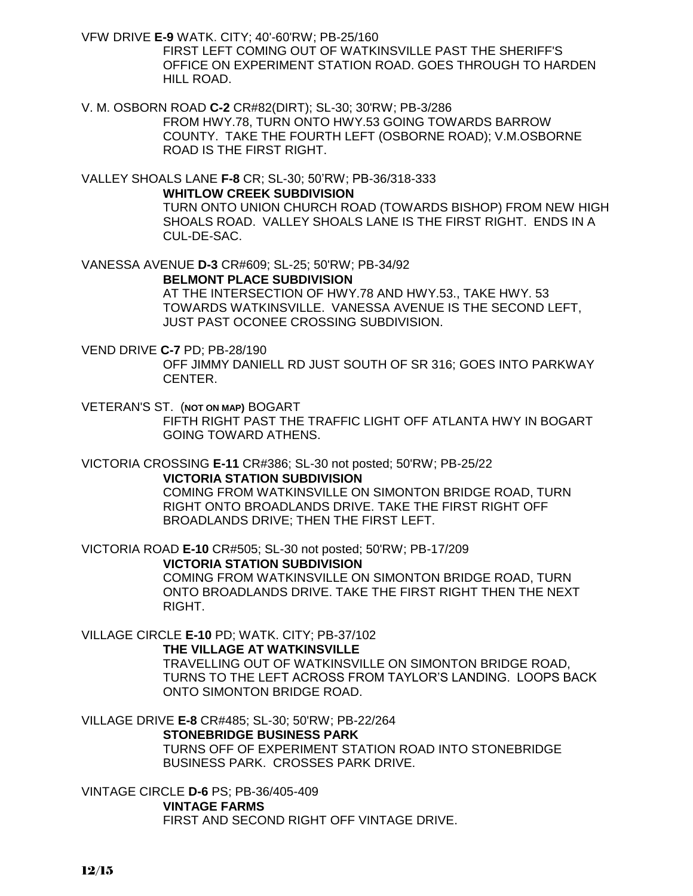VFW DRIVE **E-9** WATK. CITY; 40'-60'RW; PB-25/160

FIRST LEFT COMING OUT OF WATKINSVILLE PAST THE SHERIFF'S OFFICE ON EXPERIMENT STATION ROAD. GOES THROUGH TO HARDEN HILL ROAD.

V. M. OSBORN ROAD **C-2** CR#82(DIRT); SL-30; 30'RW; PB-3/286

FROM HWY.78, TURN ONTO HWY.53 GOING TOWARDS BARROW COUNTY. TAKE THE FOURTH LEFT (OSBORNE ROAD); V.M.OSBORNE ROAD IS THE FIRST RIGHT.

VALLEY SHOALS LANE **F-8** CR; SL-30; 50'RW; PB-36/318-333

**WHITLOW CREEK SUBDIVISION**

TURN ONTO UNION CHURCH ROAD (TOWARDS BISHOP) FROM NEW HIGH SHOALS ROAD. VALLEY SHOALS LANE IS THE FIRST RIGHT. ENDS IN A CUL-DE-SAC.

VANESSA AVENUE **D-3** CR#609; SL-25; 50'RW; PB-34/92

**BELMONT PLACE SUBDIVISION**

AT THE INTERSECTION OF HWY.78 AND HWY.53., TAKE HWY. 53 TOWARDS WATKINSVILLE. VANESSA AVENUE IS THE SECOND LEFT, JUST PAST OCONEE CROSSING SUBDIVISION.

VEND DRIVE **C-7** PD; PB-28/190

OFF JIMMY DANIELL RD JUST SOUTH OF SR 316; GOES INTO PARKWAY CENTER.

VETERAN'S ST. (**NOT ON MAP)** BOGART

FIFTH RIGHT PAST THE TRAFFIC LIGHT OFF ATLANTA HWY IN BOGART GOING TOWARD ATHENS.

VICTORIA CROSSING **E-11** CR#386; SL-30 not posted; 50'RW; PB-25/22

**VICTORIA STATION SUBDIVISION**

COMING FROM WATKINSVILLE ON SIMONTON BRIDGE ROAD, TURN RIGHT ONTO BROADLANDS DRIVE. TAKE THE FIRST RIGHT OFF BROADLANDS DRIVE; THEN THE FIRST LEFT.

VICTORIA ROAD **E-10** CR#505; SL-30 not posted; 50'RW; PB-17/209

**VICTORIA STATION SUBDIVISION**

COMING FROM WATKINSVILLE ON SIMONTON BRIDGE ROAD, TURN ONTO BROADLANDS DRIVE. TAKE THE FIRST RIGHT THEN THE NEXT RIGHT.

VILLAGE CIRCLE **E-10** PD; WATK. CITY; PB-37/102

**THE VILLAGE AT WATKINSVILLE**

TRAVELLING OUT OF WATKINSVILLE ON SIMONTON BRIDGE ROAD, TURNS TO THE LEFT ACROSS FROM TAYLOR'S LANDING. LOOPS BACK ONTO SIMONTON BRIDGE ROAD.

VILLAGE DRIVE **E-8** CR#485; SL-30; 50'RW; PB-22/264

**STONEBRIDGE BUSINESS PARK**

TURNS OFF OF EXPERIMENT STATION ROAD INTO STONEBRIDGE BUSINESS PARK. CROSSES PARK DRIVE.

VINTAGE CIRCLE **D-6** PS; PB-36/405-409

**VINTAGE FARMS**

FIRST AND SECOND RIGHT OFF VINTAGE DRIVE.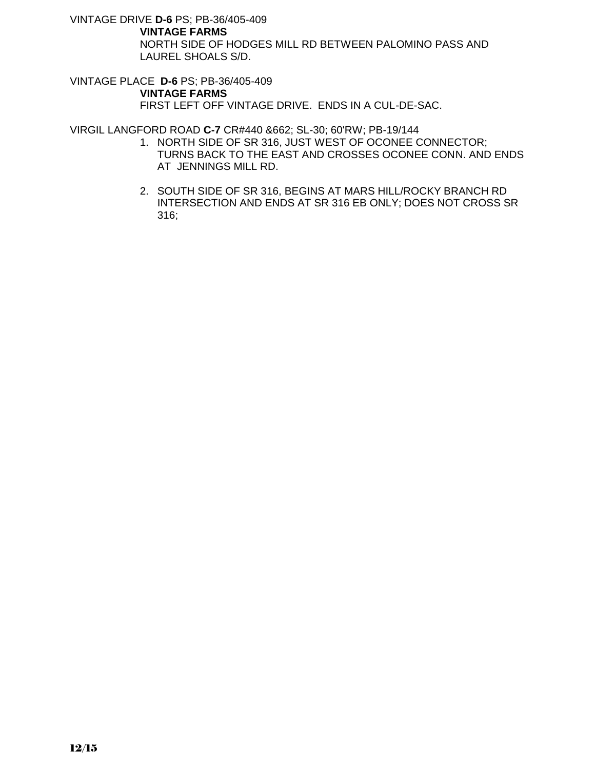VINTAGE DRIVE **D-6** PS; PB-36/405-409

**VINTAGE FARMS**

NORTH SIDE OF HODGES MILL RD BETWEEN PALOMINO PASS AND LAUREL SHOALS S/D.

VINTAGE PLACE **D-6** PS; PB-36/405-409

**VINTAGE FARMS**

FIRST LEFT OFF VINTAGE DRIVE. ENDS IN A CUL-DE-SAC.

VIRGIL LANGFORD ROAD **C-7** CR#440 &662; SL-30; 60'RW; PB-19/144

1. NORTH SIDE OF SR 316, JUST WEST OF OCONEE CONNECTOR; TURNS BACK TO THE EAST AND CROSSES OCONEE CONN. AND ENDS AT JENNINGS MILL RD.

2. SOUTH SIDE OF SR 316, BEGINS AT MARS HILL/ROCKY BRANCH RD INTERSECTION AND ENDS AT SR 316 EB ONLY; DOES NOT CROSS SR 316;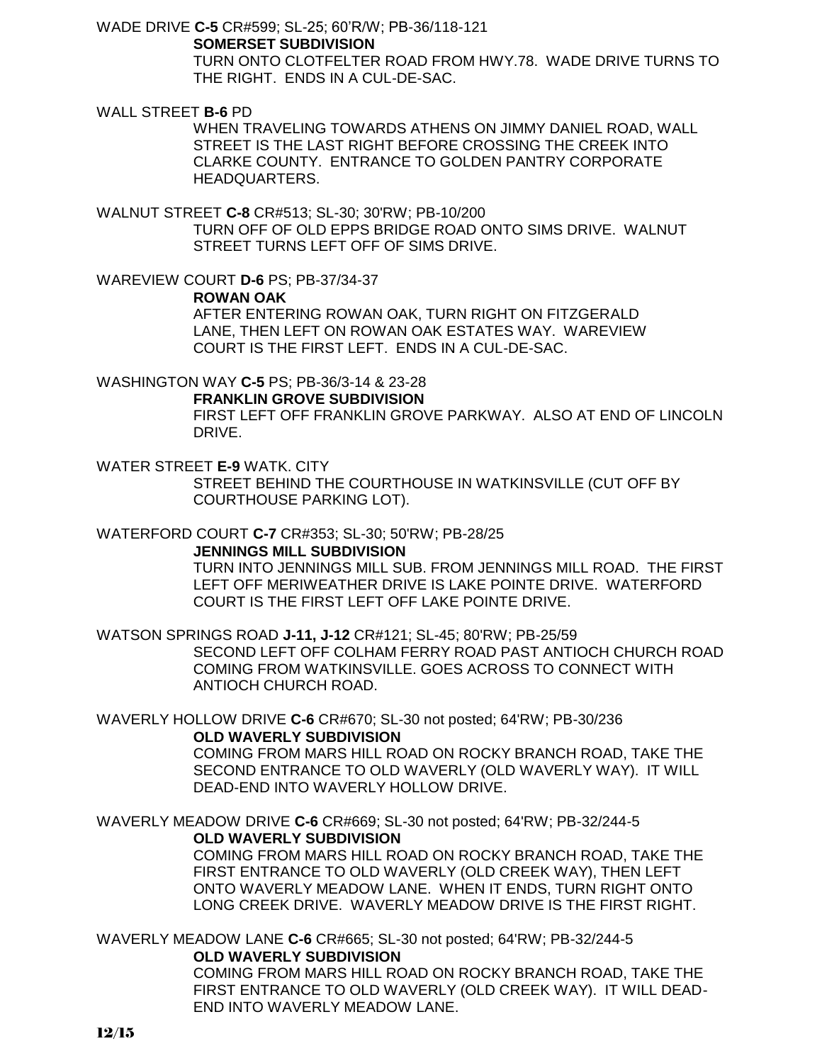WADE DRIVE **C-5** CR#599; SL-25; 60'R/W; PB-36/118-121

**SOMERSET SUBDIVISION**

TURN ONTO CLOTFELTER ROAD FROM HWY.78. WADE DRIVE TURNS TO THE RIGHT. ENDS IN A CUL-DE-SAC.

WALL STREET **B-6** PD

WHEN TRAVELING TOWARDS ATHENS ON JIMMY DANIEL ROAD, WALL STREET IS THE LAST RIGHT BEFORE CROSSING THE CREEK INTO CLARKE COUNTY. ENTRANCE TO GOLDEN PANTRY CORPORATE HEADQUARTERS.

WALNUT STREET **C-8** CR#513; SL-30; 30'RW; PB-10/200

TURN OFF OF OLD EPPS BRIDGE ROAD ONTO SIMS DRIVE. WALNUT STREET TURNS LEFT OFF OF SIMS DRIVE.

WAREVIEW COURT **D-6** PS; PB-37/34-37

**ROWAN OAK**

AFTER ENTERING ROWAN OAK, TURN RIGHT ON FITZGERALD LANE, THEN LEFT ON ROWAN OAK ESTATES WAY. WAREVIEW COURT IS THE FIRST LEFT. ENDS IN A CUL-DE-SAC.

WASHINGTON WAY **C-5** PS; PB-36/3-14 & 23-28

**FRANKLIN GROVE SUBDIVISION**

FIRST LEFT OFF FRANKLIN GROVE PARKWAY. ALSO AT END OF LINCOLN DRIVE.

WATER STREET **E-9** WATK. CITY

STREET BEHIND THE COURTHOUSE IN WATKINSVILLE (CUT OFF BY COURTHOUSE PARKING LOT).

WATERFORD COURT **C-7** CR#353; SL-30; 50'RW; PB-28/25

**JENNINGS MILL SUBDIVISION**

TURN INTO JENNINGS MILL SUB. FROM JENNINGS MILL ROAD. THE FIRST LEFT OFF MERIWEATHER DRIVE IS LAKE POINTE DRIVE. WATERFORD COURT IS THE FIRST LEFT OFF LAKE POINTE DRIVE.

WATSON SPRINGS ROAD **J-11, J-12** CR#121; SL-45; 80'RW; PB-25/59

SECOND LEFT OFF COLHAM FERRY ROAD PAST ANTIOCH CHURCH ROAD COMING FROM WATKINSVILLE. GOES ACROSS TO CONNECT WITH ANTIOCH CHURCH ROAD.

WAVERLY HOLLOW DRIVE **C-6** CR#670; SL-30 not posted; 64'RW; PB-30/236

**OLD WAVERLY SUBDIVISION**

COMING FROM MARS HILL ROAD ON ROCKY BRANCH ROAD, TAKE THE SECOND ENTRANCE TO OLD WAVERLY (OLD WAVERLY WAY). IT WILL DEAD-END INTO WAVERLY HOLLOW DRIVE.

WAVERLY MEADOW DRIVE **C-6** CR#669; SL-30 not posted; 64'RW; PB-32/244-5

**OLD WAVERLY SUBDIVISION**

COMING FROM MARS HILL ROAD ON ROCKY BRANCH ROAD, TAKE THE FIRST ENTRANCE TO OLD WAVERLY (OLD CREEK WAY), THEN LEFT ONTO WAVERLY MEADOW LANE. WHEN IT ENDS, TURN RIGHT ONTO LONG CREEK DRIVE. WAVERLY MEADOW DRIVE IS THE FIRST RIGHT.

WAVERLY MEADOW LANE **C-6** CR#665; SL-30 not posted; 64'RW; PB-32/244-5

**OLD WAVERLY SUBDIVISION**

COMING FROM MARS HILL ROAD ON ROCKY BRANCH ROAD, TAKE THE FIRST ENTRANCE TO OLD WAVERLY (OLD CREEK WAY). IT WILL DEAD-END INTO WAVERLY MEADOW LANE.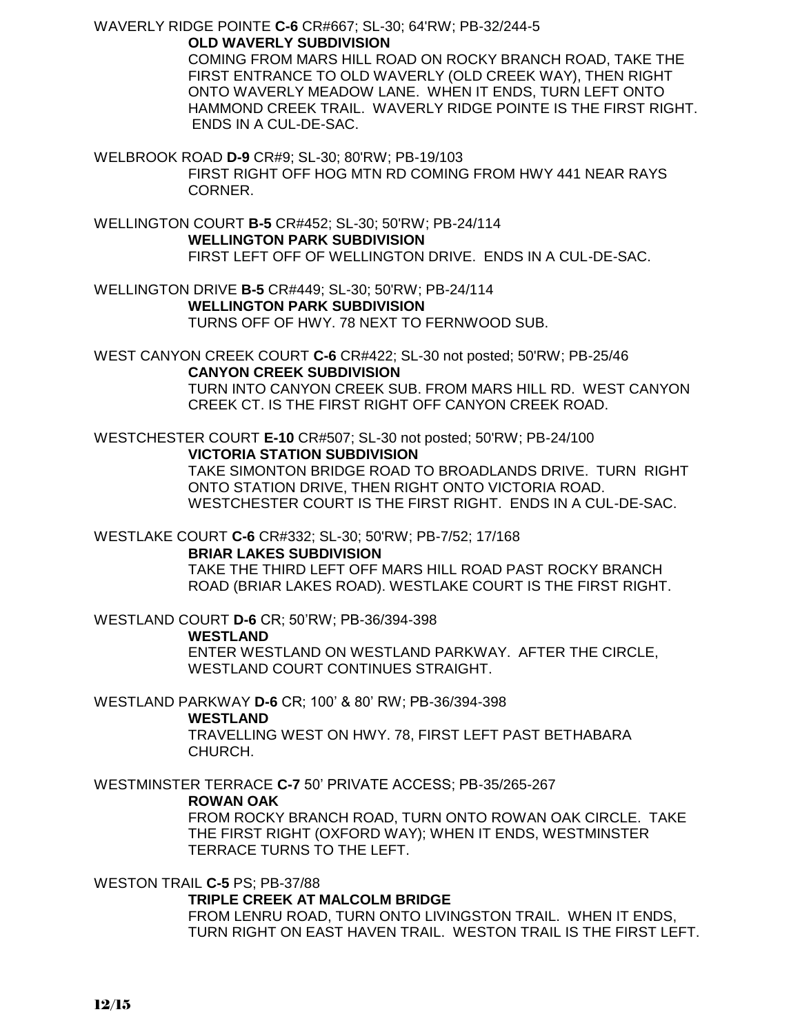WAVERLY RIDGE POINTE **C-6** CR#667; SL-30; 64'RW; PB-32/244-5

**OLD WAVERLY SUBDIVISION**

COMING FROM MARS HILL ROAD ON ROCKY BRANCH ROAD, TAKE THE FIRST ENTRANCE TO OLD WAVERLY (OLD CREEK WAY), THEN RIGHT ONTO WAVERLY MEADOW LANE. WHEN IT ENDS, TURN LEFT ONTO HAMMOND CREEK TRAIL. WAVERLY RIDGE POINTE IS THE FIRST RIGHT. ENDS IN A CUL-DE-SAC.

WELBROOK ROAD **D-9** CR#9; SL-30; 80'RW; PB-19/103

FIRST RIGHT OFF HOG MTN RD COMING FROM HWY 441 NEAR RAYS CORNER.

WELLINGTON COURT **B-5** CR#452; SL-30; 50'RW; PB-24/114

**WELLINGTON PARK SUBDIVISION**

FIRST LEFT OFF OF WELLINGTON DRIVE. ENDS IN A CUL-DE-SAC.

WELLINGTON DRIVE **B-5** CR#449; SL-30; 50'RW; PB-24/114

**WELLINGTON PARK SUBDIVISION**

TURNS OFF OF HWY. 78 NEXT TO FERNWOOD SUB.

WEST CANYON CREEK COURT **C-6** CR#422; SL-30 not posted; 50'RW; PB-25/46

**CANYON CREEK SUBDIVISION**

TURN INTO CANYON CREEK SUB. FROM MARS HILL RD. WEST CANYON CREEK CT. IS THE FIRST RIGHT OFF CANYON CREEK ROAD.

WESTCHESTER COURT **E-10** CR#507; SL-30 not posted; 50'RW; PB-24/100

**VICTORIA STATION SUBDIVISION**

TAKE SIMONTON BRIDGE ROAD TO BROADLANDS DRIVE. TURN RIGHT ONTO STATION DRIVE, THEN RIGHT ONTO VICTORIA ROAD. WESTCHESTER COURT IS THE FIRST RIGHT. ENDS IN A CUL-DE-SAC.

WESTLAKE COURT **C-6** CR#332; SL-30; 50'RW; PB-7/52; 17/168

**BRIAR LAKES SUBDIVISION**

TAKE THE THIRD LEFT OFF MARS HILL ROAD PAST ROCKY BRANCH ROAD (BRIAR LAKES ROAD). WESTLAKE COURT IS THE FIRST RIGHT.

WESTLAND COURT **D-6** CR; 50'RW; PB-36/394-398

**WESTLAND**

ENTER WESTLAND ON WESTLAND PARKWAY. AFTER THE CIRCLE, WESTLAND COURT CONTINUES STRAIGHT.

WESTLAND PARKWAY **D-6** CR; 100' & 80' RW; PB-36/394-398

**WESTLAND**

TRAVELLING WEST ON HWY. 78, FIRST LEFT PAST BETHABARA CHURCH.

WESTMINSTER TERRACE **C-7** 50' PRIVATE ACCESS; PB-35/265-267

**ROWAN OAK**

FROM ROCKY BRANCH ROAD, TURN ONTO ROWAN OAK CIRCLE. TAKE THE FIRST RIGHT (OXFORD WAY); WHEN IT ENDS, WESTMINSTER TERRACE TURNS TO THE LEFT.

WESTON TRAIL **C-5** PS; PB-37/88

**TRIPLE CREEK AT MALCOLM BRIDGE**

FROM LENRU ROAD, TURN ONTO LIVINGSTON TRAIL. WHEN IT ENDS, TURN RIGHT ON EAST HAVEN TRAIL. WESTON TRAIL IS THE FIRST LEFT.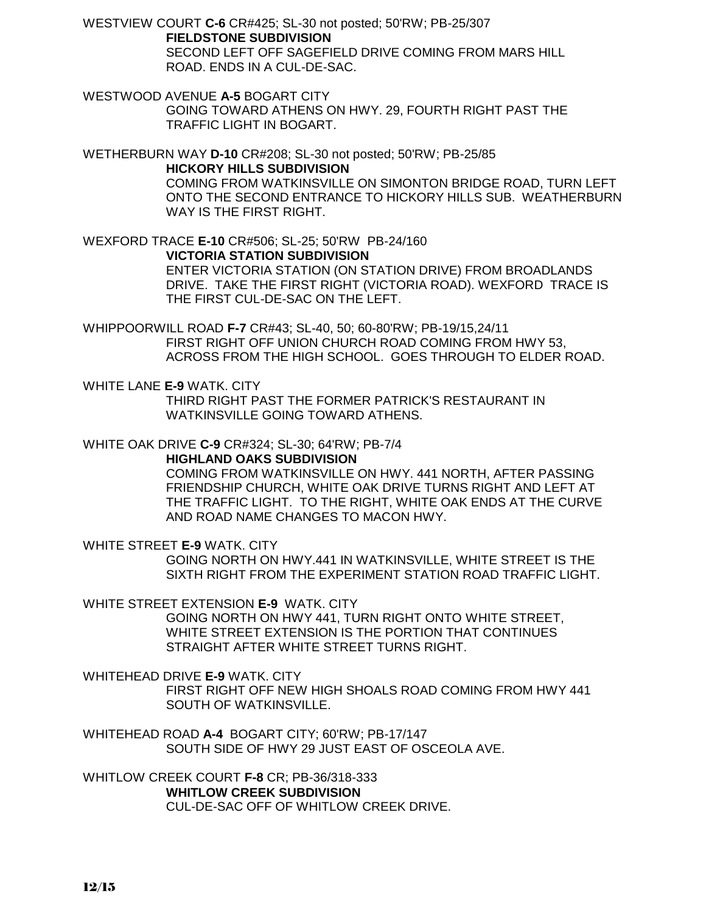WESTVIEW COURT **C-6** CR#425; SL-30 not posted; 50'RW; PB-25/307
**FIELDSTONE SUBDIVISION**
SECOND LEFT OFF SAGEFIELD DRIVE COMING FROM MARS HILL ROAD. ENDS IN A CUL-DE-SAC.

WESTWOOD AVENUE **A-5** BOGART CITY
GOING TOWARD ATHENS ON HWY. 29, FOURTH RIGHT PAST THE TRAFFIC LIGHT IN BOGART.

WETHERBURN WAY **D-10** CR#208; SL-30 not posted; 50'RW; PB-25/85
**HICKORY HILLS SUBDIVISION**
COMING FROM WATKINSVILLE ON SIMONTON BRIDGE ROAD, TURN LEFT ONTO THE SECOND ENTRANCE TO HICKORY HILLS SUB. WEATHERBURN WAY IS THE FIRST RIGHT.

WEXFORD TRACE **E-10** CR#506; SL-25; 50'RW PB-24/160
**VICTORIA STATION SUBDIVISION**
ENTER VICTORIA STATION (ON STATION DRIVE) FROM BROADLANDS DRIVE. TAKE THE FIRST RIGHT (VICTORIA ROAD). WEXFORD TRACE IS THE FIRST CUL-DE-SAC ON THE LEFT.

WHIPPOORWILL ROAD **F-7** CR#43; SL-40, 50; 60-80'RW; PB-19/15,24/11
FIRST RIGHT OFF UNION CHURCH ROAD COMING FROM HWY 53, ACROSS FROM THE HIGH SCHOOL. GOES THROUGH TO ELDER ROAD.

WHITE LANE **E-9** WATK. CITY
THIRD RIGHT PAST THE FORMER PATRICK'S RESTAURANT IN WATKINSVILLE GOING TOWARD ATHENS.

WHITE OAK DRIVE **C-9** CR#324; SL-30; 64'RW; PB-7/4
**HIGHLAND OAKS SUBDIVISION**
COMING FROM WATKINSVILLE ON HWY. 441 NORTH, AFTER PASSING FRIENDSHIP CHURCH, WHITE OAK DRIVE TURNS RIGHT AND LEFT AT THE TRAFFIC LIGHT. TO THE RIGHT, WHITE OAK ENDS AT THE CURVE AND ROAD NAME CHANGES TO MACON HWY.

WHITE STREET **E-9** WATK. CITY
GOING NORTH ON HWY.441 IN WATKINSVILLE, WHITE STREET IS THE SIXTH RIGHT FROM THE EXPERIMENT STATION ROAD TRAFFIC LIGHT.

WHITE STREET EXTENSION **E-9** WATK. CITY
GOING NORTH ON HWY 441, TURN RIGHT ONTO WHITE STREET, WHITE STREET EXTENSION IS THE PORTION THAT CONTINUES STRAIGHT AFTER WHITE STREET TURNS RIGHT.

WHITEHEAD DRIVE **E-9** WATK. CITY
FIRST RIGHT OFF NEW HIGH SHOALS ROAD COMING FROM HWY 441 SOUTH OF WATKINSVILLE.

WHITEHEAD ROAD **A-4** BOGART CITY; 60'RW; PB-17/147
SOUTH SIDE OF HWY 29 JUST EAST OF OSCEOLA AVE.

WHITLOW CREEK COURT **F-8** CR; PB-36/318-333
**WHITLOW CREEK SUBDIVISION**
CUL-DE-SAC OFF OF WHITLOW CREEK DRIVE.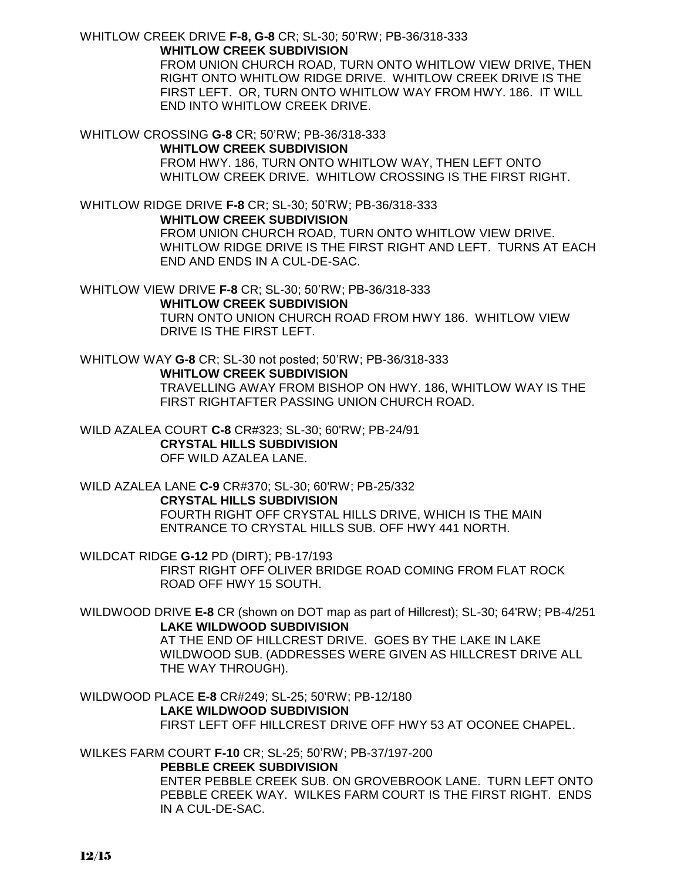WHITLOW CREEK DRIVE **F-8, G-8** CR; SL-30; 50'RW; PB-36/318-333

**WHITLOW CREEK SUBDIVISION**

FROM UNION CHURCH ROAD, TURN ONTO WHITLOW VIEW DRIVE, THEN RIGHT ONTO WHITLOW RIDGE DRIVE. WHITLOW CREEK DRIVE IS THE FIRST LEFT. OR, TURN ONTO WHITLOW WAY FROM HWY. 186. IT WILL END INTO WHITLOW CREEK DRIVE.

WHITLOW CROSSING **G-8** CR; 50'RW; PB-36/318-333

**WHITLOW CREEK SUBDIVISION**

FROM HWY. 186, TURN ONTO WHITLOW WAY, THEN LEFT ONTO WHITLOW CREEK DRIVE. WHITLOW CROSSING IS THE FIRST RIGHT.

WHITLOW RIDGE DRIVE **F-8** CR; SL-30; 50'RW; PB-36/318-333

**WHITLOW CREEK SUBDIVISION**

FROM UNION CHURCH ROAD, TURN ONTO WHITLOW VIEW DRIVE. WHITLOW RIDGE DRIVE IS THE FIRST RIGHT AND LEFT. TURNS AT EACH END AND ENDS IN A CUL-DE-SAC.

WHITLOW VIEW DRIVE **F-8** CR; SL-30; 50'RW; PB-36/318-333

**WHITLOW CREEK SUBDIVISION**

TURN ONTO UNION CHURCH ROAD FROM HWY 186. WHITLOW VIEW DRIVE IS THE FIRST LEFT.

WHITLOW WAY **G-8** CR; SL-30 not posted; 50'RW; PB-36/318-333

**WHITLOW CREEK SUBDIVISION**

TRAVELLING AWAY FROM BISHOP ON HWY. 186, WHITLOW WAY IS THE FIRST RIGHTAFTER PASSING UNION CHURCH ROAD.

WILD AZALEA COURT **C-8** CR#323; SL-30; 60'RW; PB-24/91

**CRYSTAL HILLS SUBDIVISION**

OFF WILD AZALEA LANE.

WILD AZALEA LANE **C-9** CR#370; SL-30; 60'RW; PB-25/332

**CRYSTAL HILLS SUBDIVISION**

FOURTH RIGHT OFF CRYSTAL HILLS DRIVE, WHICH IS THE MAIN ENTRANCE TO CRYSTAL HILLS SUB. OFF HWY 441 NORTH.

WILDCAT RIDGE **G-12** PD (DIRT); PB-17/193

FIRST RIGHT OFF OLIVER BRIDGE ROAD COMING FROM FLAT ROCK ROAD OFF HWY 15 SOUTH.

WILDWOOD DRIVE **E-8** CR (shown on DOT map as part of Hillcrest); SL-30; 64'RW; PB-4/251

**LAKE WILDWOOD SUBDIVISION**

AT THE END OF HILLCREST DRIVE. GOES BY THE LAKE IN LAKE WILDWOOD SUB. (ADDRESSES WERE GIVEN AS HILLCREST DRIVE ALL THE WAY THROUGH).

WILDWOOD PLACE **E-8** CR#249; SL-25; 50'RW; PB-12/180

**LAKE WILDWOOD SUBDIVISION**

FIRST LEFT OFF HILLCREST DRIVE OFF HWY 53 AT OCONEE CHAPEL.

WILKES FARM COURT **F-10** CR; SL-25; 50'RW; PB-37/197-200

**PEBBLE CREEK SUBDIVISION**

ENTER PEBBLE CREEK SUB. ON GROVEBROOK LANE. TURN LEFT ONTO PEBBLE CREEK WAY. WILKES FARM COURT IS THE FIRST RIGHT. ENDS IN A CUL-DE-SAC.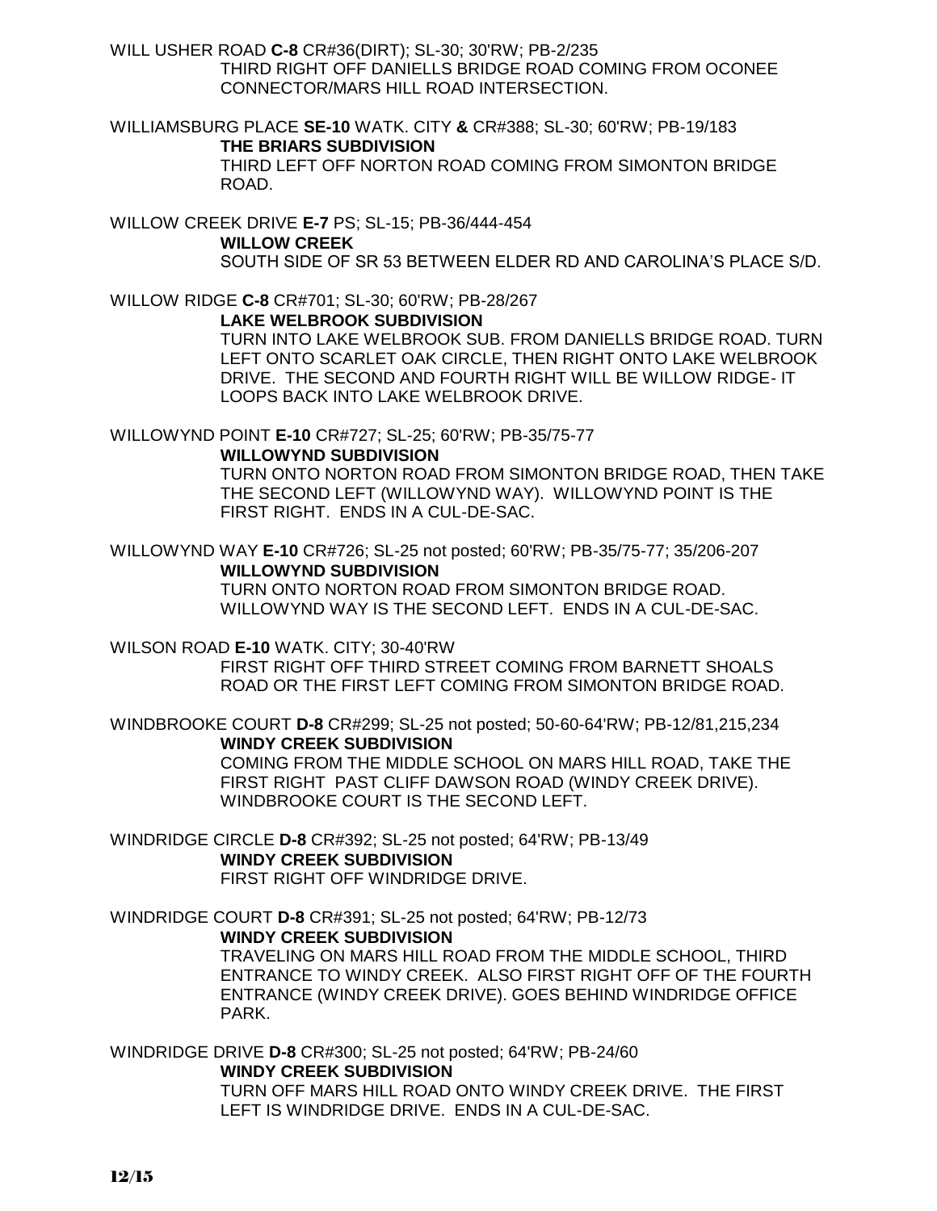WILL USHER ROAD **C-8** CR#36(DIRT); SL-30; 30'RW; PB-2/235
THIRD RIGHT OFF DANIELLS BRIDGE ROAD COMING FROM OCONEE CONNECTOR/MARS HILL ROAD INTERSECTION.

WILLIAMSBURG PLACE **SE-10** WATK. CITY **&** CR#388; SL-30; 60'RW; PB-19/183
**THE BRIARS SUBDIVISION**
THIRD LEFT OFF NORTON ROAD COMING FROM SIMONTON BRIDGE ROAD.

WILLOW CREEK DRIVE **E-7** PS; SL-15; PB-36/444-454
**WILLOW CREEK**
SOUTH SIDE OF SR 53 BETWEEN ELDER RD AND CAROLINA'S PLACE S/D.

WILLOW RIDGE **C-8** CR#701; SL-30; 60'RW; PB-28/267
**LAKE WELBROOK SUBDIVISION**
TURN INTO LAKE WELBROOK SUB. FROM DANIELLS BRIDGE ROAD. TURN LEFT ONTO SCARLET OAK CIRCLE, THEN RIGHT ONTO LAKE WELBROOK DRIVE. THE SECOND AND FOURTH RIGHT WILL BE WILLOW RIDGE- IT LOOPS BACK INTO LAKE WELBROOK DRIVE.

WILLOWYND POINT **E-10** CR#727; SL-25; 60'RW; PB-35/75-77
**WILLOWYND SUBDIVISION**
TURN ONTO NORTON ROAD FROM SIMONTON BRIDGE ROAD, THEN TAKE THE SECOND LEFT (WILLOWYND WAY). WILLOWYND POINT IS THE FIRST RIGHT. ENDS IN A CUL-DE-SAC.

WILLOWYND WAY **E-10** CR#726; SL-25 not posted; 60'RW; PB-35/75-77; 35/206-207
**WILLOWYND SUBDIVISION**
TURN ONTO NORTON ROAD FROM SIMONTON BRIDGE ROAD. WILLOWYND WAY IS THE SECOND LEFT. ENDS IN A CUL-DE-SAC.

WILSON ROAD **E-10** WATK. CITY; 30-40'RW
FIRST RIGHT OFF THIRD STREET COMING FROM BARNETT SHOALS ROAD OR THE FIRST LEFT COMING FROM SIMONTON BRIDGE ROAD.

WINDBROOKE COURT **D-8** CR#299; SL-25 not posted; 50-60-64'RW; PB-12/81,215,234
**WINDY CREEK SUBDIVISION**
COMING FROM THE MIDDLE SCHOOL ON MARS HILL ROAD, TAKE THE FIRST RIGHT PAST CLIFF DAWSON ROAD (WINDY CREEK DRIVE). WINDBROOKE COURT IS THE SECOND LEFT.

WINDRIDGE CIRCLE **D-8** CR#392; SL-25 not posted; 64'RW; PB-13/49
**WINDY CREEK SUBDIVISION**
FIRST RIGHT OFF WINDRIDGE DRIVE.

WINDRIDGE COURT **D-8** CR#391; SL-25 not posted; 64'RW; PB-12/73
**WINDY CREEK SUBDIVISION**
TRAVELING ON MARS HILL ROAD FROM THE MIDDLE SCHOOL, THIRD ENTRANCE TO WINDY CREEK. ALSO FIRST RIGHT OFF OF THE FOURTH ENTRANCE (WINDY CREEK DRIVE). GOES BEHIND WINDRIDGE OFFICE PARK.

WINDRIDGE DRIVE **D-8** CR#300; SL-25 not posted; 64'RW; PB-24/60
**WINDY CREEK SUBDIVISION**
TURN OFF MARS HILL ROAD ONTO WINDY CREEK DRIVE. THE FIRST LEFT IS WINDRIDGE DRIVE. ENDS IN A CUL-DE-SAC.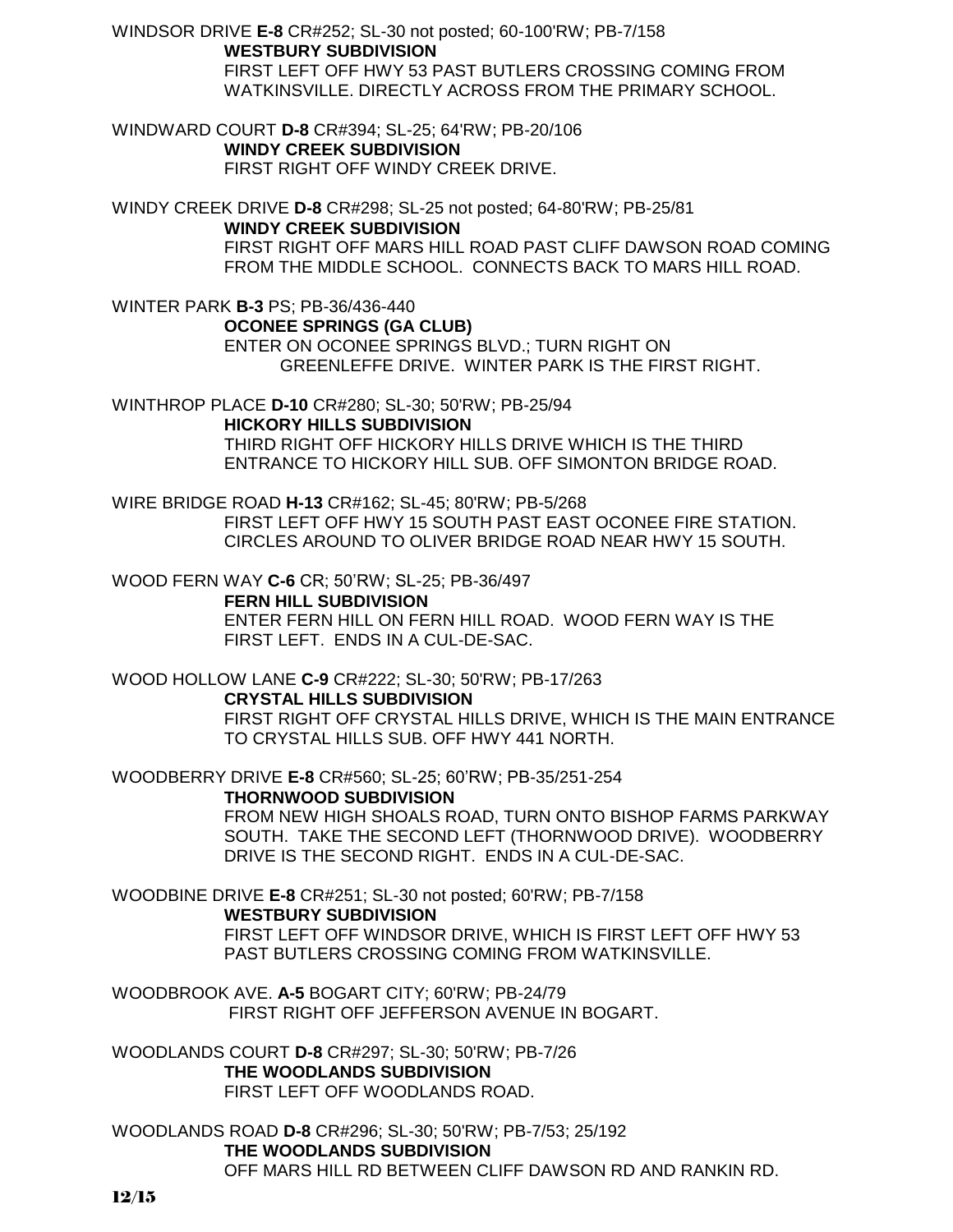WINDSOR DRIVE **E-8** CR#252; SL-30 not posted; 60-100'RW; PB-7/158
**WESTBURY SUBDIVISION**
FIRST LEFT OFF HWY 53 PAST BUTLERS CROSSING COMING FROM WATKINSVILLE. DIRECTLY ACROSS FROM THE PRIMARY SCHOOL.

WINDWARD COURT **D-8** CR#394; SL-25; 64'RW; PB-20/106
**WINDY CREEK SUBDIVISION**
FIRST RIGHT OFF WINDY CREEK DRIVE.

WINDY CREEK DRIVE **D-8** CR#298; SL-25 not posted; 64-80'RW; PB-25/81
**WINDY CREEK SUBDIVISION**
FIRST RIGHT OFF MARS HILL ROAD PAST CLIFF DAWSON ROAD COMING FROM THE MIDDLE SCHOOL. CONNECTS BACK TO MARS HILL ROAD.

WINTER PARK **B-3** PS; PB-36/436-440
**OCONEE SPRINGS (GA CLUB)**
ENTER ON OCONEE SPRINGS BLVD.; TURN RIGHT ON GREENLEFFE DRIVE. WINTER PARK IS THE FIRST RIGHT.

WINTHROP PLACE **D-10** CR#280; SL-30; 50'RW; PB-25/94
**HICKORY HILLS SUBDIVISION**
THIRD RIGHT OFF HICKORY HILLS DRIVE WHICH IS THE THIRD ENTRANCE TO HICKORY HILL SUB. OFF SIMONTON BRIDGE ROAD.

WIRE BRIDGE ROAD **H-13** CR#162; SL-45; 80'RW; PB-5/268
FIRST LEFT OFF HWY 15 SOUTH PAST EAST OCONEE FIRE STATION. CIRCLES AROUND TO OLIVER BRIDGE ROAD NEAR HWY 15 SOUTH.

WOOD FERN WAY **C-6** CR; 50'RW; SL-25; PB-36/497
**FERN HILL SUBDIVISION**
ENTER FERN HILL ON FERN HILL ROAD. WOOD FERN WAY IS THE FIRST LEFT. ENDS IN A CUL-DE-SAC.

WOOD HOLLOW LANE **C-9** CR#222; SL-30; 50'RW; PB-17/263
**CRYSTAL HILLS SUBDIVISION**
FIRST RIGHT OFF CRYSTAL HILLS DRIVE, WHICH IS THE MAIN ENTRANCE TO CRYSTAL HILLS SUB. OFF HWY 441 NORTH.

WOODBERRY DRIVE **E-8** CR#560; SL-25; 60'RW; PB-35/251-254
**THORNWOOD SUBDIVISION**
FROM NEW HIGH SHOALS ROAD, TURN ONTO BISHOP FARMS PARKWAY SOUTH. TAKE THE SECOND LEFT (THORNWOOD DRIVE). WOODBERRY DRIVE IS THE SECOND RIGHT. ENDS IN A CUL-DE-SAC.

WOODBINE DRIVE **E-8** CR#251; SL-30 not posted; 60'RW; PB-7/158
**WESTBURY SUBDIVISION**
FIRST LEFT OFF WINDSOR DRIVE, WHICH IS FIRST LEFT OFF HWY 53 PAST BUTLERS CROSSING COMING FROM WATKINSVILLE.

WOODBROOK AVE. **A-5** BOGART CITY; 60'RW; PB-24/79
FIRST RIGHT OFF JEFFERSON AVENUE IN BOGART.

WOODLANDS COURT **D-8** CR#297; SL-30; 50'RW; PB-7/26
**THE WOODLANDS SUBDIVISION**
FIRST LEFT OFF WOODLANDS ROAD.

WOODLANDS ROAD **D-8** CR#296; SL-30; 50'RW; PB-7/53; 25/192
**THE WOODLANDS SUBDIVISION**
OFF MARS HILL RD BETWEEN CLIFF DAWSON RD AND RANKIN RD.

12/15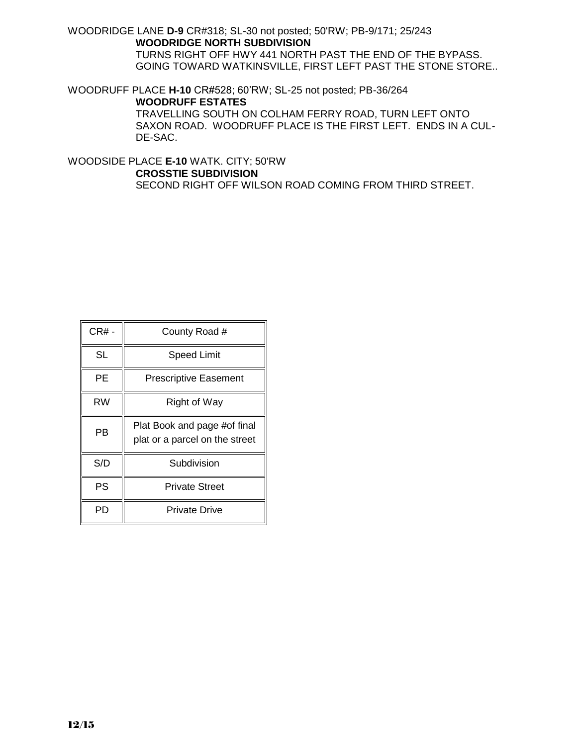WOODRIDGE LANE **D-9** CR#318; SL-30 not posted; 50'RW; PB-9/171; 25/243

**WOODRIDGE NORTH SUBDIVISION**

TURNS RIGHT OFF HWY 441 NORTH PAST THE END OF THE BYPASS. GOING TOWARD WATKINSVILLE, FIRST LEFT PAST THE STONE STORE..

WOODRUFF PLACE **H-10** CR#528; 60'RW; SL-25 not posted; PB-36/264

**WOODRUFF ESTATES**

TRAVELLING SOUTH ON COLHAM FERRY ROAD, TURN LEFT ONTO SAXON ROAD. WOODRUFF PLACE IS THE FIRST LEFT. ENDS IN A CUL-DE-SAC.

WOODSIDE PLACE **E-10** WATK. CITY; 50'RW

**CROSSTIE SUBDIVISION**

SECOND RIGHT OFF WILSON ROAD COMING FROM THIRD STREET.

| | |
|---|---|
| CR# - | County Road # |
| SL | Speed Limit |
| PE | Prescriptive Easement |
| RW | Right of Way |
| PB | Plat Book and page #of final plat or a parcel on the street |
| S/D | Subdivision |
| PS | Private Street |
| PD | Private Drive |

12/15